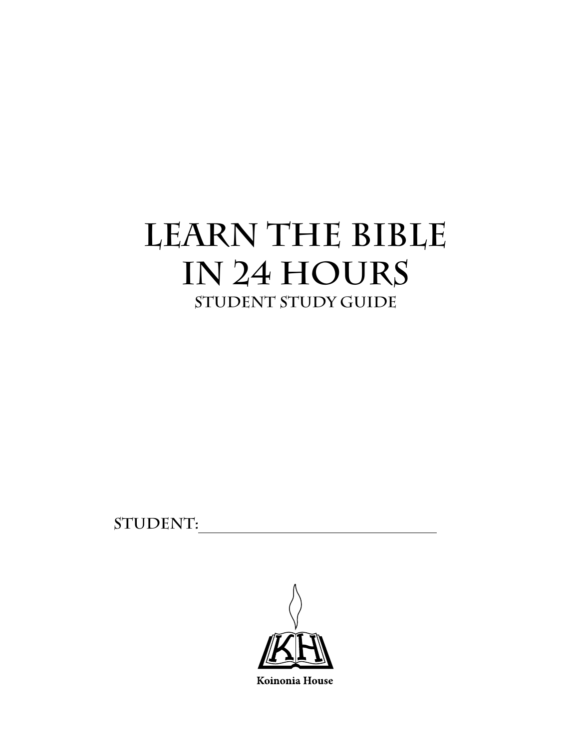# Learn the Bible in 24 Hours

## Student Study Guide

**Student:** ______________________________

Koinonia House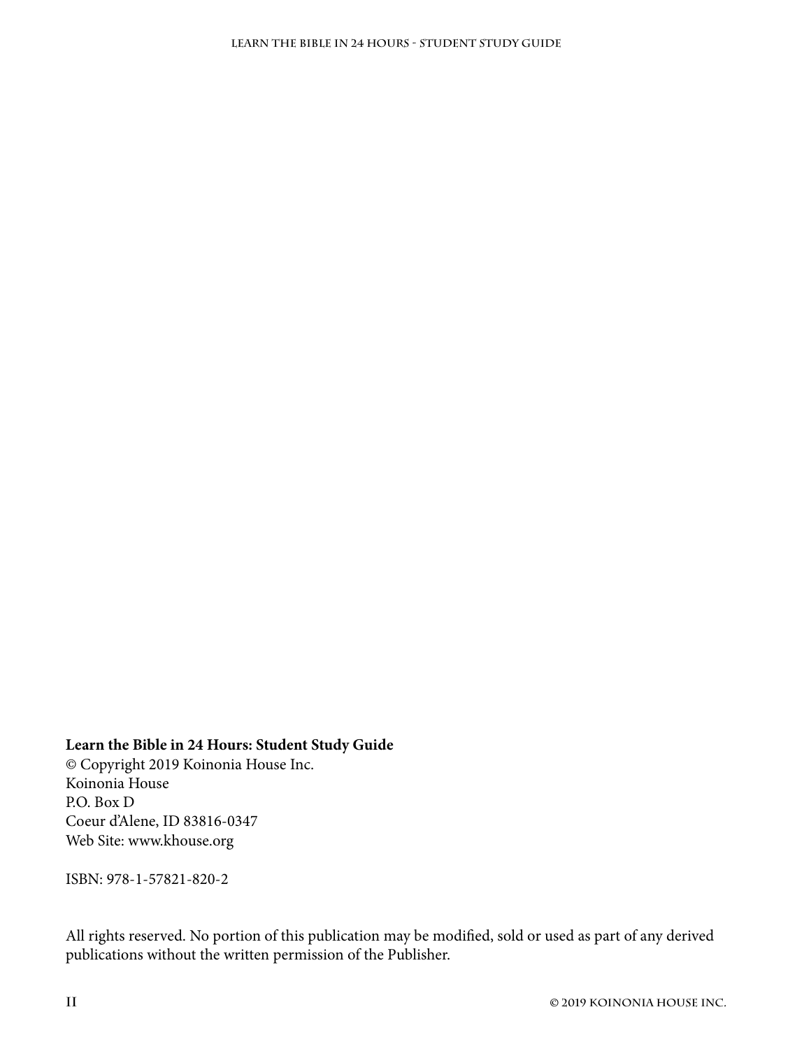**Learn the Bible in 24 Hours: Student Study Guide**
© Copyright 2019 Koinonia House Inc.
Koinonia House
P.O. Box D
Coeur d'Alene, ID 83816-0347
Web Site: www.khouse.org

ISBN: 978-1-57821-820-2

All rights reserved. No portion of this publication may be modified, sold or used as part of any derived publications without the written permission of the Publisher.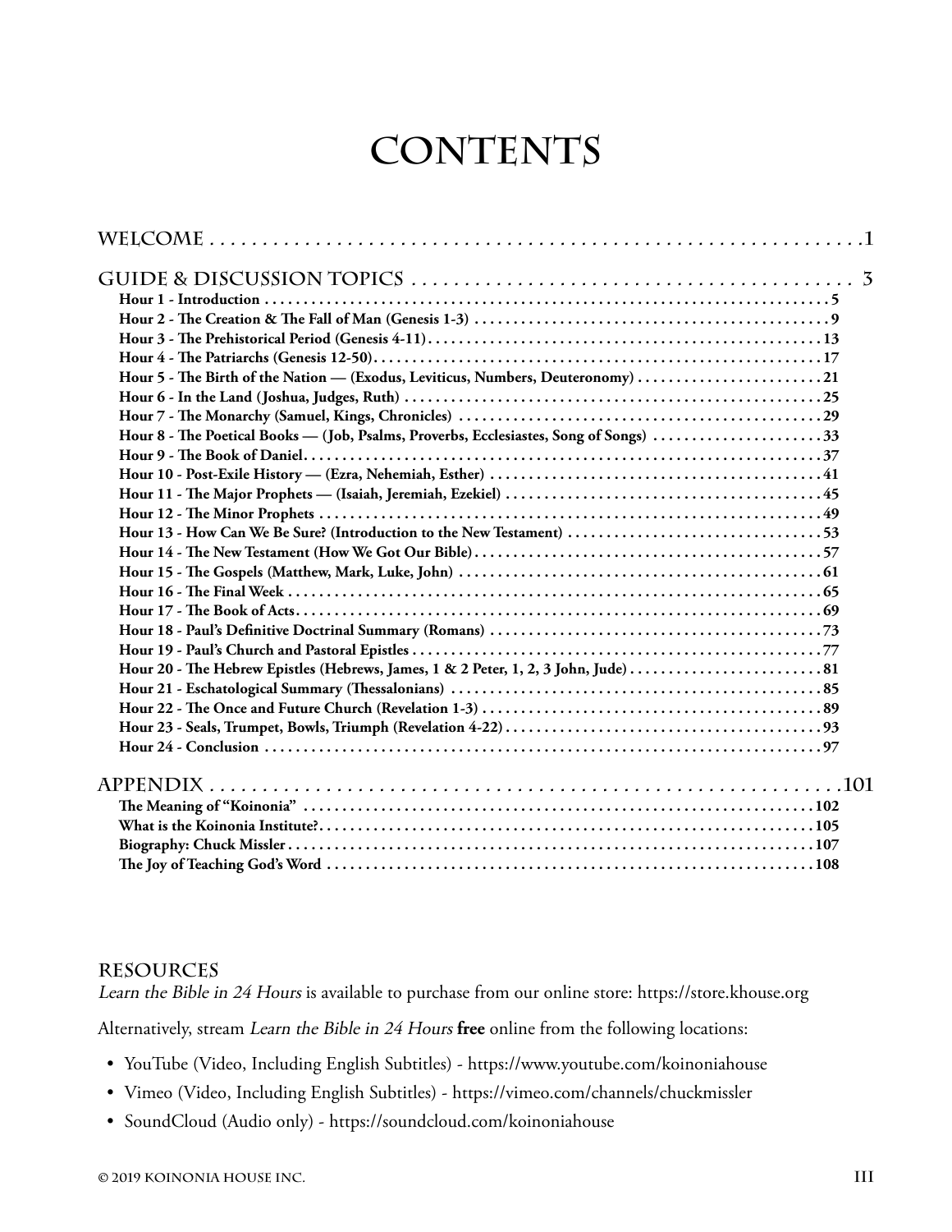# CONTENTS

**WELCOME** .......................................................... 1

**GUIDE & DISCUSSION TOPICS** .......................................... 3

- **Hour 1 - Introduction** .......................................... 5
- **Hour 2 - The Creation & The Fall of Man (Genesis 1-3)** .......................................... 9
- **Hour 3 - The Prehistorical Period (Genesis 4-11)** .......................................... 13
- **Hour 4 - The Patriarchs (Genesis 12-50)** .......................................... 17
- **Hour 5 - The Birth of the Nation — (Exodus, Leviticus, Numbers, Deuteronomy)** .......................................... 21
- **Hour 6 - In the Land (Joshua, Judges, Ruth)** .......................................... 25
- **Hour 7 - The Monarchy (Samuel, Kings, Chronicles)** .......................................... 29
- **Hour 8 - The Poetical Books — (Job, Psalms, Proverbs, Ecclesiastes, Song of Songs)** .......................................... 33
- **Hour 9 - The Book of Daniel** .......................................... 37
- **Hour 10 - Post-Exile History — (Ezra, Nehemiah, Esther)** .......................................... 41
- **Hour 11 - The Major Prophets — (Isaiah, Jeremiah, Ezekiel)** .......................................... 45
- **Hour 12 - The Minor Prophets** .......................................... 49
- **Hour 13 - How Can We Be Sure? (Introduction to the New Testament)** .......................................... 53
- **Hour 14 - The New Testament (How We Got Our Bible)** .......................................... 57
- **Hour 15 - The Gospels (Matthew, Mark, Luke, John)** .......................................... 61
- **Hour 16 - The Final Week** .......................................... 65
- **Hour 17 - The Book of Acts** .......................................... 69
- **Hour 18 - Paul's Definitive Doctrinal Summary (Romans)** .......................................... 73
- **Hour 19 - Paul's Church and Pastoral Epistles** .......................................... 77
- **Hour 20 - The Hebrew Epistles (Hebrews, James, 1 & 2 Peter, 1, 2, 3 John, Jude)** .......................................... 81
- **Hour 21 - Eschatological Summary (Thessalonians)** .......................................... 85
- **Hour 22 - The Once and Future Church (Revelation 1-3)** .......................................... 89
- **Hour 23 - Seals, Trumpet, Bowls, Triumph (Revelation 4-22)** .......................................... 93
- **Hour 24 - Conclusion** .......................................... 97

**APPENDIX** .......................................................... 101

- **The Meaning of "Koinonia"** .......................................... 102
- **What is the Koinonia Institute?** .......................................... 105
- **Biography: Chuck Missler** .......................................... 107
- **The Joy of Teaching God's Word** .......................................... 108

## RESOURCES

*Learn the Bible in 24 Hours* is available to purchase from our online store: https://store.khouse.org

Alternatively, stream *Learn the Bible in 24 Hours* **free** online from the following locations:

- YouTube (Video, Including English Subtitles) - https://www.youtube.com/koinoniahouse
- Vimeo (Video, Including English Subtitles) - https://vimeo.com/channels/chuckmissler
- SoundCloud (Audio only) - https://soundcloud.com/koinoniahouse

© 2019 KOINONIA HOUSE INC.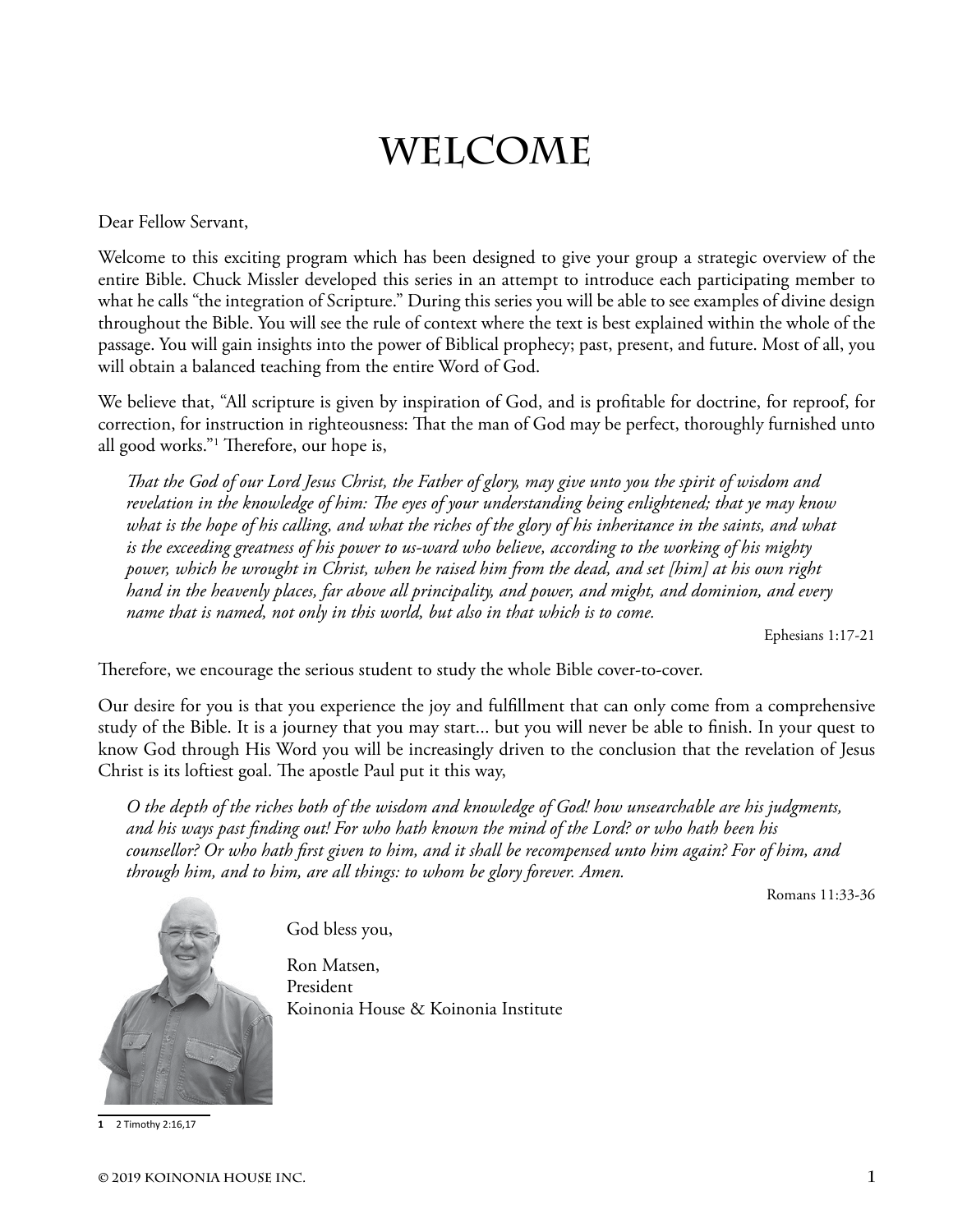# Welcome

Dear Fellow Servant,

Welcome to this exciting program which has been designed to give your group a strategic overview of the entire Bible. Chuck Missler developed this series in an attempt to introduce each participating member to what he calls "the integration of Scripture." During this series you will be able to see examples of divine design throughout the Bible. You will see the rule of context where the text is best explained within the whole of the passage. You will gain insights into the power of Biblical prophecy; past, present, and future. Most of all, you will obtain a balanced teaching from the entire Word of God.

We believe that, "All scripture is given by inspiration of God, and is profitable for doctrine, for reproof, for correction, for instruction in righteousness: That the man of God may be perfect, thoroughly furnished unto all good works."[1] Therefore, our hope is,

> *That the God of our Lord Jesus Christ, the Father of glory, may give unto you the spirit of wisdom and revelation in the knowledge of him: The eyes of your understanding being enlightened; that ye may know what is the hope of his calling, and what the riches of the glory of his inheritance in the saints, and what is the exceeding greatness of his power to us-ward who believe, according to the working of his mighty power, which he wrought in Christ, when he raised him from the dead, and set [him] at his own right hand in the heavenly places, far above all principality, and power, and might, and dominion, and every name that is named, not only in this world, but also in that which is to come.*
>
> Ephesians 1:17-21

Therefore, we encourage the serious student to study the whole Bible cover-to-cover.

Our desire for you is that you experience the joy and fulfillment that can only come from a comprehensive study of the Bible. It is a journey that you may start... but you will never be able to finish. In your quest to know God through His Word you will be increasingly driven to the conclusion that the revelation of Jesus Christ is its loftiest goal. The apostle Paul put it this way,

> *O the depth of the riches both of the wisdom and knowledge of God! how unsearchable are his judgments, and his ways past finding out! For who hath known the mind of the Lord? or who hath been his counsellor? Or who hath first given to him, and it shall be recompensed unto him again? For of him, and through him, and to him, are all things: to whom be glory forever. Amen.*
>
> Romans 11:33-36

God bless you,

Ron Matsen,
President
Koinonia House & Koinonia Institute

---

1 2 Timothy 2:16,17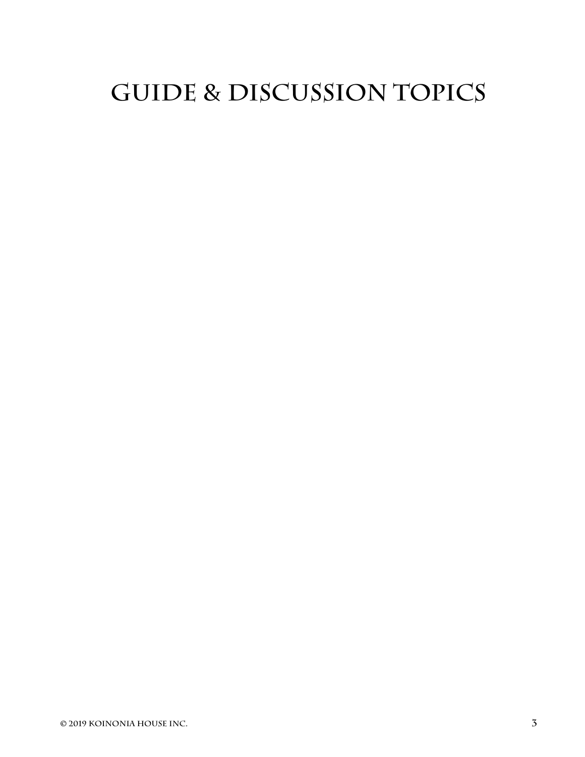# Guide & Discussion Topics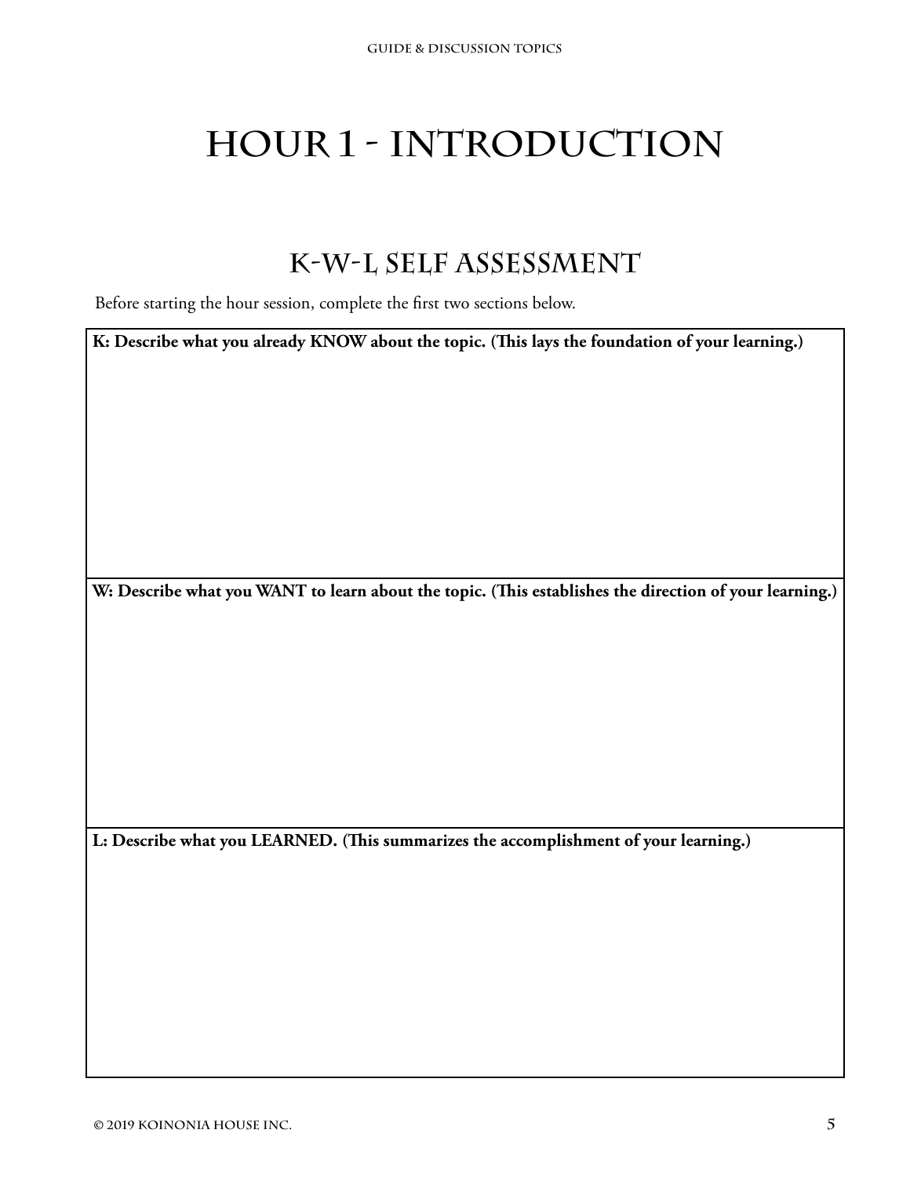# Hour 1 - Introduction

## K-W-L Self Assessment

Before starting the hour session, complete the first two sections below.

| **K: Describe what you already KNOW about the topic. (This lays the foundation of your learning.)** |
| --- |
| |
| **W: Describe what you WANT to learn about the topic. (This establishes the direction of your learning.)** |
| |
| **L: Describe what you LEARNED. (This summarizes the accomplishment of your learning.)** |
| |

© 2019 Koinonia House Inc.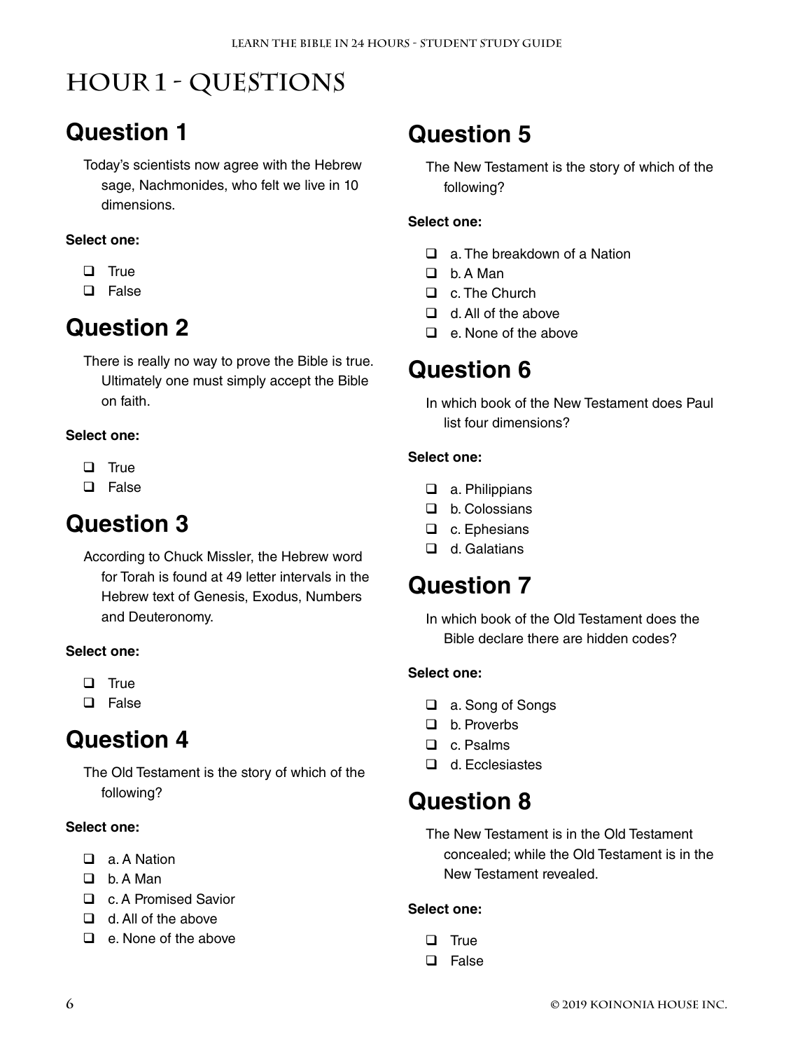# Hour 1 - Questions

## Question 1

Today's scientists now agree with the Hebrew sage, Nachmonides, who felt we live in 10 dimensions.

**Select one:**

- ❑ True
- ❑ False

## Question 2

There is really no way to prove the Bible is true. Ultimately one must simply accept the Bible on faith.

**Select one:**

- ❑ True
- ❑ False

## Question 3

According to Chuck Missler, the Hebrew word for Torah is found at 49 letter intervals in the Hebrew text of Genesis, Exodus, Numbers and Deuteronomy.

**Select one:**

- ❑ True
- ❑ False

## Question 4

The Old Testament is the story of which of the following?

**Select one:**

- ❑ a. A Nation
- ❑ b. A Man
- ❑ c. A Promised Savior
- ❑ d. All of the above
- ❑ e. None of the above

## Question 5

The New Testament is the story of which of the following?

**Select one:**

- ❑ a. The breakdown of a Nation
- ❑ b. A Man
- ❑ c. The Church
- ❑ d. All of the above
- ❑ e. None of the above

## Question 6

In which book of the New Testament does Paul list four dimensions?

**Select one:**

- ❑ a. Philippians
- ❑ b. Colossians
- ❑ c. Ephesians
- ❑ d. Galatians

## Question 7

In which book of the Old Testament does the Bible declare there are hidden codes?

**Select one:**

- ❑ a. Song of Songs
- ❑ b. Proverbs
- ❑ c. Psalms
- ❑ d. Ecclesiastes

## Question 8

The New Testament is in the Old Testament concealed; while the Old Testament is in the New Testament revealed.

**Select one:**

- ❑ True
- ❑ False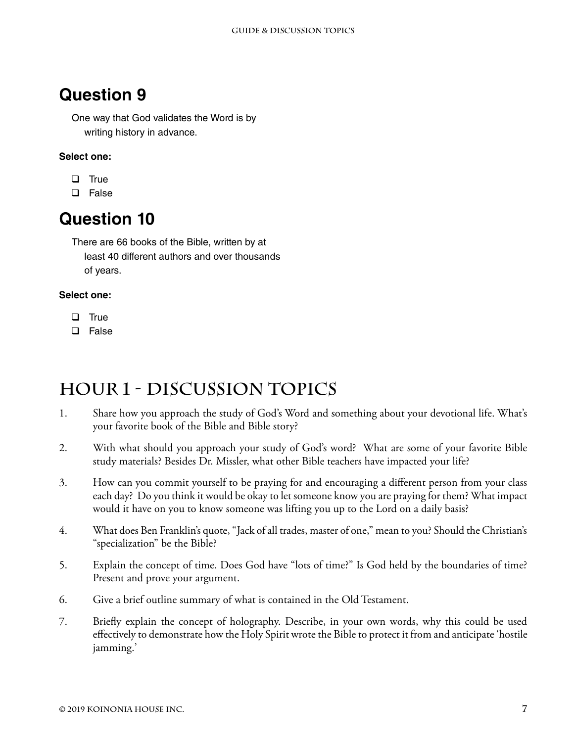## Question 9

One way that God validates the Word is by writing history in advance.

**Select one:**

- ❑ True
- ❑ False

## Question 10

There are 66 books of the Bible, written by at least 40 different authors and over thousands of years.

**Select one:**

- ❑ True
- ❑ False

# Hour 1 - Discussion Topics

1. Share how you approach the study of God's Word and something about your devotional life. What's your favorite book of the Bible and Bible story?
2. With what should you approach your study of God's word? What are some of your favorite Bible study materials? Besides Dr. Missler, what other Bible teachers have impacted your life?
3. How can you commit yourself to be praying for and encouraging a different person from your class each day? Do you think it would be okay to let someone know you are praying for them? What impact would it have on you to know someone was lifting you up to the Lord on a daily basis?
4. What does Ben Franklin's quote, "Jack of all trades, master of one," mean to you? Should the Christian's "specialization" be the Bible?
5. Explain the concept of time. Does God have "lots of time?" Is God held by the boundaries of time? Present and prove your argument.
6. Give a brief outline summary of what is contained in the Old Testament.
7. Briefly explain the concept of holography. Describe, in your own words, why this could be used effectively to demonstrate how the Holy Spirit wrote the Bible to protect it from and anticipate 'hostile jamming.'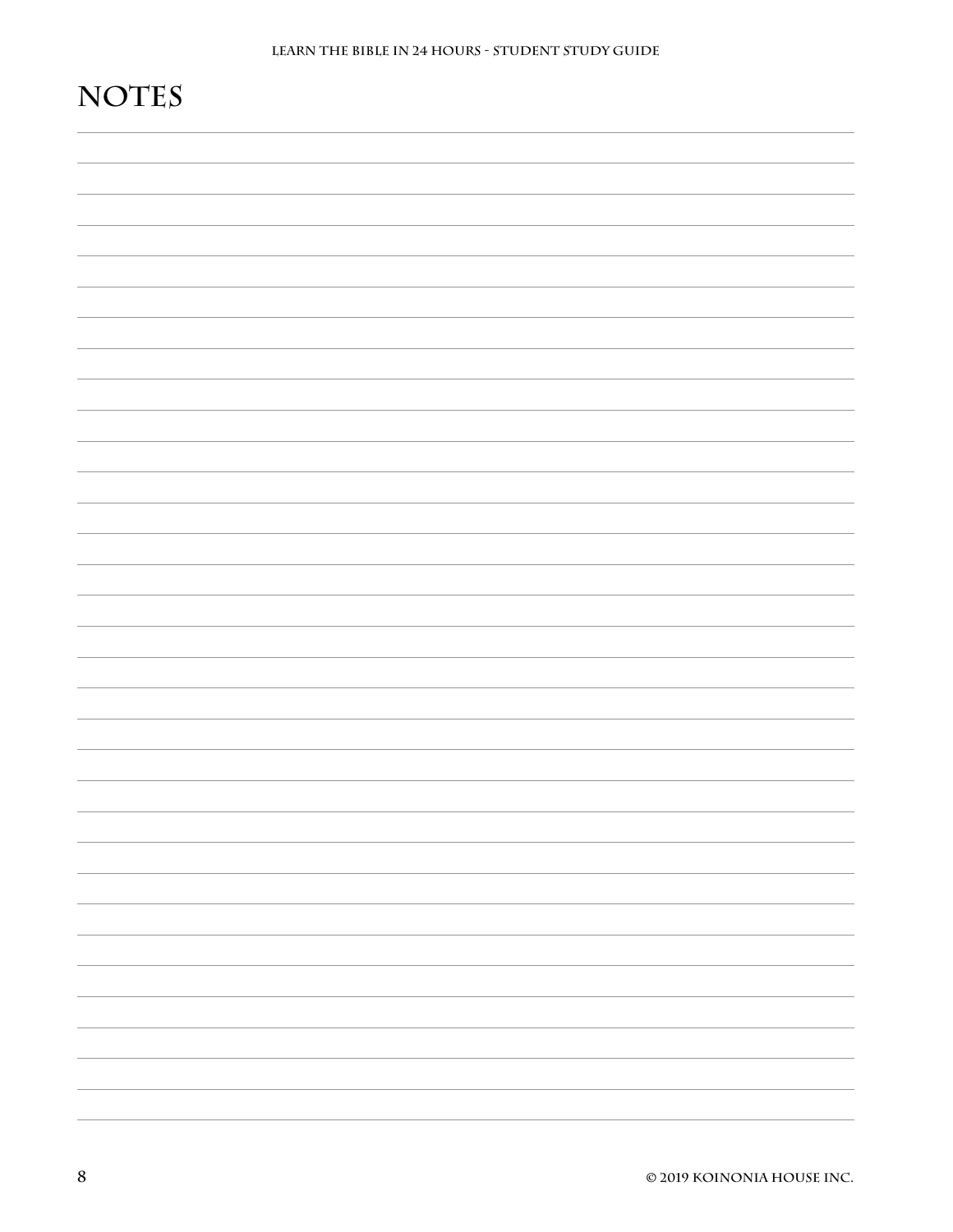# NOTES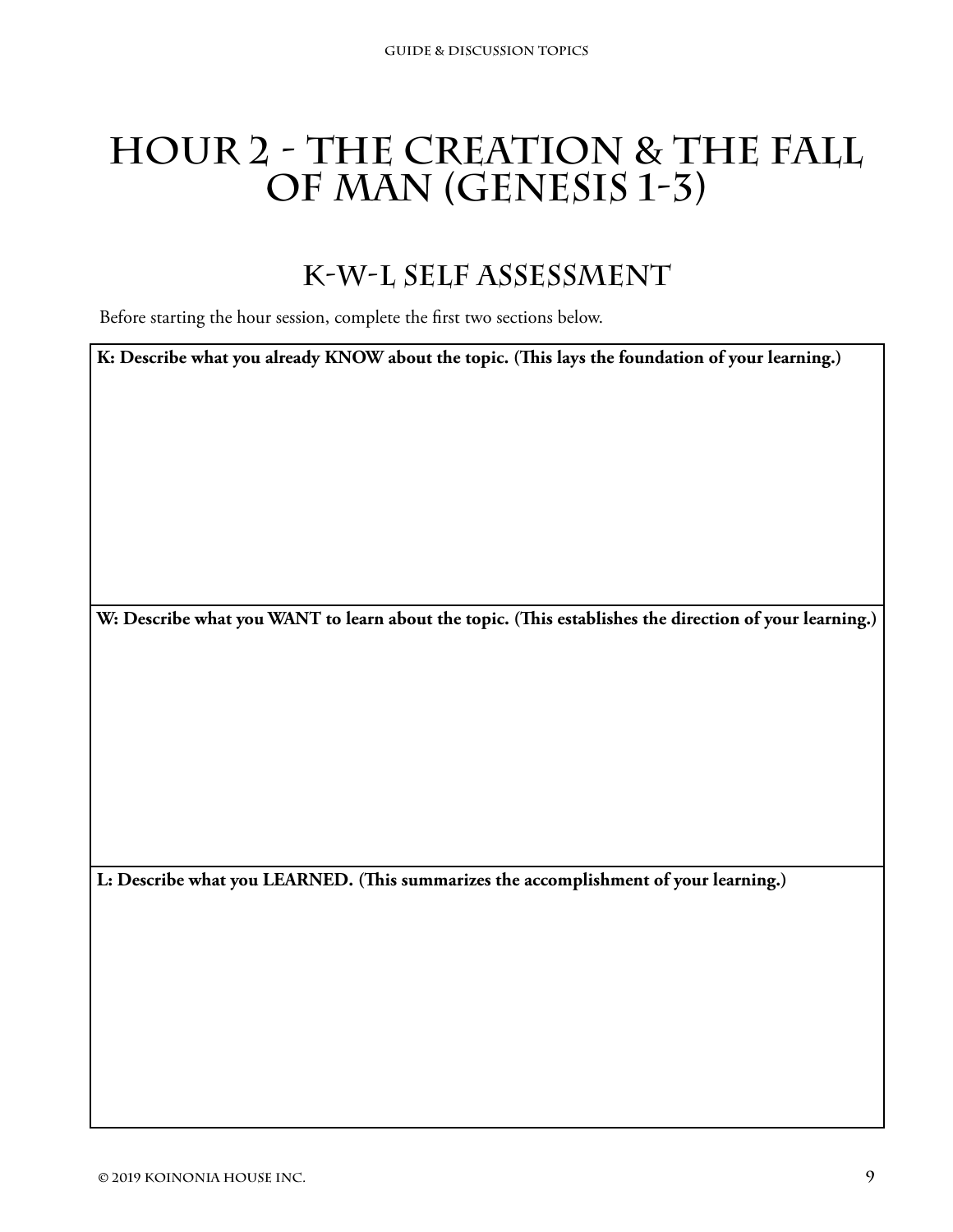# Hour 2 - The Creation & The Fall of Man (Genesis 1-3)

## K-W-L Self Assessment

Before starting the hour session, complete the first two sections below.

| **K: Describe what you already KNOW about the topic. (This lays the foundation of your learning.)** |
|---|
| |
| **W: Describe what you WANT to learn about the topic. (This establishes the direction of your learning.)** |
| |
| **L: Describe what you LEARNED. (This summarizes the accomplishment of your learning.)** |
| |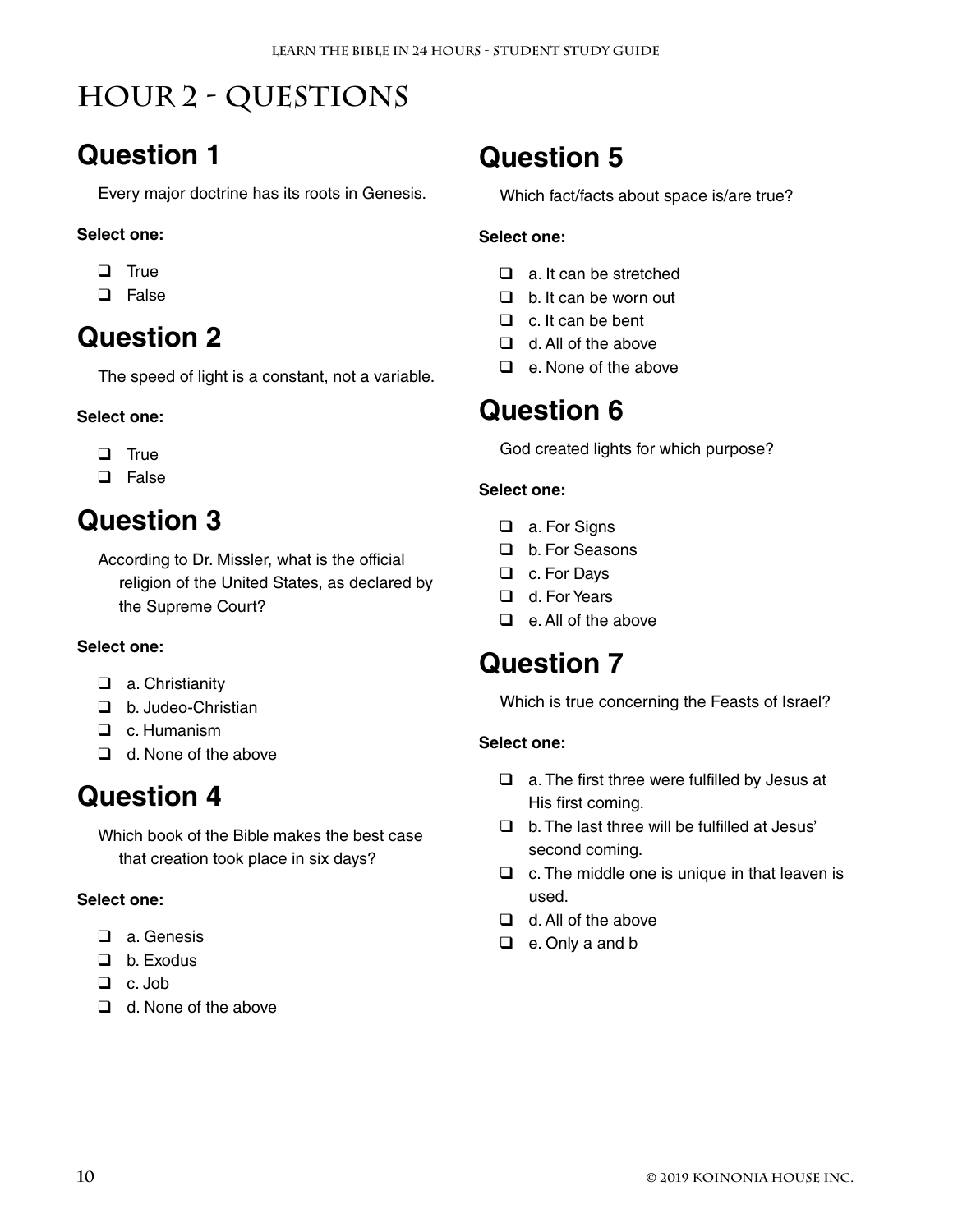# Hour 2 - Questions

## Question 1

Every major doctrine has its roots in Genesis.

**Select one:**

- ❑ True
- ❑ False

## Question 2

The speed of light is a constant, not a variable.

**Select one:**

- ❑ True
- ❑ False

## Question 3

According to Dr. Missler, what is the official religion of the United States, as declared by the Supreme Court?

**Select one:**

- ❑ a. Christianity
- ❑ b. Judeo-Christian
- ❑ c. Humanism
- ❑ d. None of the above

## Question 4

Which book of the Bible makes the best case that creation took place in six days?

**Select one:**

- ❑ a. Genesis
- ❑ b. Exodus
- ❑ c. Job
- ❑ d. None of the above

## Question 5

Which fact/facts about space is/are true?

**Select one:**

- ❑ a. It can be stretched
- ❑ b. It can be worn out
- ❑ c. It can be bent
- ❑ d. All of the above
- ❑ e. None of the above

## Question 6

God created lights for which purpose?

**Select one:**

- ❑ a. For Signs
- ❑ b. For Seasons
- ❑ c. For Days
- ❑ d. For Years
- ❑ e. All of the above

## Question 7

Which is true concerning the Feasts of Israel?

**Select one:**

- ❑ a. The first three were fulfilled by Jesus at His first coming.
- ❑ b. The last three will be fulfilled at Jesus' second coming.
- ❑ c. The middle one is unique in that leaven is used.
- ❑ d. All of the above
- ❑ e. Only a and b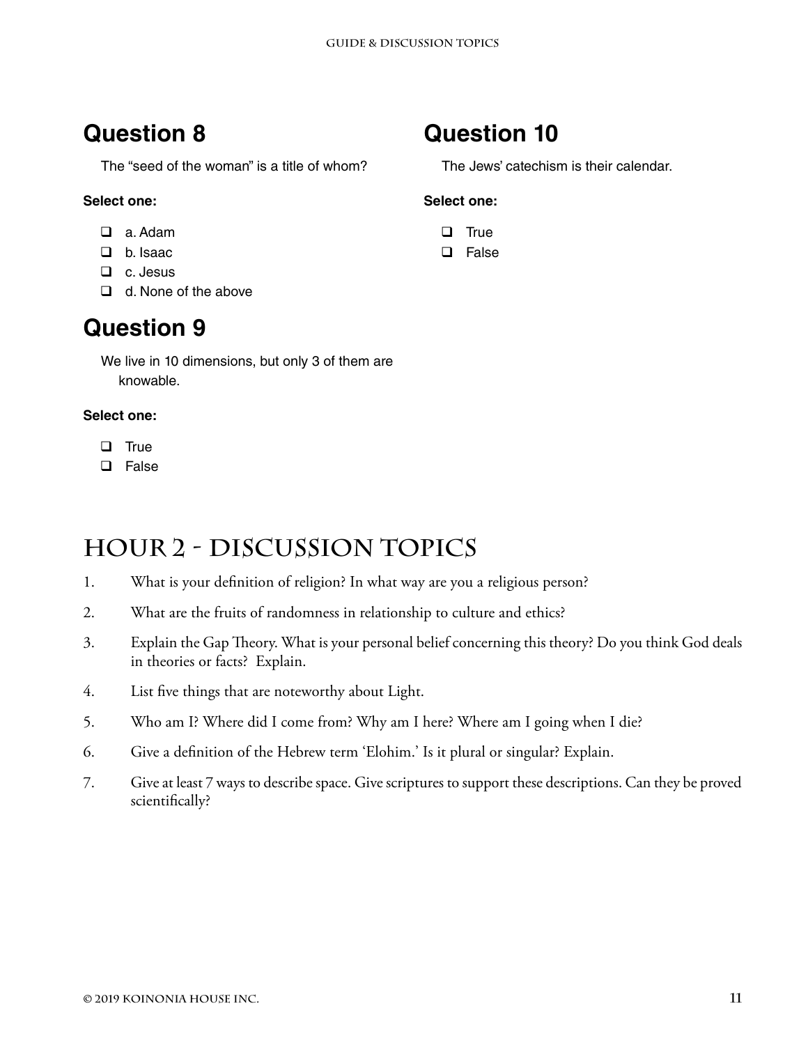## Question 8

The "seed of the woman" is a title of whom?

**Select one:**

- ❑ a. Adam
- ❑ b. Isaac
- ❑ c. Jesus
- ❑ d. None of the above

## Question 9

We live in 10 dimensions, but only 3 of them are knowable.

**Select one:**

- ❑ True
- ❑ False

## Question 10

The Jews' catechism is their calendar.

**Select one:**

- ❑ True
- ❑ False

# Hour 2 - Discussion Topics

1. What is your definition of religion? In what way are you a religious person?
2. What are the fruits of randomness in relationship to culture and ethics?
3. Explain the Gap Theory. What is your personal belief concerning this theory? Do you think God deals in theories or facts? Explain.
4. List five things that are noteworthy about Light.
5. Who am I? Where did I come from? Why am I here? Where am I going when I die?
6. Give a definition of the Hebrew term 'Elohim.' Is it plural or singular? Explain.
7. Give at least 7 ways to describe space. Give scriptures to support these descriptions. Can they be proved scientifically?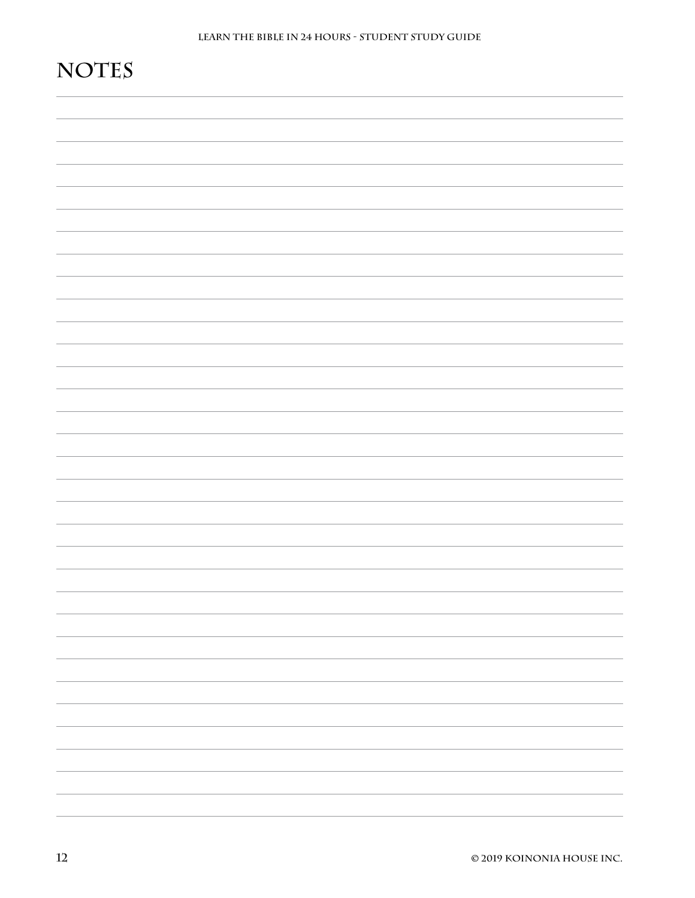# NOTES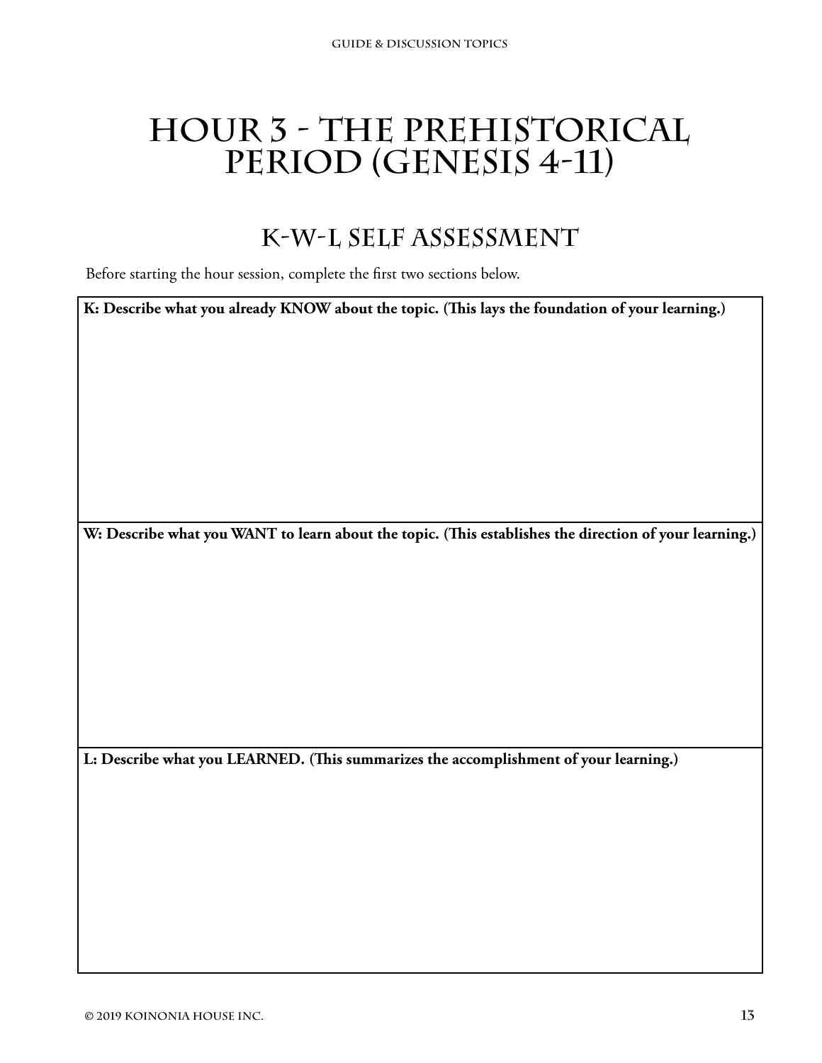# Hour 3 - The Prehistorical Period (Genesis 4-11)

## K-W-L Self Assessment

Before starting the hour session, complete the first two sections below.

**K: Describe what you already KNOW about the topic. (This lays the foundation of your learning.)**

**W: Describe what you WANT to learn about the topic. (This establishes the direction of your learning.)**

**L: Describe what you LEARNED. (This summarizes the accomplishment of your learning.)**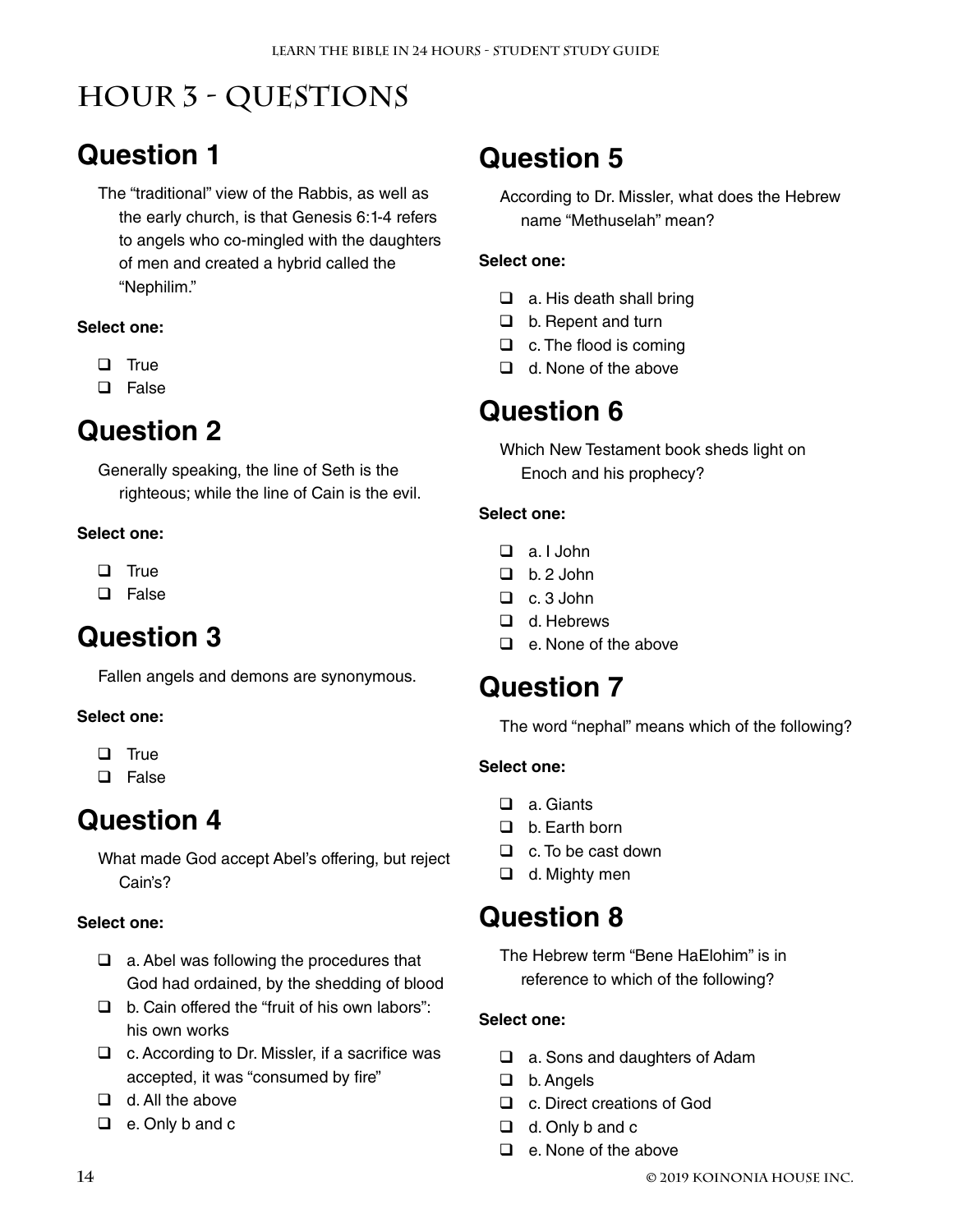# Hour 3 - Questions

## Question 1

The "traditional" view of the Rabbis, as well as the early church, is that Genesis 6:1-4 refers to angels who co-mingled with the daughters of men and created a hybrid called the "Nephilim."

**Select one:**

- ❑ True
- ❑ False

## Question 2

Generally speaking, the line of Seth is the righteous; while the line of Cain is the evil.

**Select one:**

- ❑ True
- ❑ False

## Question 3

Fallen angels and demons are synonymous.

**Select one:**

- ❑ True
- ❑ False

## Question 4

What made God accept Abel's offering, but reject Cain's?

**Select one:**

- ❑ a. Abel was following the procedures that God had ordained, by the shedding of blood
- ❑ b. Cain offered the "fruit of his own labors": his own works
- ❑ c. According to Dr. Missler, if a sacrifice was accepted, it was "consumed by fire"
- ❑ d. All the above
- ❑ e. Only b and c

## Question 5

According to Dr. Missler, what does the Hebrew name "Methuselah" mean?

**Select one:**

- ❑ a. His death shall bring
- ❑ b. Repent and turn
- ❑ c. The flood is coming
- ❑ d. None of the above

## Question 6

Which New Testament book sheds light on Enoch and his prophecy?

**Select one:**

- ❑ a. I John
- ❑ b. 2 John
- ❑ c. 3 John
- ❑ d. Hebrews
- ❑ e. None of the above

## Question 7

The word "nephal" means which of the following?

**Select one:**

- ❑ a. Giants
- ❑ b. Earth born
- ❑ c. To be cast down
- ❑ d. Mighty men

## Question 8

The Hebrew term "Bene HaElohim" is in reference to which of the following?

**Select one:**

- ❑ a. Sons and daughters of Adam
- ❑ b. Angels
- ❑ c. Direct creations of God
- ❑ d. Only b and c
- ❑ e. None of the above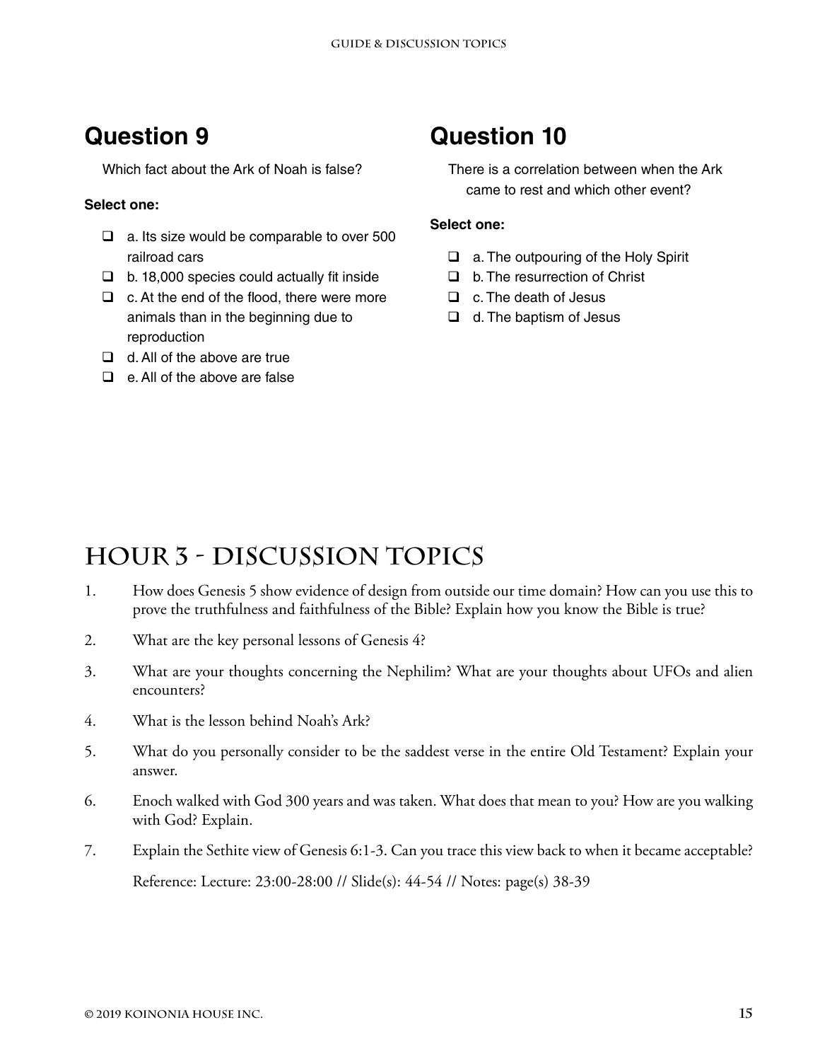## Question 9

Which fact about the Ark of Noah is false?

**Select one:**

- ❑ a. Its size would be comparable to over 500 railroad cars
- ❑ b. 18,000 species could actually fit inside
- ❑ c. At the end of the flood, there were more animals than in the beginning due to reproduction
- ❑ d. All of the above are true
- ❑ e. All of the above are false

## Question 10

There is a correlation between when the Ark came to rest and which other event?

**Select one:**

- ❑ a. The outpouring of the Holy Spirit
- ❑ b. The resurrection of Christ
- ❑ c. The death of Jesus
- ❑ d. The baptism of Jesus

# Hour 3 - Discussion Topics

1. How does Genesis 5 show evidence of design from outside our time domain? How can you use this to prove the truthfulness and faithfulness of the Bible? Explain how you know the Bible is true?
2. What are the key personal lessons of Genesis 4?
3. What are your thoughts concerning the Nephilim? What are your thoughts about UFOs and alien encounters?
4. What is the lesson behind Noah's Ark?
5. What do you personally consider to be the saddest verse in the entire Old Testament? Explain your answer.
6. Enoch walked with God 300 years and was taken. What does that mean to you? How are you walking with God? Explain.
7. Explain the Sethite view of Genesis 6:1-3. Can you trace this view back to when it became acceptable?

   Reference: Lecture: 23:00-28:00 // Slide(s): 44-54 // Notes: page(s) 38-39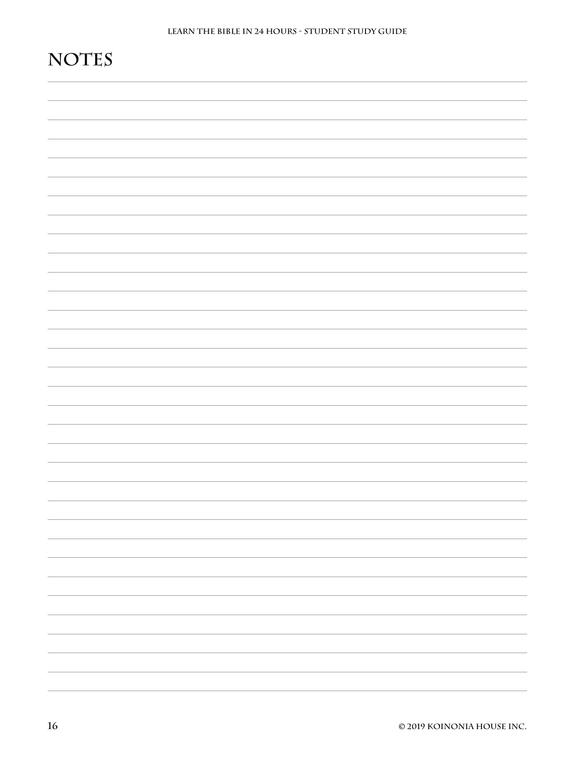# NOTES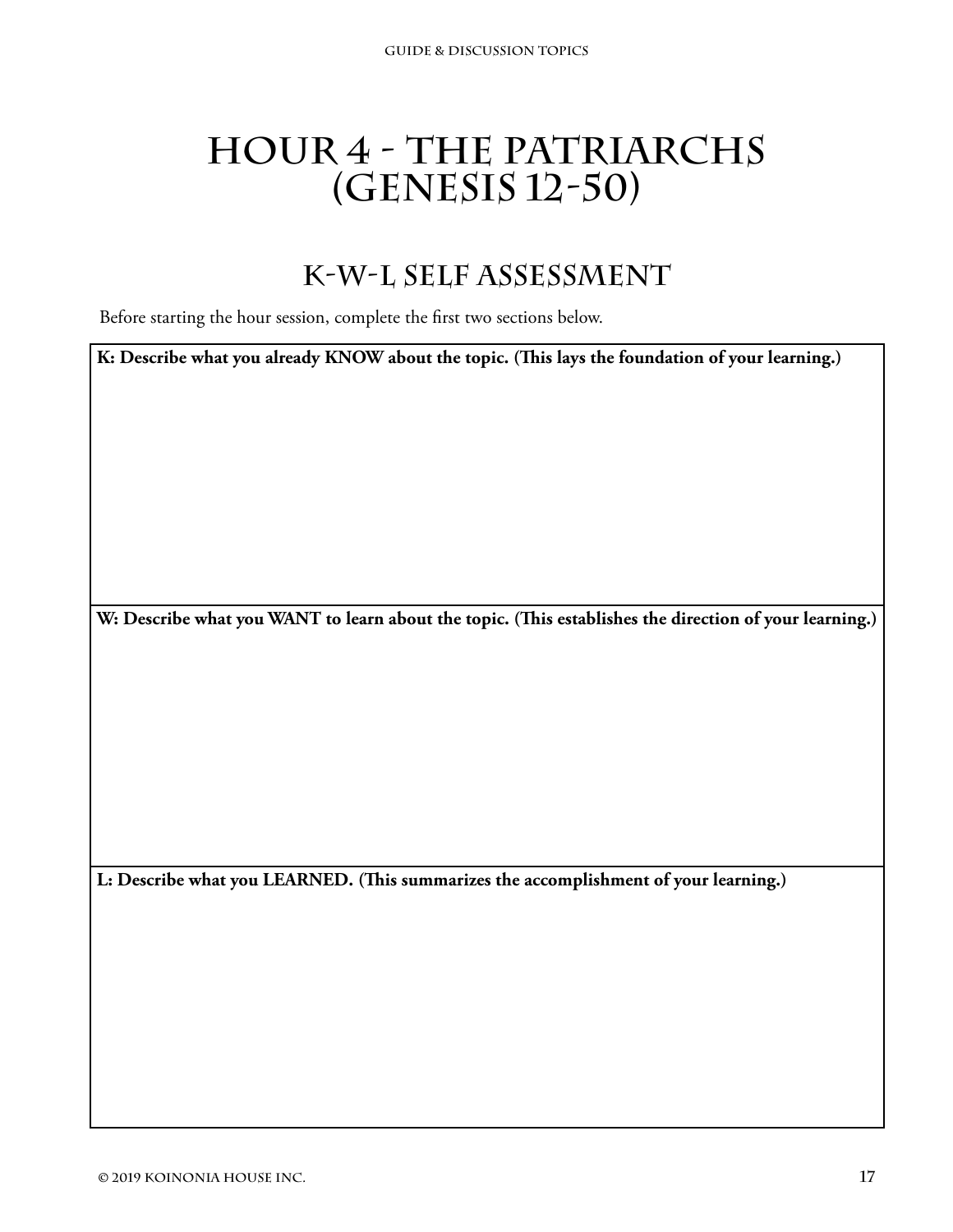# Hour 4 - The Patriarchs (Genesis 12-50)

## K-W-L Self Assessment

Before starting the hour session, complete the first two sections below.

**K: Describe what you already KNOW about the topic. (This lays the foundation of your learning.)**

**W: Describe what you WANT to learn about the topic. (This establishes the direction of your learning.)**

**L: Describe what you LEARNED. (This summarizes the accomplishment of your learning.)**

© 2019 Koinonia House Inc.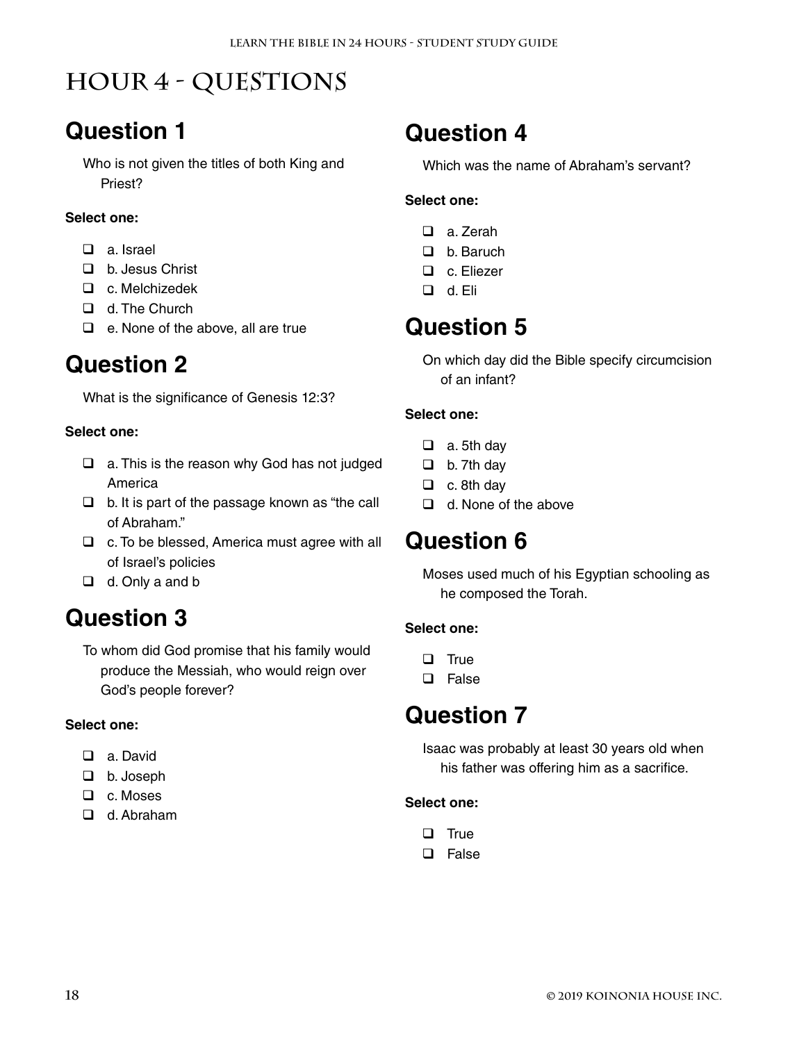# Hour 4 - Questions

## Question 1

Who is not given the titles of both King and Priest?

**Select one:**

- ❑ a. Israel
- ❑ b. Jesus Christ
- ❑ c. Melchizedek
- ❑ d. The Church
- ❑ e. None of the above, all are true

## Question 2

What is the significance of Genesis 12:3?

**Select one:**

- ❑ a. This is the reason why God has not judged America
- ❑ b. It is part of the passage known as "the call of Abraham."
- ❑ c. To be blessed, America must agree with all of Israel's policies
- ❑ d. Only a and b

## Question 3

To whom did God promise that his family would produce the Messiah, who would reign over God's people forever?

**Select one:**

- ❑ a. David
- ❑ b. Joseph
- ❑ c. Moses
- ❑ d. Abraham

## Question 4

Which was the name of Abraham's servant?

**Select one:**

- ❑ a. Zerah
- ❑ b. Baruch
- ❑ c. Eliezer
- ❑ d. Eli

## Question 5

On which day did the Bible specify circumcision of an infant?

**Select one:**

- ❑ a. 5th day
- ❑ b. 7th day
- ❑ c. 8th day
- ❑ d. None of the above

## Question 6

Moses used much of his Egyptian schooling as he composed the Torah.

**Select one:**

- ❑ True
- ❑ False

## Question 7

Isaac was probably at least 30 years old when his father was offering him as a sacrifice.

**Select one:**

- ❑ True
- ❑ False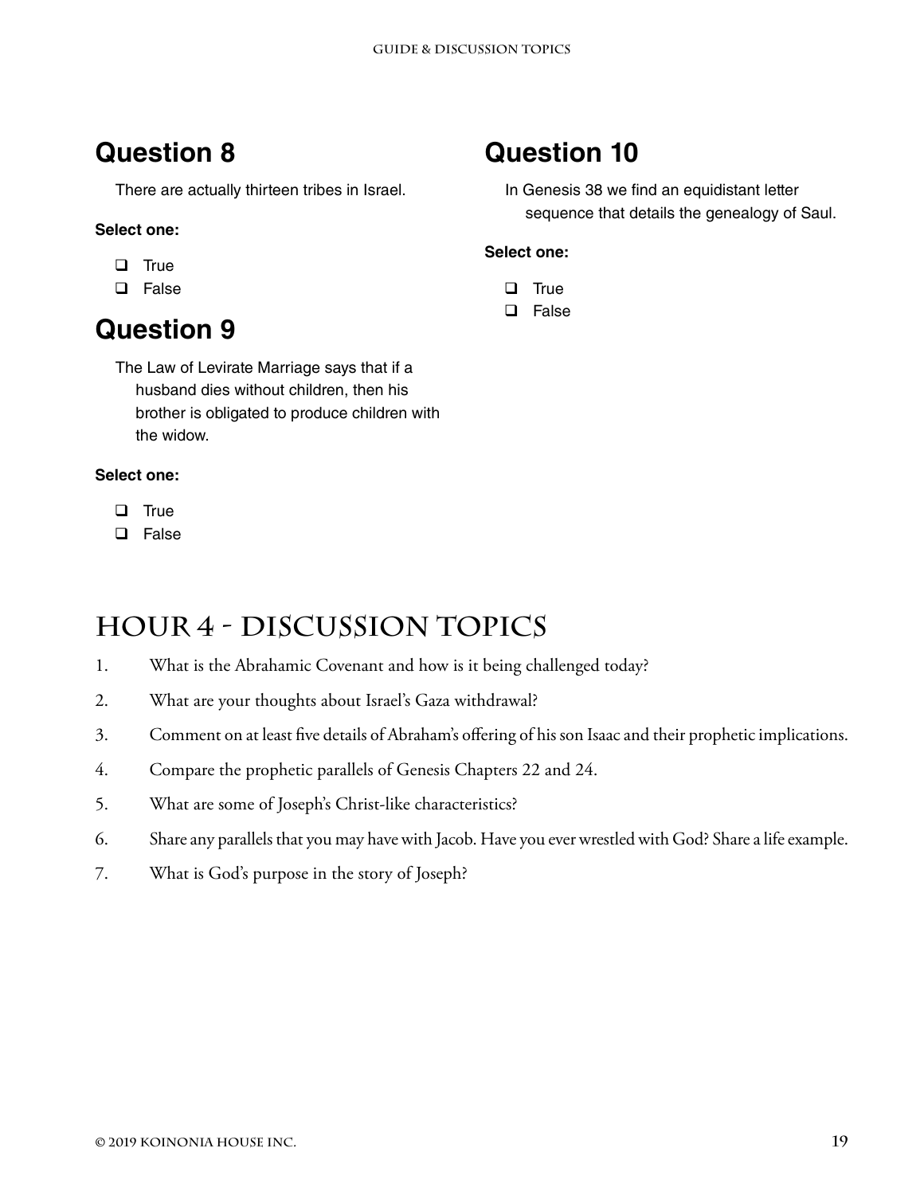## Question 8

There are actually thirteen tribes in Israel.

**Select one:**

- ❑ True
- ❑ False

## Question 9

The Law of Levirate Marriage says that if a husband dies without children, then his brother is obligated to produce children with the widow.

**Select one:**

- ❑ True
- ❑ False

## Question 10

In Genesis 38 we find an equidistant letter sequence that details the genealogy of Saul.

**Select one:**

- ❑ True
- ❑ False

# Hour 4 - Discussion Topics

1. What is the Abrahamic Covenant and how is it being challenged today?
2. What are your thoughts about Israel's Gaza withdrawal?
3. Comment on at least five details of Abraham's offering of his son Isaac and their prophetic implications.
4. Compare the prophetic parallels of Genesis Chapters 22 and 24.
5. What are some of Joseph's Christ-like characteristics?
6. Share any parallels that you may have with Jacob. Have you ever wrestled with God? Share a life example.
7. What is God's purpose in the story of Joseph?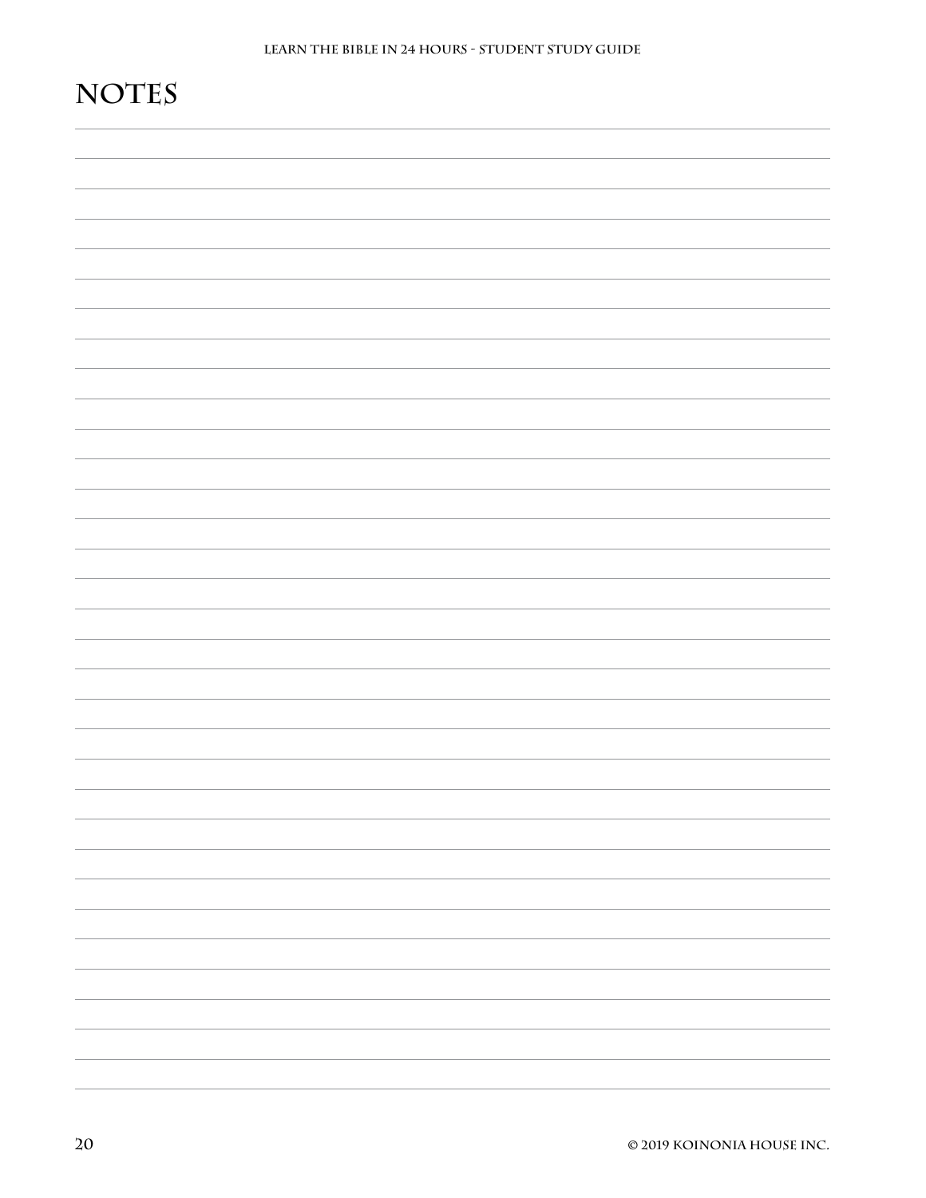# NOTES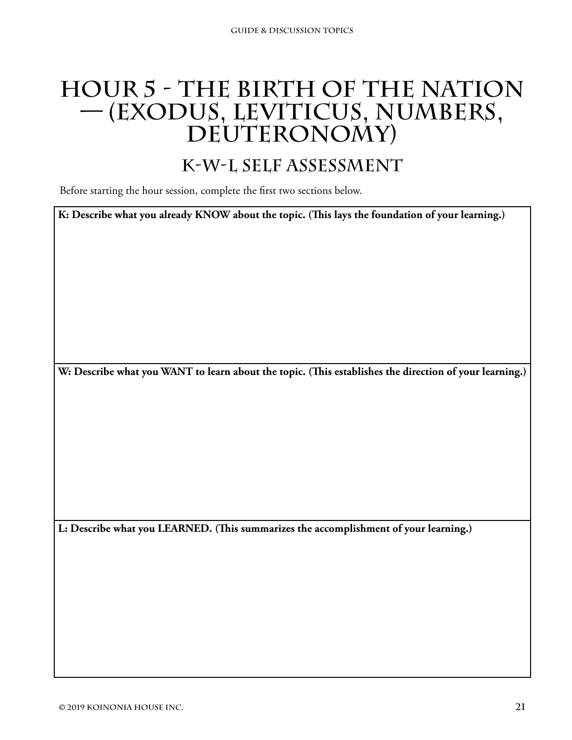# Hour 5 - The Birth of the Nation — (Exodus, Leviticus, Numbers, Deuteronomy)

## K-W-L Self Assessment

Before starting the hour session, complete the first two sections below.

| **K: Describe what you already KNOW about the topic. (This lays the foundation of your learning.)** |
|---|
| |
| **W: Describe what you WANT to learn about the topic. (This establishes the direction of your learning.)** |
| |
| **L: Describe what you LEARNED. (This summarizes the accomplishment of your learning.)** |
| |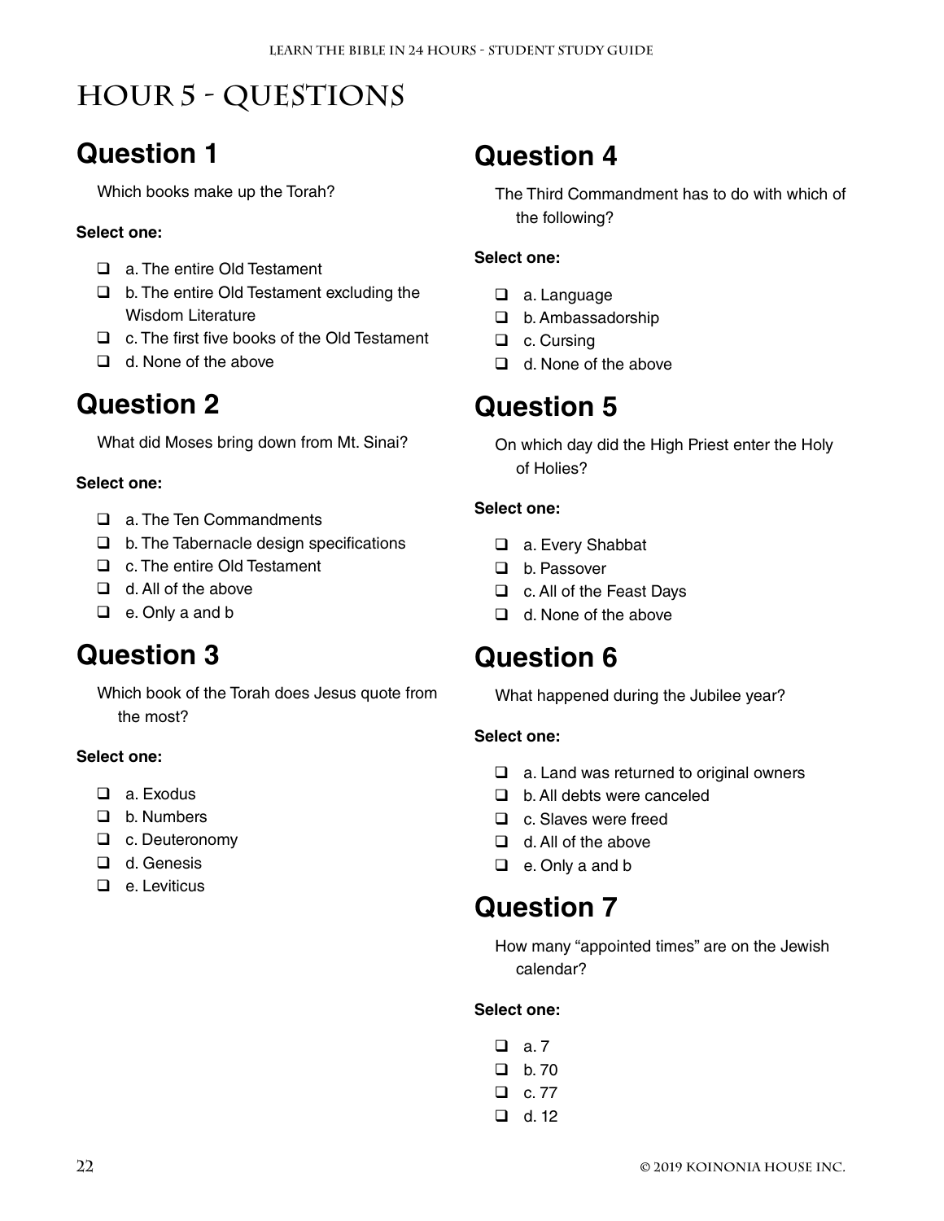# HOUR 5 - QUESTIONS

## Question 1

Which books make up the Torah?

**Select one:**

- ❑ a. The entire Old Testament
- ❑ b. The entire Old Testament excluding the Wisdom Literature
- ❑ c. The first five books of the Old Testament
- ❑ d. None of the above

## Question 2

What did Moses bring down from Mt. Sinai?

**Select one:**

- ❑ a. The Ten Commandments
- ❑ b. The Tabernacle design specifications
- ❑ c. The entire Old Testament
- ❑ d. All of the above
- ❑ e. Only a and b

## Question 3

Which book of the Torah does Jesus quote from the most?

**Select one:**

- ❑ a. Exodus
- ❑ b. Numbers
- ❑ c. Deuteronomy
- ❑ d. Genesis
- ❑ e. Leviticus

## Question 4

The Third Commandment has to do with which of the following?

**Select one:**

- ❑ a. Language
- ❑ b. Ambassadorship
- ❑ c. Cursing
- ❑ d. None of the above

## Question 5

On which day did the High Priest enter the Holy of Holies?

**Select one:**

- ❑ a. Every Shabbat
- ❑ b. Passover
- ❑ c. All of the Feast Days
- ❑ d. None of the above

## Question 6

What happened during the Jubilee year?

**Select one:**

- ❑ a. Land was returned to original owners
- ❑ b. All debts were canceled
- ❑ c. Slaves were freed
- ❑ d. All of the above
- ❑ e. Only a and b

## Question 7

How many "appointed times" are on the Jewish calendar?

**Select one:**

- ❑ a. 7
- ❑ b. 70
- ❑ c. 77
- ❑ d. 12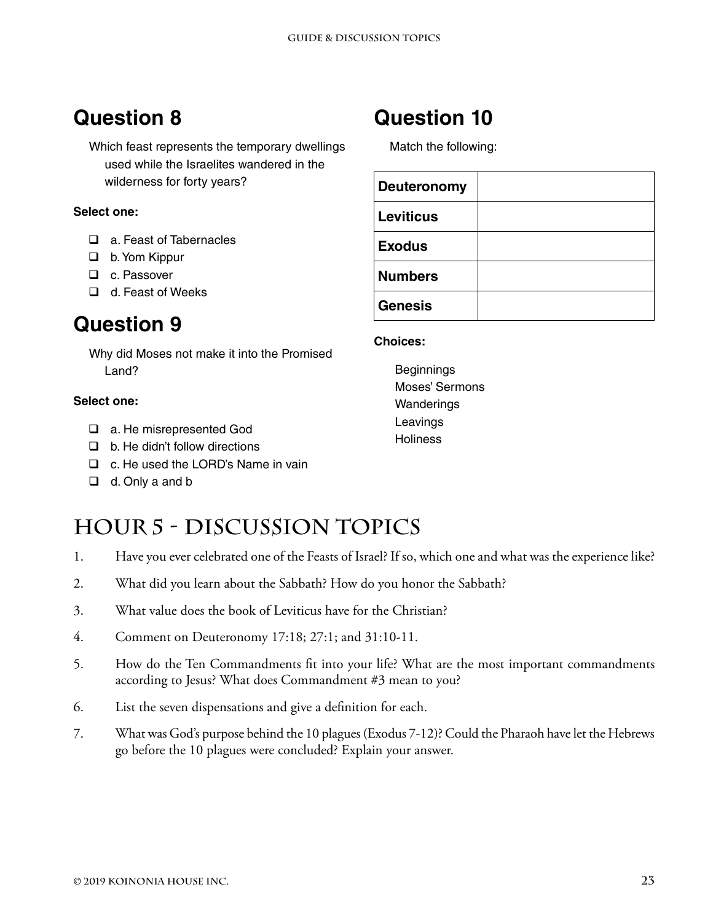## Question 8

Which feast represents the temporary dwellings used while the Israelites wandered in the wilderness for forty years?

**Select one:**

- ❑ a. Feast of Tabernacles
- ❑ b. Yom Kippur
- ❑ c. Passover
- ❑ d. Feast of Weeks

## Question 9

Why did Moses not make it into the Promised Land?

**Select one:**

- ❑ a. He misrepresented God
- ❑ b. He didn't follow directions
- ❑ c. He used the LORD's Name in vain
- ❑ d. Only a and b

## Question 10

Match the following:

| | |
|---|---|
| **Deuteronomy** | |
| **Leviticus** | |
| **Exodus** | |
| **Numbers** | |
| **Genesis** | |

**Choices:**

Beginnings
Moses' Sermons
Wanderings
Leavings
Holiness

# Hour 5 - Discussion Topics

1. Have you ever celebrated one of the Feasts of Israel? If so, which one and what was the experience like?
2. What did you learn about the Sabbath? How do you honor the Sabbath?
3. What value does the book of Leviticus have for the Christian?
4. Comment on Deuteronomy 17:18; 27:1; and 31:10-11.
5. How do the Ten Commandments fit into your life? What are the most important commandments according to Jesus? What does Commandment #3 mean to you?
6. List the seven dispensations and give a definition for each.
7. What was God's purpose behind the 10 plagues (Exodus 7-12)? Could the Pharaoh have let the Hebrews go before the 10 plagues were concluded? Explain your answer.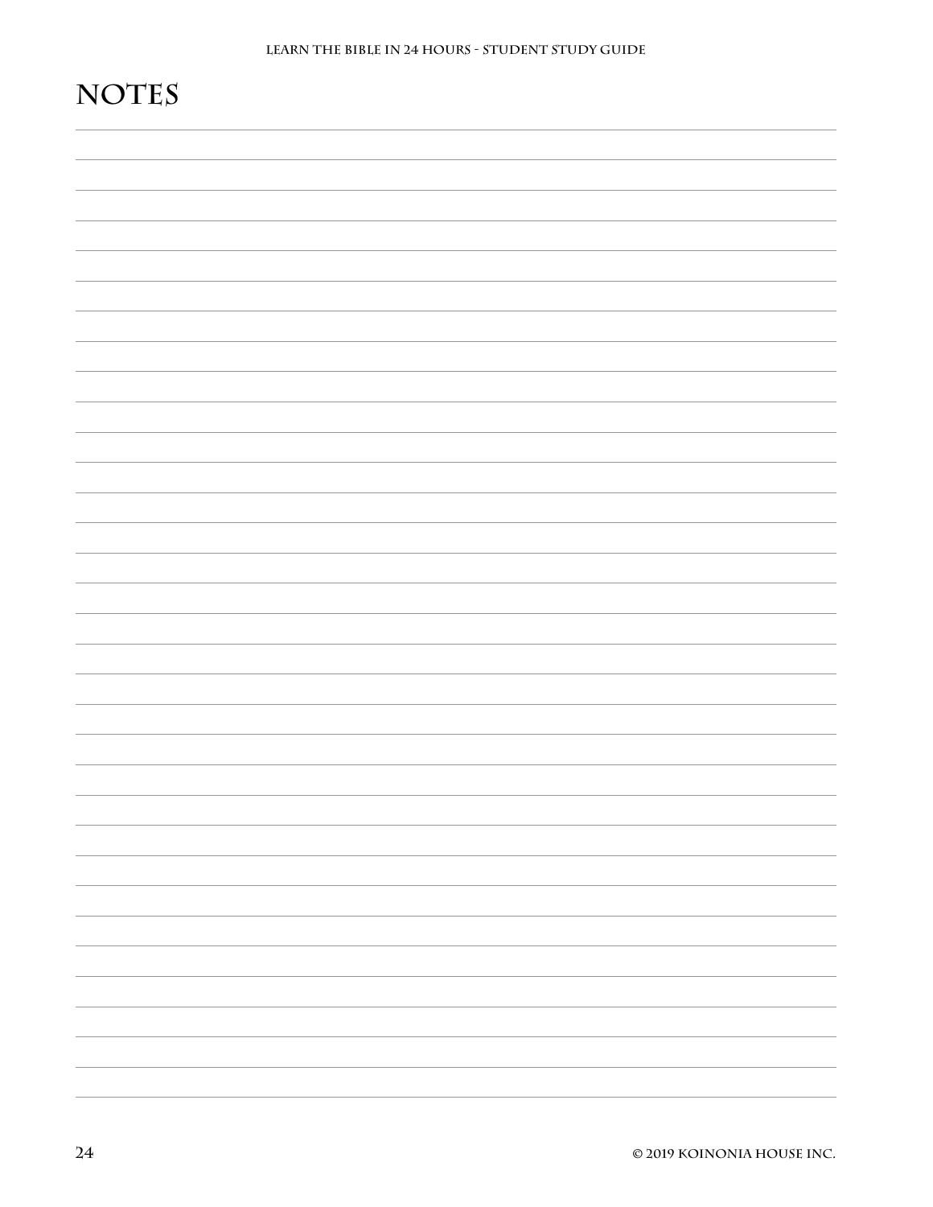# NOTES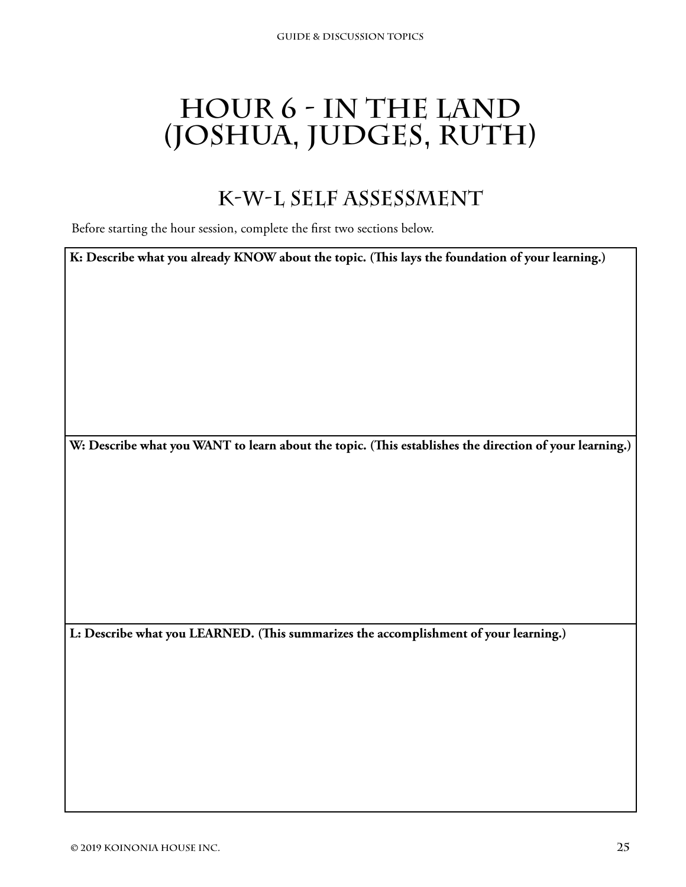# Hour 6 - In the Land (Joshua, Judges, Ruth)

## K-W-L Self Assessment

Before starting the hour session, complete the first two sections below.

| **K: Describe what you already KNOW about the topic. (This lays the foundation of your learning.)** |
| --- |
| |
| **W: Describe what you WANT to learn about the topic. (This establishes the direction of your learning.)** |
| |
| **L: Describe what you LEARNED. (This summarizes the accomplishment of your learning.)** |
| |

© 2019 Koinonia House Inc.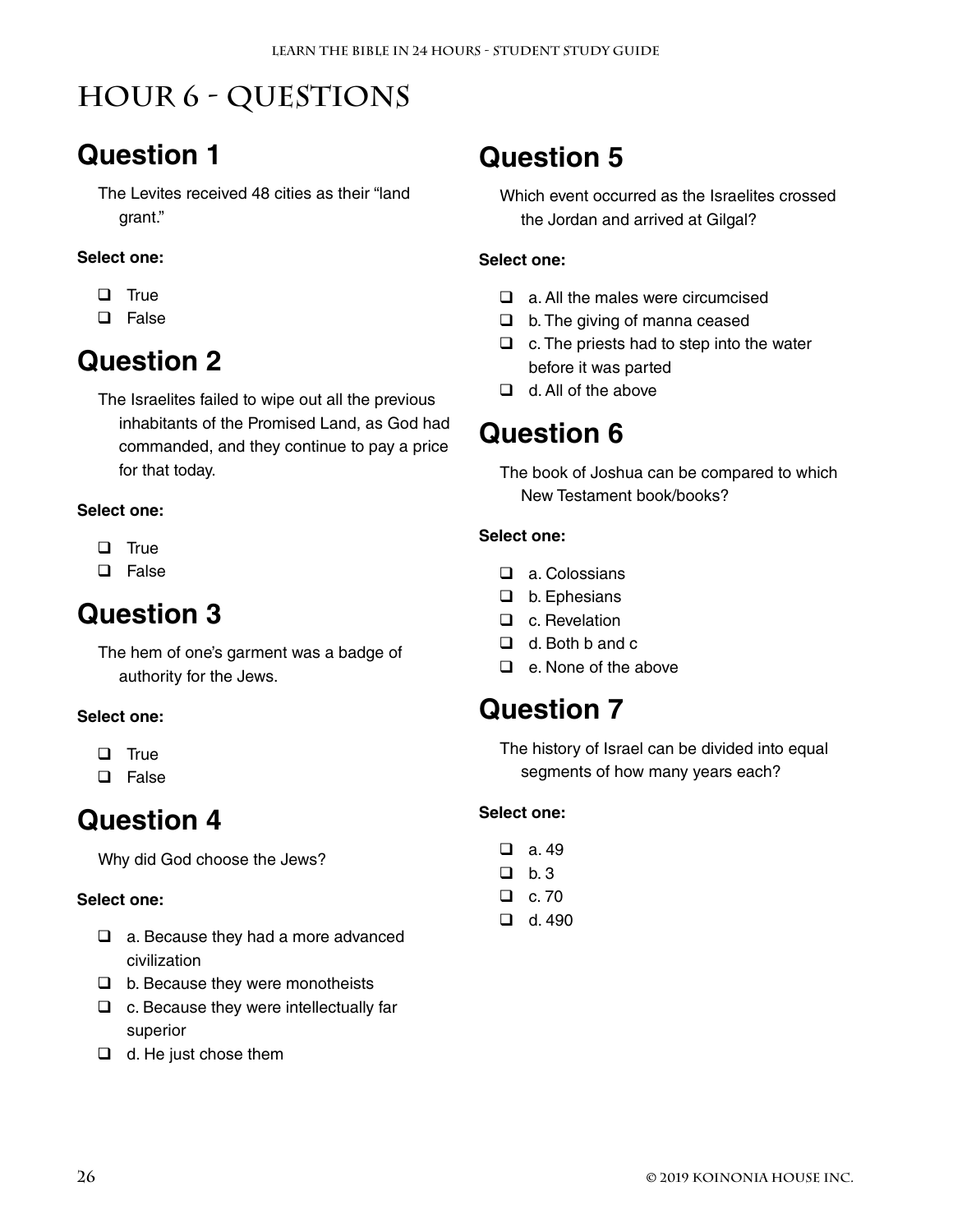# Hour 6 - Questions

## Question 1

The Levites received 48 cities as their "land grant."

**Select one:**

- ❑ True
- ❑ False

## Question 2

The Israelites failed to wipe out all the previous inhabitants of the Promised Land, as God had commanded, and they continue to pay a price for that today.

**Select one:**

- ❑ True
- ❑ False

## Question 3

The hem of one's garment was a badge of authority for the Jews.

**Select one:**

- ❑ True
- ❑ False

## Question 4

Why did God choose the Jews?

**Select one:**

- ❑ a. Because they had a more advanced civilization
- ❑ b. Because they were monotheists
- ❑ c. Because they were intellectually far superior
- ❑ d. He just chose them

## Question 5

Which event occurred as the Israelites crossed the Jordan and arrived at Gilgal?

**Select one:**

- ❑ a. All the males were circumcised
- ❑ b. The giving of manna ceased
- ❑ c. The priests had to step into the water before it was parted
- ❑ d. All of the above

## Question 6

The book of Joshua can be compared to which New Testament book/books?

**Select one:**

- ❑ a. Colossians
- ❑ b. Ephesians
- ❑ c. Revelation
- ❑ d. Both b and c
- ❑ e. None of the above

## Question 7

The history of Israel can be divided into equal segments of how many years each?

**Select one:**

- ❑ a. 49
- ❑ b. 3
- ❑ c. 70
- ❑ d. 490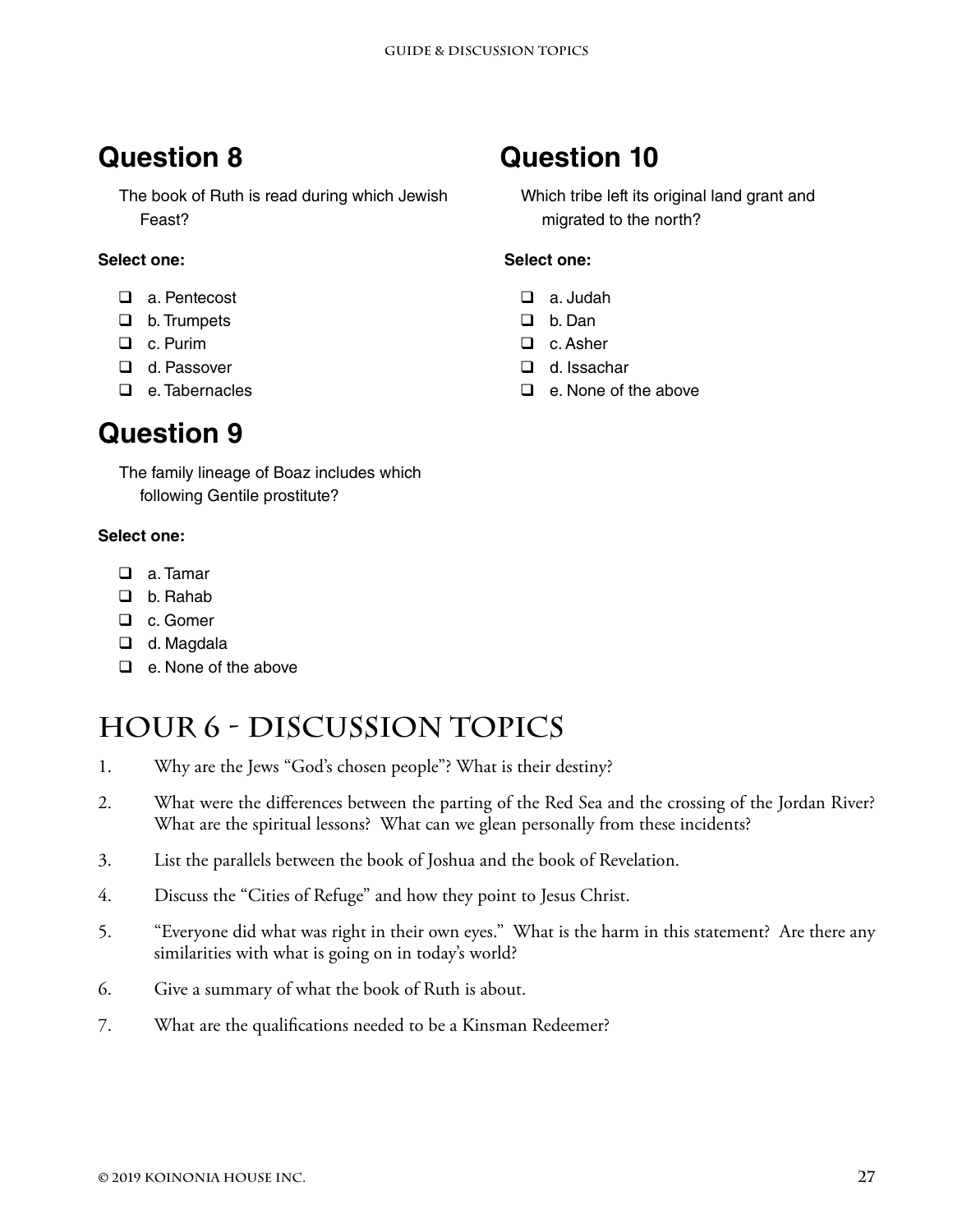## Question 8

The book of Ruth is read during which Jewish Feast?

**Select one:**

- ❑ a. Pentecost
- ❑ b. Trumpets
- ❑ c. Purim
- ❑ d. Passover
- ❑ e. Tabernacles

## Question 9

The family lineage of Boaz includes which following Gentile prostitute?

**Select one:**

- ❑ a. Tamar
- ❑ b. Rahab
- ❑ c. Gomer
- ❑ d. Magdala
- ❑ e. None of the above

## Question 10

Which tribe left its original land grant and migrated to the north?

**Select one:**

- ❑ a. Judah
- ❑ b. Dan
- ❑ c. Asher
- ❑ d. Issachar
- ❑ e. None of the above

# Hour 6 - Discussion Topics

1. Why are the Jews "God's chosen people"? What is their destiny?
2. What were the differences between the parting of the Red Sea and the crossing of the Jordan River? What are the spiritual lessons? What can we glean personally from these incidents?
3. List the parallels between the book of Joshua and the book of Revelation.
4. Discuss the "Cities of Refuge" and how they point to Jesus Christ.
5. "Everyone did what was right in their own eyes." What is the harm in this statement? Are there any similarities with what is going on in today's world?
6. Give a summary of what the book of Ruth is about.
7. What are the qualifications needed to be a Kinsman Redeemer?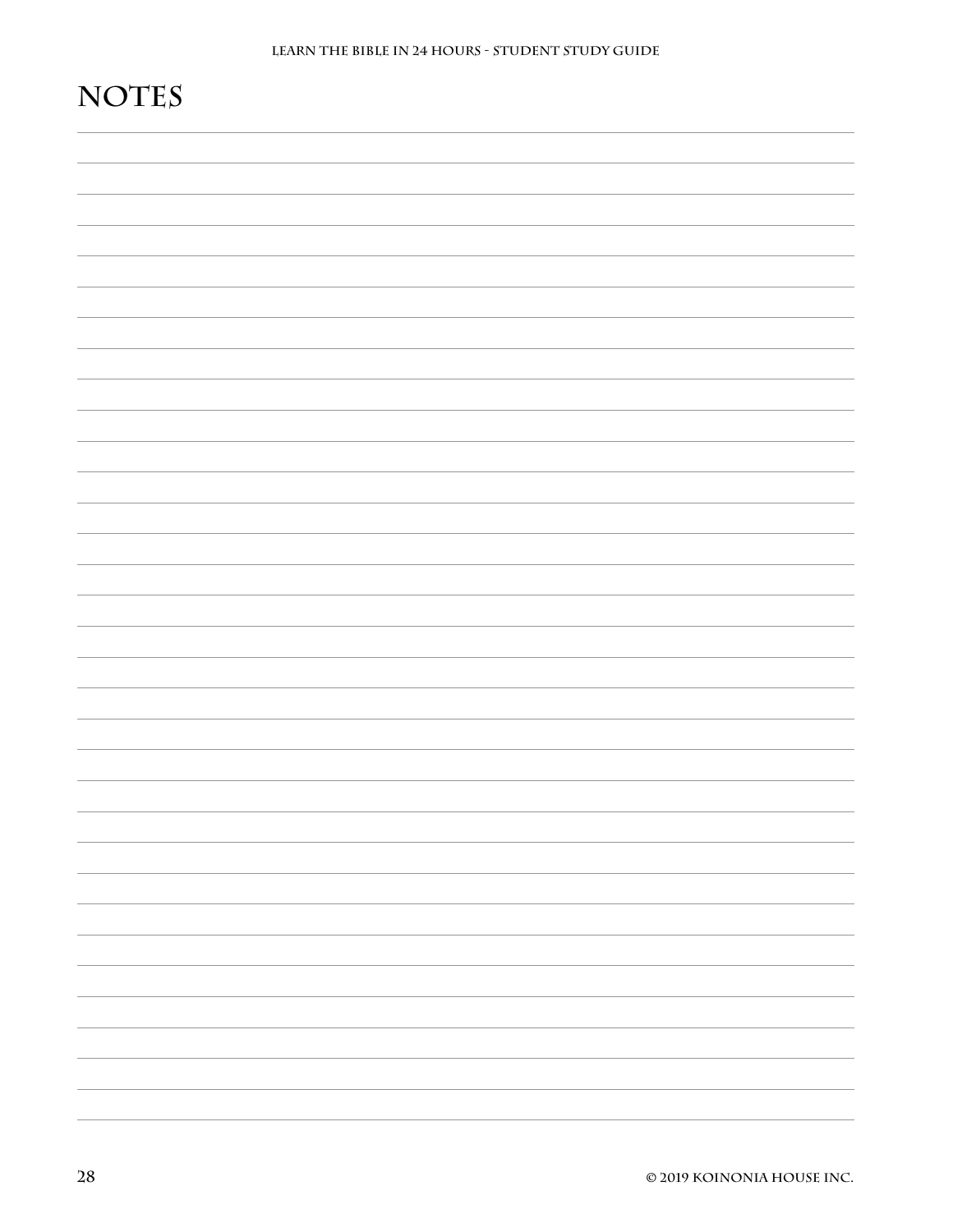# NOTES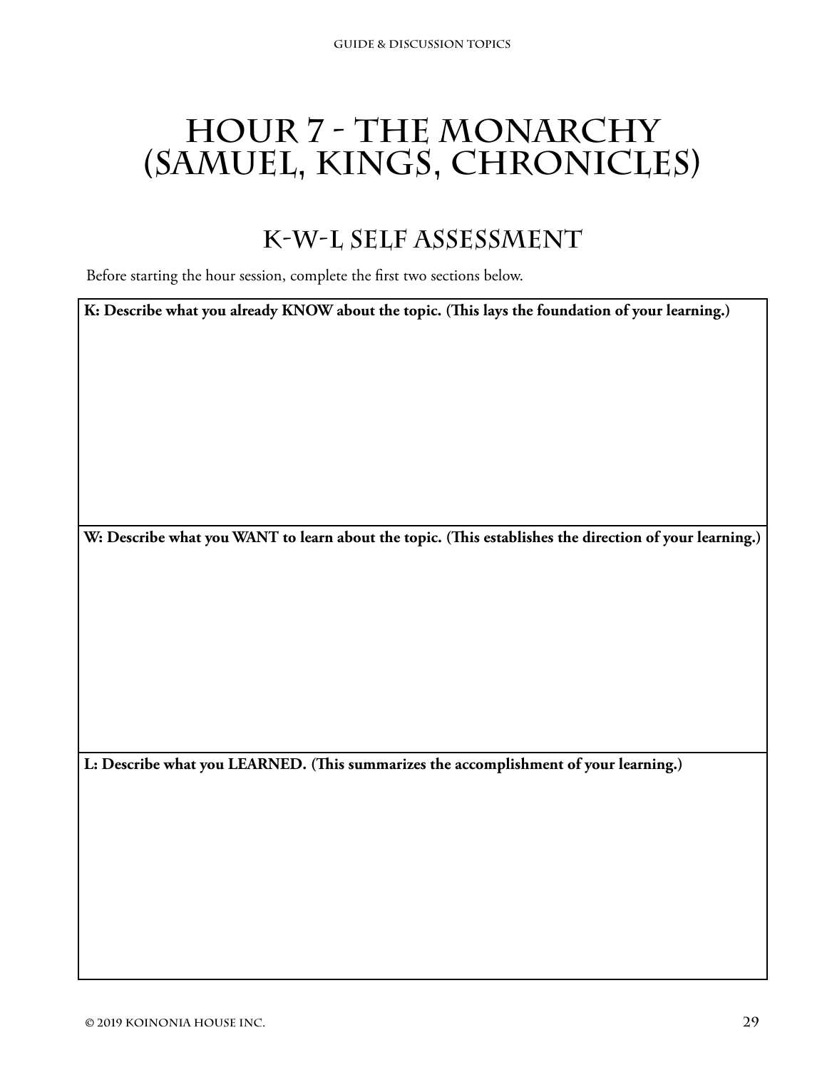# Hour 7 - The Monarchy (Samuel, Kings, Chronicles)

## K-W-L Self Assessment

Before starting the hour session, complete the first two sections below.

| K: Describe what you already KNOW about the topic. (This lays the foundation of your learning.) |
| --- |
| |
| **W: Describe what you WANT to learn about the topic. (This establishes the direction of your learning.)** |
| |
| **L: Describe what you LEARNED. (This summarizes the accomplishment of your learning.)** |
| |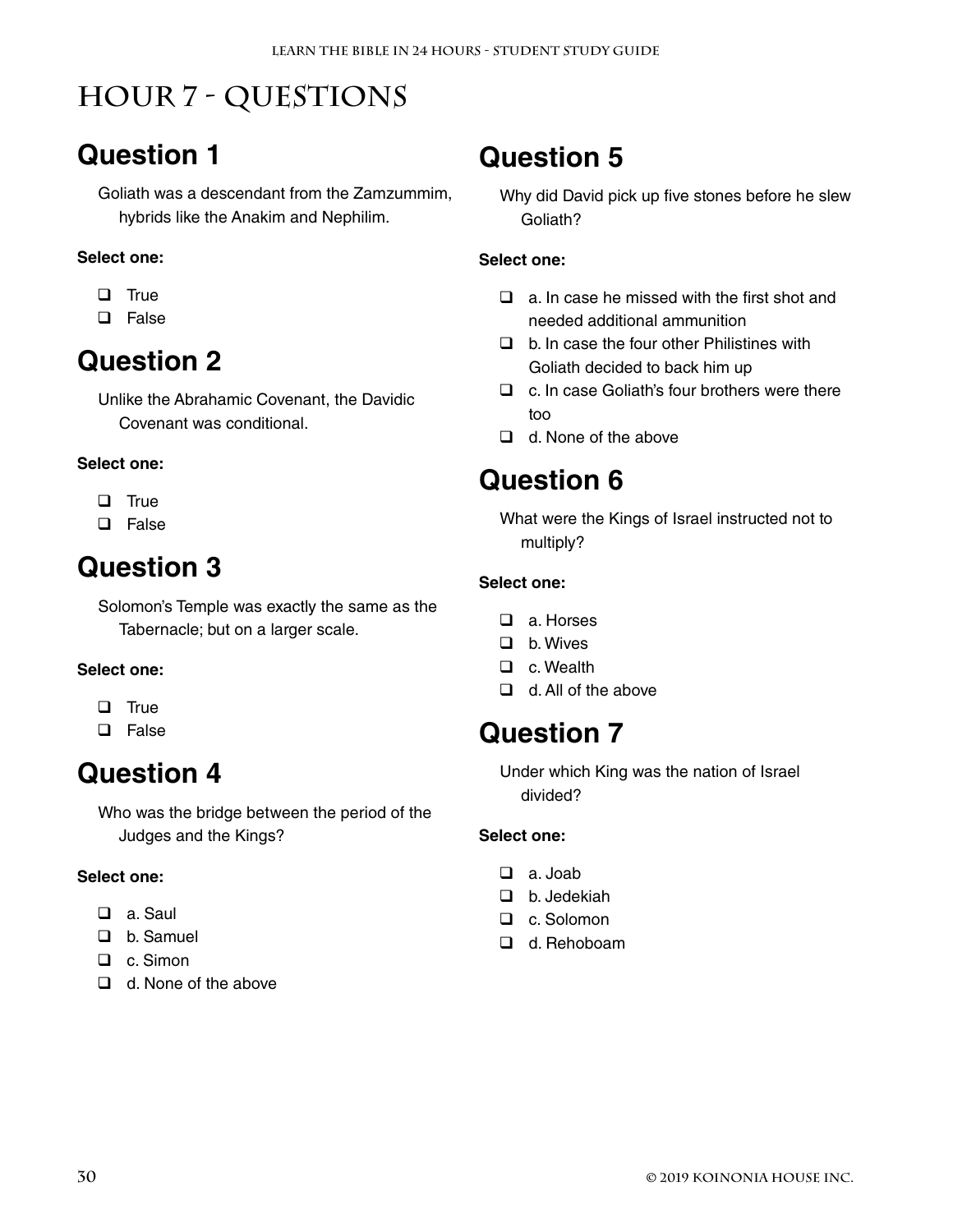# Hour 7 - Questions

## Question 1

Goliath was a descendant from the Zamzummim, hybrids like the Anakim and Nephilim.

**Select one:**

- ❑ True
- ❑ False

## Question 2

Unlike the Abrahamic Covenant, the Davidic Covenant was conditional.

**Select one:**

- ❑ True
- ❑ False

## Question 3

Solomon's Temple was exactly the same as the Tabernacle; but on a larger scale.

**Select one:**

- ❑ True
- ❑ False

## Question 4

Who was the bridge between the period of the Judges and the Kings?

**Select one:**

- ❑ a. Saul
- ❑ b. Samuel
- ❑ c. Simon
- ❑ d. None of the above

## Question 5

Why did David pick up five stones before he slew Goliath?

**Select one:**

- ❑ a. In case he missed with the first shot and needed additional ammunition
- ❑ b. In case the four other Philistines with Goliath decided to back him up
- ❑ c. In case Goliath's four brothers were there too
- ❑ d. None of the above

## Question 6

What were the Kings of Israel instructed not to multiply?

**Select one:**

- ❑ a. Horses
- ❑ b. Wives
- ❑ c. Wealth
- ❑ d. All of the above

## Question 7

Under which King was the nation of Israel divided?

**Select one:**

- ❑ a. Joab
- ❑ b. Jedekiah
- ❑ c. Solomon
- ❑ d. Rehoboam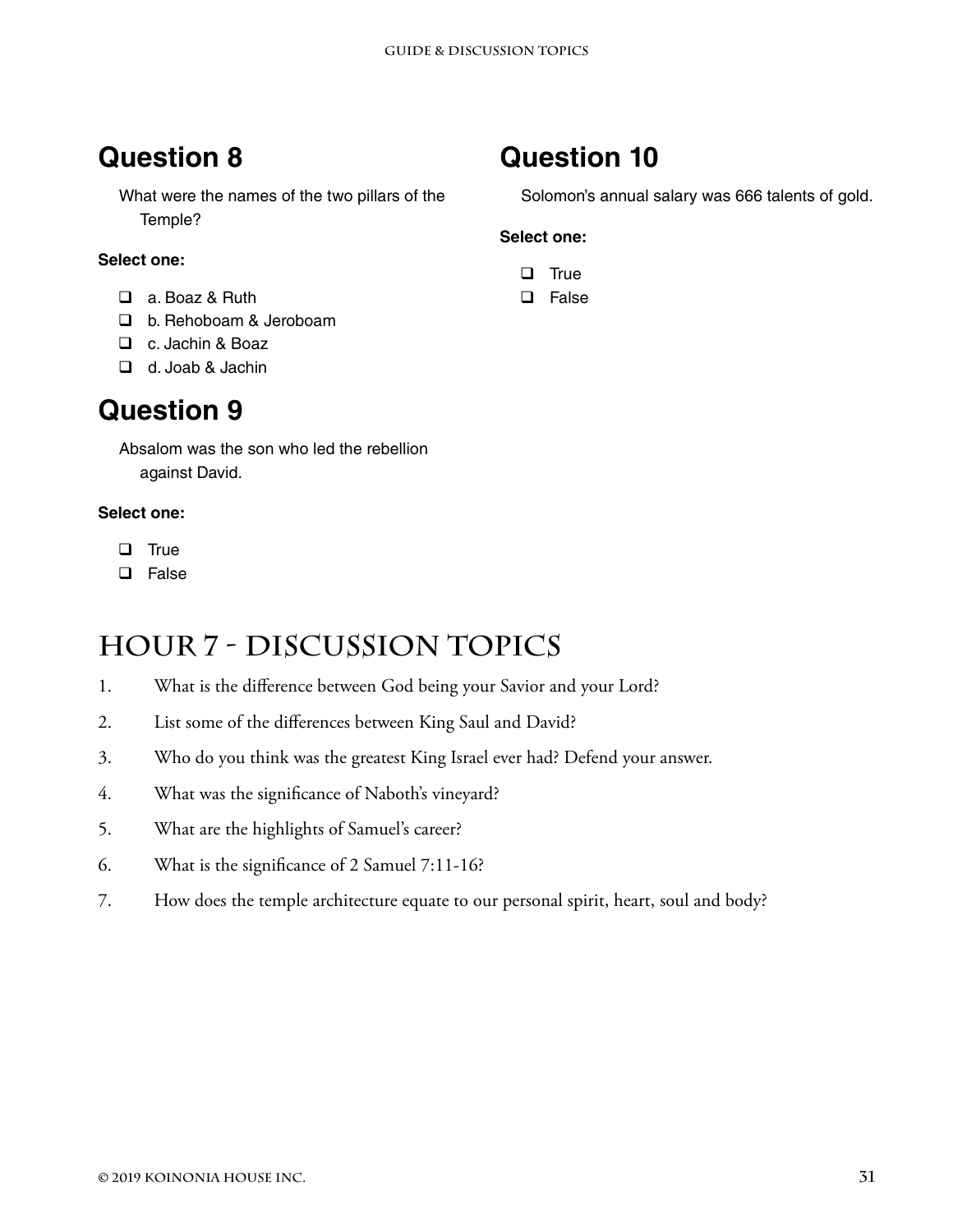## Question 8

What were the names of the two pillars of the Temple?

**Select one:**

- ❑ a. Boaz & Ruth
- ❑ b. Rehoboam & Jeroboam
- ❑ c. Jachin & Boaz
- ❑ d. Joab & Jachin

## Question 9

Absalom was the son who led the rebellion against David.

**Select one:**

- ❑ True
- ❑ False

## Question 10

Solomon's annual salary was 666 talents of gold.

**Select one:**

- ❑ True
- ❑ False

# Hour 7 - Discussion Topics

1. What is the difference between God being your Savior and your Lord?
2. List some of the differences between King Saul and David?
3. Who do you think was the greatest King Israel ever had? Defend your answer.
4. What was the significance of Naboth's vineyard?
5. What are the highlights of Samuel's career?
6. What is the significance of 2 Samuel 7:11-16?
7. How does the temple architecture equate to our personal spirit, heart, soul and body?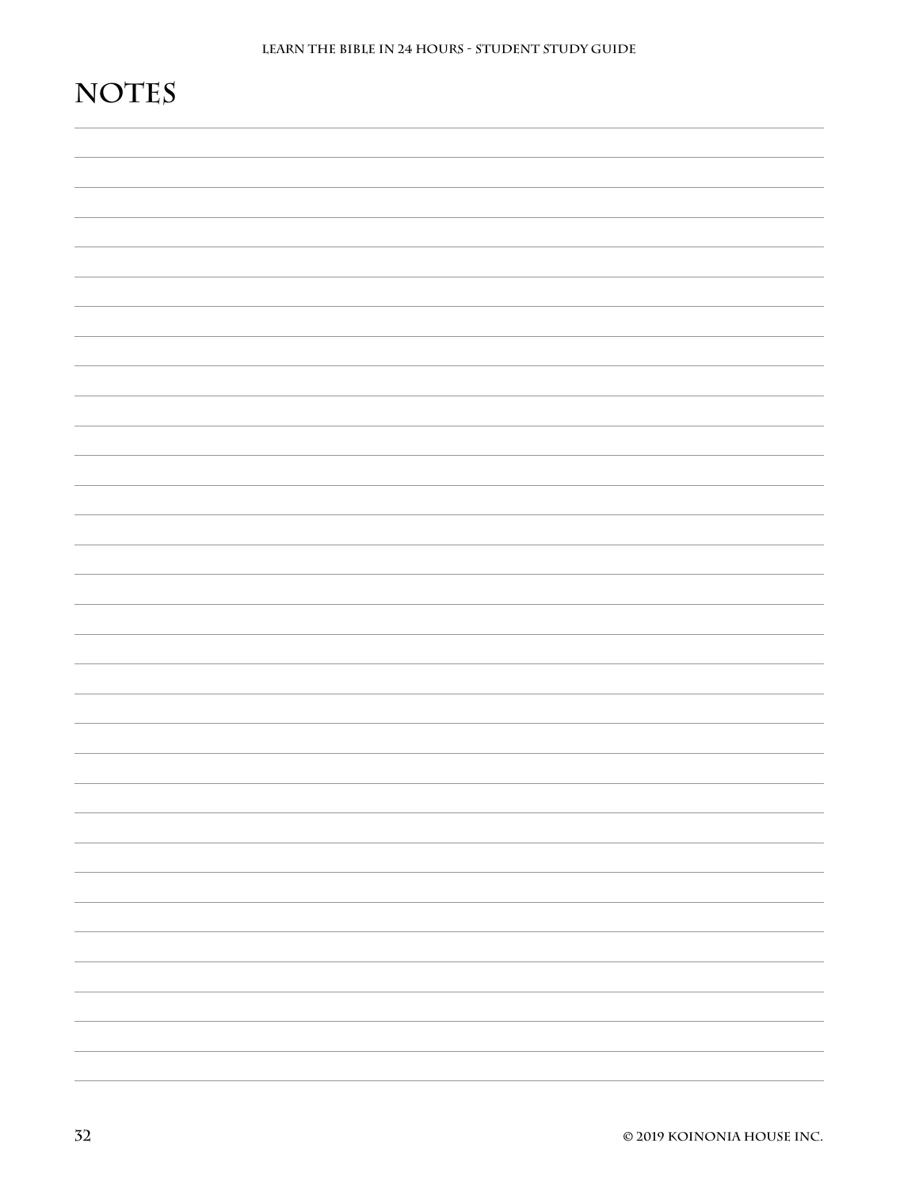# NOTES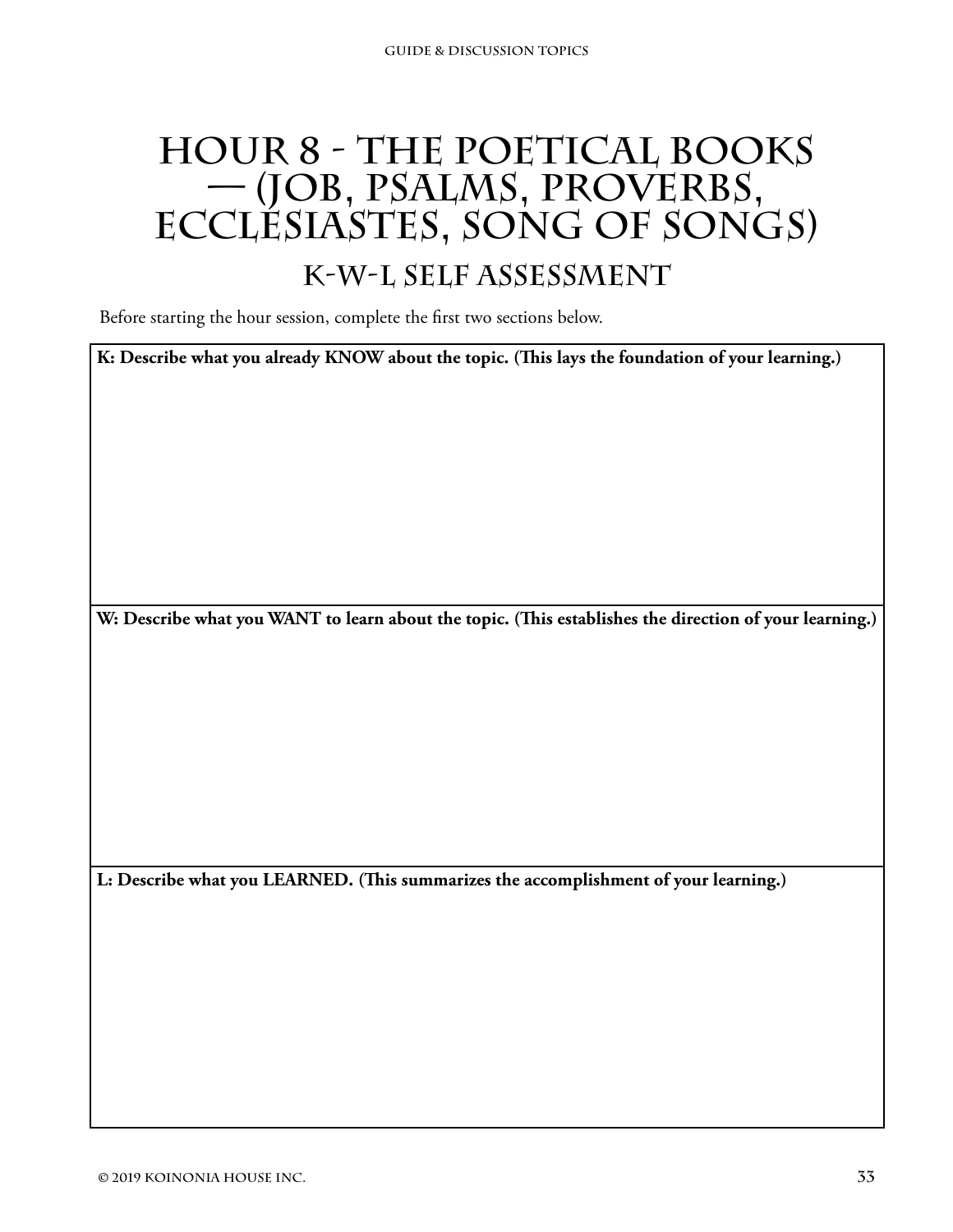# Hour 8 - The Poetical Books — (Job, Psalms, Proverbs, Ecclesiastes, Song of Songs)

## K-W-L Self Assessment

Before starting the hour session, complete the first two sections below.

| **K: Describe what you already KNOW about the topic. (This lays the foundation of your learning.)** |
| --- |
| |
| **W: Describe what you WANT to learn about the topic. (This establishes the direction of your learning.)** |
| |
| **L: Describe what you LEARNED. (This summarizes the accomplishment of your learning.)** |
| |

© 2019 Koinonia House Inc.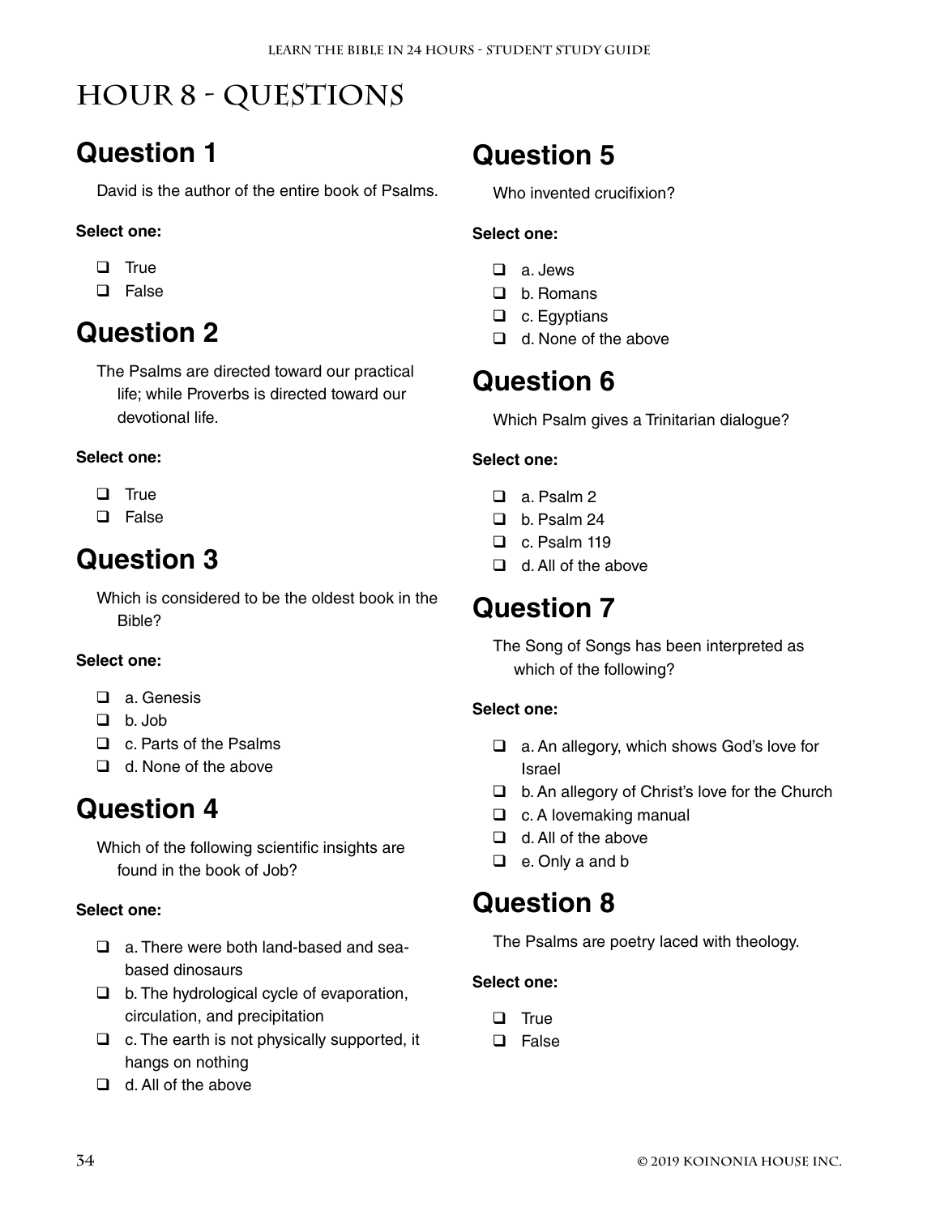# Hour 8 - Questions

## Question 1

David is the author of the entire book of Psalms.

**Select one:**

- ❑ True
- ❑ False

## Question 2

The Psalms are directed toward our practical life; while Proverbs is directed toward our devotional life.

**Select one:**

- ❑ True
- ❑ False

## Question 3

Which is considered to be the oldest book in the Bible?

**Select one:**

- ❑ a. Genesis
- ❑ b. Job
- ❑ c. Parts of the Psalms
- ❑ d. None of the above

## Question 4

Which of the following scientific insights are found in the book of Job?

**Select one:**

- ❑ a. There were both land-based and sea-based dinosaurs
- ❑ b. The hydrological cycle of evaporation, circulation, and precipitation
- ❑ c. The earth is not physically supported, it hangs on nothing
- ❑ d. All of the above

## Question 5

Who invented crucifixion?

**Select one:**

- ❑ a. Jews
- ❑ b. Romans
- ❑ c. Egyptians
- ❑ d. None of the above

## Question 6

Which Psalm gives a Trinitarian dialogue?

**Select one:**

- ❑ a. Psalm 2
- ❑ b. Psalm 24
- ❑ c. Psalm 119
- ❑ d. All of the above

## Question 7

The Song of Songs has been interpreted as which of the following?

**Select one:**

- ❑ a. An allegory, which shows God's love for Israel
- ❑ b. An allegory of Christ's love for the Church
- ❑ c. A lovemaking manual
- ❑ d. All of the above
- ❑ e. Only a and b

## Question 8

The Psalms are poetry laced with theology.

**Select one:**

- ❑ True
- ❑ False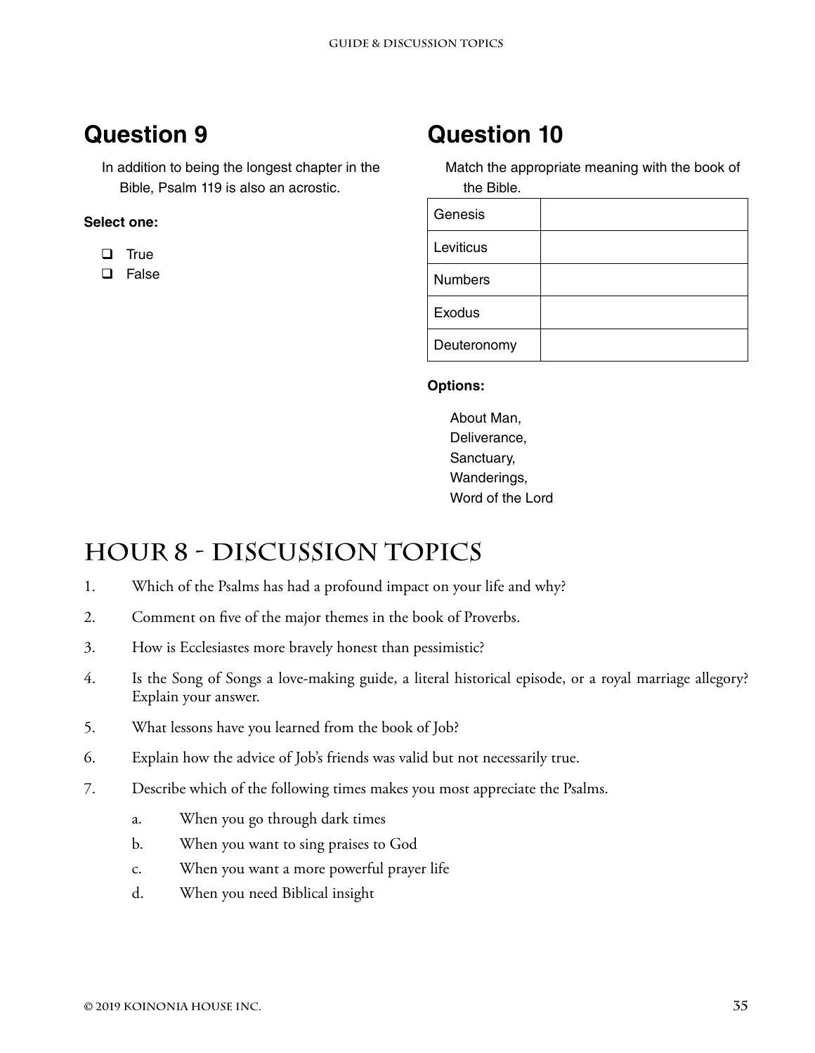## Question 9

In addition to being the longest chapter in the Bible, Psalm 119 is also an acrostic.

**Select one:**

- ❑ True
- ❑ False

## Question 10

Match the appropriate meaning with the book of the Bible.

| Genesis | |
|---|---|
| Leviticus | |
| Numbers | |
| Exodus | |
| Deuteronomy | |

**Options:**

About Man,
Deliverance,
Sanctuary,
Wanderings,
Word of the Lord

# Hour 8 - Discussion Topics

1. Which of the Psalms has had a profound impact on your life and why?
2. Comment on five of the major themes in the book of Proverbs.
3. How is Ecclesiastes more bravely honest than pessimistic?
4. Is the Song of Songs a love-making guide, a literal historical episode, or a royal marriage allegory? Explain your answer.
5. What lessons have you learned from the book of Job?
6. Explain how the advice of Job's friends was valid but not necessarily true.
7. Describe which of the following times makes you most appreciate the Psalms.
   a. When you go through dark times
   b. When you want to sing praises to God
   c. When you want a more powerful prayer life
   d. When you need Biblical insight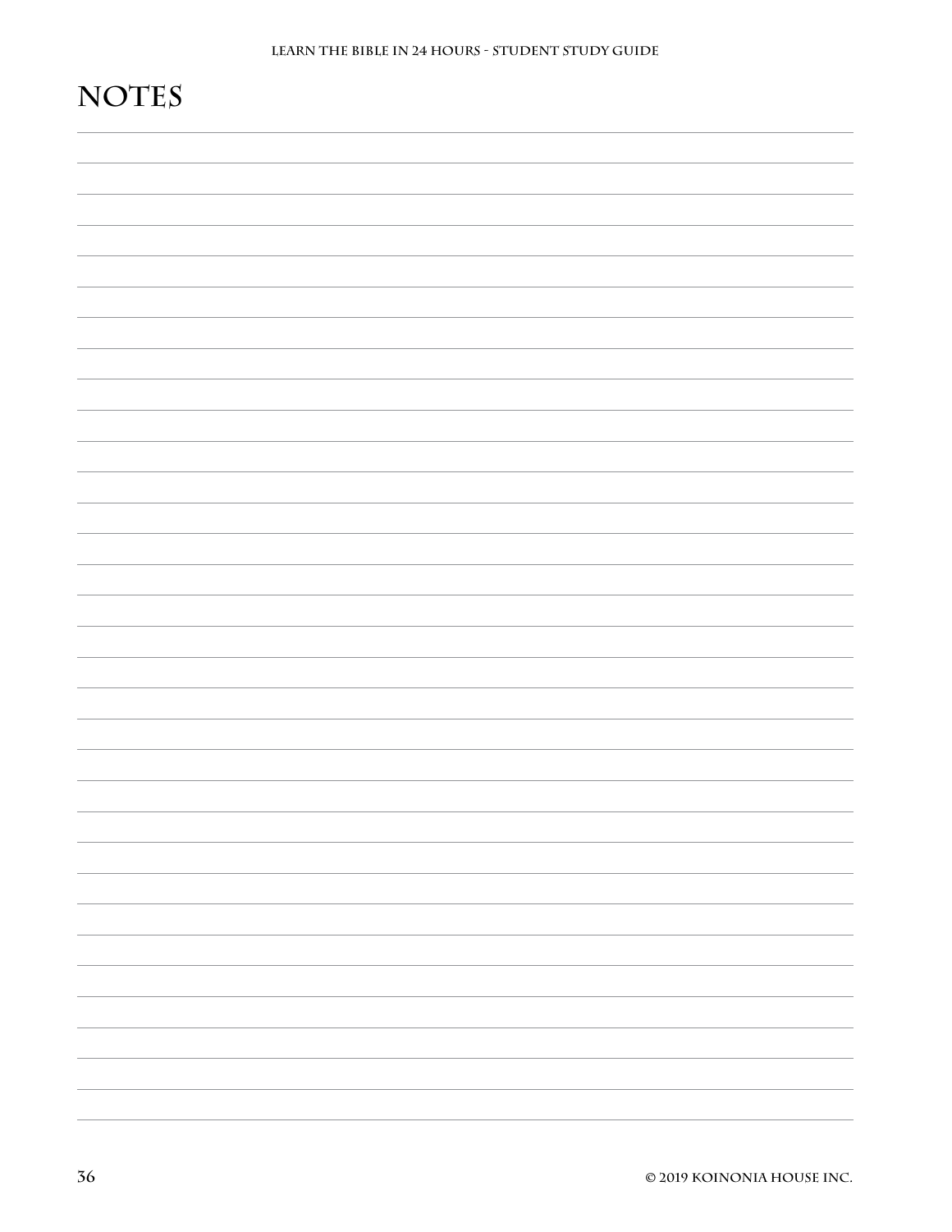# NOTES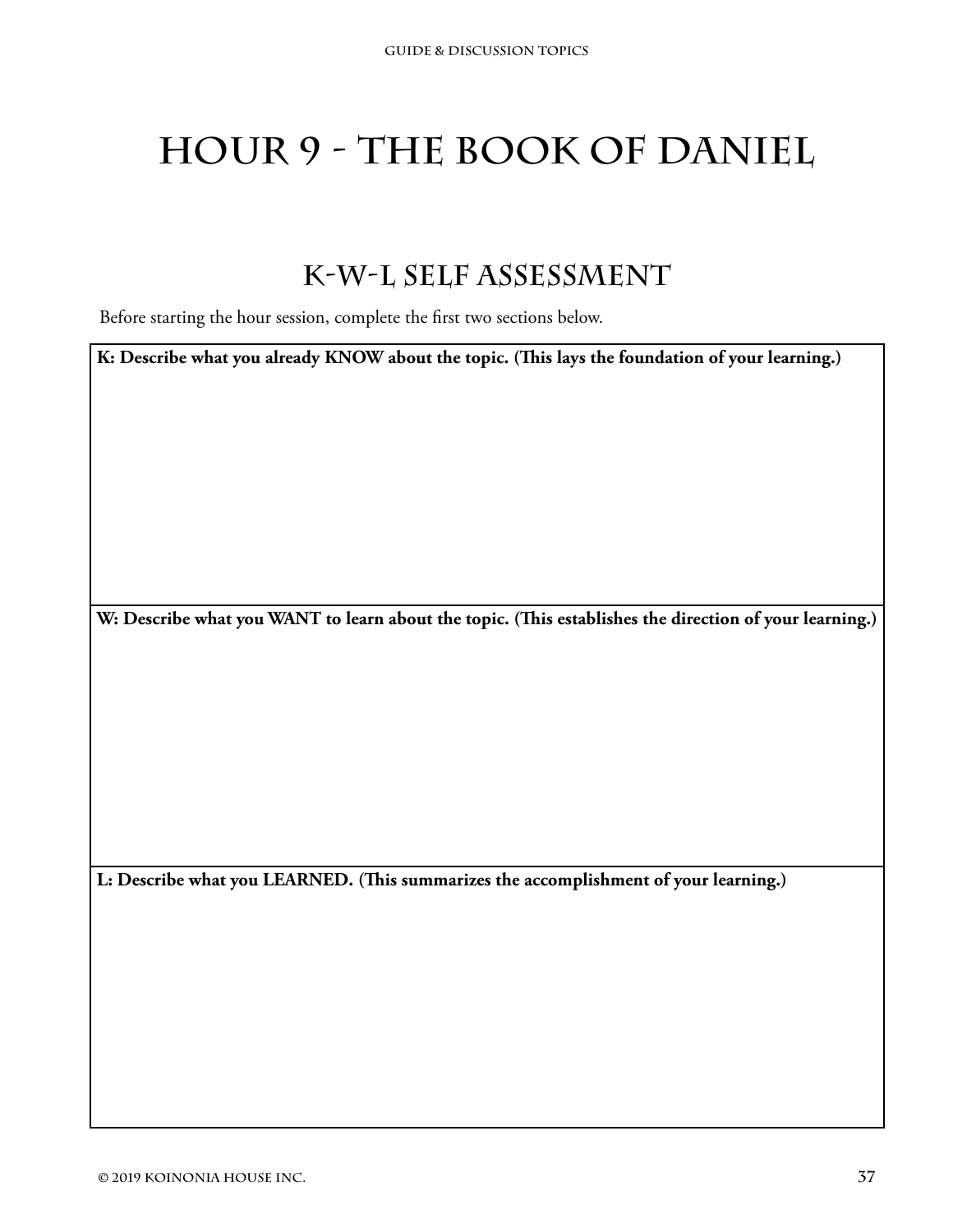# Hour 9 - The Book of Daniel

## K-W-L Self Assessment

Before starting the hour session, complete the first two sections below.

| **K: Describe what you already KNOW about the topic. (This lays the foundation of your learning.)** |
| --- |
| |
| **W: Describe what you WANT to learn about the topic. (This establishes the direction of your learning.)** |
| |
| **L: Describe what you LEARNED. (This summarizes the accomplishment of your learning.)** |
| |

© 2019 Koinonia House Inc.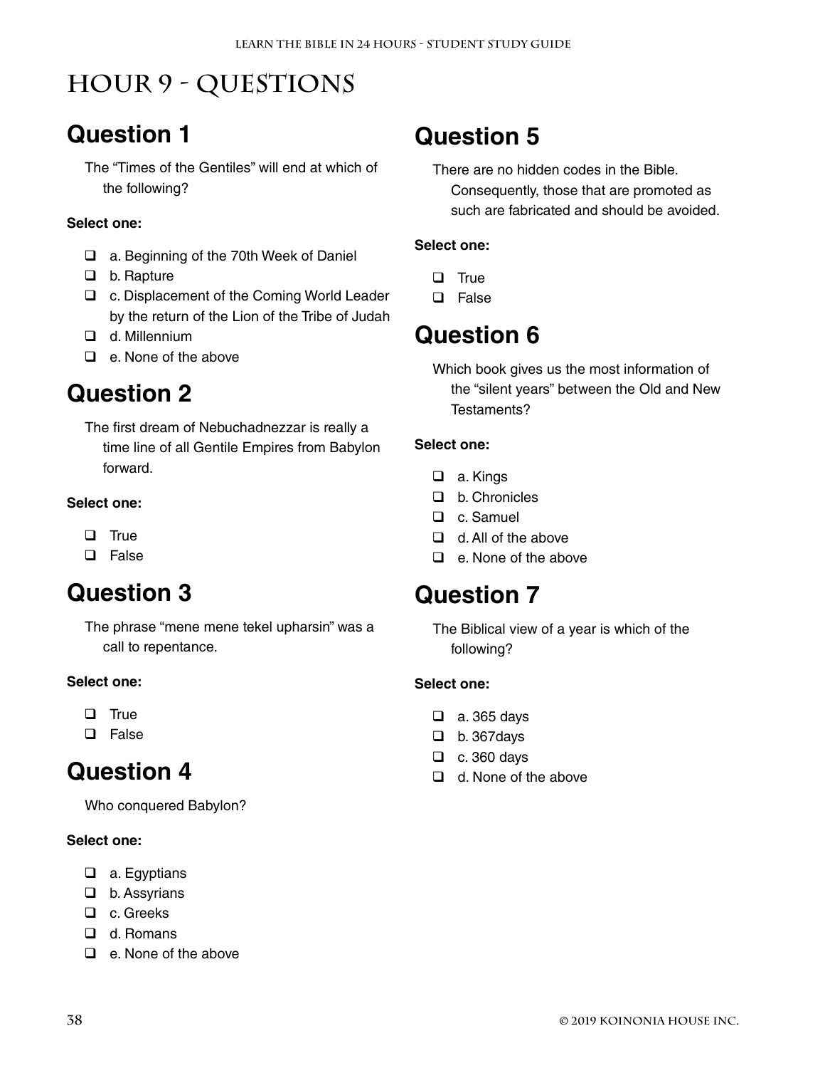# Hour 9 - Questions

## Question 1

The "Times of the Gentiles" will end at which of the following?

**Select one:**

- ❑ a. Beginning of the 70th Week of Daniel
- ❑ b. Rapture
- ❑ c. Displacement of the Coming World Leader by the return of the Lion of the Tribe of Judah
- ❑ d. Millennium
- ❑ e. None of the above

## Question 2

The first dream of Nebuchadnezzar is really a time line of all Gentile Empires from Babylon forward.

**Select one:**

- ❑ True
- ❑ False

## Question 3

The phrase "mene mene tekel upharsin" was a call to repentance.

**Select one:**

- ❑ True
- ❑ False

## Question 4

Who conquered Babylon?

**Select one:**

- ❑ a. Egyptians
- ❑ b. Assyrians
- ❑ c. Greeks
- ❑ d. Romans
- ❑ e. None of the above

## Question 5

There are no hidden codes in the Bible. Consequently, those that are promoted as such are fabricated and should be avoided.

**Select one:**

- ❑ True
- ❑ False

## Question 6

Which book gives us the most information of the "silent years" between the Old and New Testaments?

**Select one:**

- ❑ a. Kings
- ❑ b. Chronicles
- ❑ c. Samuel
- ❑ d. All of the above
- ❑ e. None of the above

## Question 7

The Biblical view of a year is which of the following?

**Select one:**

- ❑ a. 365 days
- ❑ b. 367days
- ❑ c. 360 days
- ❑ d. None of the above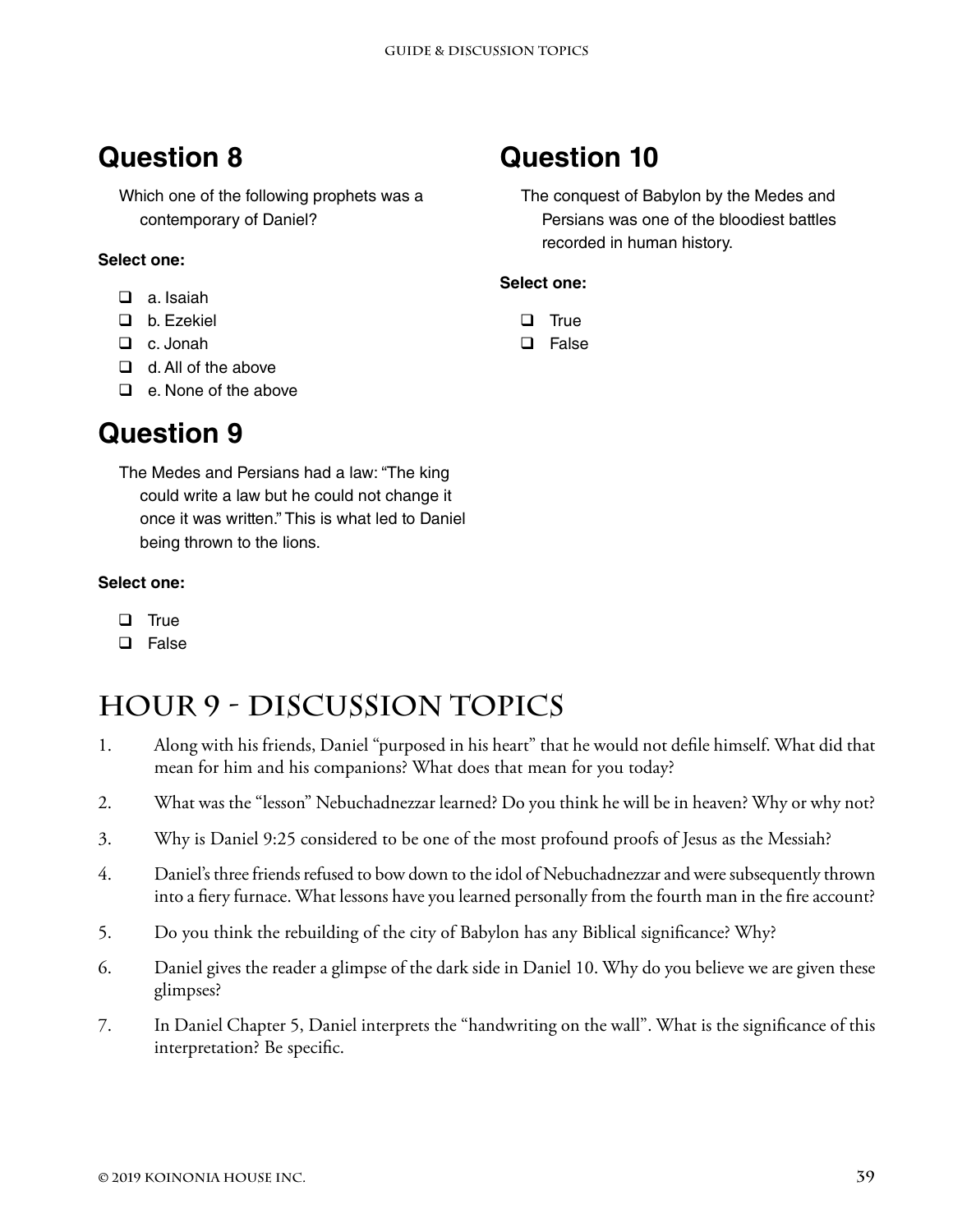## Question 8

Which one of the following prophets was a contemporary of Daniel?

**Select one:**

- ☐ a. Isaiah
- ☐ b. Ezekiel
- ☐ c. Jonah
- ☐ d. All of the above
- ☐ e. None of the above

## Question 9

The Medes and Persians had a law: "The king could write a law but he could not change it once it was written." This is what led to Daniel being thrown to the lions.

**Select one:**

- ☐ True
- ☐ False

## Question 10

The conquest of Babylon by the Medes and Persians was one of the bloodiest battles recorded in human history.

**Select one:**

- ☐ True
- ☐ False

# Hour 9 - Discussion Topics

1. Along with his friends, Daniel "purposed in his heart" that he would not defile himself. What did that mean for him and his companions? What does that mean for you today?
2. What was the "lesson" Nebuchadnezzar learned? Do you think he will be in heaven? Why or why not?
3. Why is Daniel 9:25 considered to be one of the most profound proofs of Jesus as the Messiah?
4. Daniel's three friends refused to bow down to the idol of Nebuchadnezzar and were subsequently thrown into a fiery furnace. What lessons have you learned personally from the fourth man in the fire account?
5. Do you think the rebuilding of the city of Babylon has any Biblical significance? Why?
6. Daniel gives the reader a glimpse of the dark side in Daniel 10. Why do you believe we are given these glimpses?
7. In Daniel Chapter 5, Daniel interprets the "handwriting on the wall". What is the significance of this interpretation? Be specific.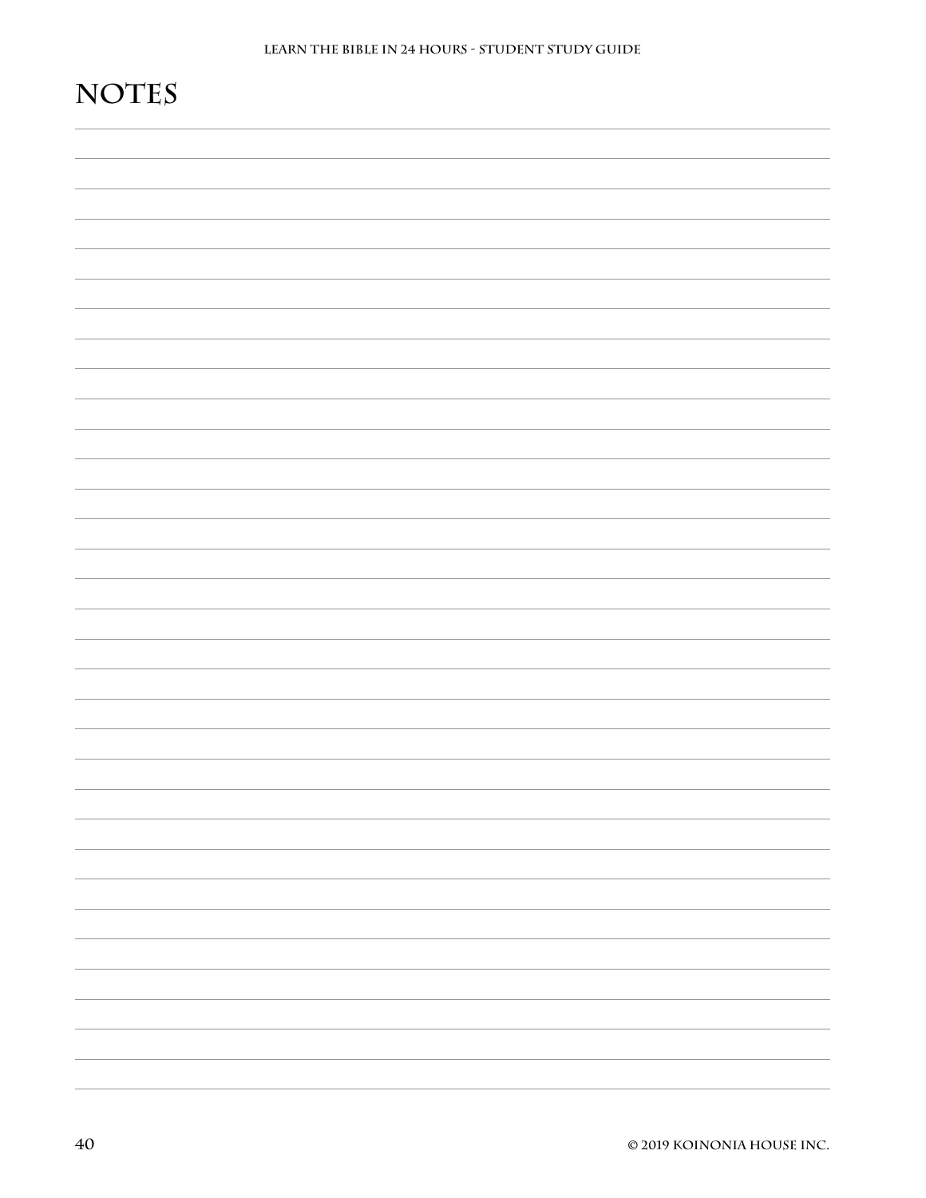# NOTES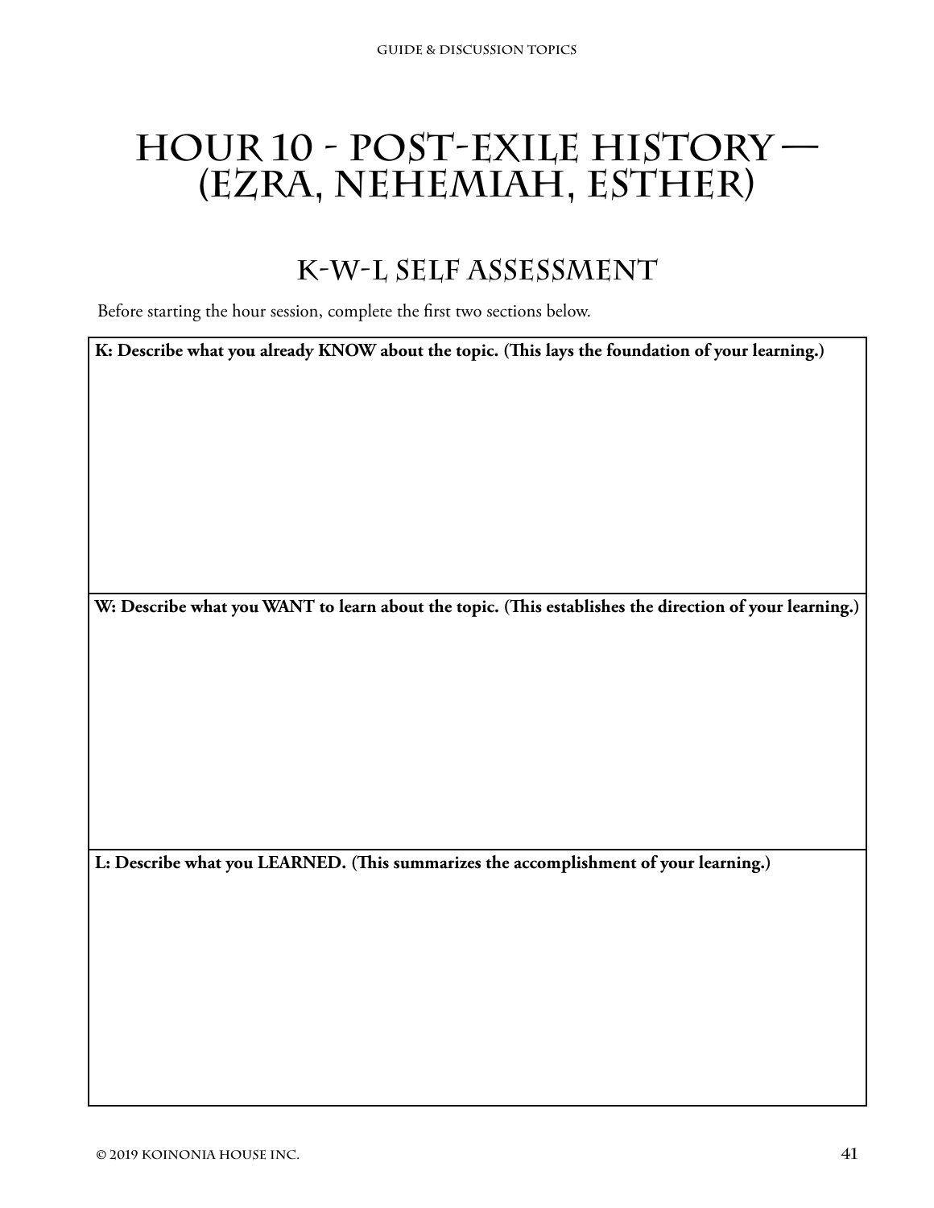# Hour 10 - Post-Exile History — (Ezra, Nehemiah, Esther)

## K-W-L Self Assessment

Before starting the hour session, complete the first two sections below.

| **K: Describe what you already KNOW about the topic. (This lays the foundation of your learning.)** |
|---|
| |
| **W: Describe what you WANT to learn about the topic. (This establishes the direction of your learning.)** |
| |
| **L: Describe what you LEARNED. (This summarizes the accomplishment of your learning.)** |
| |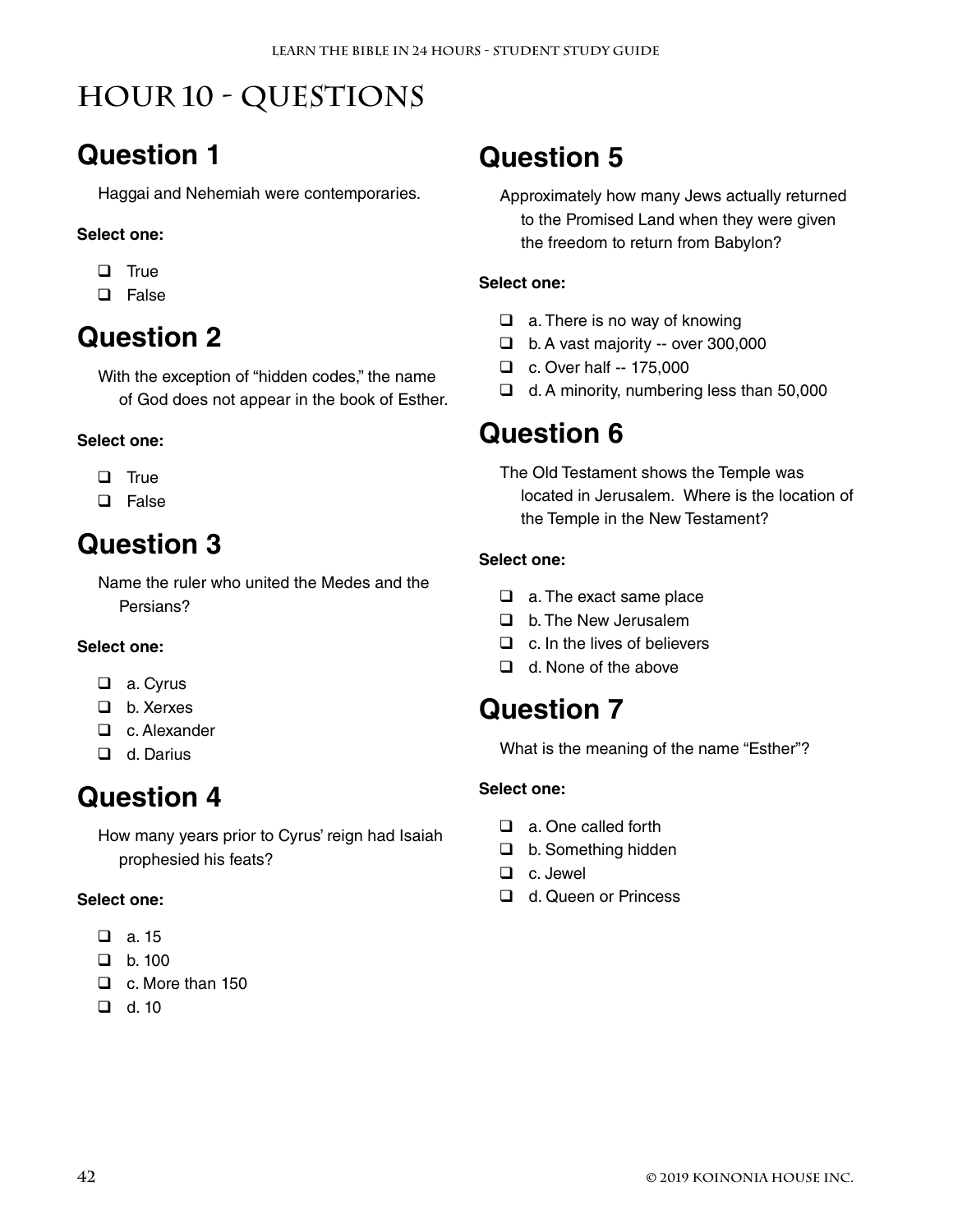# Hour 10 - Questions

## Question 1

Haggai and Nehemiah were contemporaries.

**Select one:**

- ❑ True
- ❑ False

## Question 2

With the exception of "hidden codes," the name of God does not appear in the book of Esther.

**Select one:**

- ❑ True
- ❑ False

## Question 3

Name the ruler who united the Medes and the Persians?

**Select one:**

- ❑ a. Cyrus
- ❑ b. Xerxes
- ❑ c. Alexander
- ❑ d. Darius

## Question 4

How many years prior to Cyrus' reign had Isaiah prophesied his feats?

**Select one:**

- ❑ a. 15
- ❑ b. 100
- ❑ c. More than 150
- ❑ d. 10

## Question 5

Approximately how many Jews actually returned to the Promised Land when they were given the freedom to return from Babylon?

**Select one:**

- ❑ a. There is no way of knowing
- ❑ b. A vast majority -- over 300,000
- ❑ c. Over half -- 175,000
- ❑ d. A minority, numbering less than 50,000

## Question 6

The Old Testament shows the Temple was located in Jerusalem. Where is the location of the Temple in the New Testament?

**Select one:**

- ❑ a. The exact same place
- ❑ b. The New Jerusalem
- ❑ c. In the lives of believers
- ❑ d. None of the above

## Question 7

What is the meaning of the name "Esther"?

**Select one:**

- ❑ a. One called forth
- ❑ b. Something hidden
- ❑ c. Jewel
- ❑ d. Queen or Princess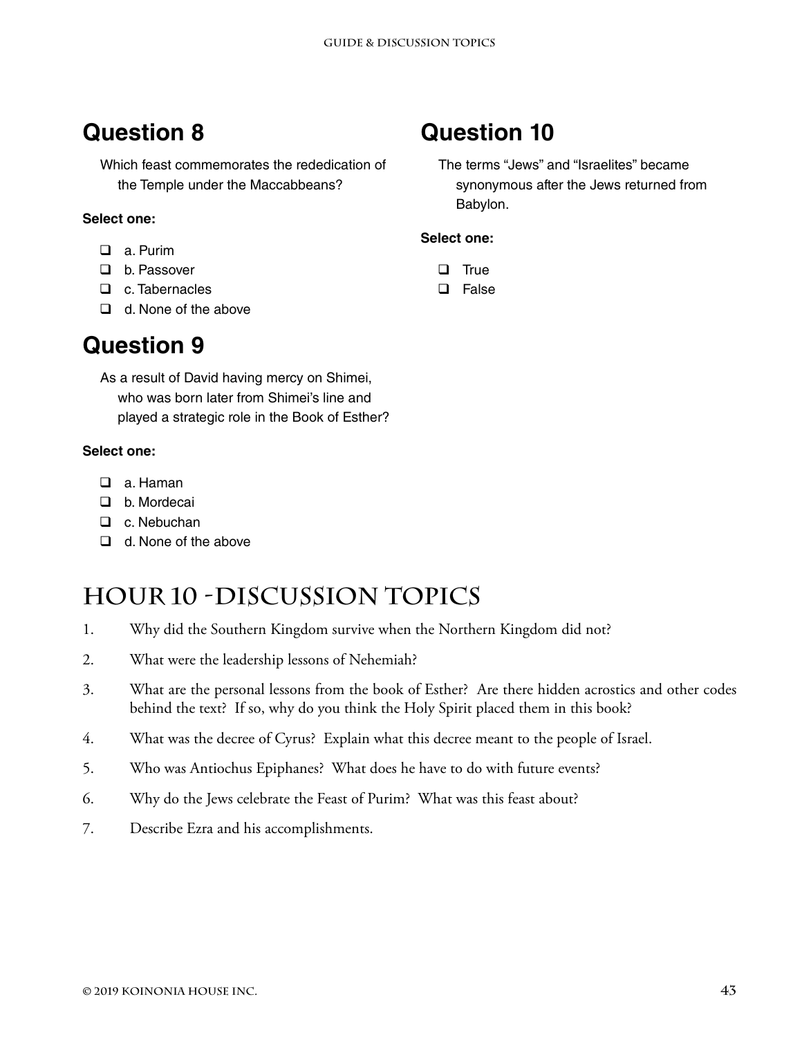## Question 8

Which feast commemorates the rededication of the Temple under the Maccabbeans?

**Select one:**

- ❑ a. Purim
- ❑ b. Passover
- ❑ c. Tabernacles
- ❑ d. None of the above

## Question 9

As a result of David having mercy on Shimei, who was born later from Shimei's line and played a strategic role in the Book of Esther?

**Select one:**

- ❑ a. Haman
- ❑ b. Mordecai
- ❑ c. Nebuchan
- ❑ d. None of the above

## Question 10

The terms "Jews" and "Israelites" became synonymous after the Jews returned from Babylon.

**Select one:**

- ❑ True
- ❑ False

# Hour 10 - Discussion Topics

1. Why did the Southern Kingdom survive when the Northern Kingdom did not?
2. What were the leadership lessons of Nehemiah?
3. What are the personal lessons from the book of Esther? Are there hidden acrostics and other codes behind the text? If so, why do you think the Holy Spirit placed them in this book?
4. What was the decree of Cyrus? Explain what this decree meant to the people of Israel.
5. Who was Antiochus Epiphanes? What does he have to do with future events?
6. Why do the Jews celebrate the Feast of Purim? What was this feast about?
7. Describe Ezra and his accomplishments.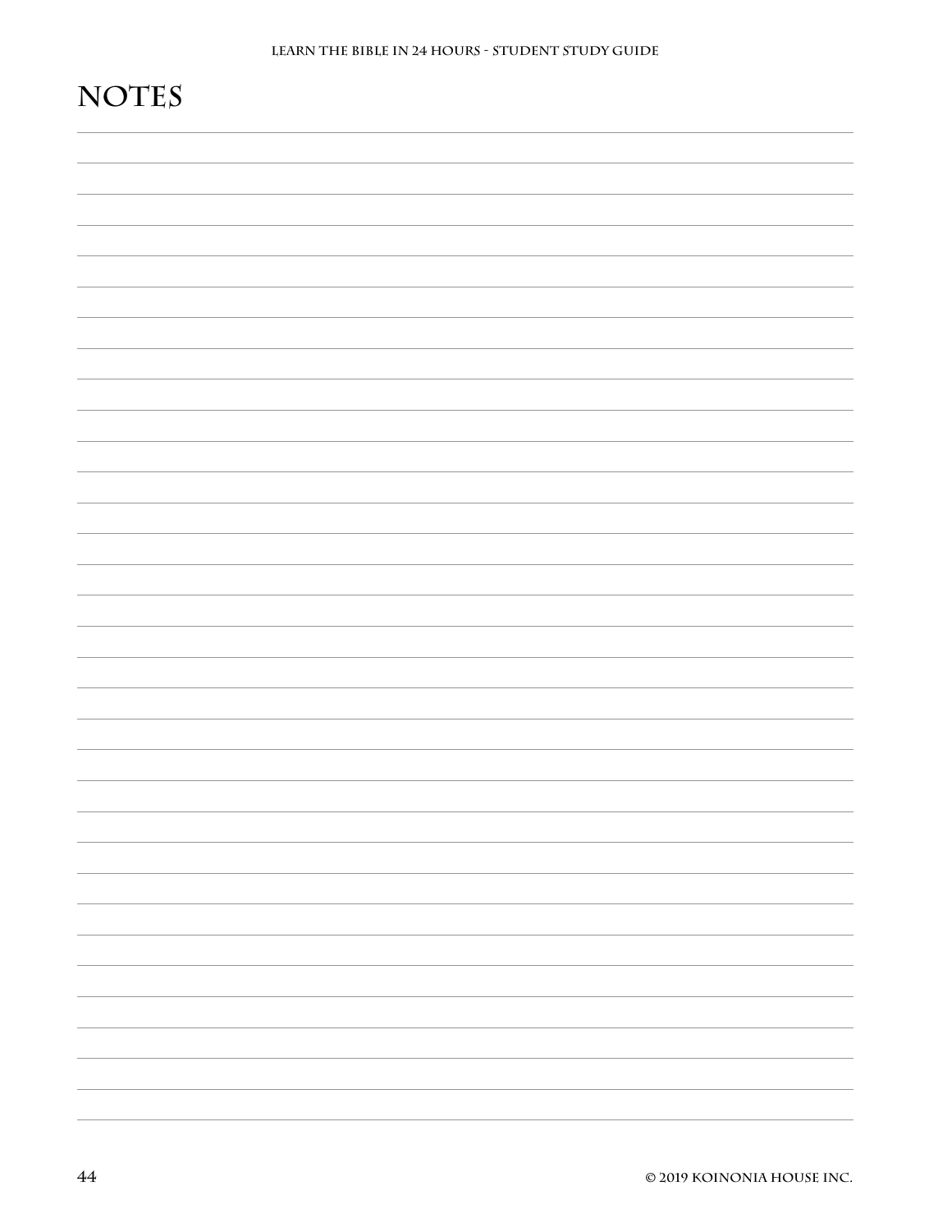# NOTES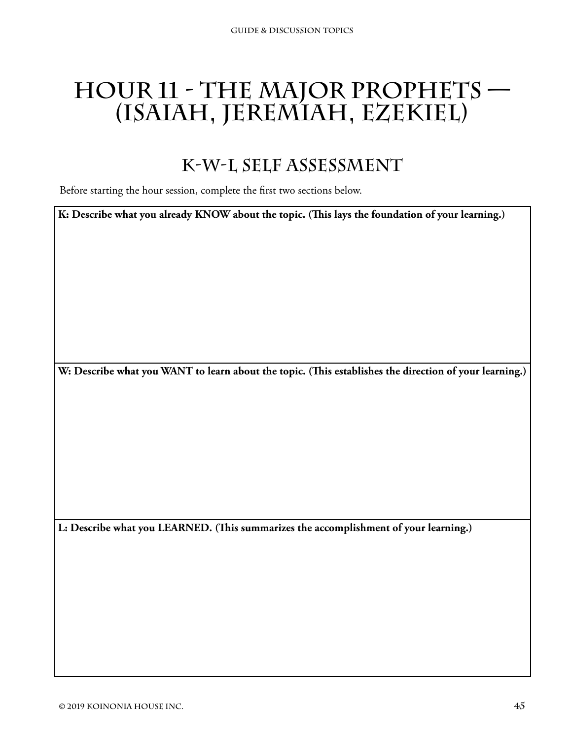# Hour 11 - The Major Prophets — (Isaiah, Jeremiah, Ezekiel)

## K-W-L Self Assessment

Before starting the hour session, complete the first two sections below.

| **K: Describe what you already KNOW about the topic. (This lays the foundation of your learning.)** |
| --- |
| |
| **W: Describe what you WANT to learn about the topic. (This establishes the direction of your learning.)** |
| |
| **L: Describe what you LEARNED. (This summarizes the accomplishment of your learning.)** |
| |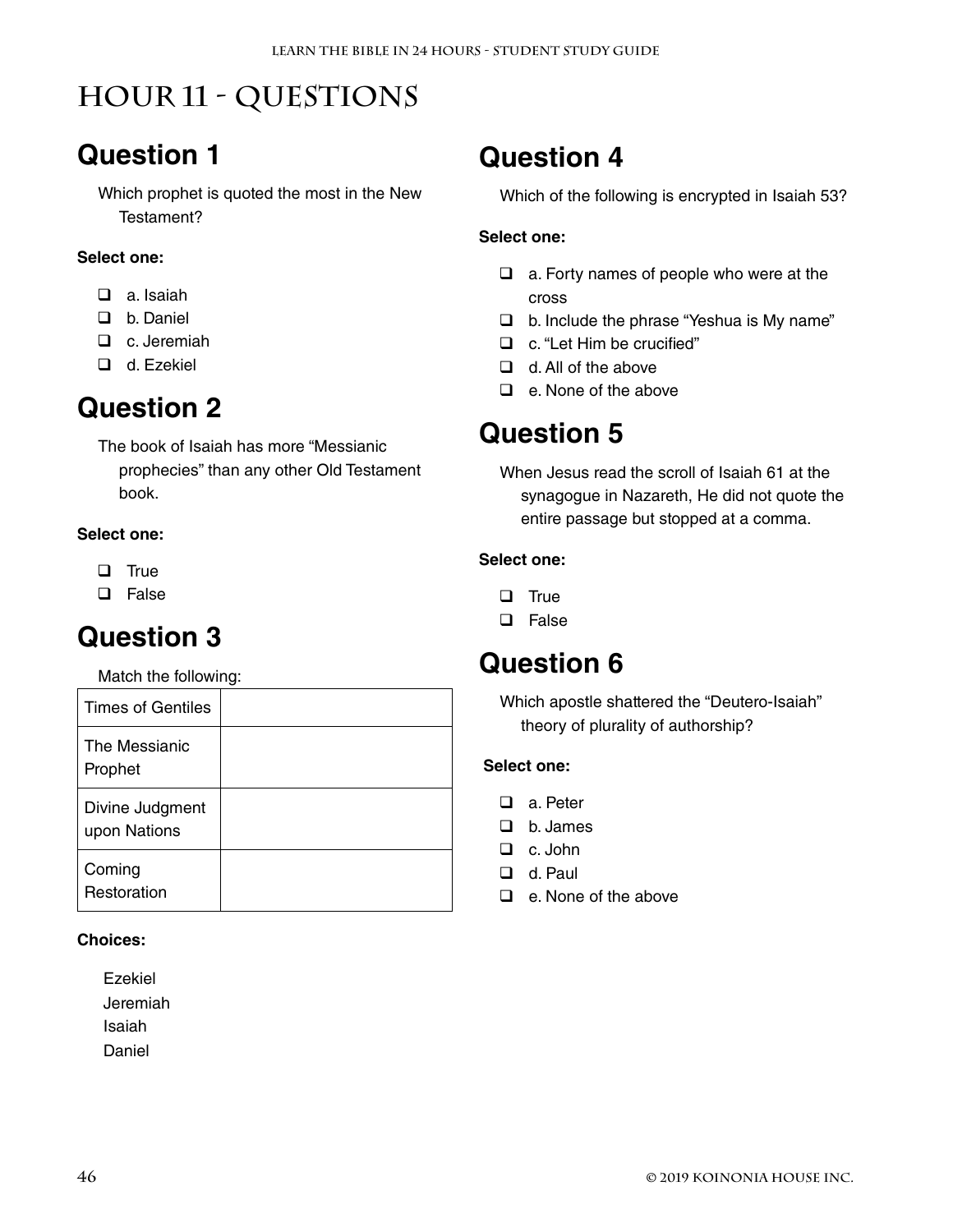# Hour 11 - Questions

## Question 1

Which prophet is quoted the most in the New Testament?

**Select one:**

- ❑ a. Isaiah
- ❑ b. Daniel
- ❑ c. Jeremiah
- ❑ d. Ezekiel

## Question 2

The book of Isaiah has more "Messianic prophecies" than any other Old Testament book.

**Select one:**

- ❑ True
- ❑ False

## Question 3

Match the following:

| Times of Gentiles | |
|---|---|
| The Messianic Prophet | |
| Divine Judgment upon Nations | |
| Coming Restoration | |

**Choices:**

Ezekiel
Jeremiah
Isaiah
Daniel

## Question 4

Which of the following is encrypted in Isaiah 53?

**Select one:**

- ❑ a. Forty names of people who were at the cross
- ❑ b. Include the phrase "Yeshua is My name"
- ❑ c. "Let Him be crucified"
- ❑ d. All of the above
- ❑ e. None of the above

## Question 5

When Jesus read the scroll of Isaiah 61 at the synagogue in Nazareth, He did not quote the entire passage but stopped at a comma.

**Select one:**

- ❑ True
- ❑ False

## Question 6

Which apostle shattered the "Deutero-Isaiah" theory of plurality of authorship?

**Select one:**

- ❑ a. Peter
- ❑ b. James
- ❑ c. John
- ❑ d. Paul
- ❑ e. None of the above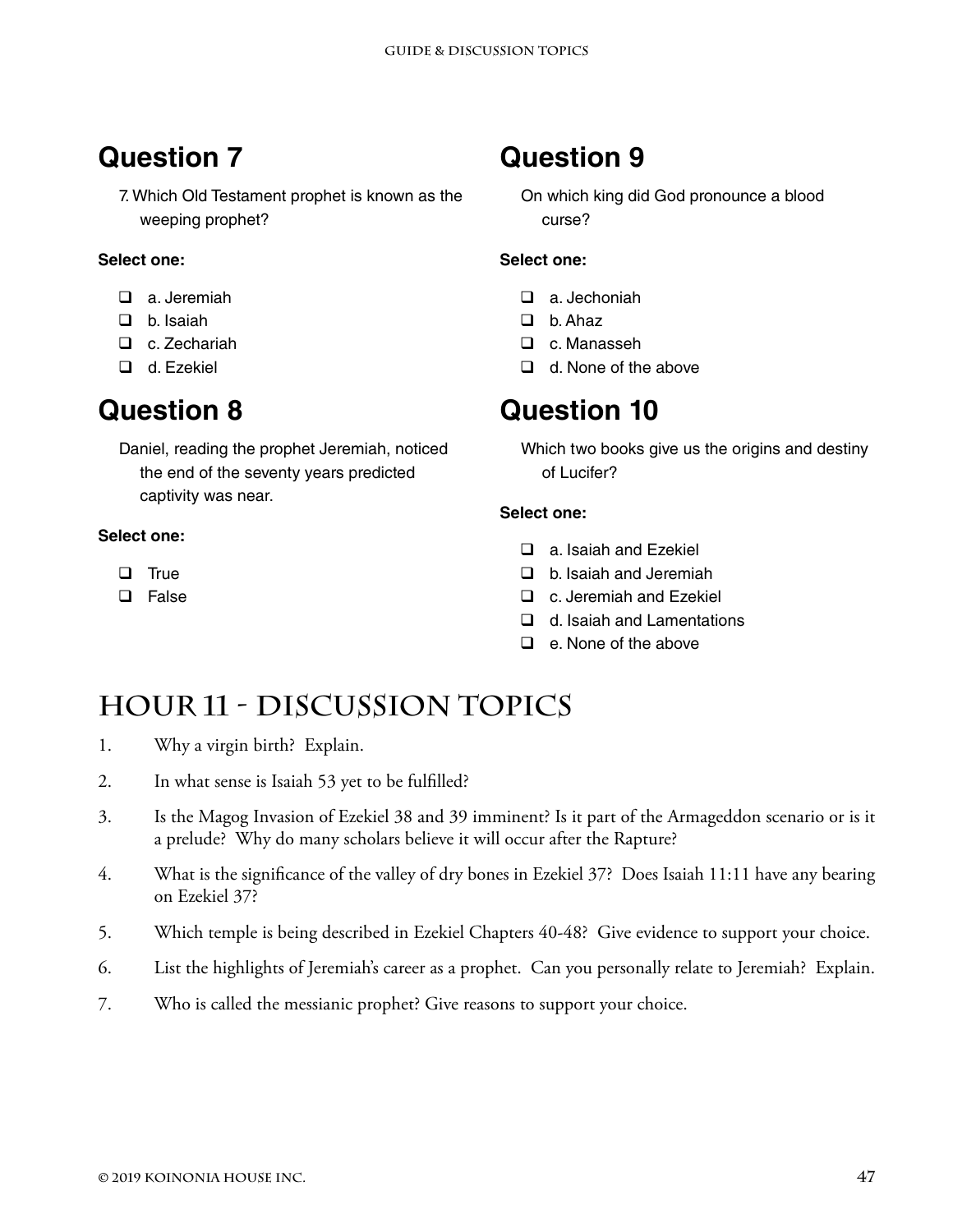## Question 7

7. Which Old Testament prophet is known as the weeping prophet?

**Select one:**

- ❑ a. Jeremiah
- ❑ b. Isaiah
- ❑ c. Zechariah
- ❑ d. Ezekiel

## Question 8

Daniel, reading the prophet Jeremiah, noticed the end of the seventy years predicted captivity was near.

**Select one:**

- ❑ True
- ❑ False

## Question 9

On which king did God pronounce a blood curse?

**Select one:**

- ❑ a. Jechoniah
- ❑ b. Ahaz
- ❑ c. Manasseh
- ❑ d. None of the above

## Question 10

Which two books give us the origins and destiny of Lucifer?

**Select one:**

- ❑ a. Isaiah and Ezekiel
- ❑ b. Isaiah and Jeremiah
- ❑ c. Jeremiah and Ezekiel
- ❑ d. Isaiah and Lamentations
- ❑ e. None of the above

# Hour 11 - Discussion Topics

1. Why a virgin birth? Explain.
2. In what sense is Isaiah 53 yet to be fulfilled?
3. Is the Magog Invasion of Ezekiel 38 and 39 imminent? Is it part of the Armageddon scenario or is it a prelude? Why do many scholars believe it will occur after the Rapture?
4. What is the significance of the valley of dry bones in Ezekiel 37? Does Isaiah 11:11 have any bearing on Ezekiel 37?
5. Which temple is being described in Ezekiel Chapters 40-48? Give evidence to support your choice.
6. List the highlights of Jeremiah's career as a prophet. Can you personally relate to Jeremiah? Explain.
7. Who is called the messianic prophet? Give reasons to support your choice.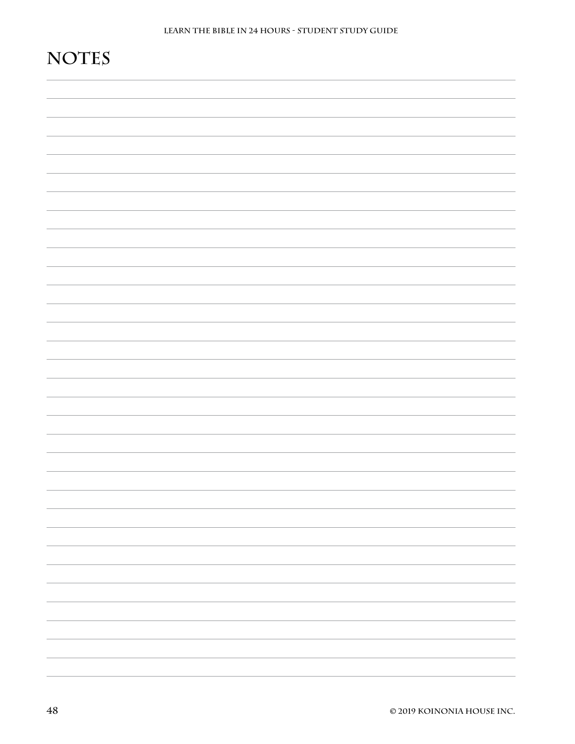# NOTES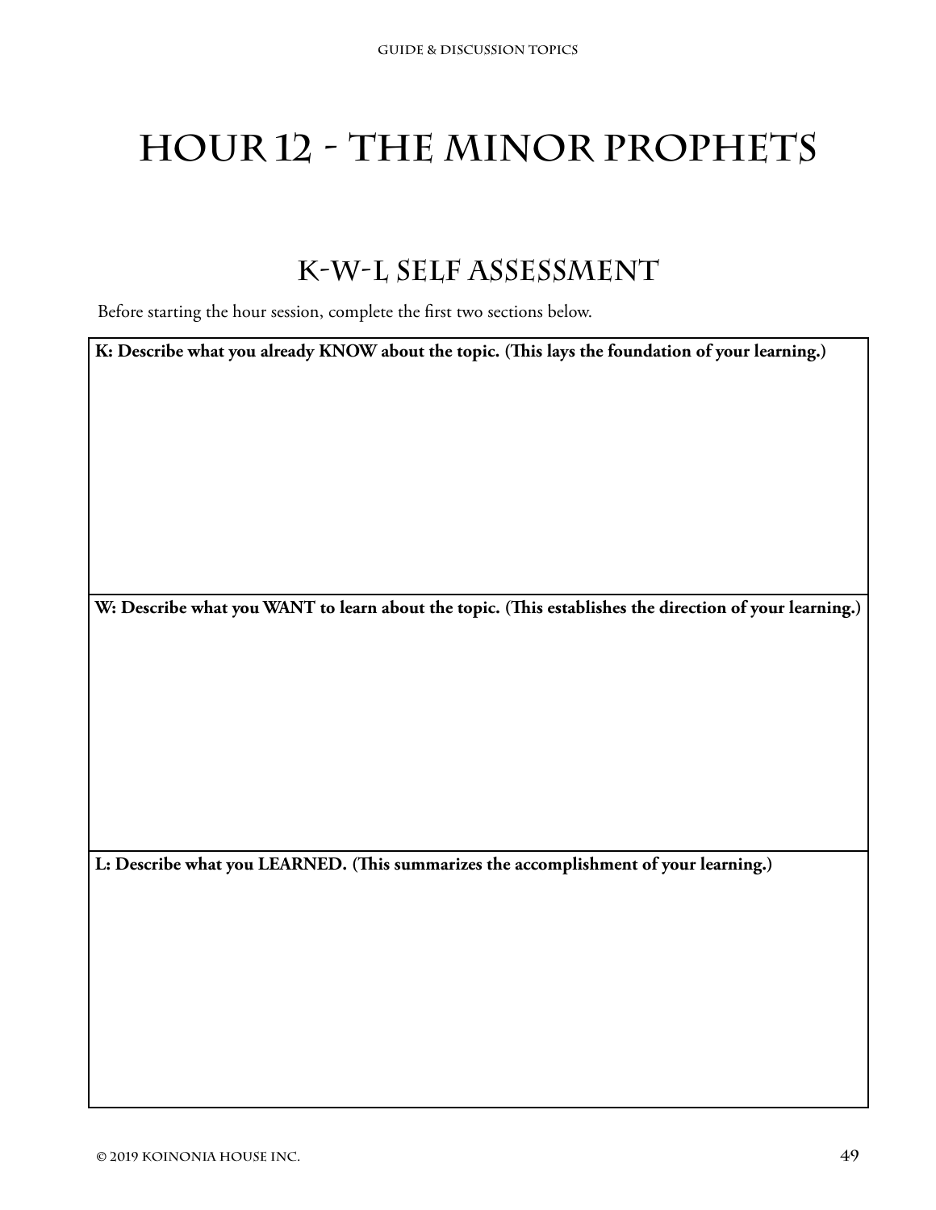# Hour 12 - The Minor Prophets

## K-W-L Self Assessment

Before starting the hour session, complete the first two sections below.

| **K: Describe what you already KNOW about the topic. (This lays the foundation of your learning.)** |
| --- |
| |
| **W: Describe what you WANT to learn about the topic. (This establishes the direction of your learning.)** |
| |
| **L: Describe what you LEARNED. (This summarizes the accomplishment of your learning.)** |
| |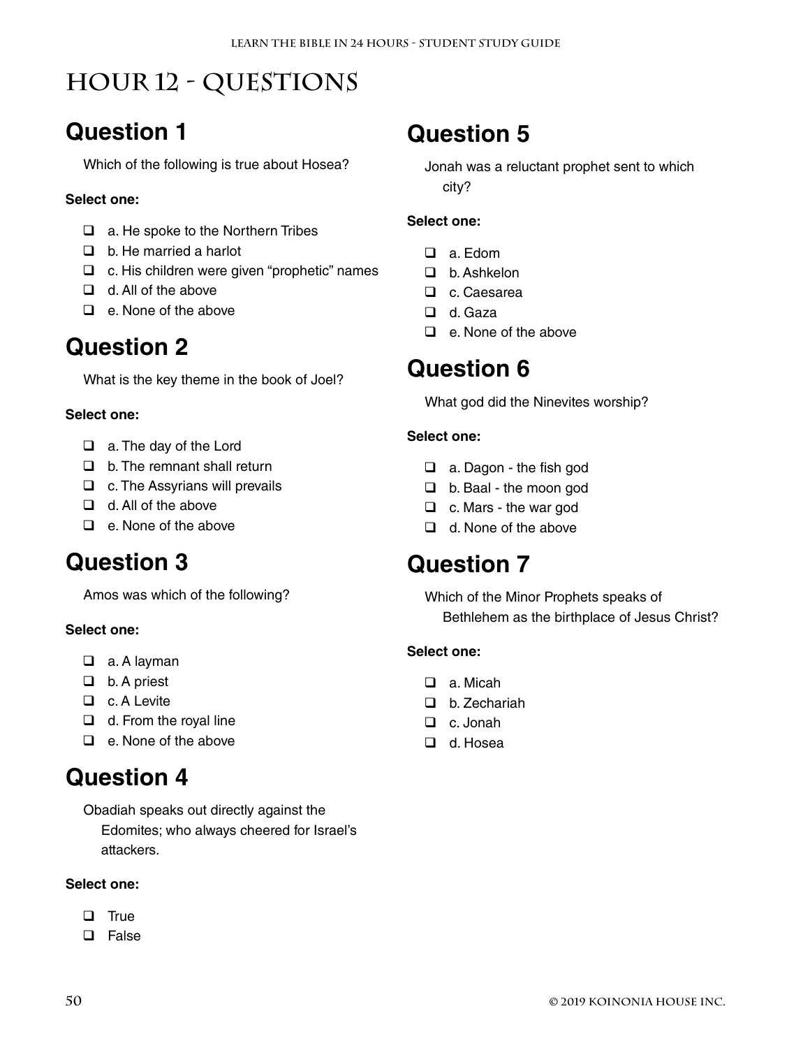# Hour 12 - Questions

## Question 1

Which of the following is true about Hosea?

**Select one:**

- ☐ a. He spoke to the Northern Tribes
- ☐ b. He married a harlot
- ☐ c. His children were given "prophetic" names
- ☐ d. All of the above
- ☐ e. None of the above

## Question 2

What is the key theme in the book of Joel?

**Select one:**

- ☐ a. The day of the Lord
- ☐ b. The remnant shall return
- ☐ c. The Assyrians will prevails
- ☐ d. All of the above
- ☐ e. None of the above

## Question 3

Amos was which of the following?

**Select one:**

- ☐ a. A layman
- ☐ b. A priest
- ☐ c. A Levite
- ☐ d. From the royal line
- ☐ e. None of the above

## Question 4

Obadiah speaks out directly against the Edomites; who always cheered for Israel's attackers.

**Select one:**

- ☐ True
- ☐ False

## Question 5

Jonah was a reluctant prophet sent to which city?

**Select one:**

- ☐ a. Edom
- ☐ b. Ashkelon
- ☐ c. Caesarea
- ☐ d. Gaza
- ☐ e. None of the above

## Question 6

What god did the Ninevites worship?

**Select one:**

- ☐ a. Dagon - the fish god
- ☐ b. Baal - the moon god
- ☐ c. Mars - the war god
- ☐ d. None of the above

## Question 7

Which of the Minor Prophets speaks of Bethlehem as the birthplace of Jesus Christ?

**Select one:**

- ☐ a. Micah
- ☐ b. Zechariah
- ☐ c. Jonah
- ☐ d. Hosea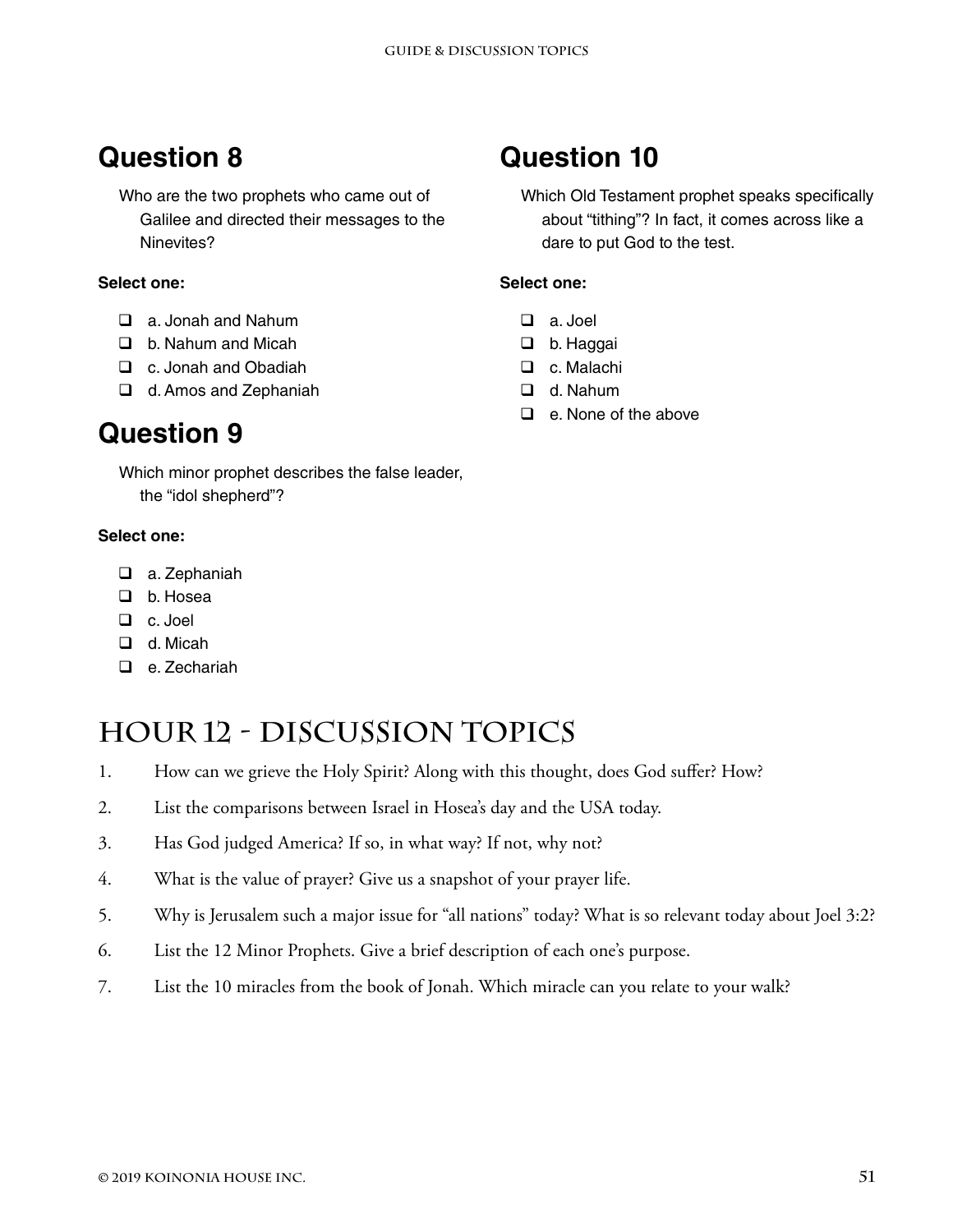## Question 8

Who are the two prophets who came out of Galilee and directed their messages to the Ninevites?

**Select one:**

- ❑ a. Jonah and Nahum
- ❑ b. Nahum and Micah
- ❑ c. Jonah and Obadiah
- ❑ d. Amos and Zephaniah

## Question 9

Which minor prophet describes the false leader, the "idol shepherd"?

**Select one:**

- ❑ a. Zephaniah
- ❑ b. Hosea
- ❑ c. Joel
- ❑ d. Micah
- ❑ e. Zechariah

## Question 10

Which Old Testament prophet speaks specifically about "tithing"? In fact, it comes across like a dare to put God to the test.

**Select one:**

- ❑ a. Joel
- ❑ b. Haggai
- ❑ c. Malachi
- ❑ d. Nahum
- ❑ e. None of the above

# Hour 12 - Discussion Topics

1. How can we grieve the Holy Spirit? Along with this thought, does God suffer? How?
2. List the comparisons between Israel in Hosea's day and the USA today.
3. Has God judged America? If so, in what way? If not, why not?
4. What is the value of prayer? Give us a snapshot of your prayer life.
5. Why is Jerusalem such a major issue for "all nations" today? What is so relevant today about Joel 3:2?
6. List the 12 Minor Prophets. Give a brief description of each one's purpose.
7. List the 10 miracles from the book of Jonah. Which miracle can you relate to your walk?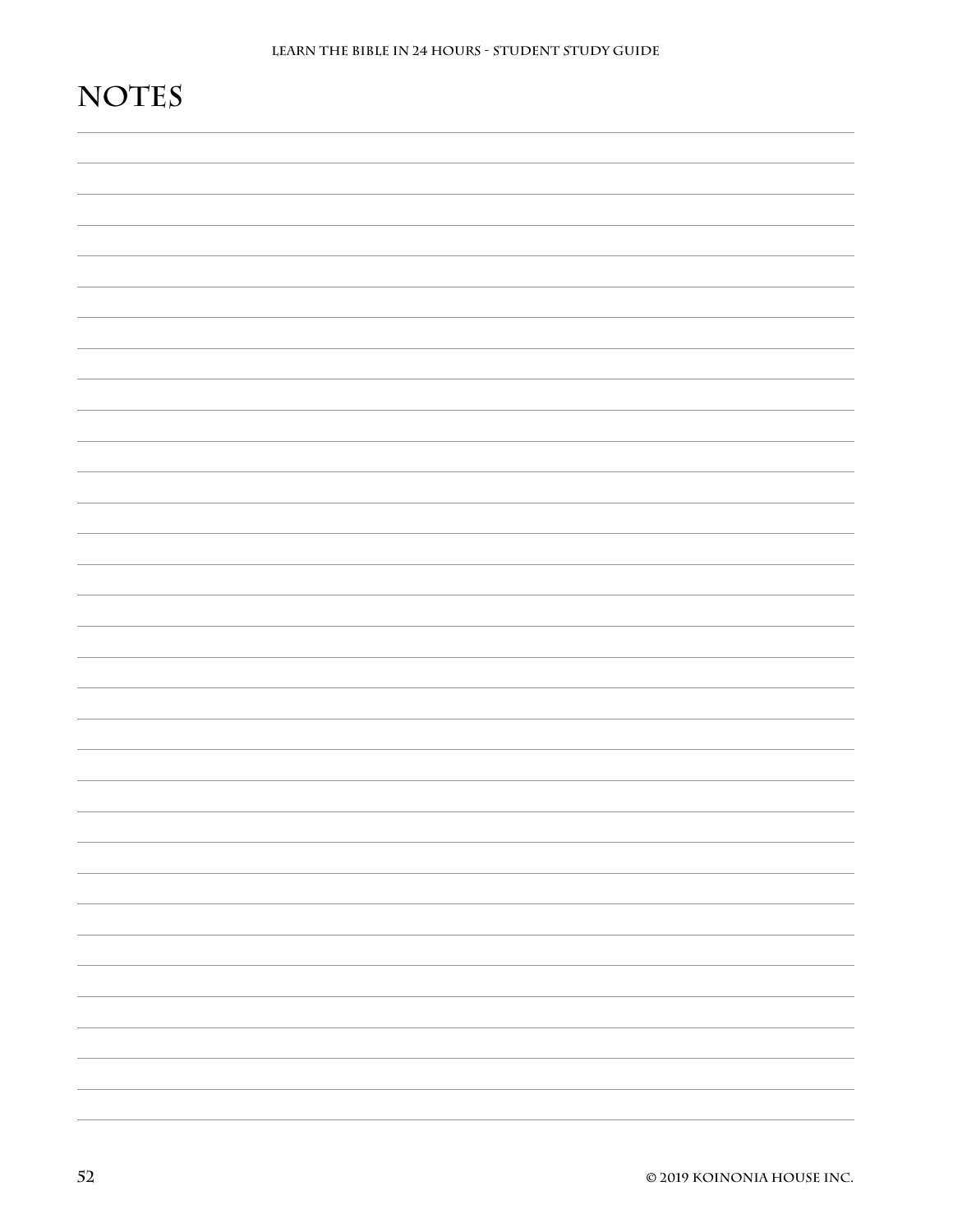# NOTES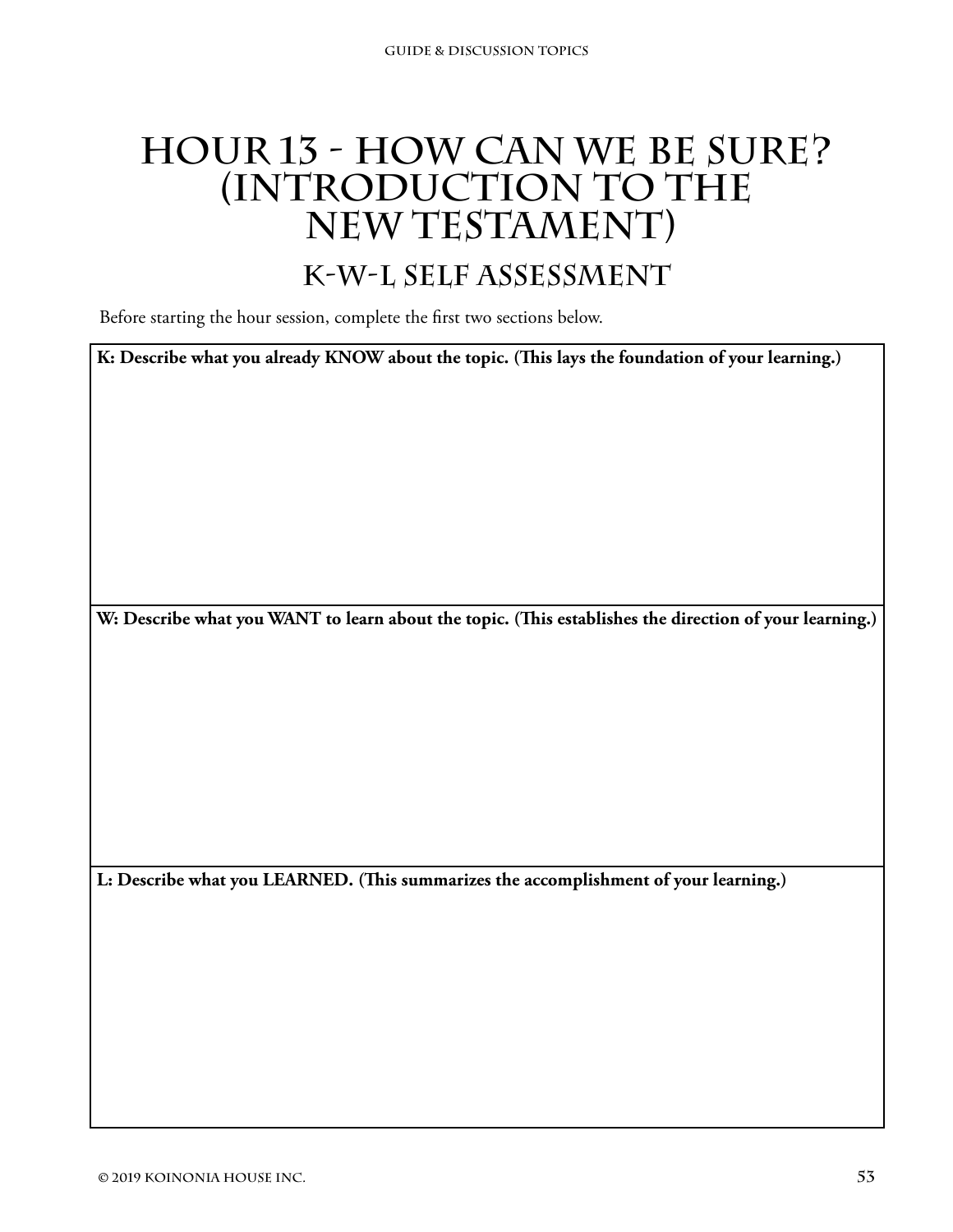# Hour 13 - How Can We Be Sure? (Introduction to the New Testament)

## K-W-L Self Assessment

Before starting the hour session, complete the first two sections below.

| **K: Describe what you already KNOW about the topic. (This lays the foundation of your learning.)** |
| --- |
| |
| **W: Describe what you WANT to learn about the topic. (This establishes the direction of your learning.)** |
| |
| **L: Describe what you LEARNED. (This summarizes the accomplishment of your learning.)** |
| |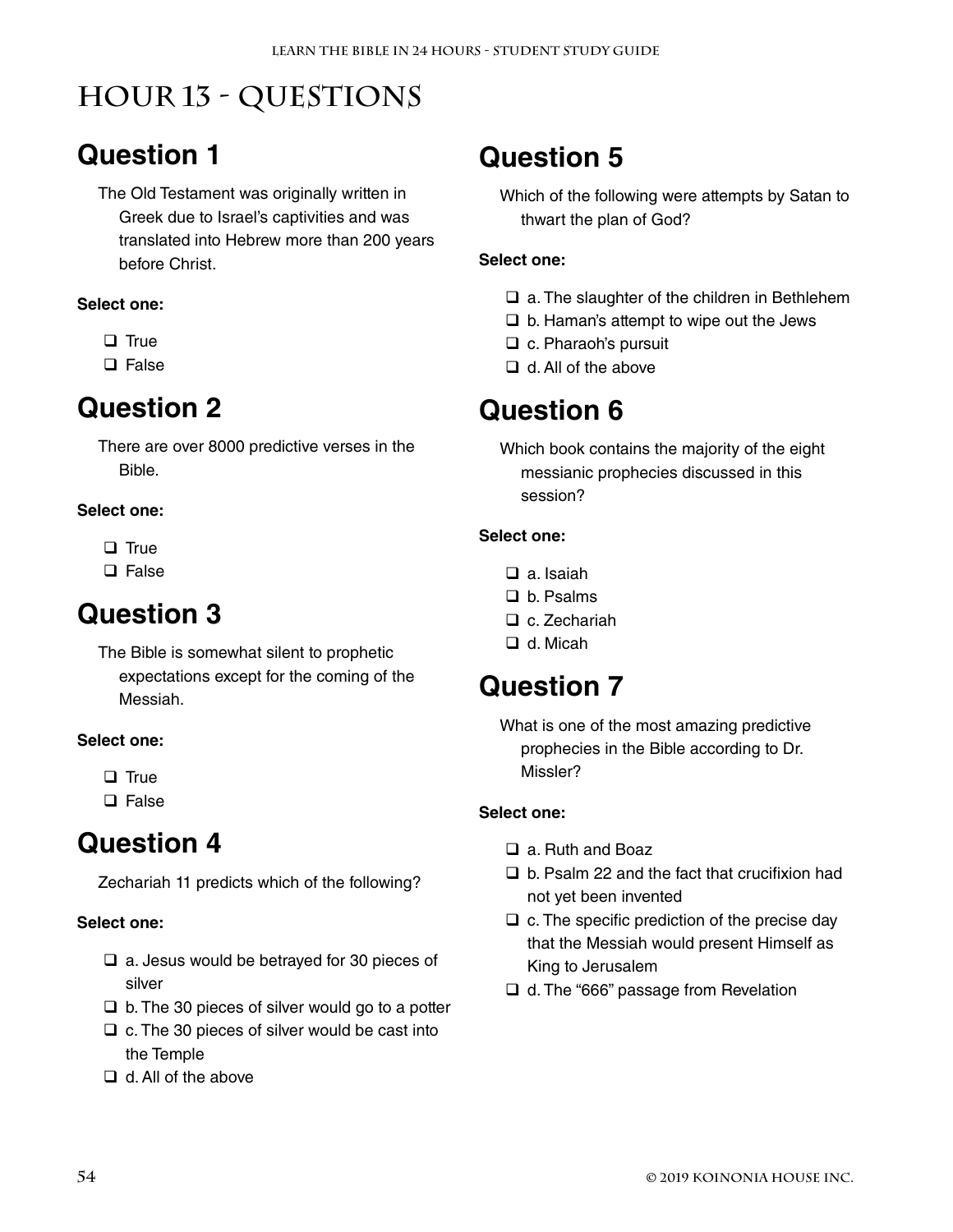# Hour 13 - Questions

## Question 1

The Old Testament was originally written in Greek due to Israel's captivities and was translated into Hebrew more than 200 years before Christ.

**Select one:**

- ❑ True
- ❑ False

## Question 2

There are over 8000 predictive verses in the Bible.

**Select one:**

- ❑ True
- ❑ False

## Question 3

The Bible is somewhat silent to prophetic expectations except for the coming of the Messiah.

**Select one:**

- ❑ True
- ❑ False

## Question 4

Zechariah 11 predicts which of the following?

**Select one:**

- ❑ a. Jesus would be betrayed for 30 pieces of silver
- ❑ b. The 30 pieces of silver would go to a potter
- ❑ c. The 30 pieces of silver would be cast into the Temple
- ❑ d. All of the above

## Question 5

Which of the following were attempts by Satan to thwart the plan of God?

**Select one:**

- ❑ a. The slaughter of the children in Bethlehem
- ❑ b. Haman's attempt to wipe out the Jews
- ❑ c. Pharaoh's pursuit
- ❑ d. All of the above

## Question 6

Which book contains the majority of the eight messianic prophecies discussed in this session?

**Select one:**

- ❑ a. Isaiah
- ❑ b. Psalms
- ❑ c. Zechariah
- ❑ d. Micah

## Question 7

What is one of the most amazing predictive prophecies in the Bible according to Dr. Missler?

**Select one:**

- ❑ a. Ruth and Boaz
- ❑ b. Psalm 22 and the fact that crucifixion had not yet been invented
- ❑ c. The specific prediction of the precise day that the Messiah would present Himself as King to Jerusalem
- ❑ d. The "666" passage from Revelation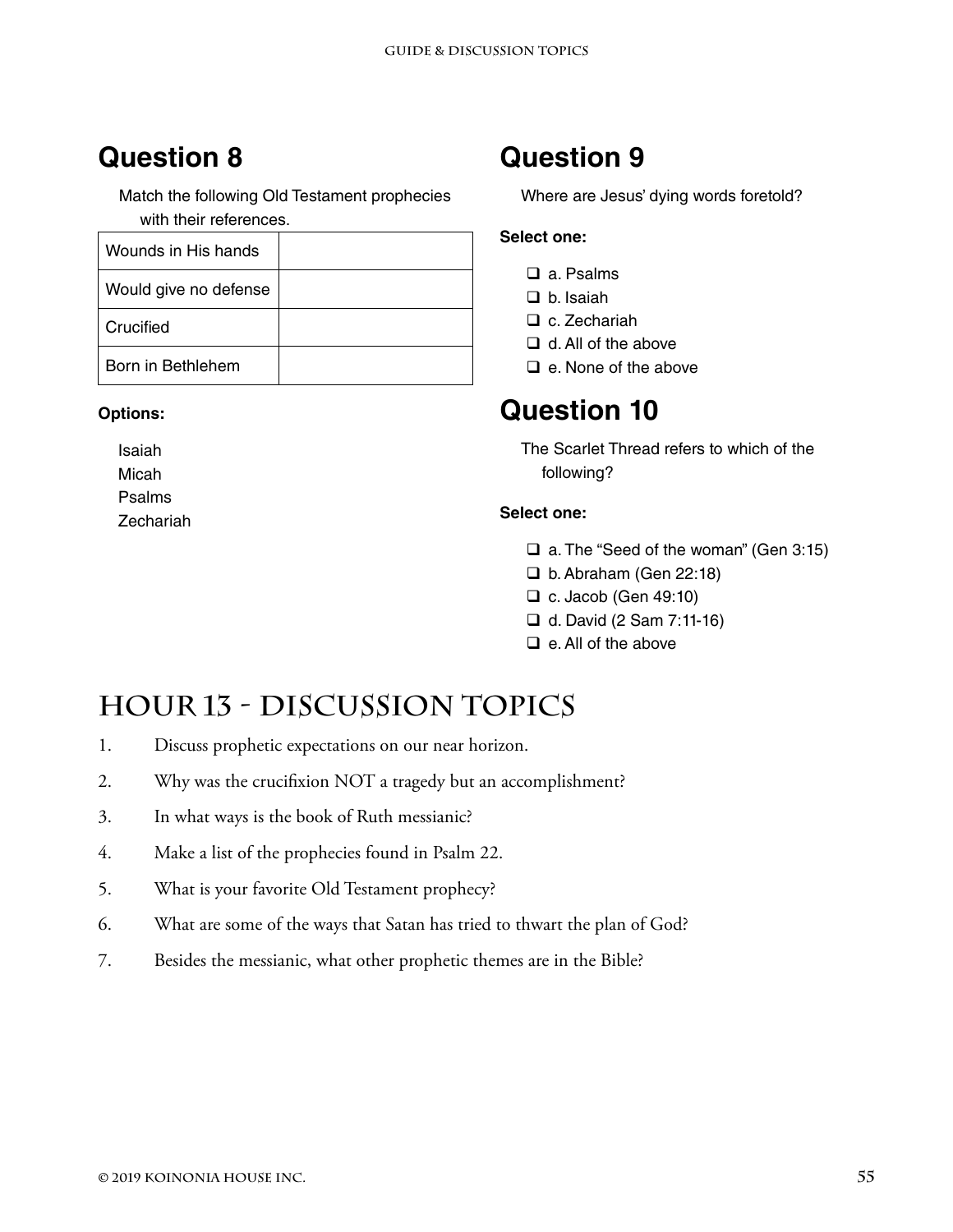## Question 8

Match the following Old Testament prophecies with their references.

| Wounds in His hands | |
|---|---|
| Would give no defense | |
| Crucified | |
| Born in Bethlehem | |

**Options:**

Isaiah
Micah
Psalms
Zechariah

## Question 9

Where are Jesus' dying words foretold?

**Select one:**

- ❑ a. Psalms
- ❑ b. Isaiah
- ❑ c. Zechariah
- ❑ d. All of the above
- ❑ e. None of the above

## Question 10

The Scarlet Thread refers to which of the following?

**Select one:**

- ❑ a. The "Seed of the woman" (Gen 3:15)
- ❑ b. Abraham (Gen 22:18)
- ❑ c. Jacob (Gen 49:10)
- ❑ d. David (2 Sam 7:11-16)
- ❑ e. All of the above

# Hour 13 - Discussion Topics

1. Discuss prophetic expectations on our near horizon.
2. Why was the crucifixion NOT a tragedy but an accomplishment?
3. In what ways is the book of Ruth messianic?
4. Make a list of the prophecies found in Psalm 22.
5. What is your favorite Old Testament prophecy?
6. What are some of the ways that Satan has tried to thwart the plan of God?
7. Besides the messianic, what other prophetic themes are in the Bible?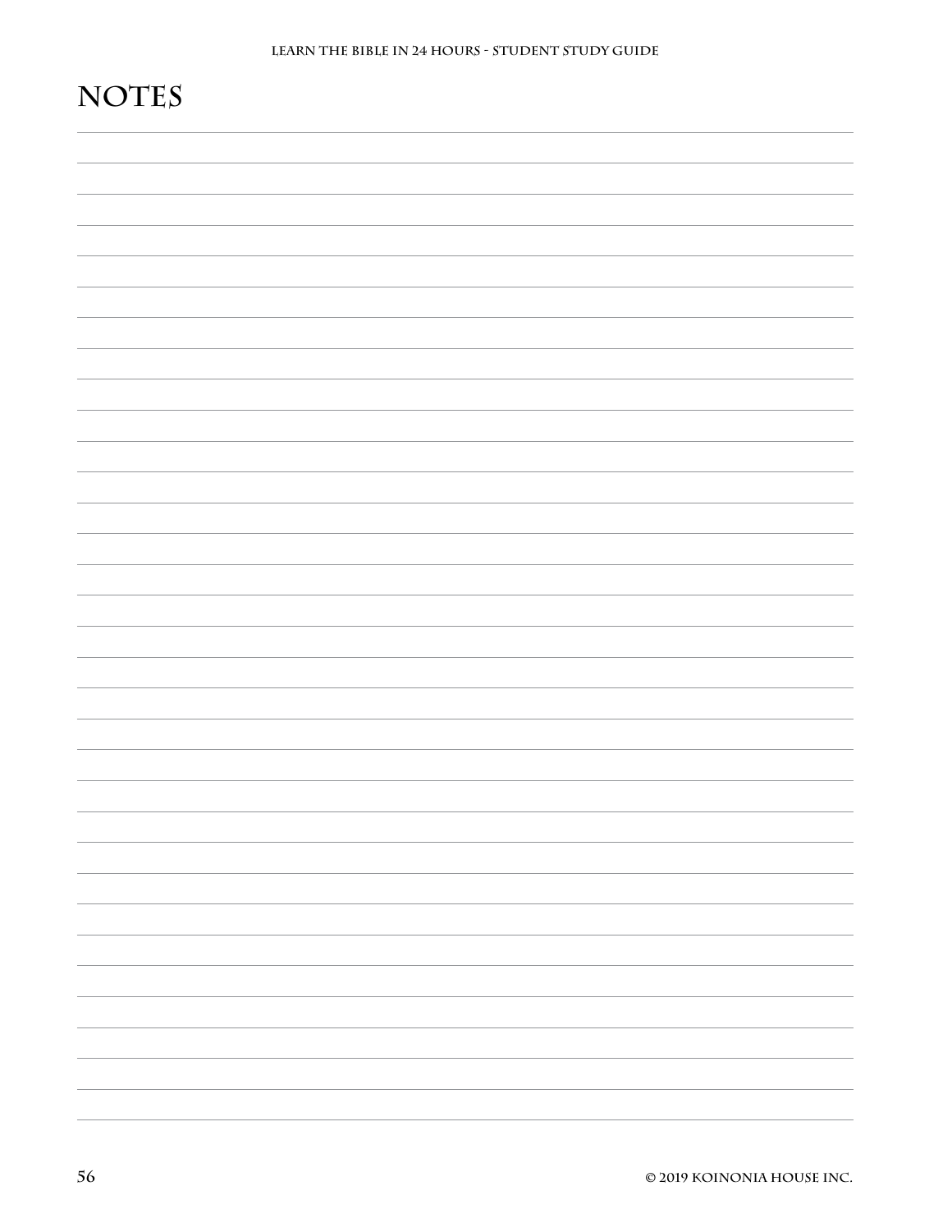# NOTES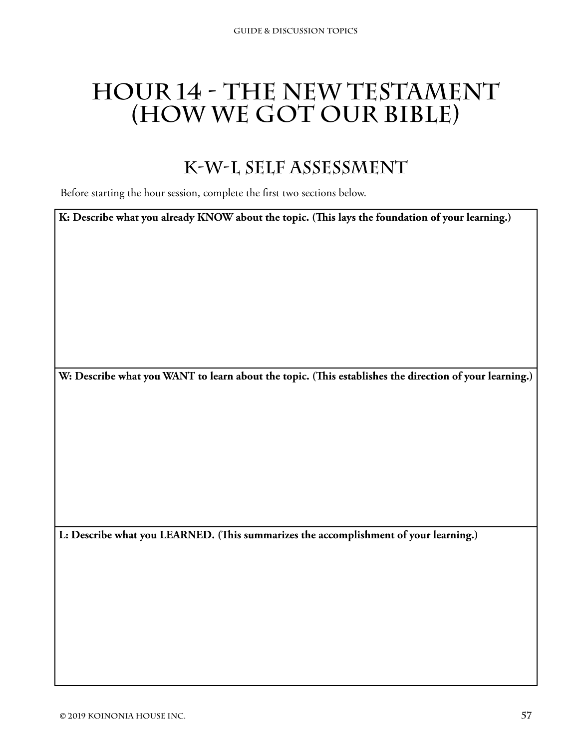# Hour 14 - The New Testament (How We Got Our Bible)

## K-W-L Self Assessment

Before starting the hour session, complete the first two sections below.

| **K: Describe what you already KNOW about the topic. (This lays the foundation of your learning.)** |
| --- |
| |
| **W: Describe what you WANT to learn about the topic. (This establishes the direction of your learning.)** |
| |
| **L: Describe what you LEARNED. (This summarizes the accomplishment of your learning.)** |
| |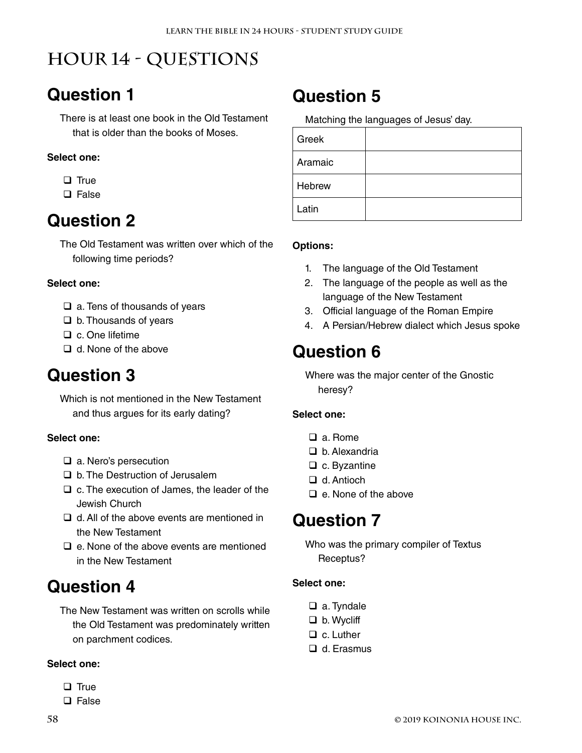# Hour 14 - Questions

## Question 1

There is at least one book in the Old Testament that is older than the books of Moses.

**Select one:**

- ❑ True
- ❑ False

## Question 2

The Old Testament was written over which of the following time periods?

**Select one:**

- ❑ a. Tens of thousands of years
- ❑ b. Thousands of years
- ❑ c. One lifetime
- ❑ d. None of the above

## Question 3

Which is not mentioned in the New Testament and thus argues for its early dating?

**Select one:**

- ❑ a. Nero's persecution
- ❑ b. The Destruction of Jerusalem
- ❑ c. The execution of James, the leader of the Jewish Church
- ❑ d. All of the above events are mentioned in the New Testament
- ❑ e. None of the above events are mentioned in the New Testament

## Question 4

The New Testament was written on scrolls while the Old Testament was predominately written on parchment codices.

**Select one:**

- ❑ True
- ❑ False

## Question 5

Matching the languages of Jesus' day.

| | |
|---|---|
| Greek | |
| Aramaic | |
| Hebrew | |
| Latin | |

**Options:**

1. The language of the Old Testament
2. The language of the people as well as the language of the New Testament
3. Official language of the Roman Empire
4. A Persian/Hebrew dialect which Jesus spoke

## Question 6

Where was the major center of the Gnostic heresy?

**Select one:**

- ❑ a. Rome
- ❑ b. Alexandria
- ❑ c. Byzantine
- ❑ d. Antioch
- ❑ e. None of the above

## Question 7

Who was the primary compiler of Textus Receptus?

**Select one:**

- ❑ a. Tyndale
- ❑ b. Wycliff
- ❑ c. Luther
- ❑ d. Erasmus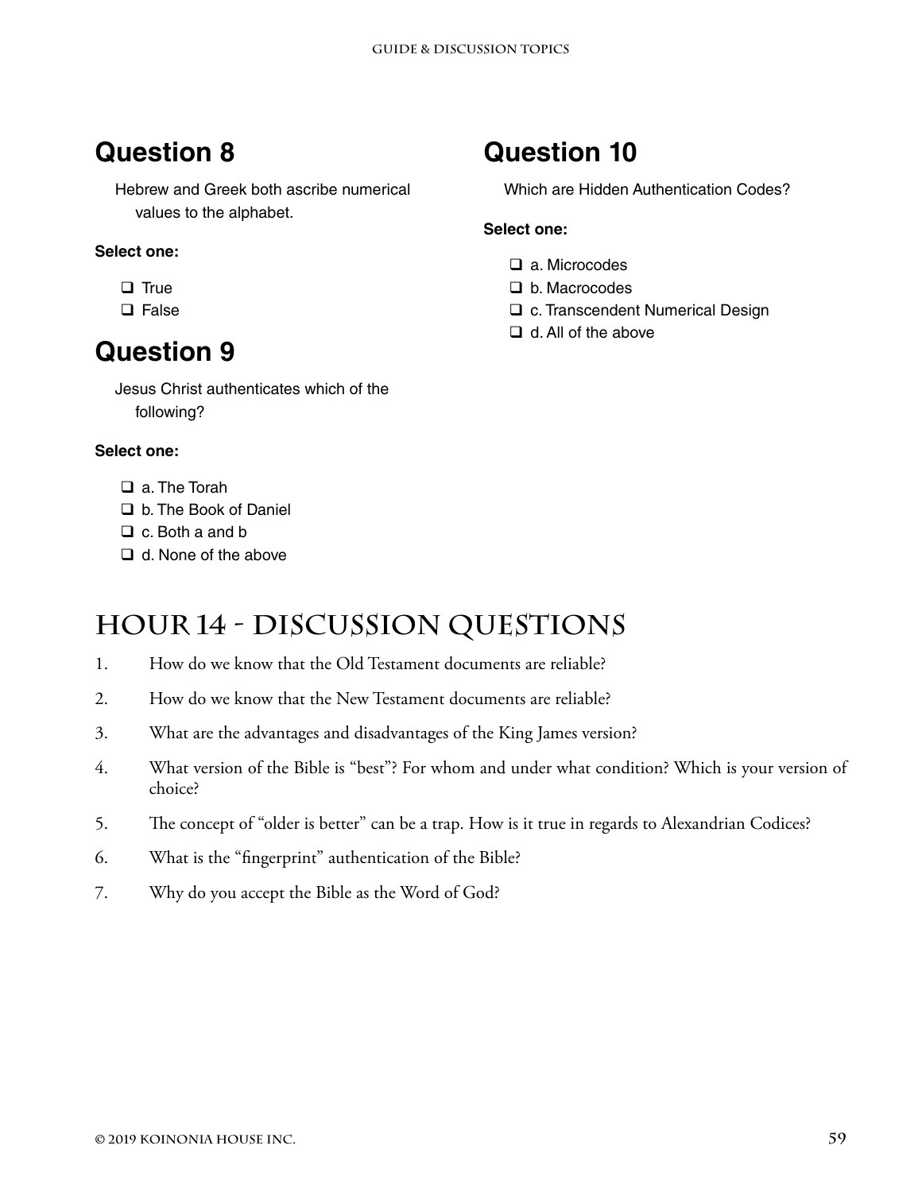## Question 8

Hebrew and Greek both ascribe numerical values to the alphabet.

**Select one:**

- ❑ True
- ❑ False

## Question 9

Jesus Christ authenticates which of the following?

**Select one:**

- ❑ a. The Torah
- ❑ b. The Book of Daniel
- ❑ c. Both a and b
- ❑ d. None of the above

## Question 10

Which are Hidden Authentication Codes?

**Select one:**

- ❑ a. Microcodes
- ❑ b. Macrocodes
- ❑ c. Transcendent Numerical Design
- ❑ d. All of the above

# Hour 14 - Discussion Questions

1. How do we know that the Old Testament documents are reliable?
2. How do we know that the New Testament documents are reliable?
3. What are the advantages and disadvantages of the King James version?
4. What version of the Bible is "best"? For whom and under what condition? Which is your version of choice?
5. The concept of "older is better" can be a trap. How is it true in regards to Alexandrian Codices?
6. What is the "fingerprint" authentication of the Bible?
7. Why do you accept the Bible as the Word of God?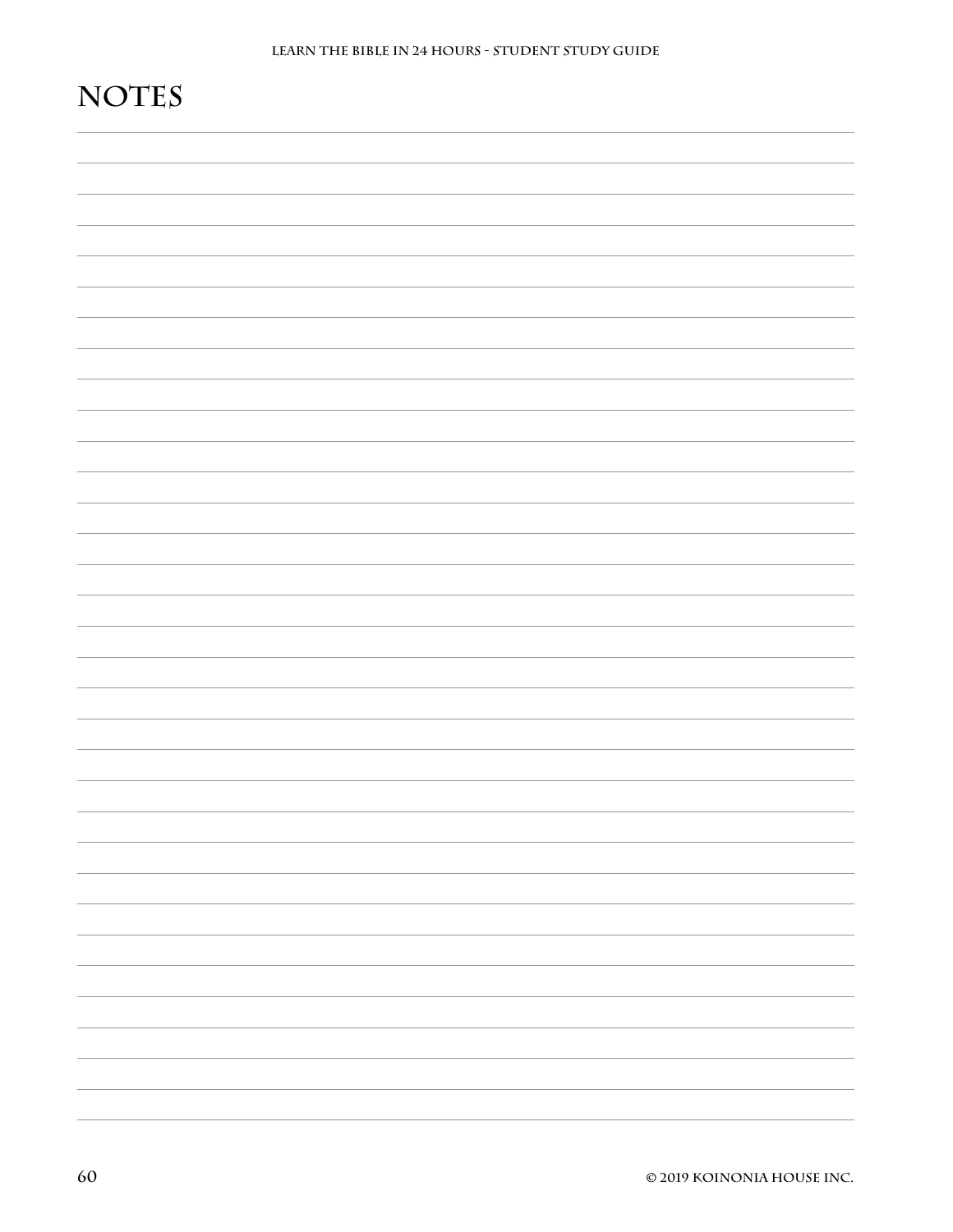# NOTES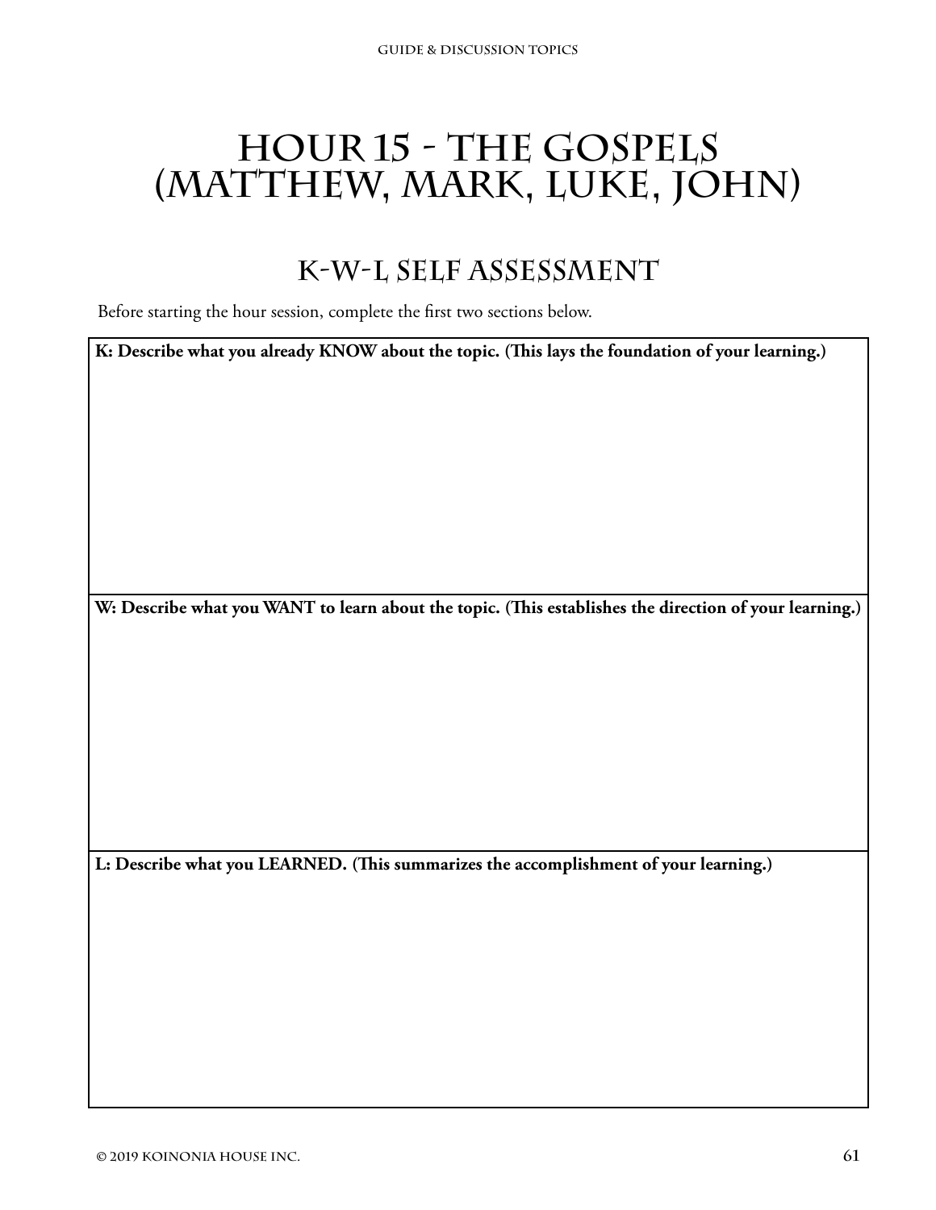# Hour 15 - The Gospels (Matthew, Mark, Luke, John)

## K-W-L Self Assessment

Before starting the hour session, complete the first two sections below.

| K: Describe what you already KNOW about the topic. (This lays the foundation of your learning.) |
|---|
| |
| **W: Describe what you WANT to learn about the topic. (This establishes the direction of your learning.)** |
| |
| **L: Describe what you LEARNED. (This summarizes the accomplishment of your learning.)** |
| |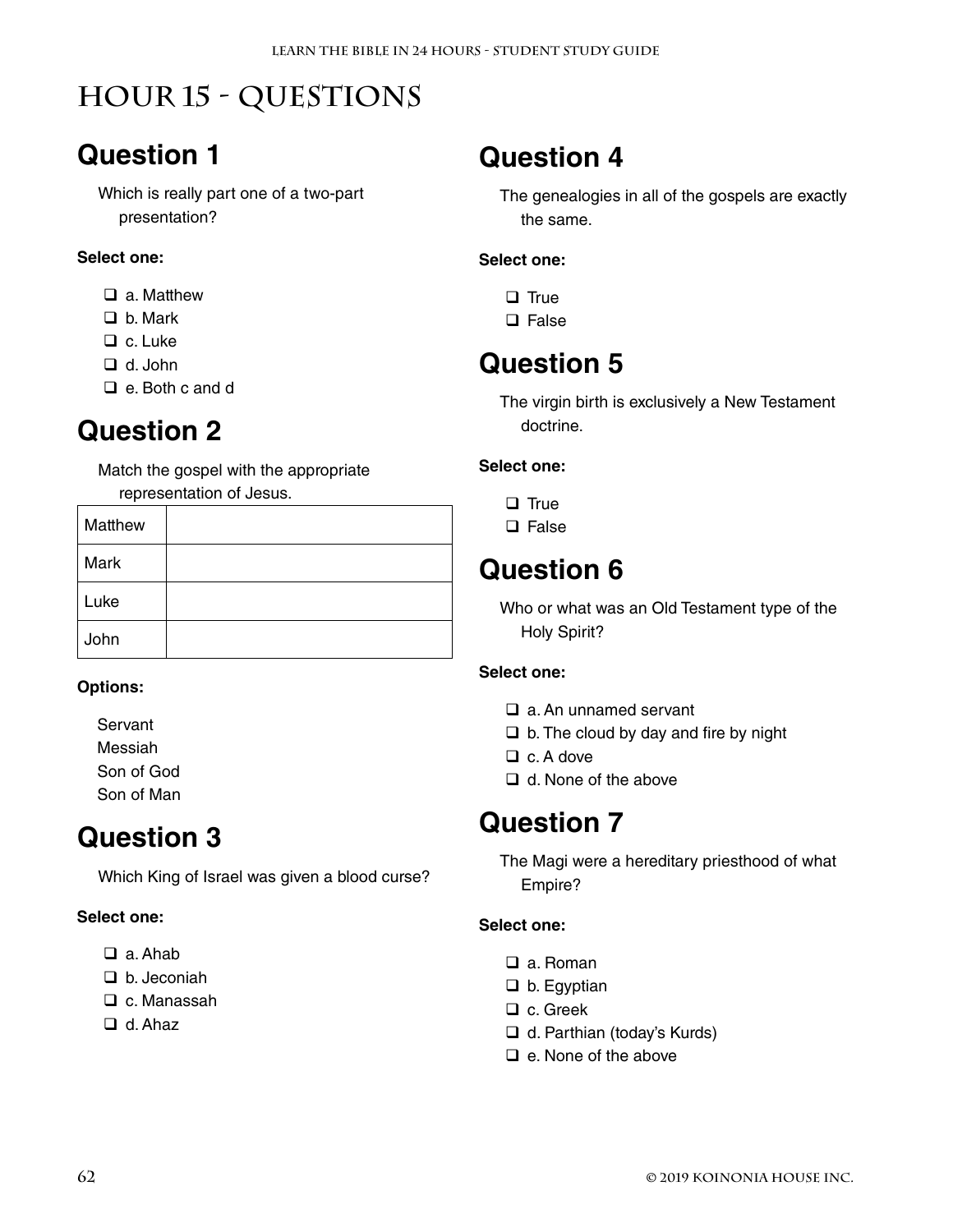# Hour 15 - Questions

## Question 1

Which is really part one of a two-part presentation?

**Select one:**

- ❑ a. Matthew
- ❑ b. Mark
- ❑ c. Luke
- ❑ d. John
- ❑ e. Both c and d

## Question 2

Match the gospel with the appropriate representation of Jesus.

| | |
|---|---|
| Matthew | |
| Mark | |
| Luke | |
| John | |

**Options:**

Servant
Messiah
Son of God
Son of Man

## Question 3

Which King of Israel was given a blood curse?

**Select one:**

- ❑ a. Ahab
- ❑ b. Jeconiah
- ❑ c. Manassah
- ❑ d. Ahaz

## Question 4

The genealogies in all of the gospels are exactly the same.

**Select one:**

- ❑ True
- ❑ False

## Question 5

The virgin birth is exclusively a New Testament doctrine.

**Select one:**

- ❑ True
- ❑ False

## Question 6

Who or what was an Old Testament type of the Holy Spirit?

**Select one:**

- ❑ a. An unnamed servant
- ❑ b. The cloud by day and fire by night
- ❑ c. A dove
- ❑ d. None of the above

## Question 7

The Magi were a hereditary priesthood of what Empire?

**Select one:**

- ❑ a. Roman
- ❑ b. Egyptian
- ❑ c. Greek
- ❑ d. Parthian (today's Kurds)
- ❑ e. None of the above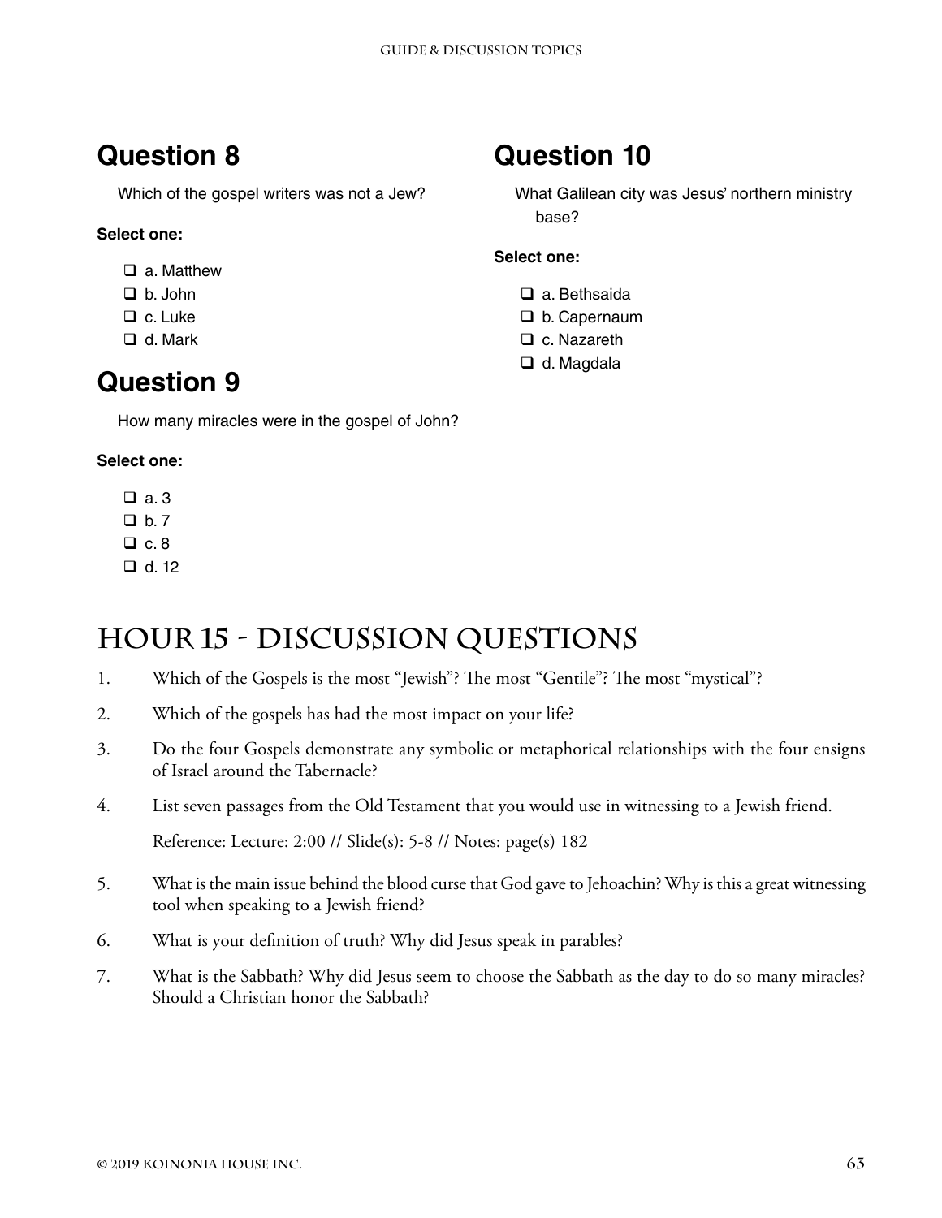## Question 8

Which of the gospel writers was not a Jew?

**Select one:**

- ❑ a. Matthew
- ❑ b. John
- ❑ c. Luke
- ❑ d. Mark

## Question 9

How many miracles were in the gospel of John?

**Select one:**

- ❑ a. 3
- ❑ b. 7
- ❑ c. 8
- ❑ d. 12

## Question 10

What Galilean city was Jesus' northern ministry base?

**Select one:**

- ❑ a. Bethsaida
- ❑ b. Capernaum
- ❑ c. Nazareth
- ❑ d. Magdala

# Hour 15 - Discussion Questions

1. Which of the Gospels is the most "Jewish"? The most "Gentile"? The most "mystical"?
2. Which of the gospels has had the most impact on your life?
3. Do the four Gospels demonstrate any symbolic or metaphorical relationships with the four ensigns of Israel around the Tabernacle?
4. List seven passages from the Old Testament that you would use in witnessing to a Jewish friend.

   Reference: Lecture: 2:00 // Slide(s): 5-8 // Notes: page(s) 182

5. What is the main issue behind the blood curse that God gave to Jehoachin? Why is this a great witnessing tool when speaking to a Jewish friend?
6. What is your definition of truth? Why did Jesus speak in parables?
7. What is the Sabbath? Why did Jesus seem to choose the Sabbath as the day to do so many miracles? Should a Christian honor the Sabbath?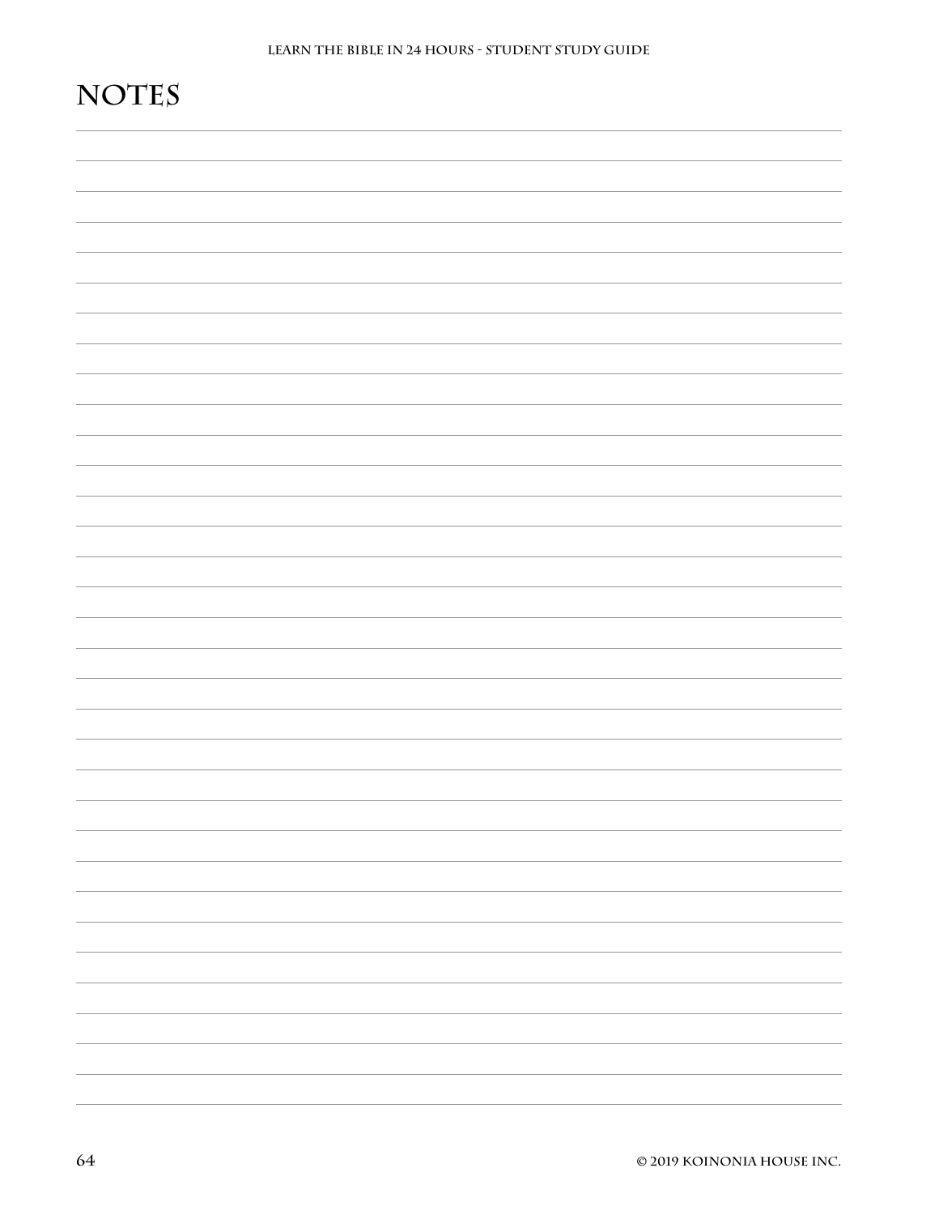# NOTES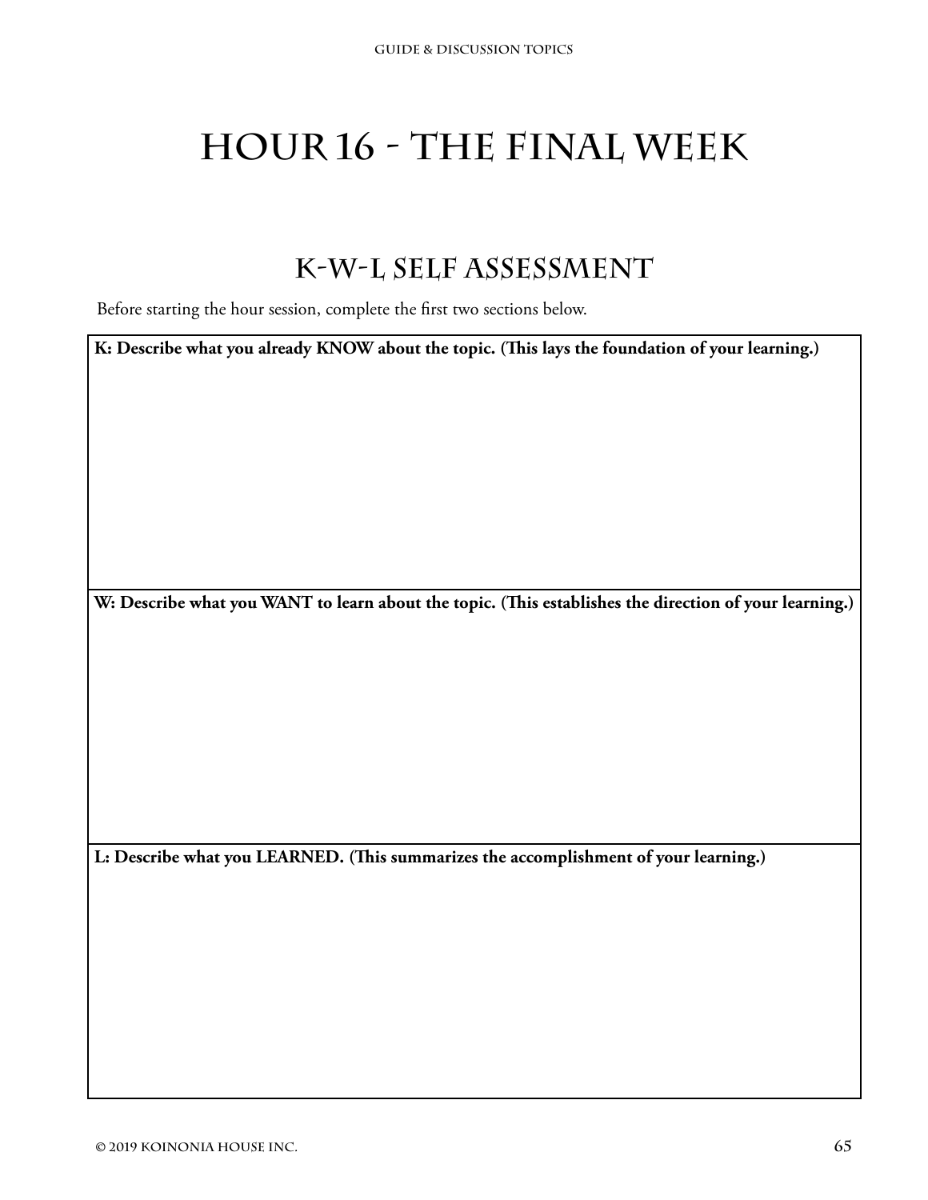# Hour 16 - The Final Week

## K-W-L Self Assessment

Before starting the hour session, complete the first two sections below.

**K: Describe what you already KNOW about the topic. (This lays the foundation of your learning.)**

**W: Describe what you WANT to learn about the topic. (This establishes the direction of your learning.)**

**L: Describe what you LEARNED. (This summarizes the accomplishment of your learning.)**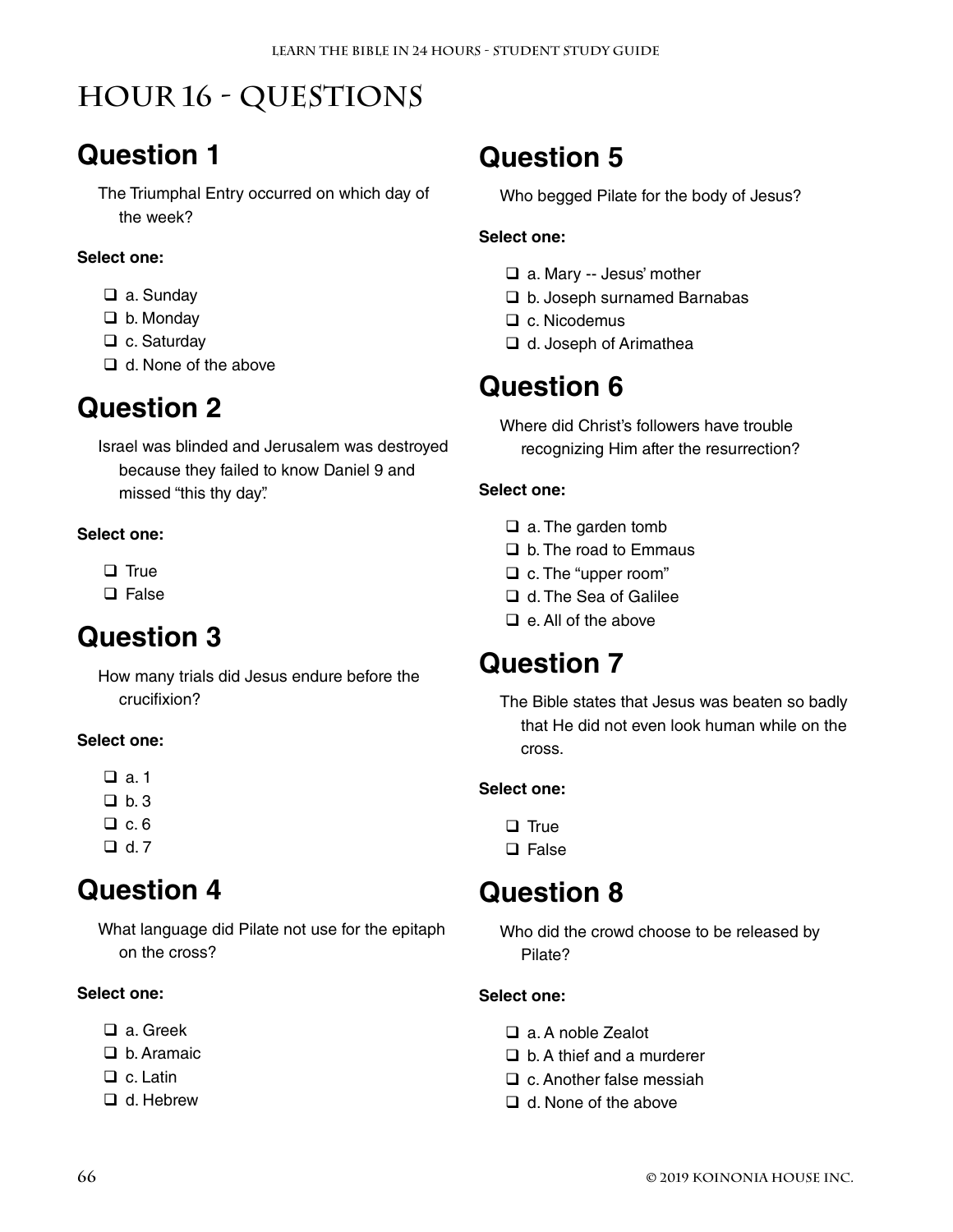# Hour 16 - Questions

## Question 1

The Triumphal Entry occurred on which day of the week?

**Select one:**

- ❑ a. Sunday
- ❑ b. Monday
- ❑ c. Saturday
- ❑ d. None of the above

## Question 2

Israel was blinded and Jerusalem was destroyed because they failed to know Daniel 9 and missed "this thy day".

**Select one:**

- ❑ True
- ❑ False

## Question 3

How many trials did Jesus endure before the crucifixion?

**Select one:**

- ❑ a. 1
- ❑ b. 3
- ❑ c. 6
- ❑ d. 7

## Question 4

What language did Pilate not use for the epitaph on the cross?

**Select one:**

- ❑ a. Greek
- ❑ b. Aramaic
- ❑ c. Latin
- ❑ d. Hebrew

## Question 5

Who begged Pilate for the body of Jesus?

**Select one:**

- ❑ a. Mary -- Jesus' mother
- ❑ b. Joseph surnamed Barnabas
- ❑ c. Nicodemus
- ❑ d. Joseph of Arimathea

## Question 6

Where did Christ's followers have trouble recognizing Him after the resurrection?

**Select one:**

- ❑ a. The garden tomb
- ❑ b. The road to Emmaus
- ❑ c. The "upper room"
- ❑ d. The Sea of Galilee
- ❑ e. All of the above

## Question 7

The Bible states that Jesus was beaten so badly that He did not even look human while on the cross.

**Select one:**

- ❑ True
- ❑ False

## Question 8

Who did the crowd choose to be released by Pilate?

**Select one:**

- ❑ a. A noble Zealot
- ❑ b. A thief and a murderer
- ❑ c. Another false messiah
- ❑ d. None of the above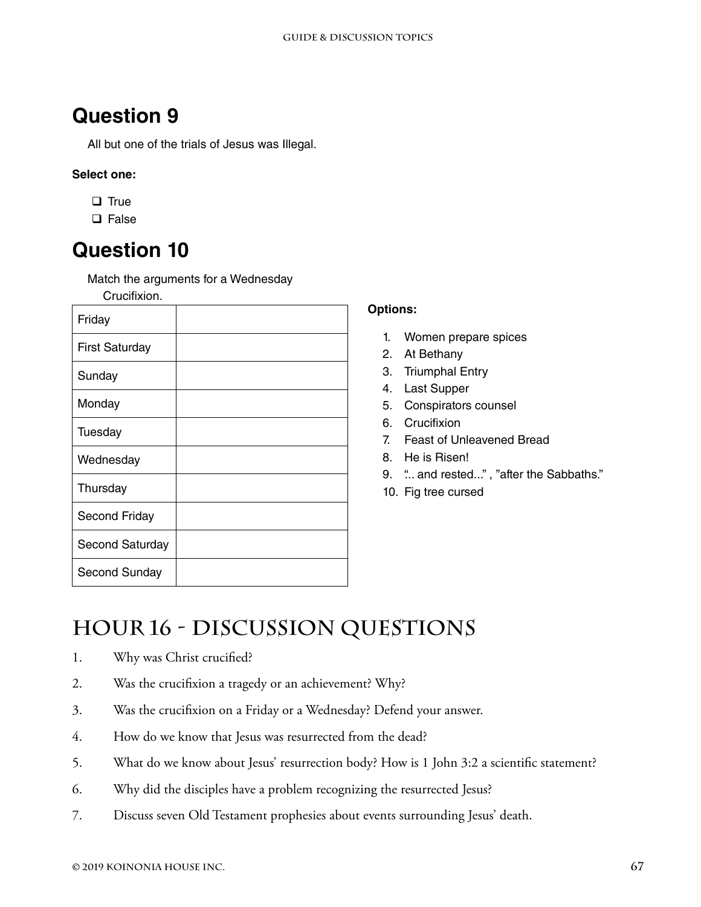## Question 9

All but one of the trials of Jesus was Illegal.

**Select one:**

- ❑ True
- ❑ False

## Question 10

Match the arguments for a Wednesday Crucifixion.

| | |
|---|---|
| Friday | |
| First Saturday | |
| Sunday | |
| Monday | |
| Tuesday | |
| Wednesday | |
| Thursday | |
| Second Friday | |
| Second Saturday | |
| Second Sunday | |

**Options:**

1. Women prepare spices
2. At Bethany
3. Triumphal Entry
4. Last Supper
5. Conspirators counsel
6. Crucifixion
7. Feast of Unleavened Bread
8. He is Risen!
9. "... and rested..." , "after the Sabbaths."
10. Fig tree cursed

# Hour 16 - Discussion Questions

1. Why was Christ crucified?
2. Was the crucifixion a tragedy or an achievement? Why?
3. Was the crucifixion on a Friday or a Wednesday? Defend your answer.
4. How do we know that Jesus was resurrected from the dead?
5. What do we know about Jesus' resurrection body? How is 1 John 3:2 a scientific statement?
6. Why did the disciples have a problem recognizing the resurrected Jesus?
7. Discuss seven Old Testament prophesies about events surrounding Jesus' death.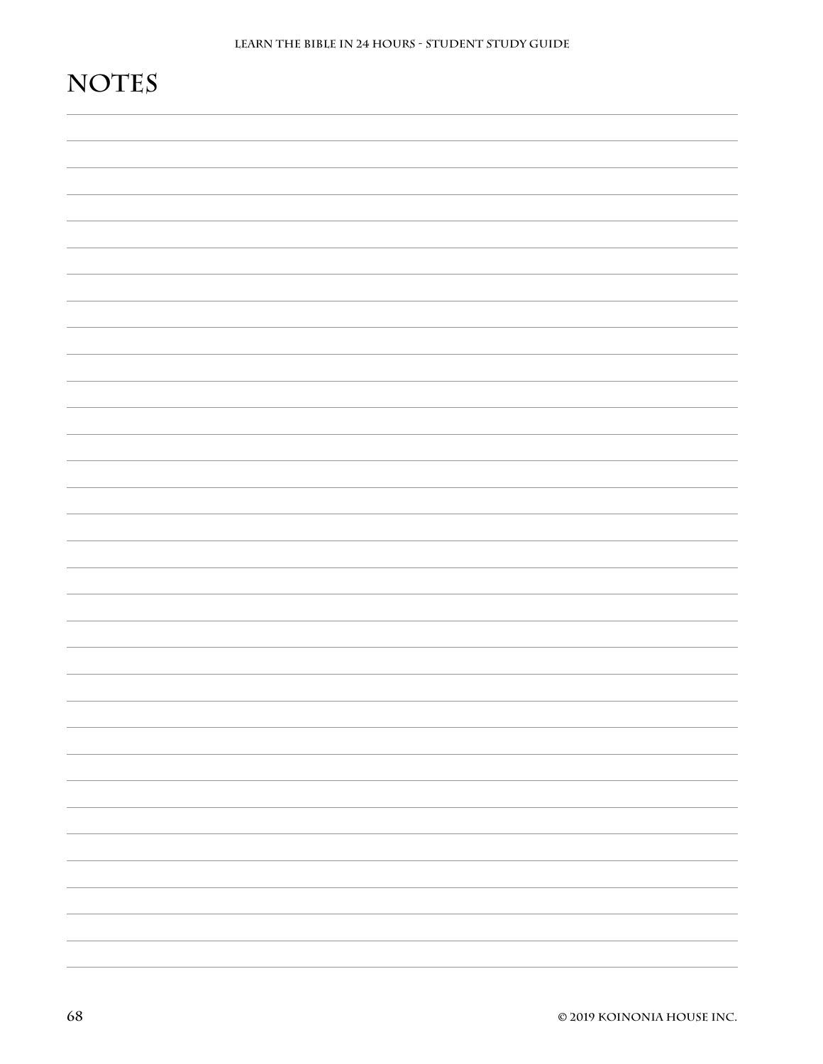# NOTES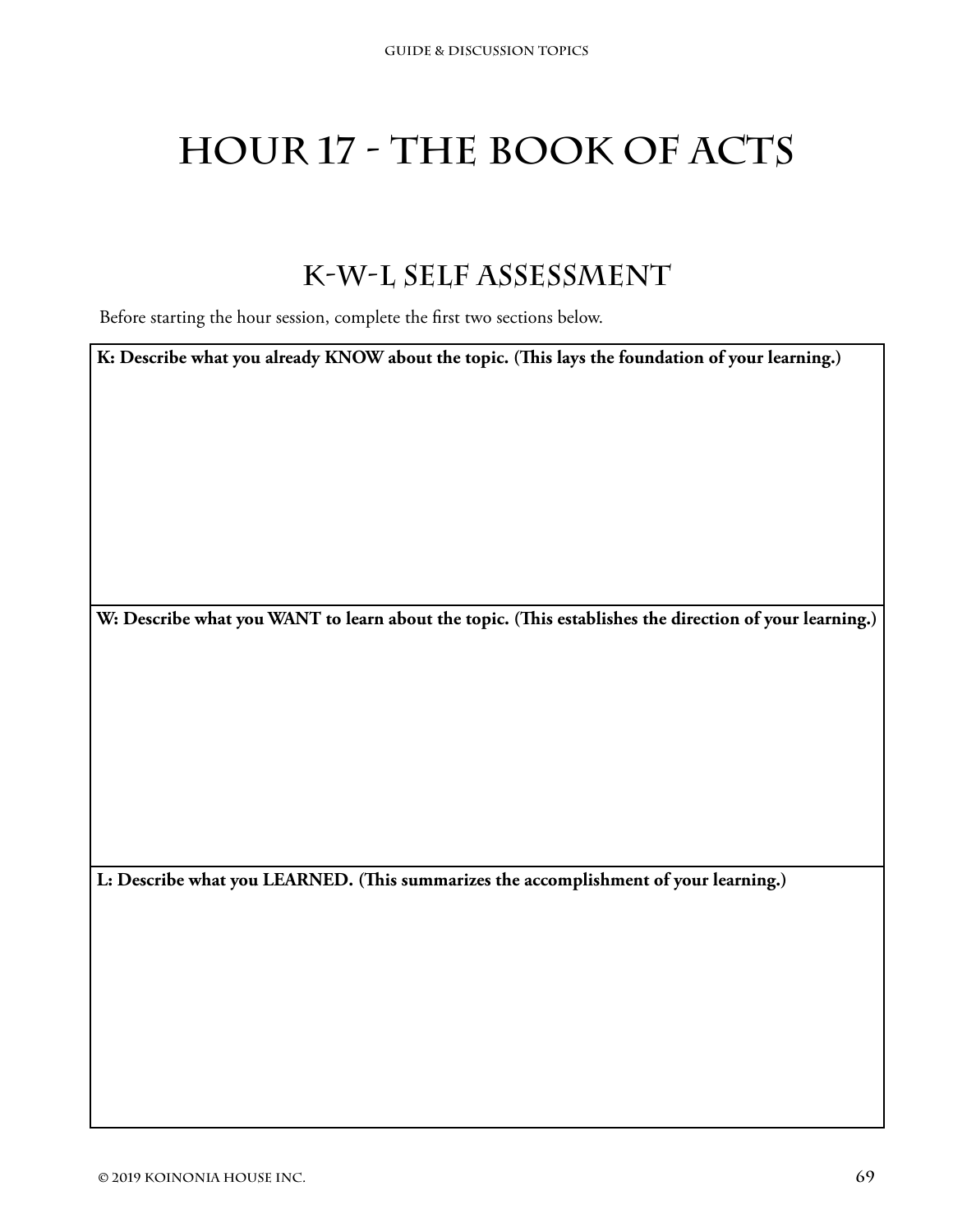# Hour 17 - The Book of Acts

## K-W-L Self Assessment

Before starting the hour session, complete the first two sections below.

| K: Describe what you already KNOW about the topic. (This lays the foundation of your learning.) |
| --- |
| |
| **W: Describe what you WANT to learn about the topic. (This establishes the direction of your learning.)** |
| |
| **L: Describe what you LEARNED. (This summarizes the accomplishment of your learning.)** |
| |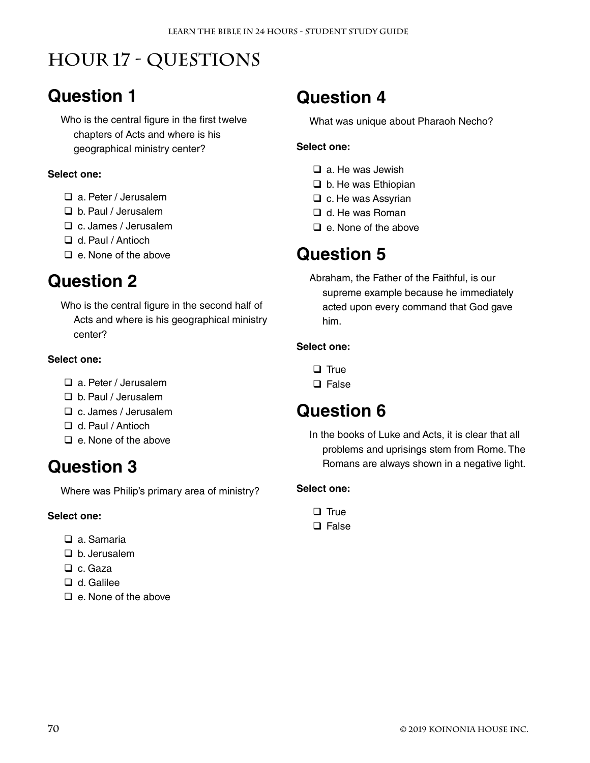# Hour 17 - Questions

## Question 1

Who is the central figure in the first twelve chapters of Acts and where is his geographical ministry center?

**Select one:**

- ❑ a. Peter / Jerusalem
- ❑ b. Paul / Jerusalem
- ❑ c. James / Jerusalem
- ❑ d. Paul / Antioch
- ❑ e. None of the above

## Question 2

Who is the central figure in the second half of Acts and where is his geographical ministry center?

**Select one:**

- ❑ a. Peter / Jerusalem
- ❑ b. Paul / Jerusalem
- ❑ c. James / Jerusalem
- ❑ d. Paul / Antioch
- ❑ e. None of the above

## Question 3

Where was Philip's primary area of ministry?

**Select one:**

- ❑ a. Samaria
- ❑ b. Jerusalem
- ❑ c. Gaza
- ❑ d. Galilee
- ❑ e. None of the above

## Question 4

What was unique about Pharaoh Necho?

**Select one:**

- ❑ a. He was Jewish
- ❑ b. He was Ethiopian
- ❑ c. He was Assyrian
- ❑ d. He was Roman
- ❑ e. None of the above

## Question 5

Abraham, the Father of the Faithful, is our supreme example because he immediately acted upon every command that God gave him.

**Select one:**

- ❑ True
- ❑ False

## Question 6

In the books of Luke and Acts, it is clear that all problems and uprisings stem from Rome. The Romans are always shown in a negative light.

**Select one:**

- ❑ True
- ❑ False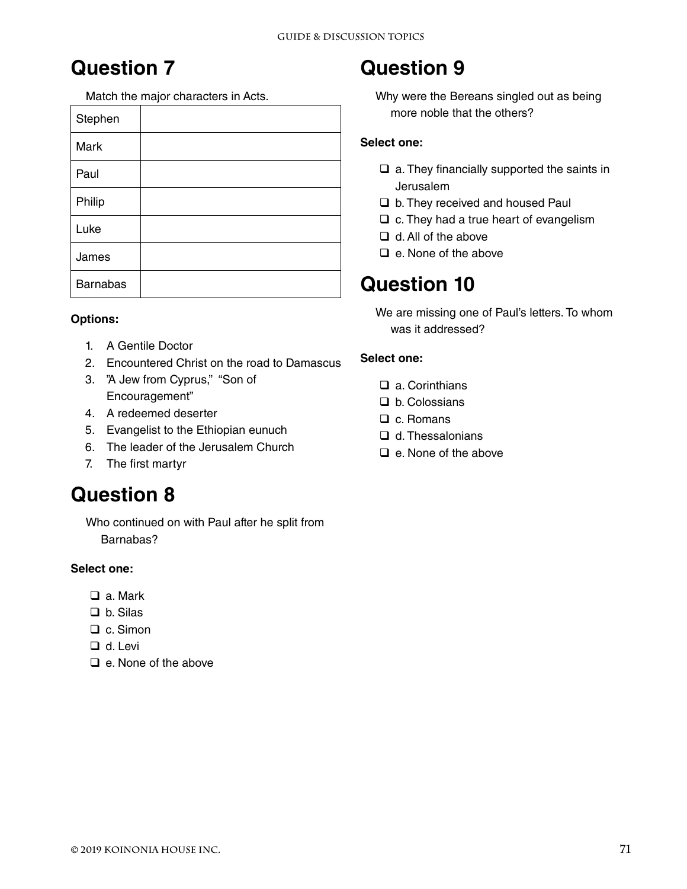## Question 7

Match the major characters in Acts.

| | |
|---|---|
| Stephen | |
| Mark | |
| Paul | |
| Philip | |
| Luke | |
| James | |
| Barnabas | |

**Options:**

1. A Gentile Doctor
2. Encountered Christ on the road to Damascus
3. "A Jew from Cyprus," "Son of Encouragement"
4. A redeemed deserter
5. Evangelist to the Ethiopian eunuch
6. The leader of the Jerusalem Church
7. The first martyr

## Question 8

Who continued on with Paul after he split from Barnabas?

**Select one:**

- ❑ a. Mark
- ❑ b. Silas
- ❑ c. Simon
- ❑ d. Levi
- ❑ e. None of the above

## Question 9

Why were the Bereans singled out as being more noble that the others?

**Select one:**

- ❑ a. They financially supported the saints in Jerusalem
- ❑ b. They received and housed Paul
- ❑ c. They had a true heart of evangelism
- ❑ d. All of the above
- ❑ e. None of the above

## Question 10

We are missing one of Paul's letters. To whom was it addressed?

**Select one:**

- ❑ a. Corinthians
- ❑ b. Colossians
- ❑ c. Romans
- ❑ d. Thessalonians
- ❑ e. None of the above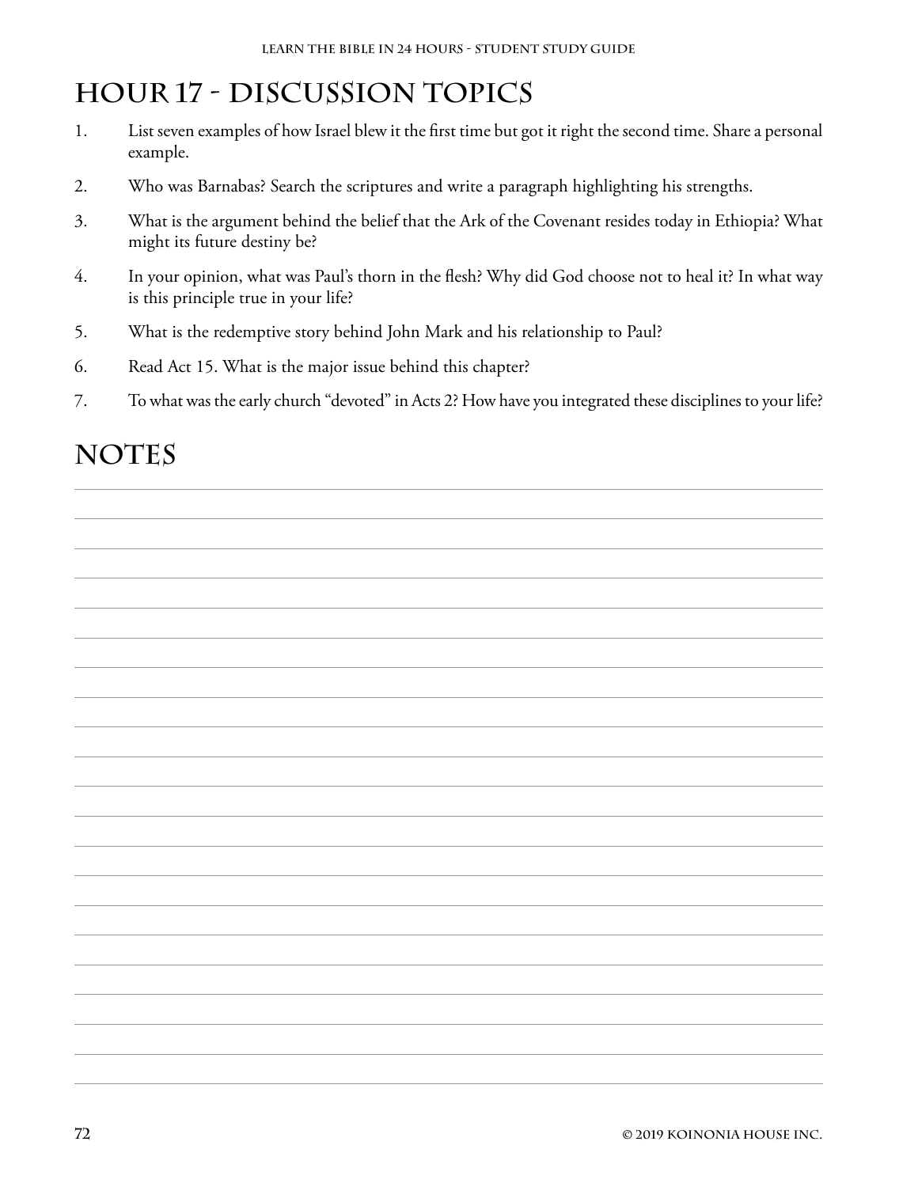# Hour 17 - Discussion Topics

1. List seven examples of how Israel blew it the first time but got it right the second time. Share a personal example.
2. Who was Barnabas? Search the scriptures and write a paragraph highlighting his strengths.
3. What is the argument behind the belief that the Ark of the Covenant resides today in Ethiopia? What might its future destiny be?
4. In your opinion, what was Paul's thorn in the flesh? Why did God choose not to heal it? In what way is this principle true in your life?
5. What is the redemptive story behind John Mark and his relationship to Paul?
6. Read Act 15. What is the major issue behind this chapter?
7. To what was the early church "devoted" in Acts 2? How have you integrated these disciplines to your life?

# Notes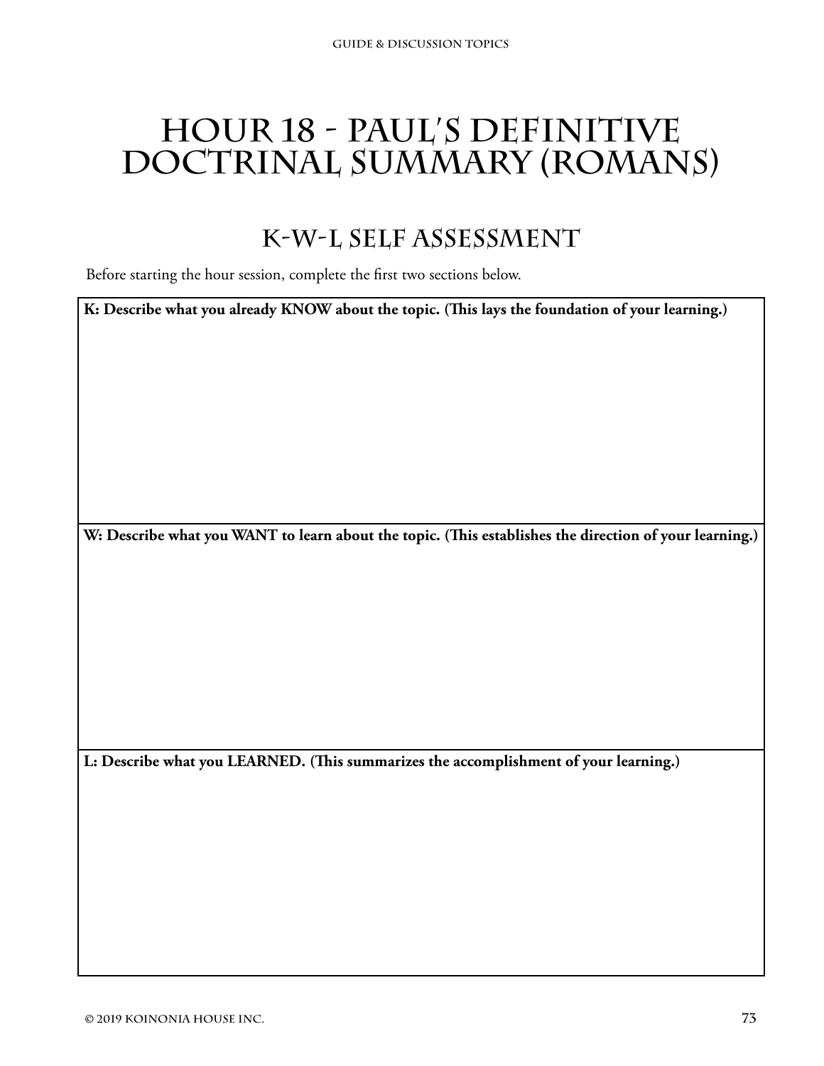# Hour 18 - Paul's Definitive Doctrinal Summary (Romans)

## K-W-L Self Assessment

Before starting the hour session, complete the first two sections below.

| **K: Describe what you already KNOW about the topic. (This lays the foundation of your learning.)** |
| --- |
| |

| **W: Describe what you WANT to learn about the topic. (This establishes the direction of your learning.)** |
| --- |
| |

| **L: Describe what you LEARNED. (This summarizes the accomplishment of your learning.)** |
| --- |
| |

© 2019 Koinonia House Inc.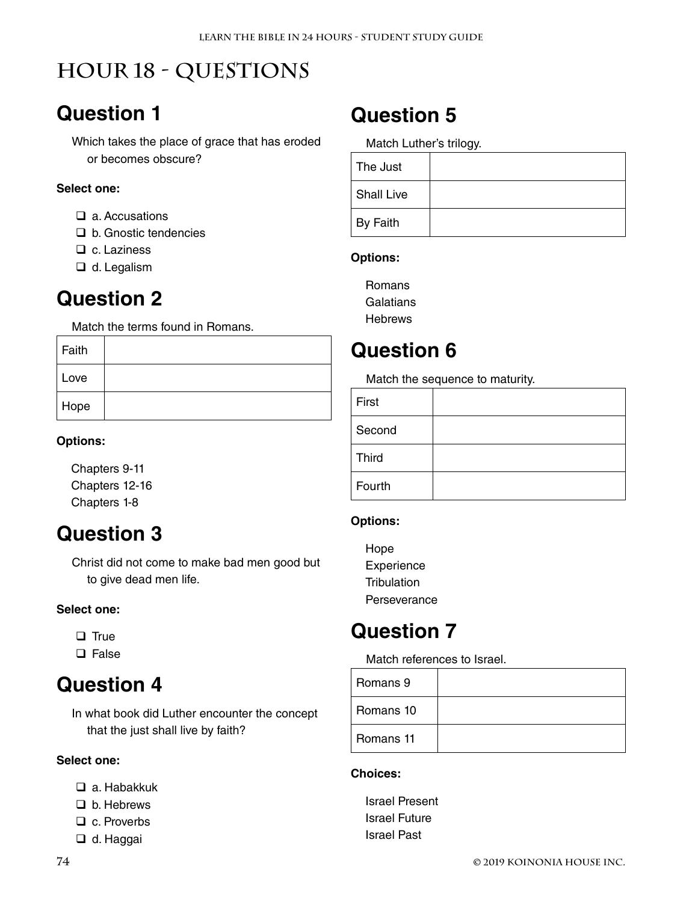# Hour 18 - Questions

## Question 1

Which takes the place of grace that has eroded or becomes obscure?

**Select one:**

- ❑ a. Accusations
- ❑ b. Gnostic tendencies
- ❑ c. Laziness
- ❑ d. Legalism

## Question 2

Match the terms found in Romans.

| | |
|---|---|
| Faith | |
| Love | |
| Hope | |

**Options:**

Chapters 9-11
Chapters 12-16
Chapters 1-8

## Question 3

Christ did not come to make bad men good but to give dead men life.

**Select one:**

- ❑ True
- ❑ False

## Question 4

In what book did Luther encounter the concept that the just shall live by faith?

**Select one:**

- ❑ a. Habakkuk
- ❑ b. Hebrews
- ❑ c. Proverbs
- ❑ d. Haggai

## Question 5

Match Luther's trilogy.

| | |
|---|---|
| The Just | |
| Shall Live | |
| By Faith | |

**Options:**

Romans
Galatians
Hebrews

## Question 6

Match the sequence to maturity.

| | |
|---|---|
| First | |
| Second | |
| Third | |
| Fourth | |

**Options:**

Hope
Experience
Tribulation
Perseverance

## Question 7

Match references to Israel.

| | |
|---|---|
| Romans 9 | |
| Romans 10 | |
| Romans 11 | |

**Choices:**

Israel Present
Israel Future
Israel Past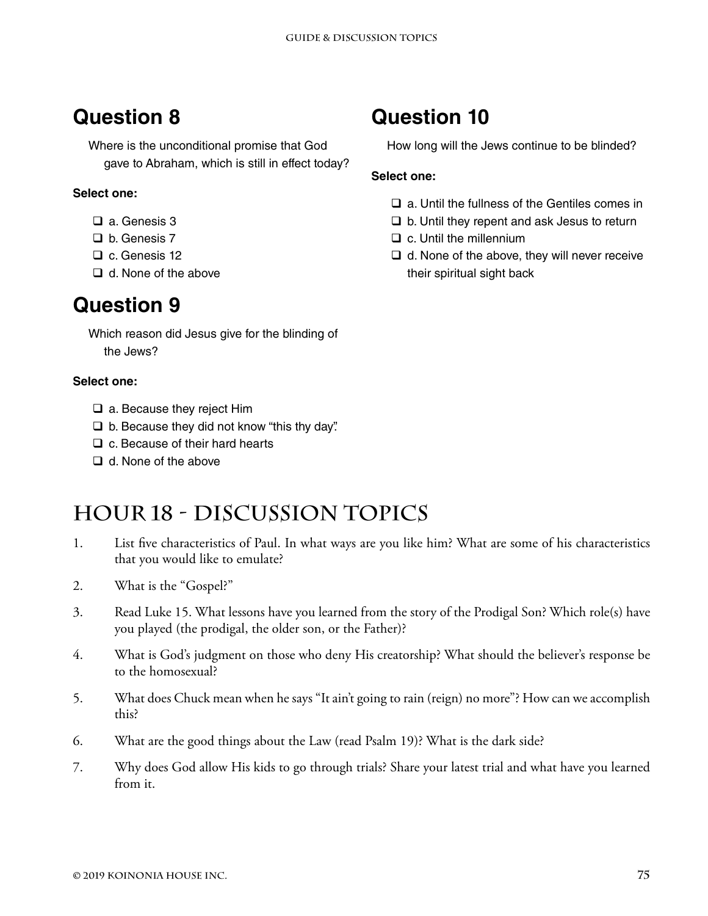## Question 8

Where is the unconditional promise that God gave to Abraham, which is still in effect today?

**Select one:**

- ❑ a. Genesis 3
- ❑ b. Genesis 7
- ❑ c. Genesis 12
- ❑ d. None of the above

## Question 9

Which reason did Jesus give for the blinding of the Jews?

**Select one:**

- ❑ a. Because they reject Him
- ❑ b. Because they did not know "this thy day".
- ❑ c. Because of their hard hearts
- ❑ d. None of the above

## Question 10

How long will the Jews continue to be blinded?

**Select one:**

- ❑ a. Until the fullness of the Gentiles comes in
- ❑ b. Until they repent and ask Jesus to return
- ❑ c. Until the millennium
- ❑ d. None of the above, they will never receive their spiritual sight back

# Hour 18 - Discussion Topics

1. List five characteristics of Paul. In what ways are you like him? What are some of his characteristics that you would like to emulate?
2. What is the "Gospel?"
3. Read Luke 15. What lessons have you learned from the story of the Prodigal Son? Which role(s) have you played (the prodigal, the older son, or the Father)?
4. What is God's judgment on those who deny His creatorship? What should the believer's response be to the homosexual?
5. What does Chuck mean when he says "It ain't going to rain (reign) no more"? How can we accomplish this?
6. What are the good things about the Law (read Psalm 19)? What is the dark side?
7. Why does God allow His kids to go through trials? Share your latest trial and what have you learned from it.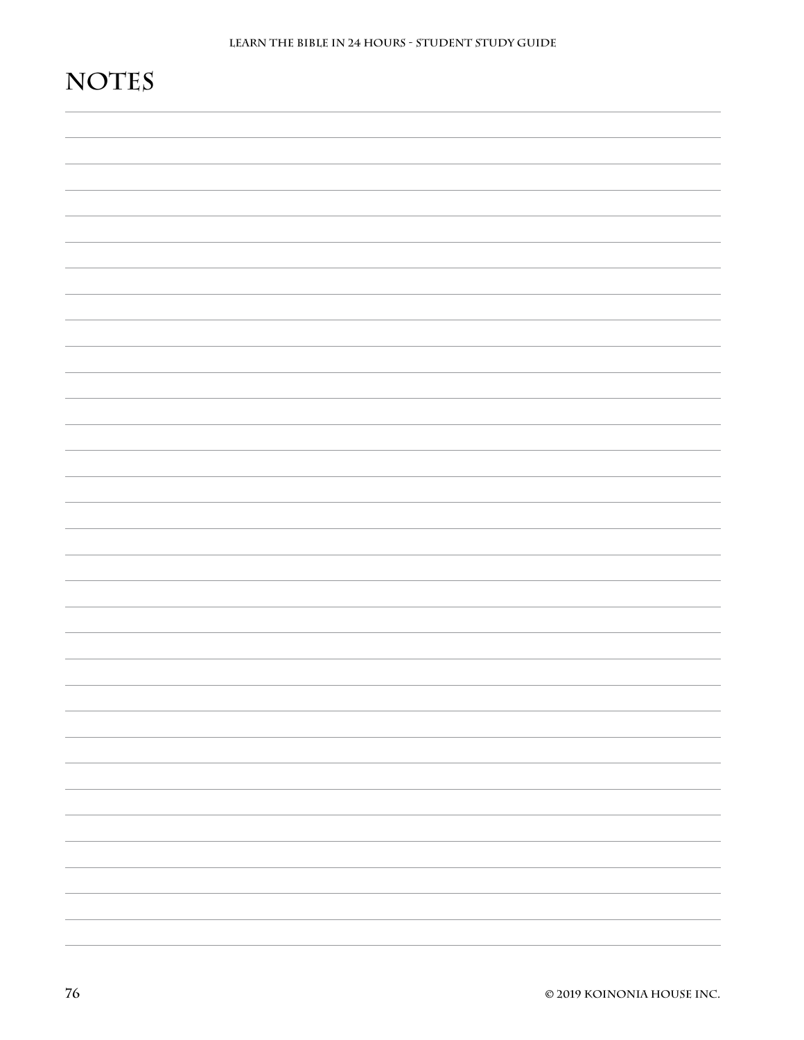# NOTES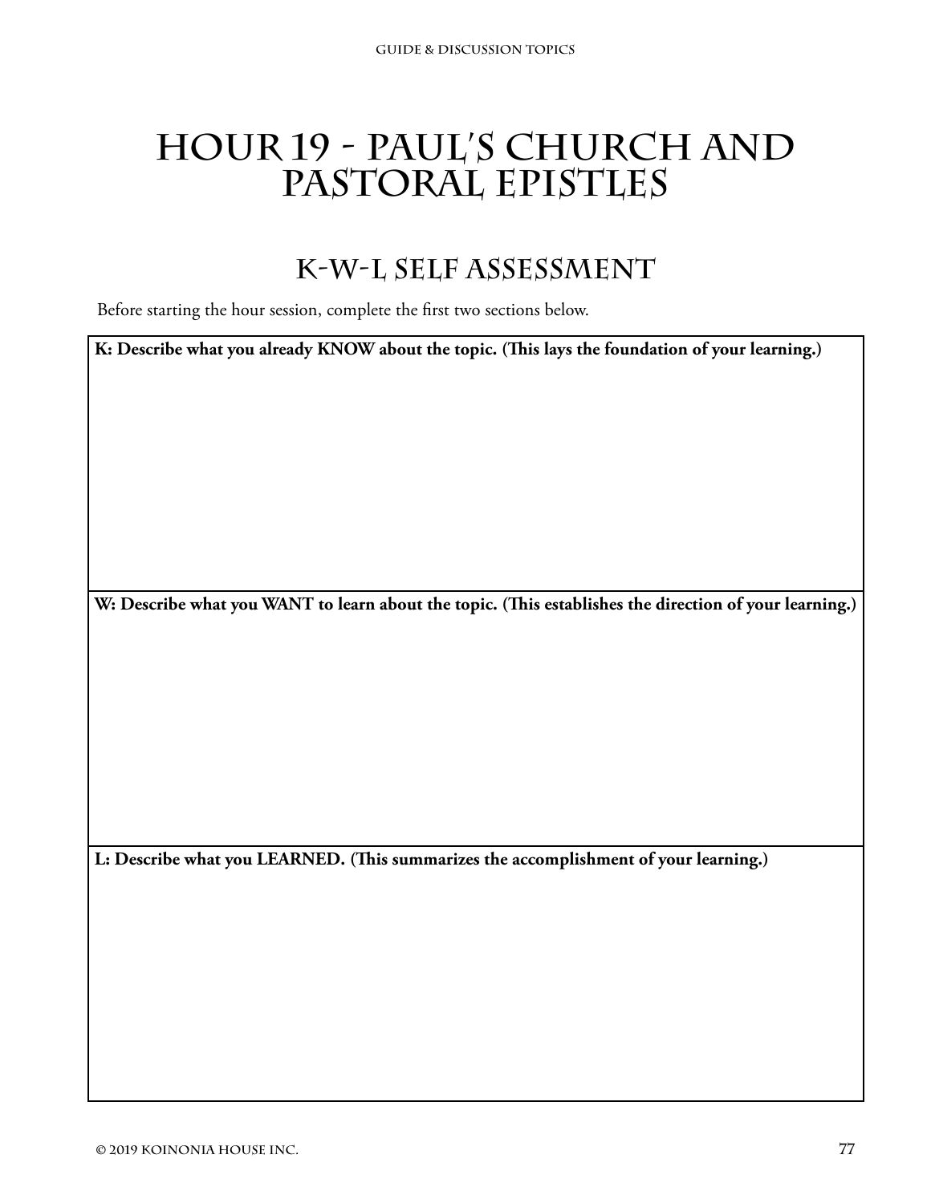# Hour 19 - Paul's Church and Pastoral Epistles

## K-W-L Self Assessment

Before starting the hour session, complete the first two sections below.

| **K: Describe what you already KNOW about the topic. (This lays the foundation of your learning.)** |
| --- |
| |
| **W: Describe what you WANT to learn about the topic. (This establishes the direction of your learning.)** |
| |
| **L: Describe what you LEARNED. (This summarizes the accomplishment of your learning.)** |
| |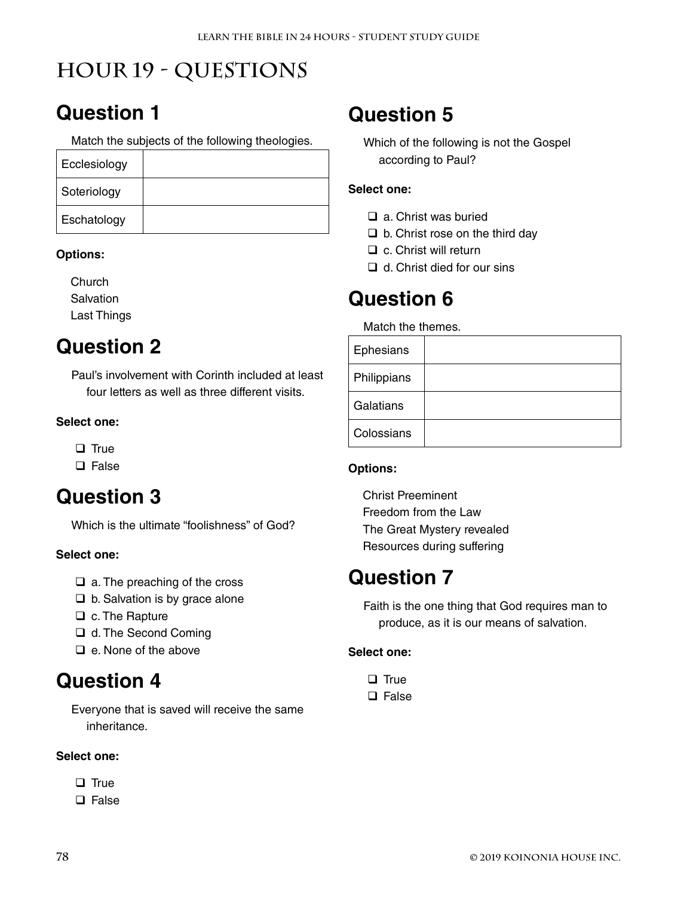# Hour 19 - Questions

## Question 1

Match the subjects of the following theologies.

| Ecclesiology | |
|---|---|
| Soteriology | |
| Eschatology | |

**Options:**

Church
Salvation
Last Things

## Question 2

Paul's involvement with Corinth included at least four letters as well as three different visits.

**Select one:**

- ❑ True
- ❑ False

## Question 3

Which is the ultimate "foolishness" of God?

**Select one:**

- ❑ a. The preaching of the cross
- ❑ b. Salvation is by grace alone
- ❑ c. The Rapture
- ❑ d. The Second Coming
- ❑ e. None of the above

## Question 4

Everyone that is saved will receive the same inheritance.

**Select one:**

- ❑ True
- ❑ False

## Question 5

Which of the following is not the Gospel according to Paul?

**Select one:**

- ❑ a. Christ was buried
- ❑ b. Christ rose on the third day
- ❑ c. Christ will return
- ❑ d. Christ died for our sins

## Question 6

Match the themes.

| Ephesians | |
|---|---|
| Philippians | |
| Galatians | |
| Colossians | |

**Options:**

Christ Preeminent
Freedom from the Law
The Great Mystery revealed
Resources during suffering

## Question 7

Faith is the one thing that God requires man to produce, as it is our means of salvation.

**Select one:**

- ❑ True
- ❑ False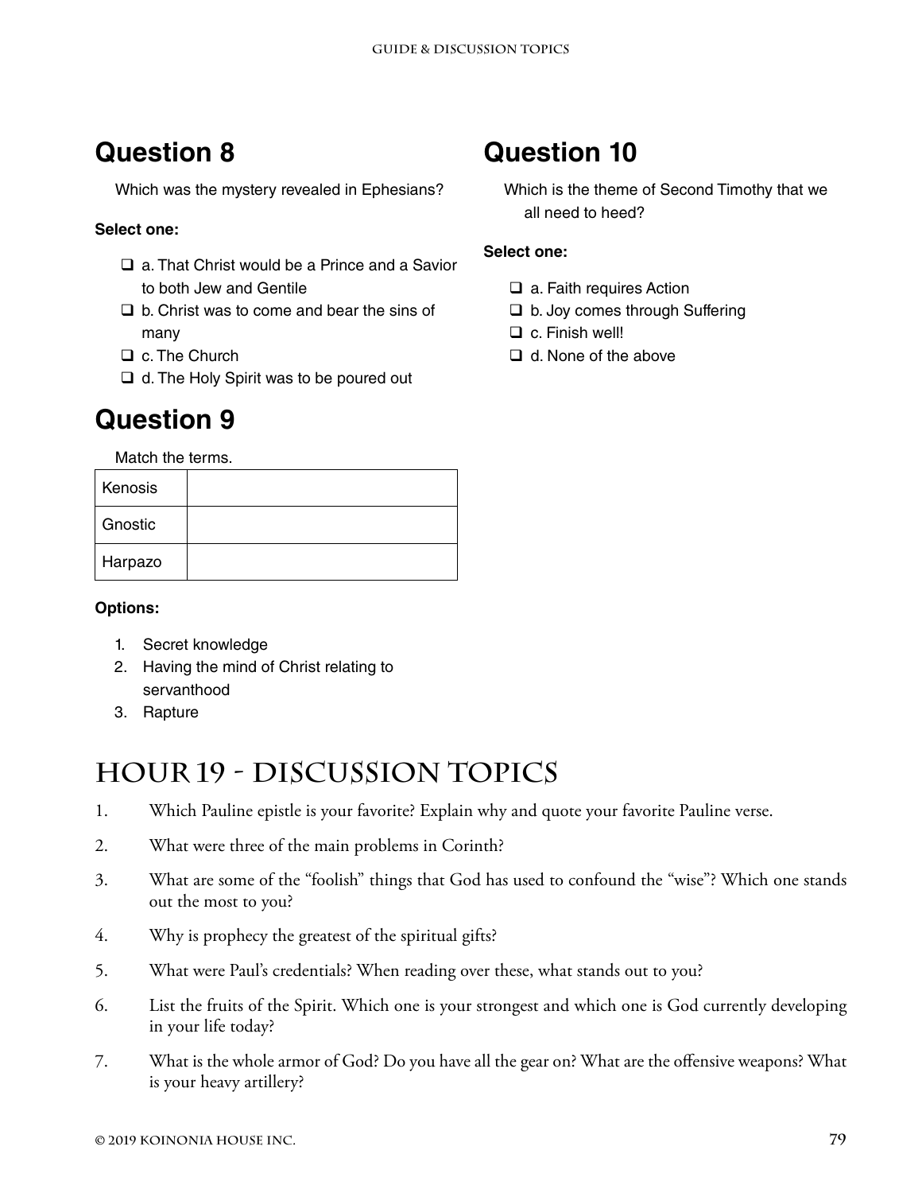## Question 8

Which was the mystery revealed in Ephesians?

**Select one:**

- ❑ a. That Christ would be a Prince and a Savior to both Jew and Gentile
- ❑ b. Christ was to come and bear the sins of many
- ❑ c. The Church
- ❑ d. The Holy Spirit was to be poured out

## Question 9

Match the terms.

| Kenosis | |
|---|---|
| Gnostic | |
| Harpazo | |

**Options:**

1. Secret knowledge
2. Having the mind of Christ relating to servanthood
3. Rapture

## Question 10

Which is the theme of Second Timothy that we all need to heed?

**Select one:**

- ❑ a. Faith requires Action
- ❑ b. Joy comes through Suffering
- ❑ c. Finish well!
- ❑ d. None of the above

# Hour 19 - Discussion Topics

1. Which Pauline epistle is your favorite? Explain why and quote your favorite Pauline verse.
2. What were three of the main problems in Corinth?
3. What are some of the "foolish" things that God has used to confound the "wise"? Which one stands out the most to you?
4. Why is prophecy the greatest of the spiritual gifts?
5. What were Paul's credentials? When reading over these, what stands out to you?
6. List the fruits of the Spirit. Which one is your strongest and which one is God currently developing in your life today?
7. What is the whole armor of God? Do you have all the gear on? What are the offensive weapons? What is your heavy artillery?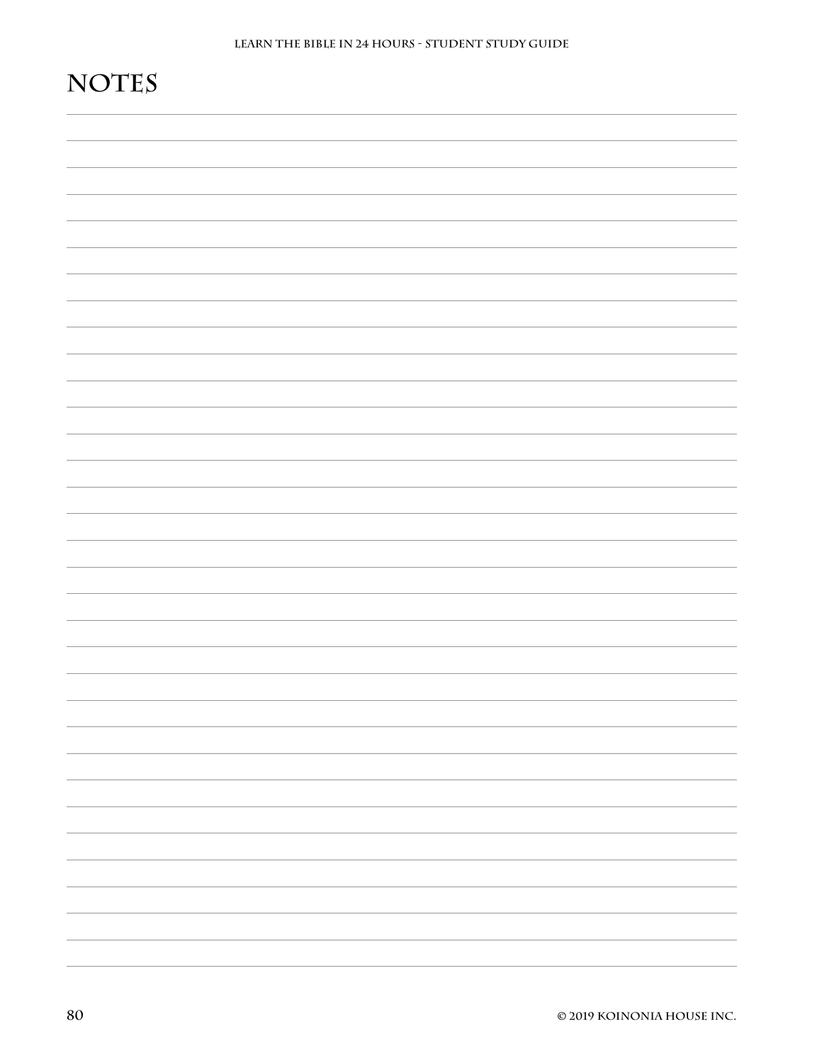# NOTES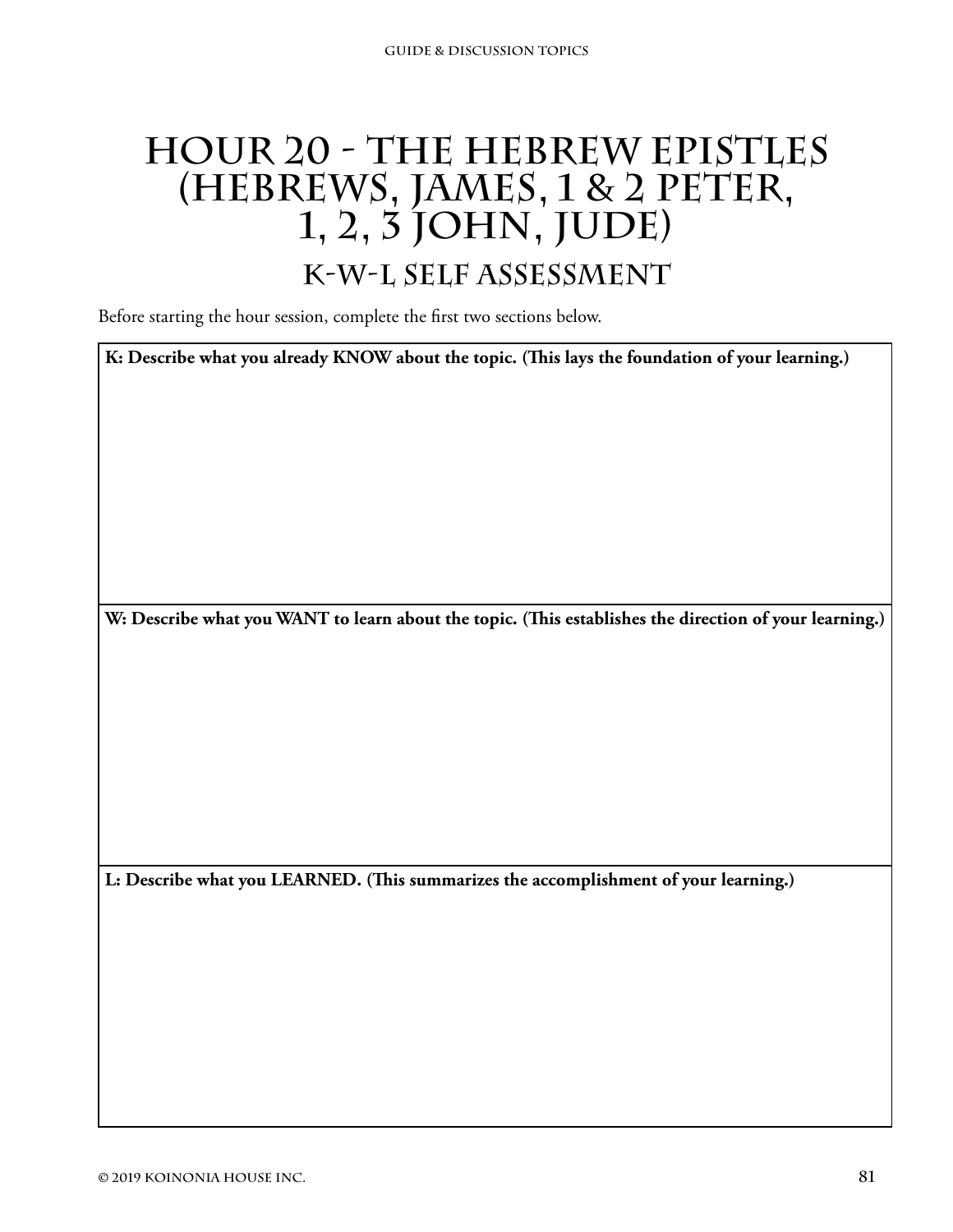# Hour 20 - The Hebrew Epistles (Hebrews, James, 1 & 2 Peter, 1, 2, 3 John, Jude)

## K-W-L Self Assessment

Before starting the hour session, complete the first two sections below.

**K: Describe what you already KNOW about the topic. (This lays the foundation of your learning.)**

**W: Describe what you WANT to learn about the topic. (This establishes the direction of your learning.)**

**L: Describe what you LEARNED. (This summarizes the accomplishment of your learning.)**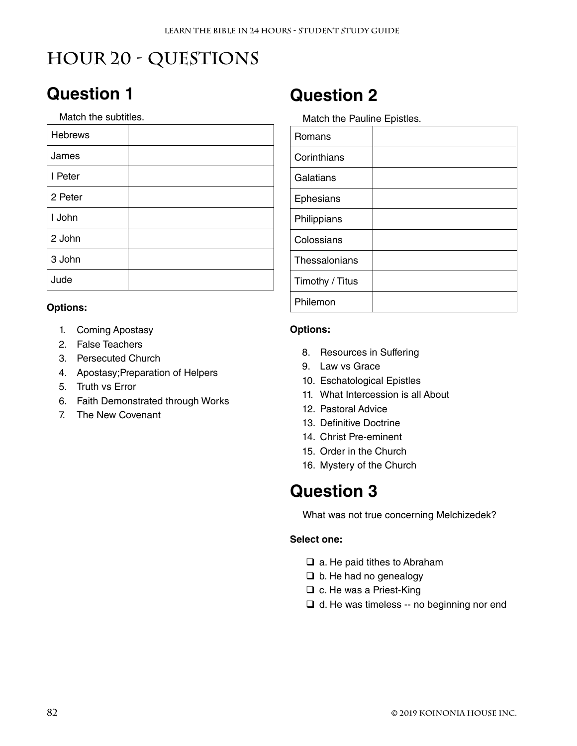# HOUR 20 - QUESTIONS

## Question 1

Match the subtitles.

| | |
|---|---|
| Hebrews | |
| James | |
| I Peter | |
| 2 Peter | |
| I John | |
| 2 John | |
| 3 John | |
| Jude | |

**Options:**

1. Coming Apostasy
2. False Teachers
3. Persecuted Church
4. Apostasy;Preparation of Helpers
5. Truth vs Error
6. Faith Demonstrated through Works
7. The New Covenant

## Question 2

Match the Pauline Epistles.

| | |
|---|---|
| Romans | |
| Corinthians | |
| Galatians | |
| Ephesians | |
| Philippians | |
| Colossians | |
| Thessalonians | |
| Timothy / Titus | |
| Philemon | |

**Options:**

8. Resources in Suffering
9. Law vs Grace
10. Eschatological Epistles
11. What Intercession is all About
12. Pastoral Advice
13. Definitive Doctrine
14. Christ Pre-eminent
15. Order in the Church
16. Mystery of the Church

## Question 3

What was not true concerning Melchizedek?

**Select one:**

- ❑ a. He paid tithes to Abraham
- ❑ b. He had no genealogy
- ❑ c. He was a Priest-King
- ❑ d. He was timeless -- no beginning nor end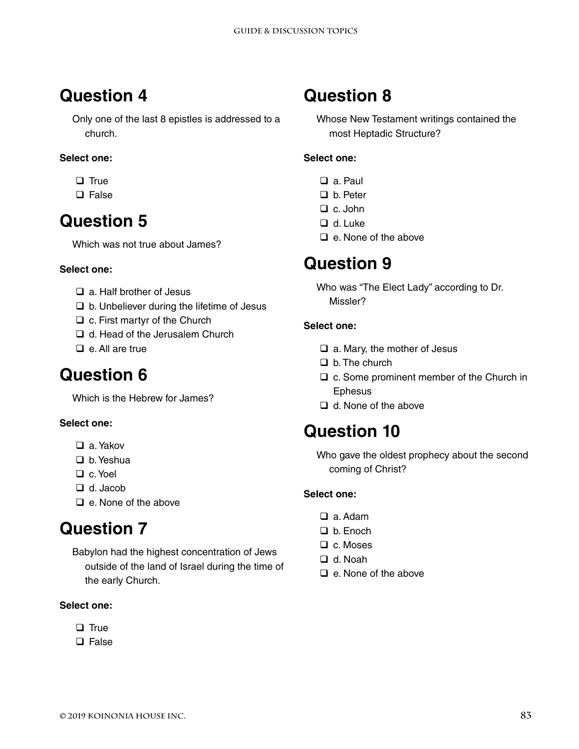## Question 4

Only one of the last 8 epistles is addressed to a church.

**Select one:**

- ❑ True
- ❑ False

## Question 5

Which was not true about James?

**Select one:**

- ❑ a. Half brother of Jesus
- ❑ b. Unbeliever during the lifetime of Jesus
- ❑ c. First martyr of the Church
- ❑ d. Head of the Jerusalem Church
- ❑ e. All are true

## Question 6

Which is the Hebrew for James?

**Select one:**

- ❑ a. Yakov
- ❑ b. Yeshua
- ❑ c. Yoel
- ❑ d. Jacob
- ❑ e. None of the above

## Question 7

Babylon had the highest concentration of Jews outside of the land of Israel during the time of the early Church.

**Select one:**

- ❑ True
- ❑ False

## Question 8

Whose New Testament writings contained the most Heptadic Structure?

**Select one:**

- ❑ a. Paul
- ❑ b. Peter
- ❑ c. John
- ❑ d. Luke
- ❑ e. None of the above

## Question 9

Who was "The Elect Lady" according to Dr. Missler?

**Select one:**

- ❑ a. Mary, the mother of Jesus
- ❑ b. The church
- ❑ c. Some prominent member of the Church in Ephesus
- ❑ d. None of the above

## Question 10

Who gave the oldest prophecy about the second coming of Christ?

**Select one:**

- ❑ a. Adam
- ❑ b. Enoch
- ❑ c. Moses
- ❑ d. Noah
- ❑ e. None of the above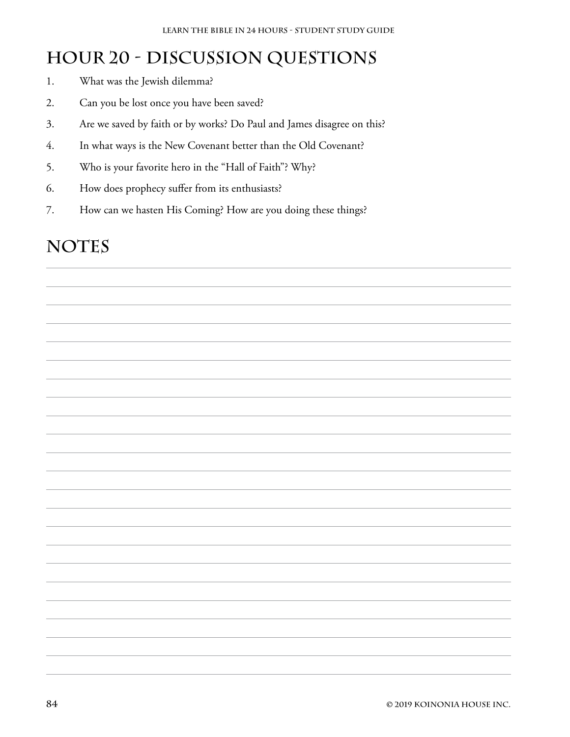## Hour 20 - Discussion Questions

1. What was the Jewish dilemma?
2. Can you be lost once you have been saved?
3. Are we saved by faith or by works? Do Paul and James disagree on this?
4. In what ways is the New Covenant better than the Old Covenant?
5. Who is your favorite hero in the "Hall of Faith"? Why?
6. How does prophecy suffer from its enthusiasts?
7. How can we hasten His Coming? How are you doing these things?

## Notes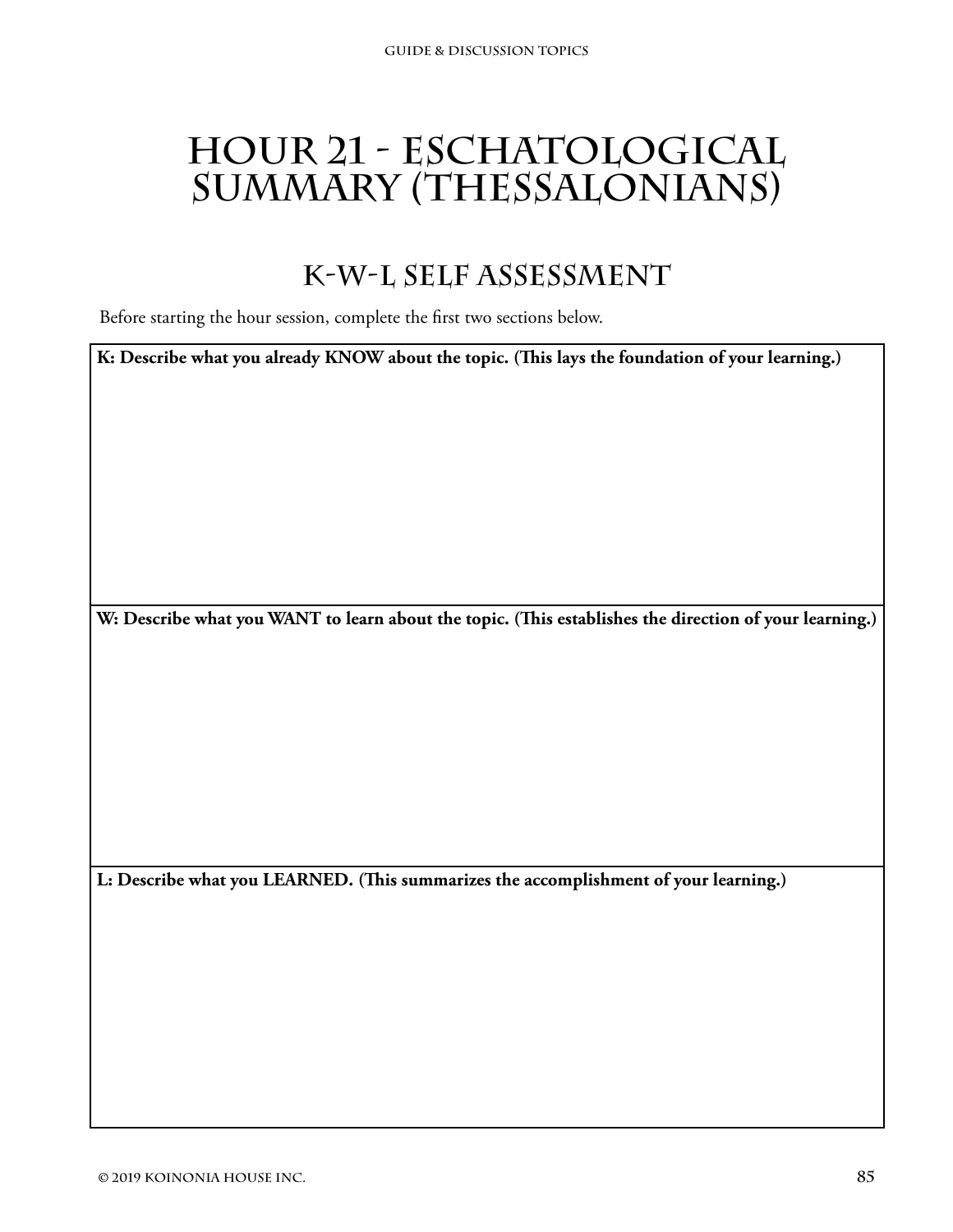# Hour 21 - Eschatological Summary (Thessalonians)

## K-W-L Self Assessment

Before starting the hour session, complete the first two sections below.

| K: Describe what you already KNOW about the topic. (This lays the foundation of your learning.) |
|---|
| |

| W: Describe what you WANT to learn about the topic. (This establishes the direction of your learning.) |
|---|
| |

| L: Describe what you LEARNED. (This summarizes the accomplishment of your learning.) |
|---|
| |

© 2019 Koinonia House Inc.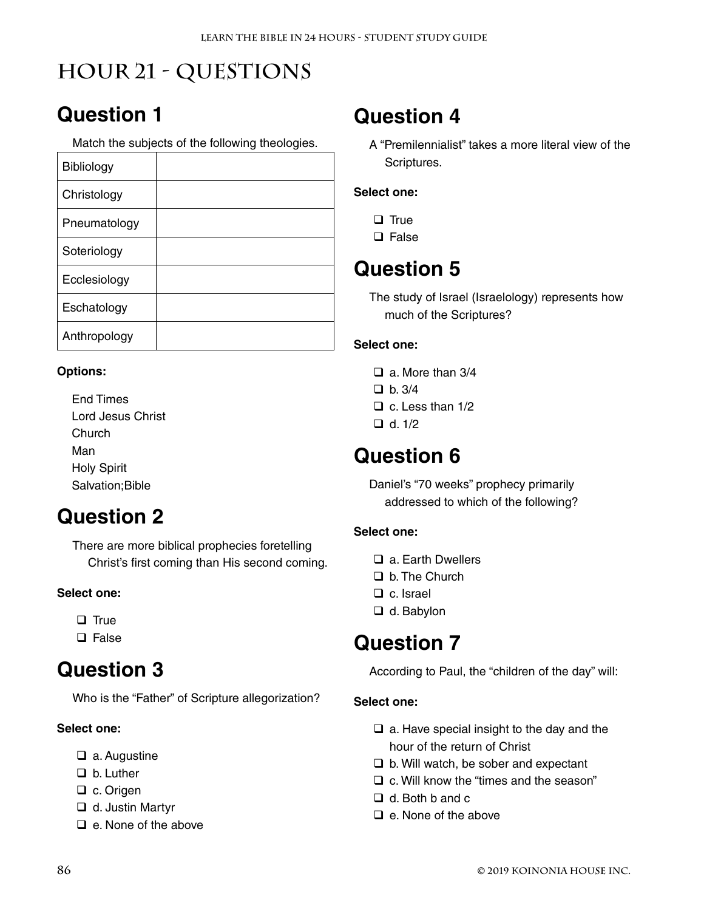# HOUR 21 - QUESTIONS

## Question 1

Match the subjects of the following theologies.

| | |
|---|---|
| Bibliology | |
| Christology | |
| Pneumatology | |
| Soteriology | |
| Ecclesiology | |
| Eschatology | |
| Anthropology | |

**Options:**

End Times
Lord Jesus Christ
Church
Man
Holy Spirit
Salvation;Bible

## Question 2

There are more biblical prophecies foretelling Christ's first coming than His second coming.

**Select one:**

- ❑ True
- ❑ False

## Question 3

Who is the "Father" of Scripture allegorization?

**Select one:**

- ❑ a. Augustine
- ❑ b. Luther
- ❑ c. Origen
- ❑ d. Justin Martyr
- ❑ e. None of the above

## Question 4

A "Premilennialist" takes a more literal view of the Scriptures.

**Select one:**

- ❑ True
- ❑ False

## Question 5

The study of Israel (Israelology) represents how much of the Scriptures?

**Select one:**

- ❑ a. More than 3/4
- ❑ b. 3/4
- ❑ c. Less than 1/2
- ❑ d. 1/2

## Question 6

Daniel's "70 weeks" prophecy primarily addressed to which of the following?

**Select one:**

- ❑ a. Earth Dwellers
- ❑ b. The Church
- ❑ c. Israel
- ❑ d. Babylon

## Question 7

According to Paul, the "children of the day" will:

**Select one:**

- ❑ a. Have special insight to the day and the hour of the return of Christ
- ❑ b. Will watch, be sober and expectant
- ❑ c. Will know the "times and the season"
- ❑ d. Both b and c
- ❑ e. None of the above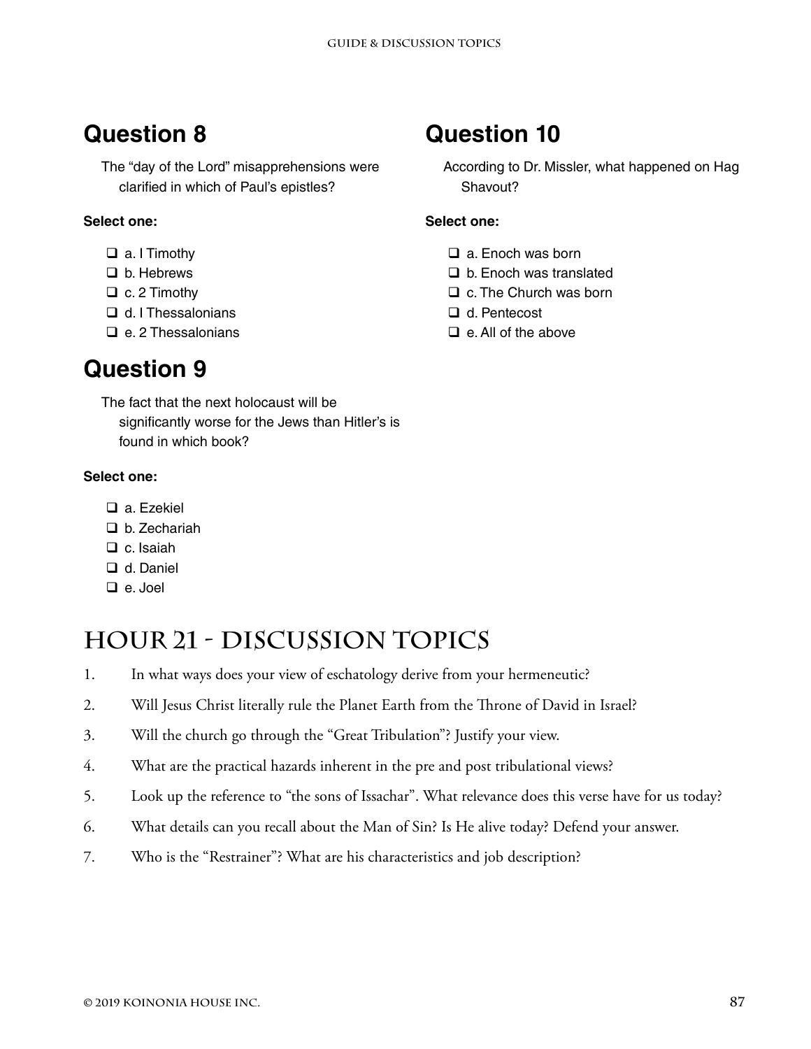## Question 8

The "day of the Lord" misapprehensions were clarified in which of Paul's epistles?

**Select one:**

- ❑ a. I Timothy
- ❑ b. Hebrews
- ❑ c. 2 Timothy
- ❑ d. I Thessalonians
- ❑ e. 2 Thessalonians

## Question 9

The fact that the next holocaust will be significantly worse for the Jews than Hitler's is found in which book?

**Select one:**

- ❑ a. Ezekiel
- ❑ b. Zechariah
- ❑ c. Isaiah
- ❑ d. Daniel
- ❑ e. Joel

## Question 10

According to Dr. Missler, what happened on Hag Shavout?

**Select one:**

- ❑ a. Enoch was born
- ❑ b. Enoch was translated
- ❑ c. The Church was born
- ❑ d. Pentecost
- ❑ e. All of the above

# Hour 21 - Discussion Topics

1. In what ways does your view of eschatology derive from your hermeneutic?
2. Will Jesus Christ literally rule the Planet Earth from the Throne of David in Israel?
3. Will the church go through the "Great Tribulation"? Justify your view.
4. What are the practical hazards inherent in the pre and post tribulational views?
5. Look up the reference to "the sons of Issachar". What relevance does this verse have for us today?
6. What details can you recall about the Man of Sin? Is He alive today? Defend your answer.
7. Who is the "Restrainer"? What are his characteristics and job description?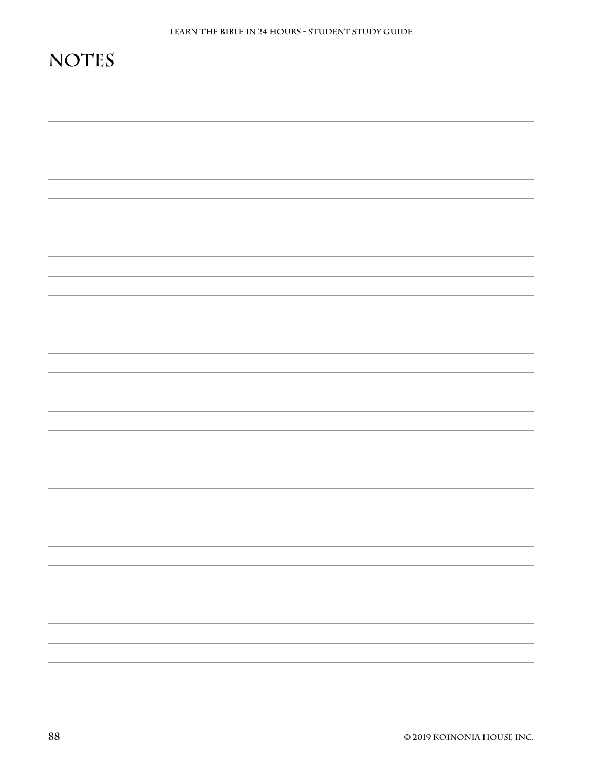# NOTES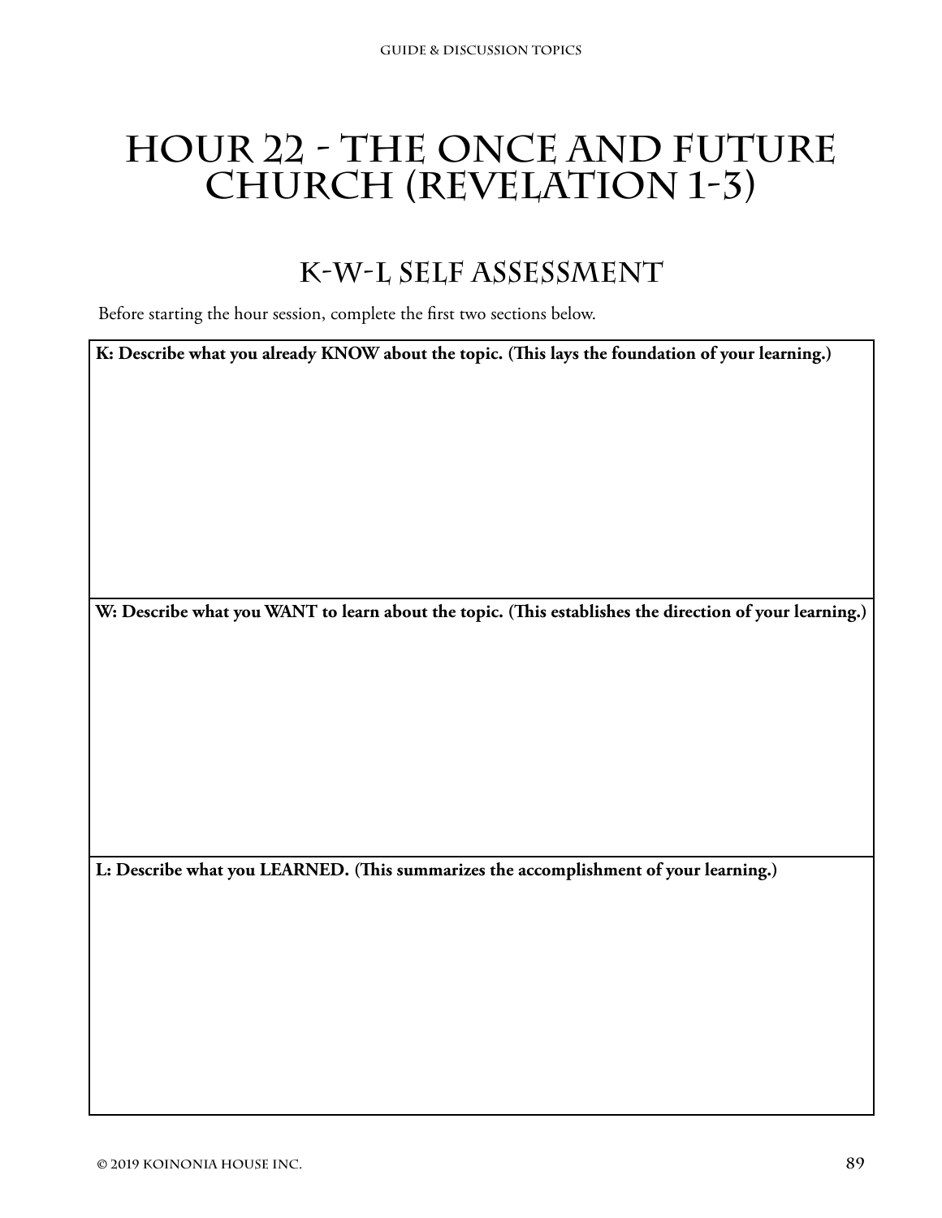# Hour 22 - The Once and Future Church (Revelation 1-3)

## K-W-L Self Assessment

Before starting the hour session, complete the first two sections below.

| **K: Describe what you already KNOW about the topic. (This lays the foundation of your learning.)** |
|---|
| |
| **W: Describe what you WANT to learn about the topic. (This establishes the direction of your learning.)** |
| |
| **L: Describe what you LEARNED. (This summarizes the accomplishment of your learning.)** |
| |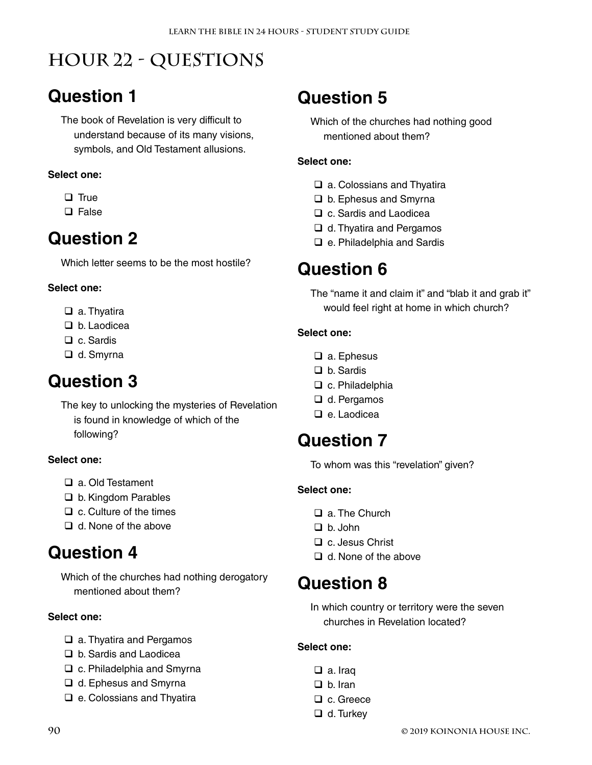# Hour 22 - Questions

## Question 1

The book of Revelation is very difficult to understand because of its many visions, symbols, and Old Testament allusions.

**Select one:**

- ❑ True
- ❑ False

## Question 2

Which letter seems to be the most hostile?

**Select one:**

- ❑ a. Thyatira
- ❑ b. Laodicea
- ❑ c. Sardis
- ❑ d. Smyrna

## Question 3

The key to unlocking the mysteries of Revelation is found in knowledge of which of the following?

**Select one:**

- ❑ a. Old Testament
- ❑ b. Kingdom Parables
- ❑ c. Culture of the times
- ❑ d. None of the above

## Question 4

Which of the churches had nothing derogatory mentioned about them?

**Select one:**

- ❑ a. Thyatira and Pergamos
- ❑ b. Sardis and Laodicea
- ❑ c. Philadelphia and Smyrna
- ❑ d. Ephesus and Smyrna
- ❑ e. Colossians and Thyatira

## Question 5

Which of the churches had nothing good mentioned about them?

**Select one:**

- ❑ a. Colossians and Thyatira
- ❑ b. Ephesus and Smyrna
- ❑ c. Sardis and Laodicea
- ❑ d. Thyatira and Pergamos
- ❑ e. Philadelphia and Sardis

## Question 6

The "name it and claim it" and "blab it and grab it" would feel right at home in which church?

**Select one:**

- ❑ a. Ephesus
- ❑ b. Sardis
- ❑ c. Philadelphia
- ❑ d. Pergamos
- ❑ e. Laodicea

## Question 7

To whom was this "revelation" given?

**Select one:**

- ❑ a. The Church
- ❑ b. John
- ❑ c. Jesus Christ
- ❑ d. None of the above

## Question 8

In which country or territory were the seven churches in Revelation located?

**Select one:**

- ❑ a. Iraq
- ❑ b. Iran
- ❑ c. Greece
- ❑ d. Turkey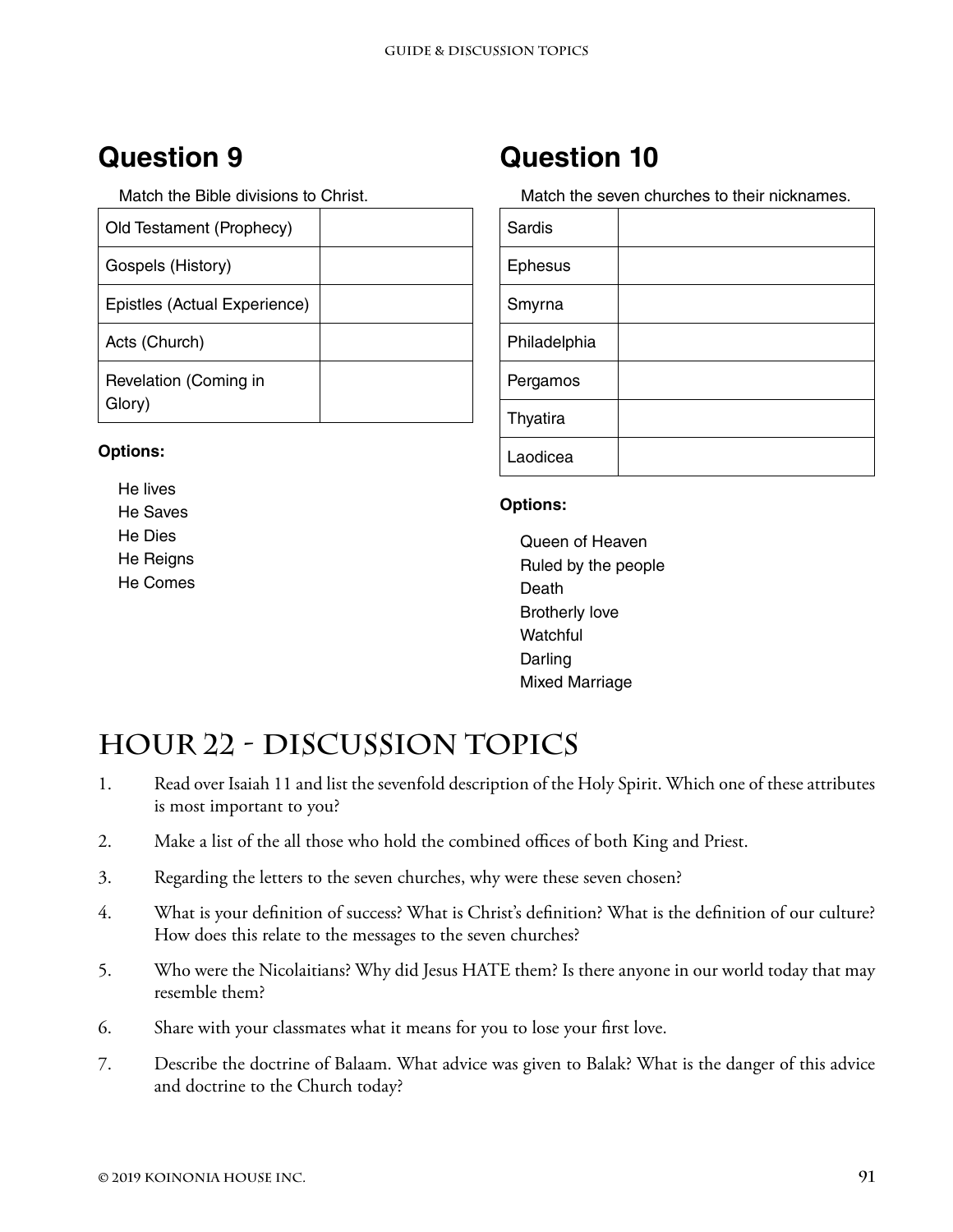## Question 9

Match the Bible divisions to Christ.

| Old Testament (Prophecy) | |
|---|---|
| Gospels (History) | |
| Epistles (Actual Experience) | |
| Acts (Church) | |
| Revelation (Coming in Glory) | |

**Options:**

He lives
He Saves
He Dies
He Reigns
He Comes

## Question 10

Match the seven churches to their nicknames.

| Sardis | |
|---|---|
| Ephesus | |
| Smyrna | |
| Philadelphia | |
| Pergamos | |
| Thyatira | |
| Laodicea | |

**Options:**

Queen of Heaven
Ruled by the people
Death
Brotherly love
Watchful
Darling
Mixed Marriage

# Hour 22 - Discussion Topics

1. Read over Isaiah 11 and list the sevenfold description of the Holy Spirit. Which one of these attributes is most important to you?
2. Make a list of the all those who hold the combined offices of both King and Priest.
3. Regarding the letters to the seven churches, why were these seven chosen?
4. What is your definition of success? What is Christ's definition? What is the definition of our culture? How does this relate to the messages to the seven churches?
5. Who were the Nicolaitians? Why did Jesus HATE them? Is there anyone in our world today that may resemble them?
6. Share with your classmates what it means for you to lose your first love.
7. Describe the doctrine of Balaam. What advice was given to Balak? What is the danger of this advice and doctrine to the Church today?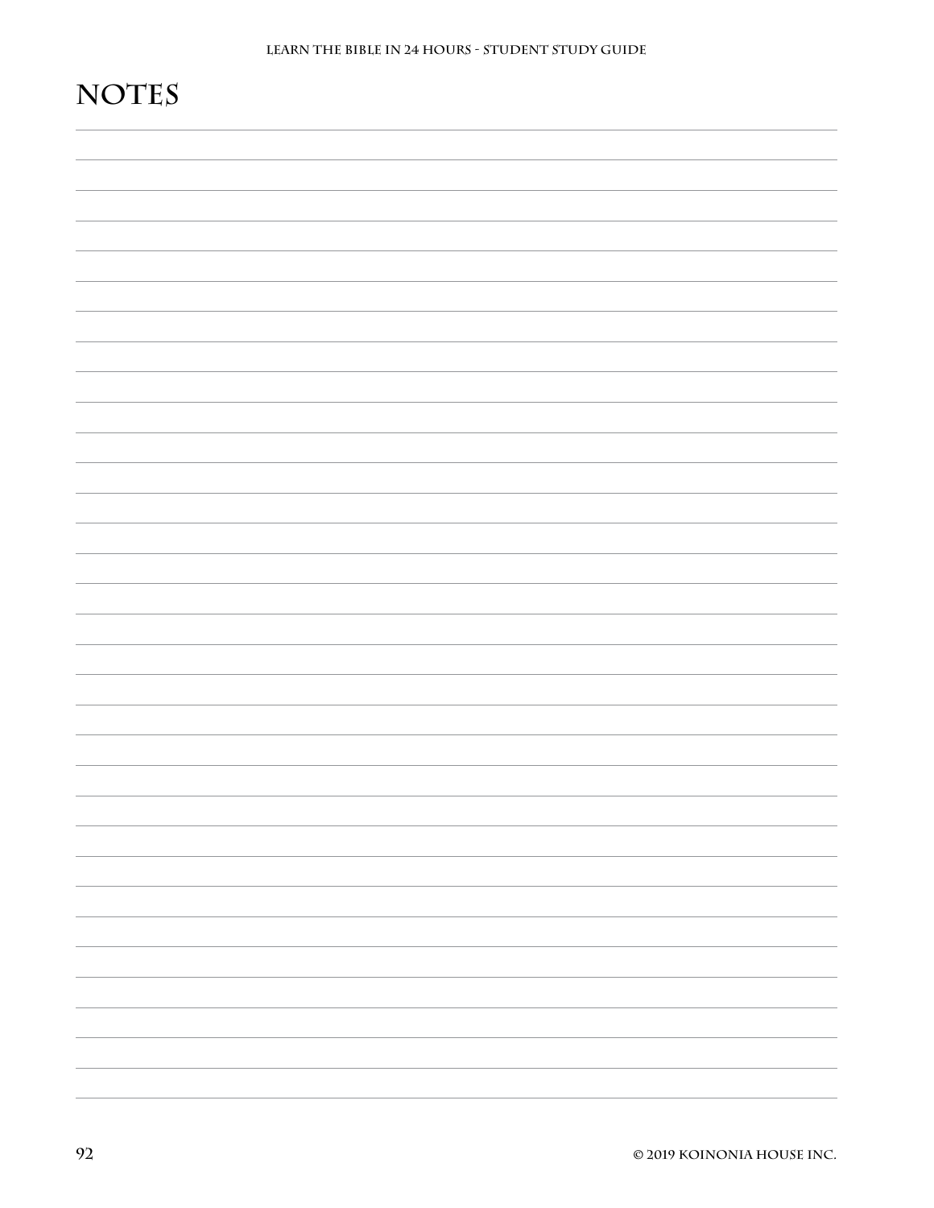# NOTES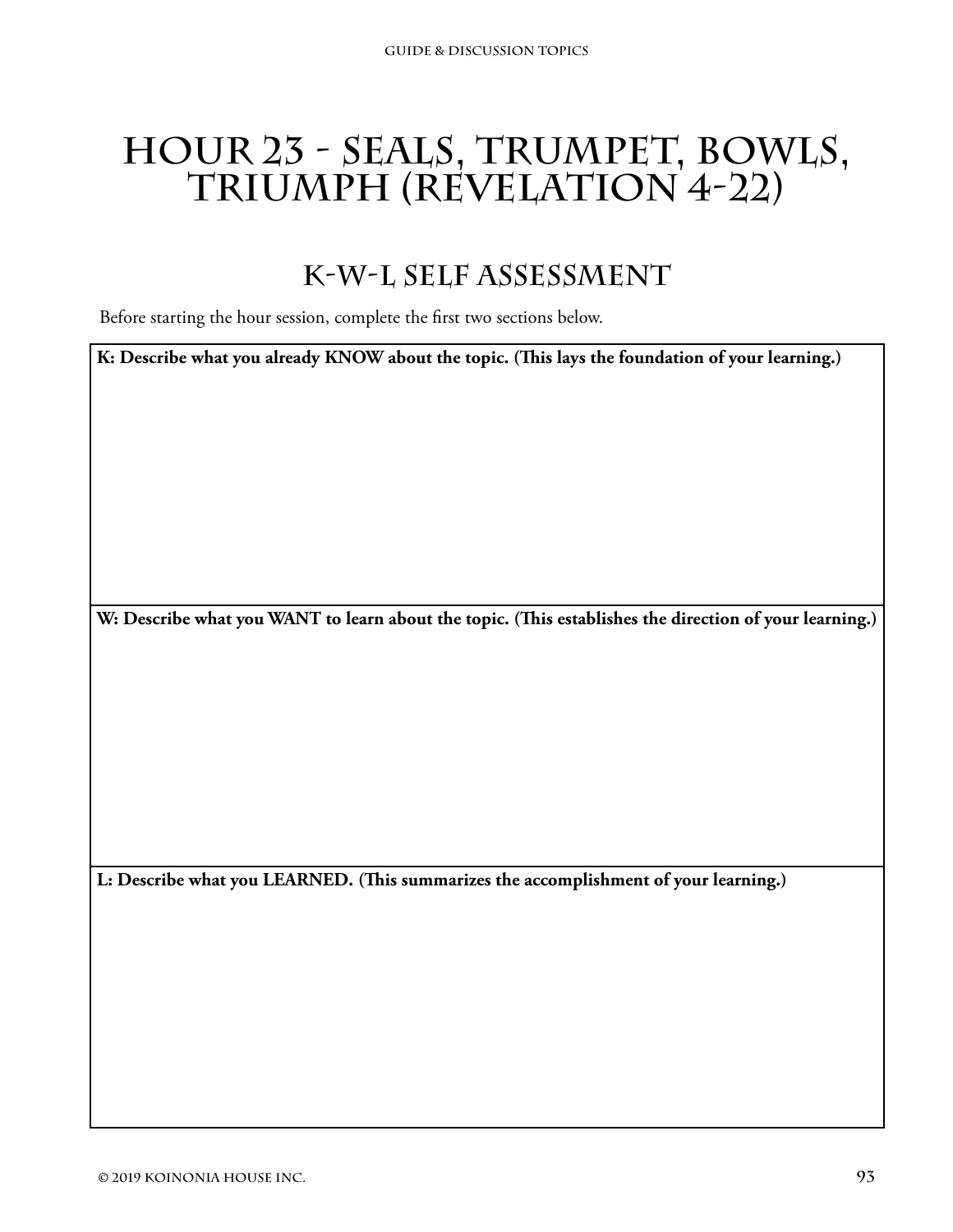# Hour 23 - Seals, Trumpet, Bowls, Triumph (Revelation 4-22)

## K-W-L Self Assessment

Before starting the hour session, complete the first two sections below.

| **K: Describe what you already KNOW about the topic. (This lays the foundation of your learning.)** |
| --- |
| |
| **W: Describe what you WANT to learn about the topic. (This establishes the direction of your learning.)** |
| |
| **L: Describe what you LEARNED. (This summarizes the accomplishment of your learning.)** |
| |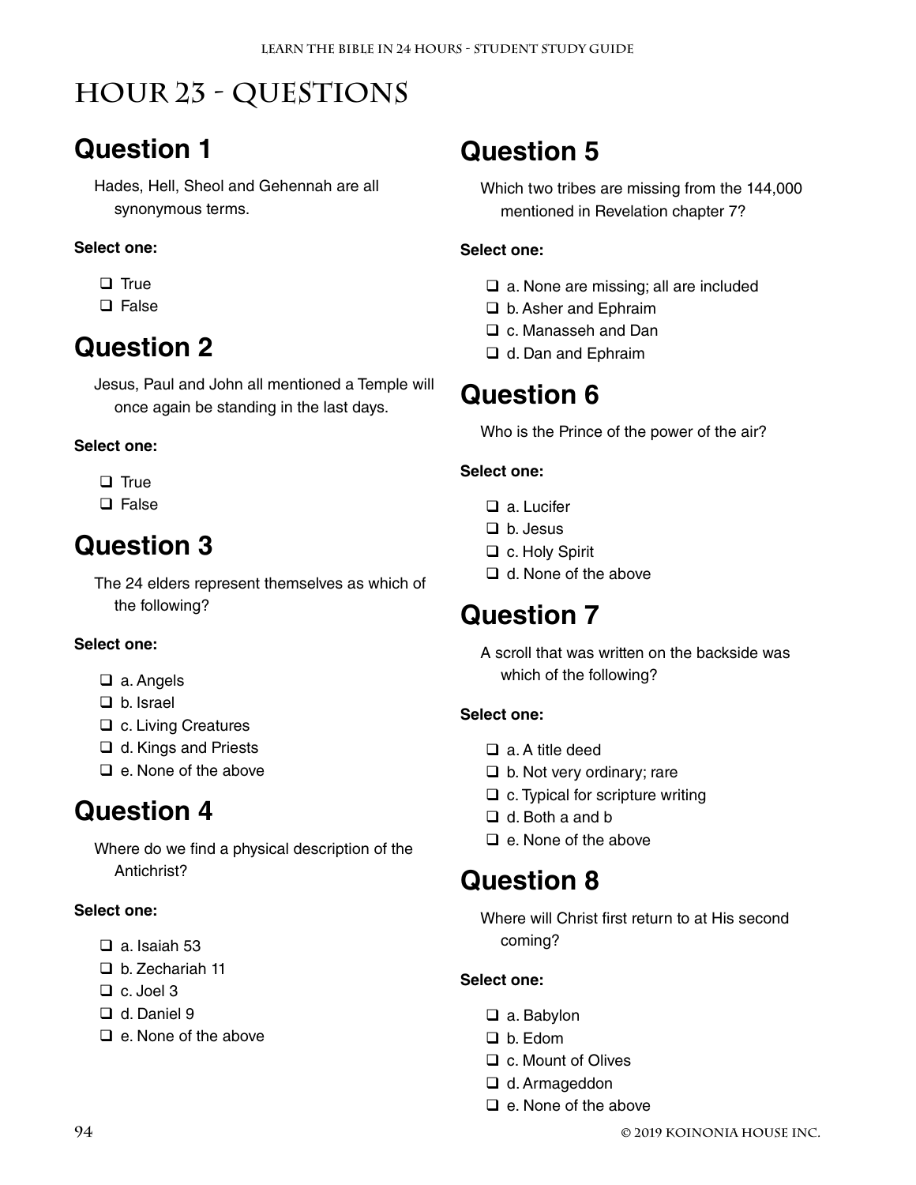# Hour 23 - Questions

## Question 1

Hades, Hell, Sheol and Gehennah are all synonymous terms.

**Select one:**

- ❑ True
- ❑ False

## Question 2

Jesus, Paul and John all mentioned a Temple will once again be standing in the last days.

**Select one:**

- ❑ True
- ❑ False

## Question 3

The 24 elders represent themselves as which of the following?

**Select one:**

- ❑ a. Angels
- ❑ b. Israel
- ❑ c. Living Creatures
- ❑ d. Kings and Priests
- ❑ e. None of the above

## Question 4

Where do we find a physical description of the Antichrist?

**Select one:**

- ❑ a. Isaiah 53
- ❑ b. Zechariah 11
- ❑ c. Joel 3
- ❑ d. Daniel 9
- ❑ e. None of the above

## Question 5

Which two tribes are missing from the 144,000 mentioned in Revelation chapter 7?

**Select one:**

- ❑ a. None are missing; all are included
- ❑ b. Asher and Ephraim
- ❑ c. Manasseh and Dan
- ❑ d. Dan and Ephraim

## Question 6

Who is the Prince of the power of the air?

**Select one:**

- ❑ a. Lucifer
- ❑ b. Jesus
- ❑ c. Holy Spirit
- ❑ d. None of the above

## Question 7

A scroll that was written on the backside was which of the following?

**Select one:**

- ❑ a. A title deed
- ❑ b. Not very ordinary; rare
- ❑ c. Typical for scripture writing
- ❑ d. Both a and b
- ❑ e. None of the above

## Question 8

Where will Christ first return to at His second coming?

**Select one:**

- ❑ a. Babylon
- ❑ b. Edom
- ❑ c. Mount of Olives
- ❑ d. Armageddon
- ❑ e. None of the above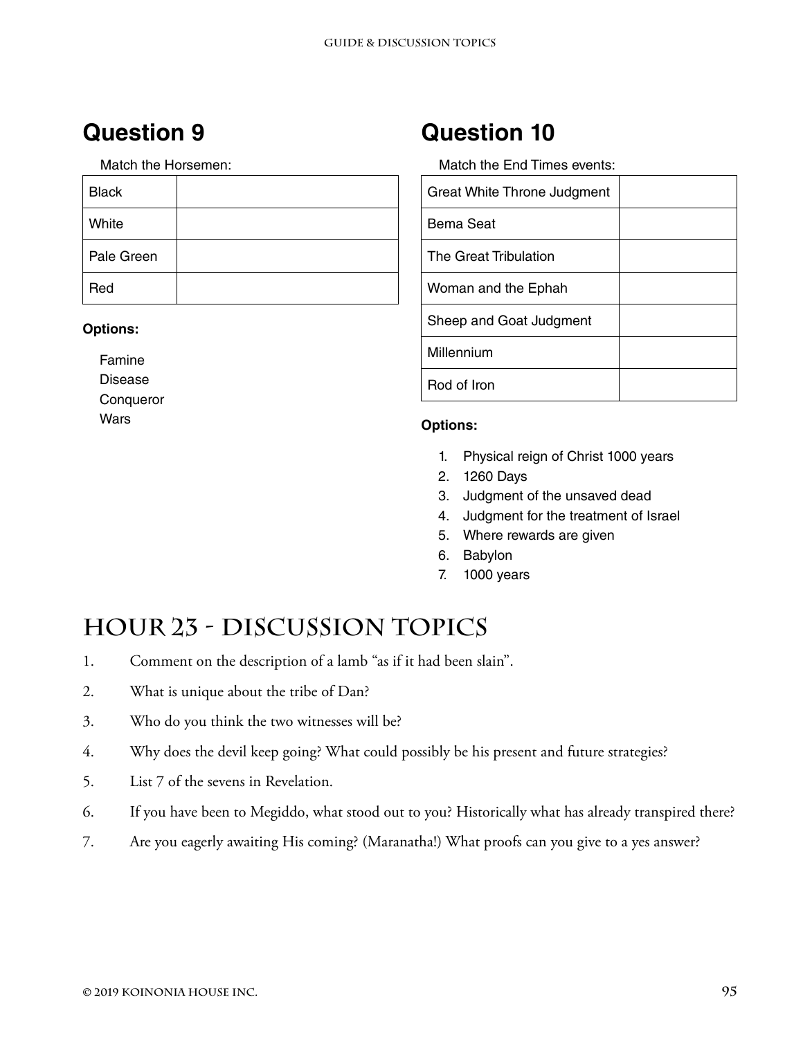## Question 9

Match the Horsemen:

| Black | |
|---|---|
| White | |
| Pale Green | |
| Red | |

**Options:**

Famine
Disease
Conqueror
Wars

## Question 10

Match the End Times events:

| Great White Throne Judgment | |
|---|---|
| Bema Seat | |
| The Great Tribulation | |
| Woman and the Ephah | |
| Sheep and Goat Judgment | |
| Millennium | |
| Rod of Iron | |

**Options:**

1. Physical reign of Christ 1000 years
2. 1260 Days
3. Judgment of the unsaved dead
4. Judgment for the treatment of Israel
5. Where rewards are given
6. Babylon
7. 1000 years

# Hour 23 - Discussion Topics

1. Comment on the description of a lamb "as if it had been slain".
2. What is unique about the tribe of Dan?
3. Who do you think the two witnesses will be?
4. Why does the devil keep going? What could possibly be his present and future strategies?
5. List 7 of the sevens in Revelation.
6. If you have been to Megiddo, what stood out to you? Historically what has already transpired there?
7. Are you eagerly awaiting His coming? (Maranatha!) What proofs can you give to a yes answer?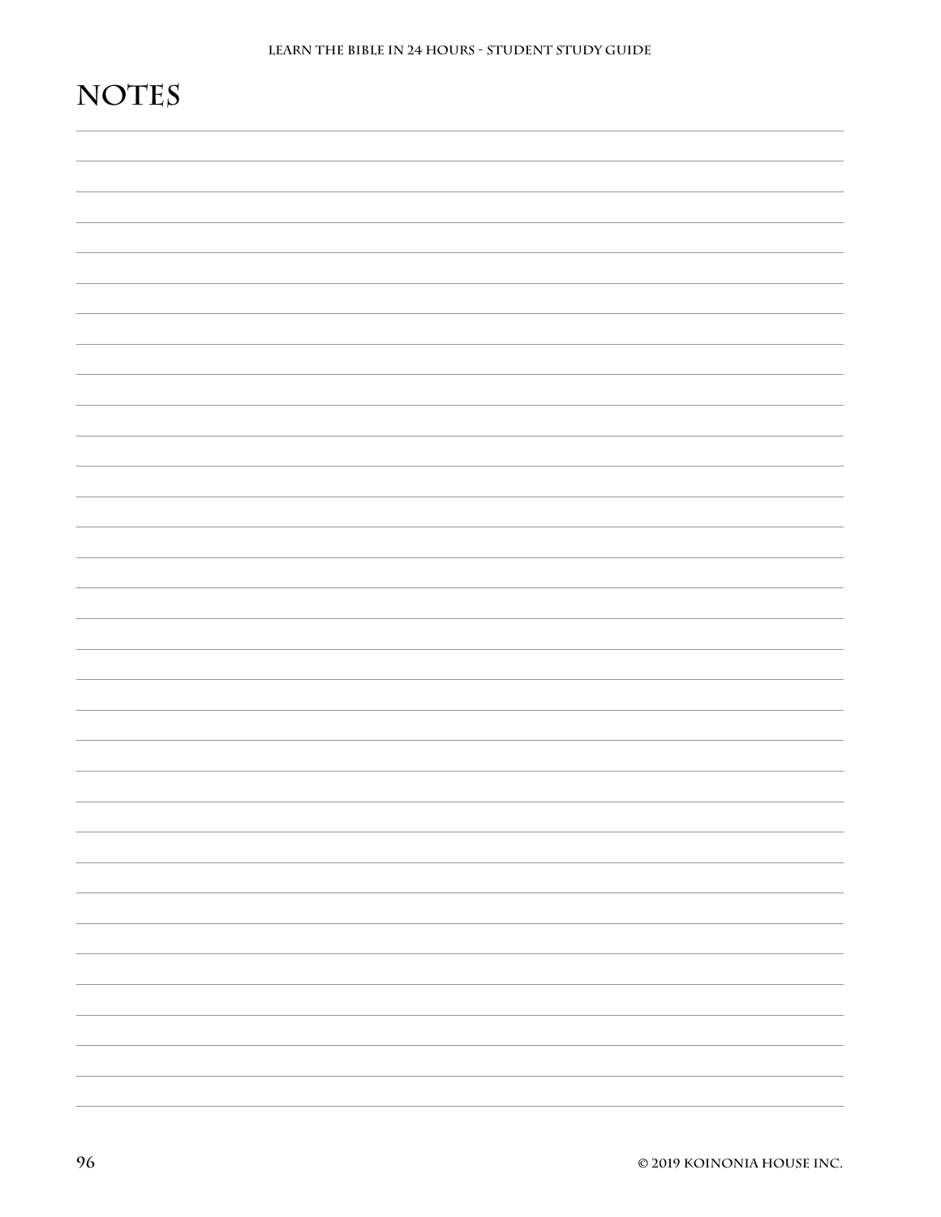# NOTES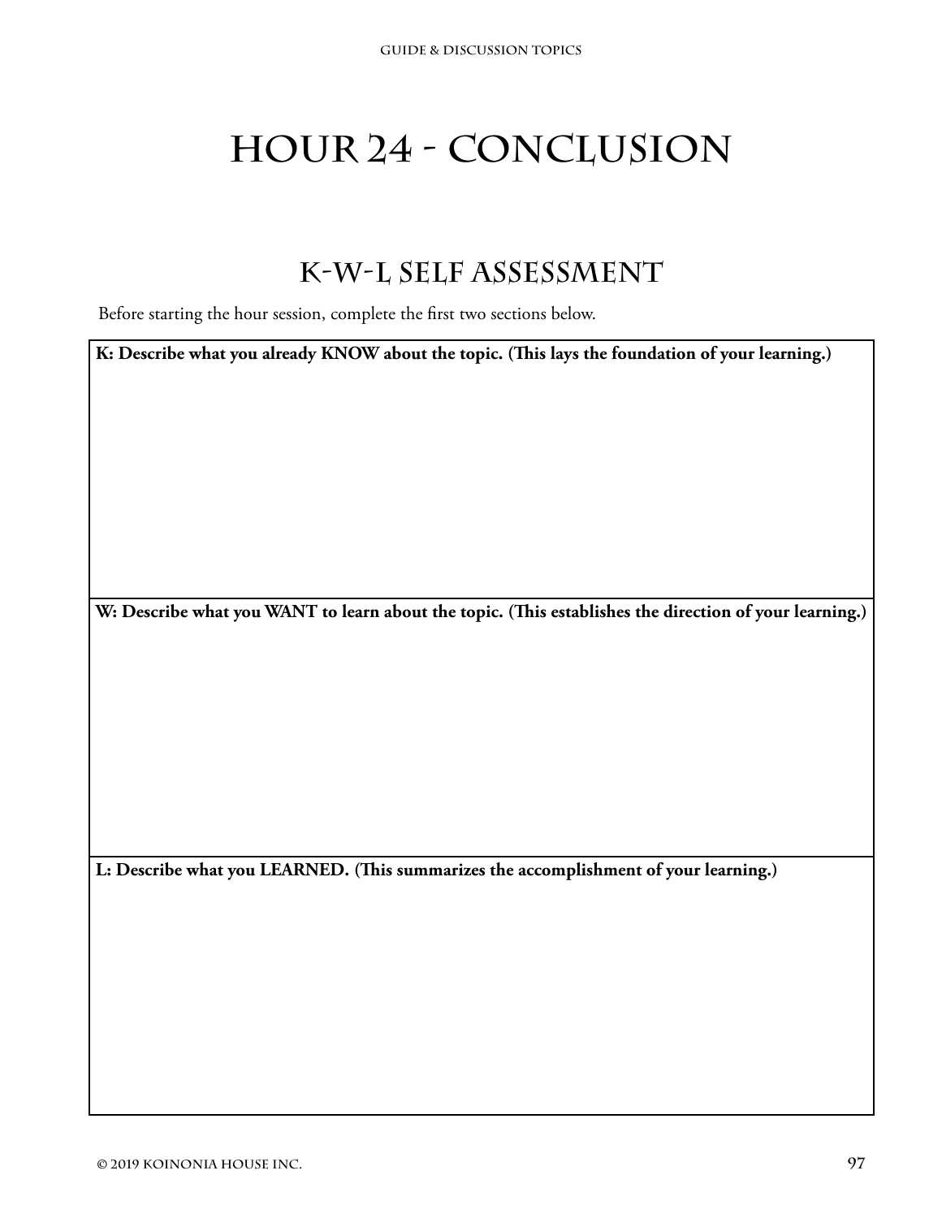# Hour 24 - Conclusion

## K-W-L Self Assessment

Before starting the hour session, complete the first two sections below.

| K: Describe what you already KNOW about the topic. (This lays the foundation of your learning.) |
| --- |
| |
| **W: Describe what you WANT to learn about the topic. (This establishes the direction of your learning.)** |
| |
| **L: Describe what you LEARNED. (This summarizes the accomplishment of your learning.)** |
| |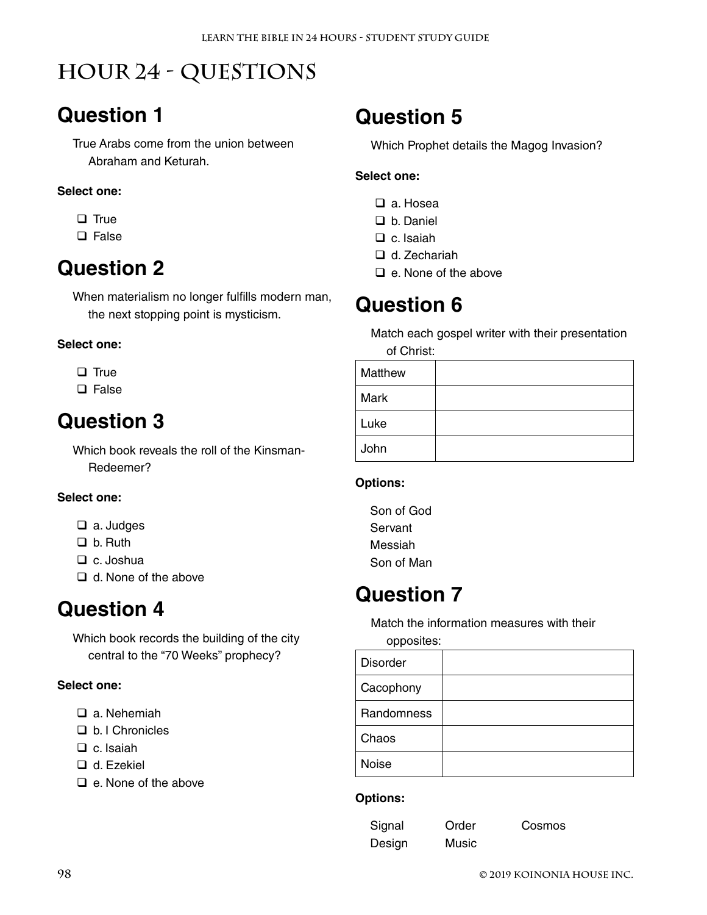# Hour 24 - Questions

## Question 1

True Arabs come from the union between Abraham and Keturah.

**Select one:**

- ❑ True
- ❑ False

## Question 2

When materialism no longer fulfills modern man, the next stopping point is mysticism.

**Select one:**

- ❑ True
- ❑ False

## Question 3

Which book reveals the roll of the Kinsman-Redeemer?

**Select one:**

- ❑ a. Judges
- ❑ b. Ruth
- ❑ c. Joshua
- ❑ d. None of the above

## Question 4

Which book records the building of the city central to the "70 Weeks" prophecy?

**Select one:**

- ❑ a. Nehemiah
- ❑ b. I Chronicles
- ❑ c. Isaiah
- ❑ d. Ezekiel
- ❑ e. None of the above

## Question 5

Which Prophet details the Magog Invasion?

**Select one:**

- ❑ a. Hosea
- ❑ b. Daniel
- ❑ c. Isaiah
- ❑ d. Zechariah
- ❑ e. None of the above

## Question 6

Match each gospel writer with their presentation of Christ:

| | |
|---|---|
| Matthew | |
| Mark | |
| Luke | |
| John | |

**Options:**

Son of God
Servant
Messiah
Son of Man

## Question 7

Match the information measures with their opposites:

| | |
|---|---|
| Disorder | |
| Cacophony | |
| Randomness | |
| Chaos | |
| Noise | |

**Options:**

Signal
Order
Cosmos
Design
Music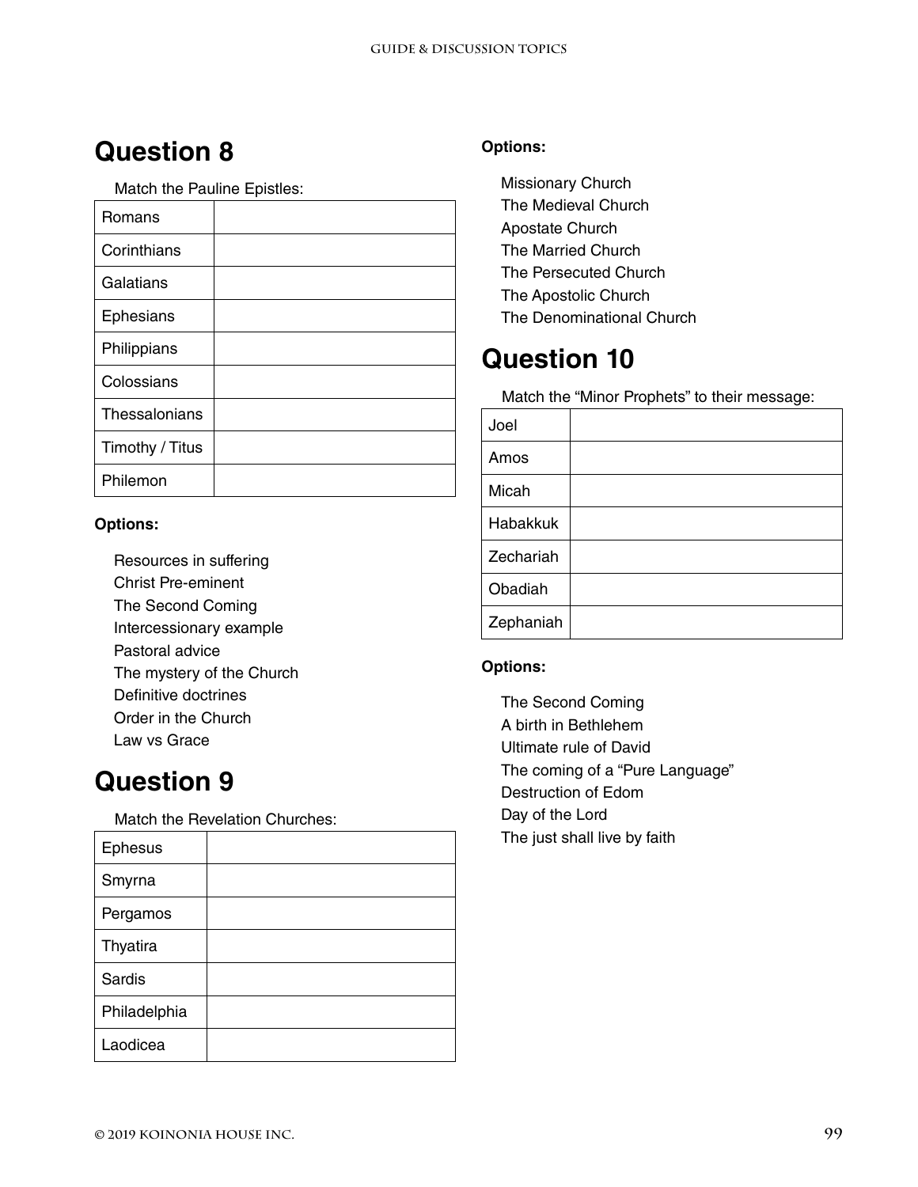## Question 8

Match the Pauline Epistles:

| | |
|---|---|
| Romans | |
| Corinthians | |
| Galatians | |
| Ephesians | |
| Philippians | |
| Colossians | |
| Thessalonians | |
| Timothy / Titus | |
| Philemon | |

**Options:**

Resources in suffering
Christ Pre-eminent
The Second Coming
Intercessionary example
Pastoral advice
The mystery of the Church
Definitive doctrines
Order in the Church
Law vs Grace

## Question 9

Match the Revelation Churches:

| | |
|---|---|
| Ephesus | |
| Smyrna | |
| Pergamos | |
| Thyatira | |
| Sardis | |
| Philadelphia | |
| Laodicea | |

**Options:**

Missionary Church
The Medieval Church
Apostate Church
The Married Church
The Persecuted Church
The Apostolic Church
The Denominational Church

## Question 10

Match the "Minor Prophets" to their message:

| | |
|---|---|
| Joel | |
| Amos | |
| Micah | |
| Habakkuk | |
| Zechariah | |
| Obadiah | |
| Zephaniah | |

**Options:**

The Second Coming
A birth in Bethlehem
Ultimate rule of David
The coming of a "Pure Language"
Destruction of Edom
Day of the Lord
The just shall live by faith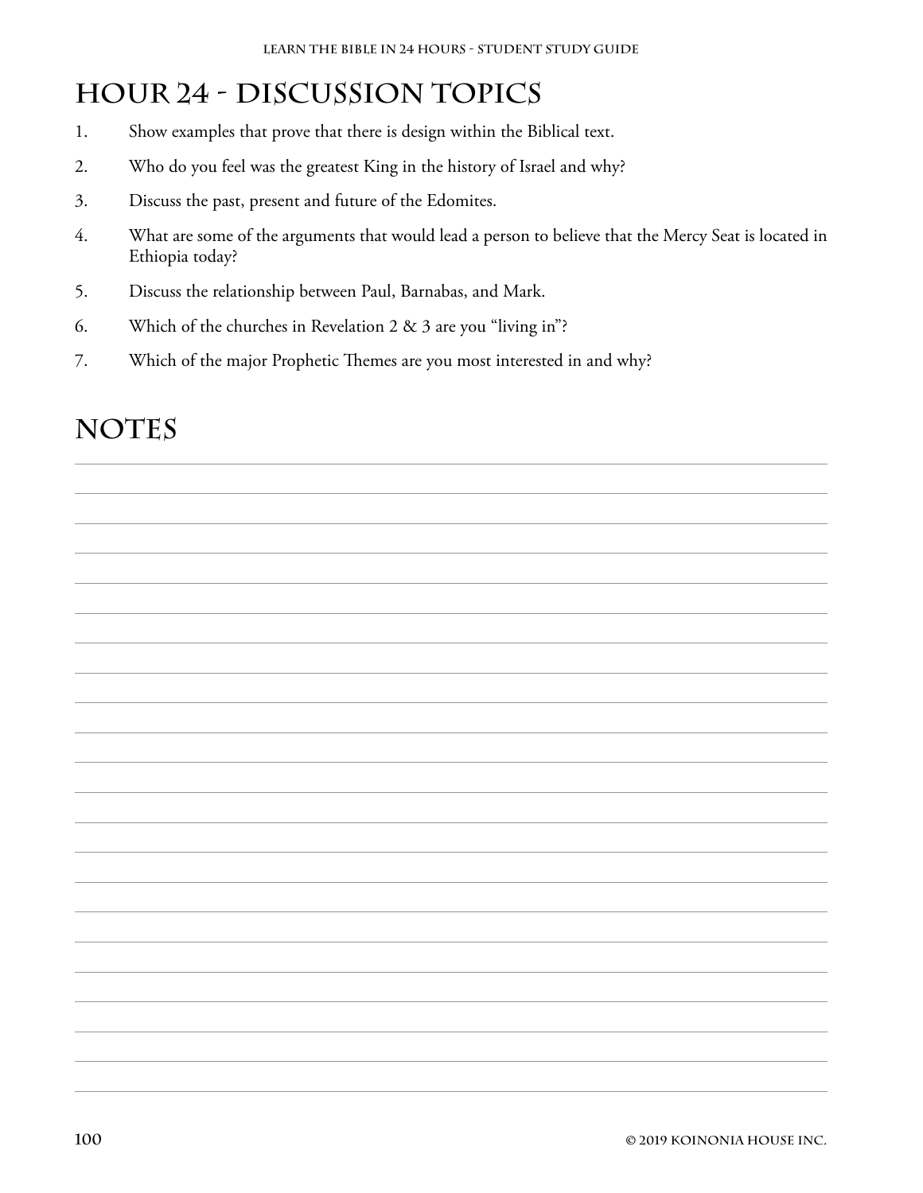# Hour 24 - Discussion Topics

1. Show examples that prove that there is design within the Biblical text.
2. Who do you feel was the greatest King in the history of Israel and why?
3. Discuss the past, present and future of the Edomites.
4. What are some of the arguments that would lead a person to believe that the Mercy Seat is located in Ethiopia today?
5. Discuss the relationship between Paul, Barnabas, and Mark.
6. Which of the churches in Revelation 2 & 3 are you "living in"?
7. Which of the major Prophetic Themes are you most interested in and why?

# Notes

© 2019 Koinonia House Inc.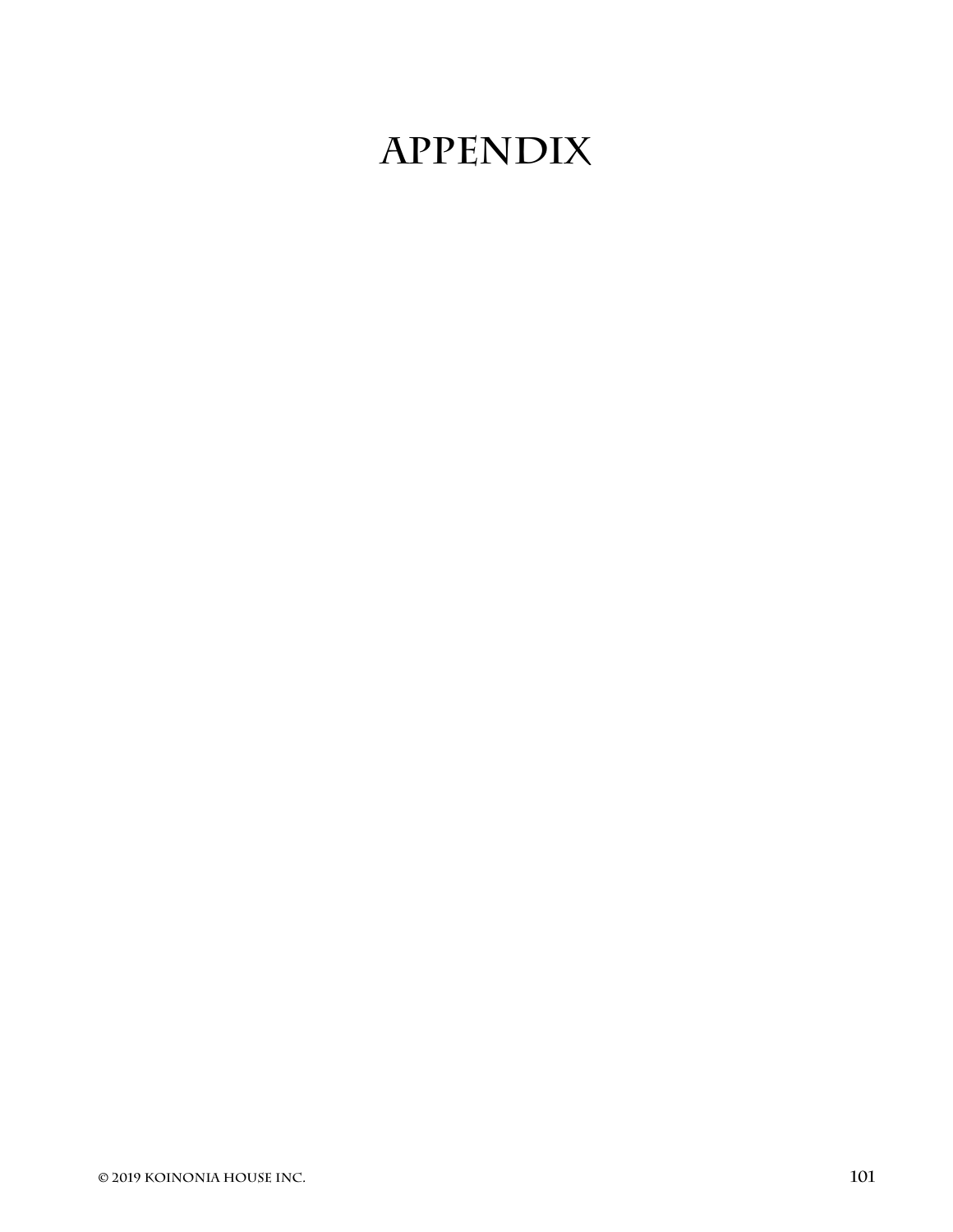# Appendix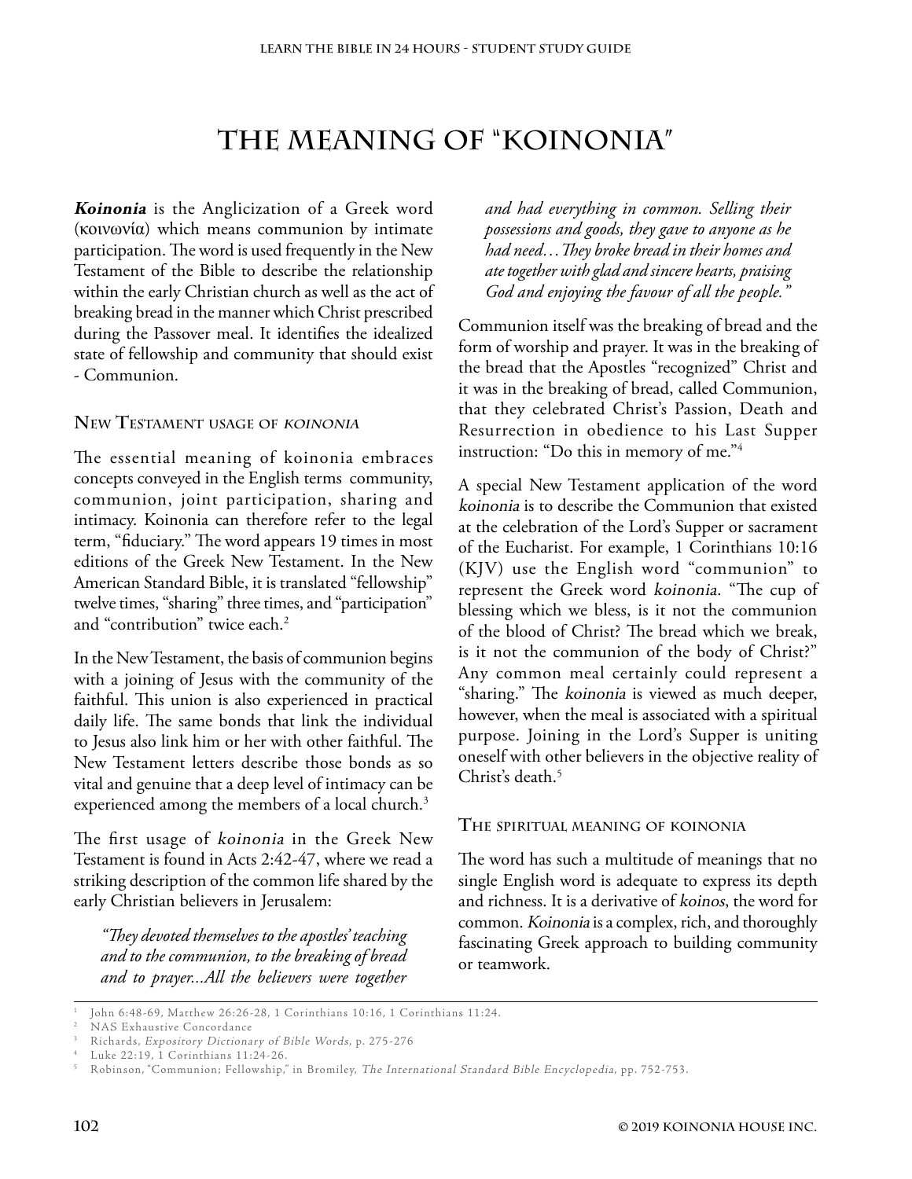# The Meaning of "Koinonia"

***Koinonia*** is the Anglicization of a Greek word (κοινωνία) which means communion by intimate participation. The word is used frequently in the New Testament of the Bible to describe the relationship within the early Christian church as well as the act of breaking bread in the manner which Christ prescribed during the Passover meal. It identifies the idealized state of fellowship and community that should exist - Communion.

## New Testament usage of *koinonia*

The essential meaning of koinonia embraces concepts conveyed in the English terms community, communion, joint participation, sharing and intimacy. Koinonia can therefore refer to the legal term, "fiduciary." The word appears 19 times in most editions of the Greek New Testament. In the New American Standard Bible, it is translated "fellowship" twelve times, "sharing" three times, and "participation" and "contribution" twice each.[2]

In the New Testament, the basis of communion begins with a joining of Jesus with the community of the faithful. This union is also experienced in practical daily life. The same bonds that link the individual to Jesus also link him or her with other faithful. The New Testament letters describe those bonds as so vital and genuine that a deep level of intimacy can be experienced among the members of a local church.[3]

The first usage of *koinonia* in the Greek New Testament is found in Acts 2:42-47, where we read a striking description of the common life shared by the early Christian believers in Jerusalem:

> *"They devoted themselves to the apostles' teaching and to the communion, to the breaking of bread and to prayer...All the believers were together and had everything in common. Selling their possessions and goods, they gave to anyone as he had need…They broke bread in their homes and ate together with glad and sincere hearts, praising God and enjoying the favour of all the people."*

Communion itself was the breaking of bread and the form of worship and prayer. It was in the breaking of the bread that the Apostles "recognized" Christ and it was in the breaking of bread, called Communion, that they celebrated Christ's Passion, Death and Resurrection in obedience to his Last Supper instruction: "Do this in memory of me."[4]

A special New Testament application of the word *koinonia* is to describe the Communion that existed at the celebration of the Lord's Supper or sacrament of the Eucharist. For example, 1 Corinthians 10:16 (KJV) use the English word "communion" to represent the Greek word *koinonia*. "The cup of blessing which we bless, is it not the communion of the blood of Christ? The bread which we break, is it not the communion of the body of Christ?" Any common meal certainly could represent a "sharing." The *koinonia* is viewed as much deeper, however, when the meal is associated with a spiritual purpose. Joining in the Lord's Supper is uniting oneself with other believers in the objective reality of Christ's death.[5]

## The spiritual meaning of koinonia

The word has such a multitude of meanings that no single English word is adequate to express its depth and richness. It is a derivative of *koinos*, the word for common. *Koinonia* is a complex, rich, and thoroughly fascinating Greek approach to building community or teamwork.

---

1. John 6:48-69, Matthew 26:26-28, 1 Corinthians 10:16, 1 Corinthians 11:24.
2. NAS Exhaustive Concordance
3. Richards, *Expository Dictionary of Bible Words*, p. 275-276
4. Luke 22:19, 1 Corinthians 11:24-26.
5. Robinson, "Communion; Fellowship," in Bromiley, *The International Standard Bible Encyclopedia*, pp. 752-753.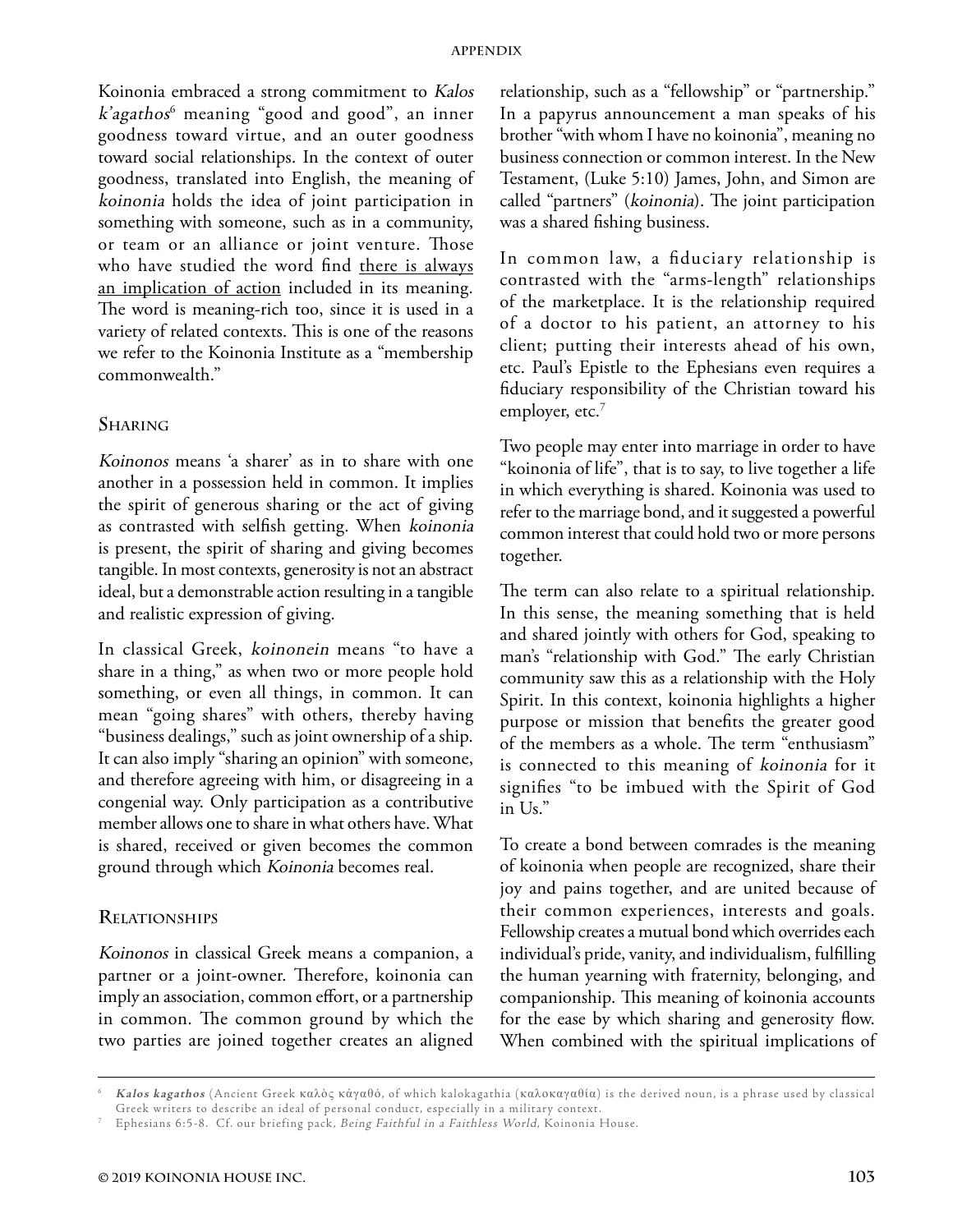Koinonia embraced a strong commitment to *Kalos k'agathos*[6] meaning "good and good", an inner goodness toward virtue, and an outer goodness toward social relationships. In the context of outer goodness, translated into English, the meaning of *koinonia* holds the idea of joint participation in something with someone, such as in a community, or team or an alliance or joint venture. Those who have studied the word find <u>there is always an implication of action</u> included in its meaning. The word is meaning-rich too, since it is used in a variety of related contexts. This is one of the reasons we refer to the Koinonia Institute as a "membership commonwealth."

## Sharing

*Koinonos* means 'a sharer' as in to share with one another in a possession held in common. It implies the spirit of generous sharing or the act of giving as contrasted with selfish getting. When *koinonia* is present, the spirit of sharing and giving becomes tangible. In most contexts, generosity is not an abstract ideal, but a demonstrable action resulting in a tangible and realistic expression of giving.

In classical Greek, *koinonein* means "to have a share in a thing," as when two or more people hold something, or even all things, in common. It can mean "going shares" with others, thereby having "business dealings," such as joint ownership of a ship. It can also imply "sharing an opinion" with someone, and therefore agreeing with him, or disagreeing in a congenial way. Only participation as a contributive member allows one to share in what others have. What is shared, received or given becomes the common ground through which *Koinonia* becomes real.

## Relationships

*Koinonos* in classical Greek means a companion, a partner or a joint-owner. Therefore, koinonia can imply an association, common effort, or a partnership in common. The common ground by which the two parties are joined together creates an aligned relationship, such as a "fellowship" or "partnership." In a papyrus announcement a man speaks of his brother "with whom I have no koinonia", meaning no business connection or common interest. In the New Testament, (Luke 5:10) James, John, and Simon are called "partners" (*koinonia*). The joint participation was a shared fishing business.

In common law, a fiduciary relationship is contrasted with the "arms-length" relationships of the marketplace. It is the relationship required of a doctor to his patient, an attorney to his client; putting their interests ahead of his own, etc. Paul's Epistle to the Ephesians even requires a fiduciary responsibility of the Christian toward his employer, etc.[7]

Two people may enter into marriage in order to have "koinonia of life", that is to say, to live together a life in which everything is shared. Koinonia was used to refer to the marriage bond, and it suggested a powerful common interest that could hold two or more persons together.

The term can also relate to a spiritual relationship. In this sense, the meaning something that is held and shared jointly with others for God, speaking to man's "relationship with God." The early Christian community saw this as a relationship with the Holy Spirit. In this context, koinonia highlights a higher purpose or mission that benefits the greater good of the members as a whole. The term "enthusiasm" is connected to this meaning of *koinonia* for it signifies "to be imbued with the Spirit of God in Us."

To create a bond between comrades is the meaning of koinonia when people are recognized, share their joy and pains together, and are united because of their common experiences, interests and goals. Fellowship creates a mutual bond which overrides each individual's pride, vanity, and individualism, fulfilling the human yearning with fraternity, belonging, and companionship. This meaning of koinonia accounts for the ease by which sharing and generosity flow. When combined with the spiritual implications of

---

[6] ***Kalos kagathos*** (Ancient Greek καλὸς κἀγαθός, of which kalokagathia (καλοκαγαθία) is the derived noun, is a phrase used by classical Greek writers to describe an ideal of personal conduct, especially in a military context.

[7] Ephesians 6:5-8. Cf. our briefing pack, *Being Faithful in a Faithless World*, Koinonia House.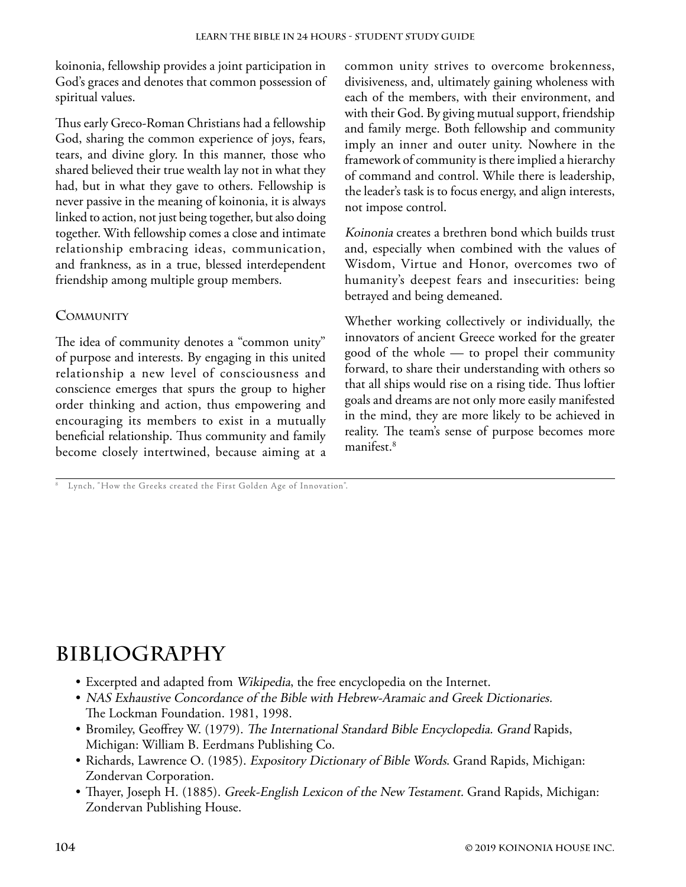koinonia, fellowship provides a joint participation in God's graces and denotes that common possession of spiritual values.

Thus early Greco-Roman Christians had a fellowship God, sharing the common experience of joys, fears, tears, and divine glory. In this manner, those who shared believed their true wealth lay not in what they had, but in what they gave to others. Fellowship is never passive in the meaning of koinonia, it is always linked to action, not just being together, but also doing together. With fellowship comes a close and intimate relationship embracing ideas, communication, and frankness, as in a true, blessed interdependent friendship among multiple group members.

### Community

The idea of community denotes a "common unity" of purpose and interests. By engaging in this united relationship a new level of consciousness and conscience emerges that spurs the group to higher order thinking and action, thus empowering and encouraging its members to exist in a mutually beneficial relationship. Thus community and family become closely intertwined, because aiming at a common unity strives to overcome brokenness, divisiveness, and, ultimately gaining wholeness with each of the members, with their environment, and with their God. By giving mutual support, friendship and family merge. Both fellowship and community imply an inner and outer unity. Nowhere in the framework of community is there implied a hierarchy of command and control. While there is leadership, the leader's task is to focus energy, and align interests, not impose control.

*Koinonia* creates a brethren bond which builds trust and, especially when combined with the values of Wisdom, Virtue and Honor, overcomes two of humanity's deepest fears and insecurities: being betrayed and being demeaned.

Whether working collectively or individually, the innovators of ancient Greece worked for the greater good of the whole — to propel their community forward, to share their understanding with others so that all ships would rise on a rising tide. Thus loftier goals and dreams are not only more easily manifested in the mind, they are more likely to be achieved in reality. The team's sense of purpose becomes more manifest.[8]

[8] Lynch, "How the Greeks created the First Golden Age of Innovation".

## Bibliography

- Excerpted and adapted from *Wikipedia*, the free encyclopedia on the Internet.
- *NAS Exhaustive Concordance of the Bible with Hebrew-Aramaic and Greek Dictionaries.* The Lockman Foundation. 1981, 1998.
- Bromiley, Geoffrey W. (1979). *The International Standard Bible Encyclopedia. Grand* Rapids, Michigan: William B. Eerdmans Publishing Co.
- Richards, Lawrence O. (1985). *Expository Dictionary of Bible Words*. Grand Rapids, Michigan: Zondervan Corporation.
- Thayer, Joseph H. (1885). *Greek-English Lexicon of the New Testament*. Grand Rapids, Michigan: Zondervan Publishing House.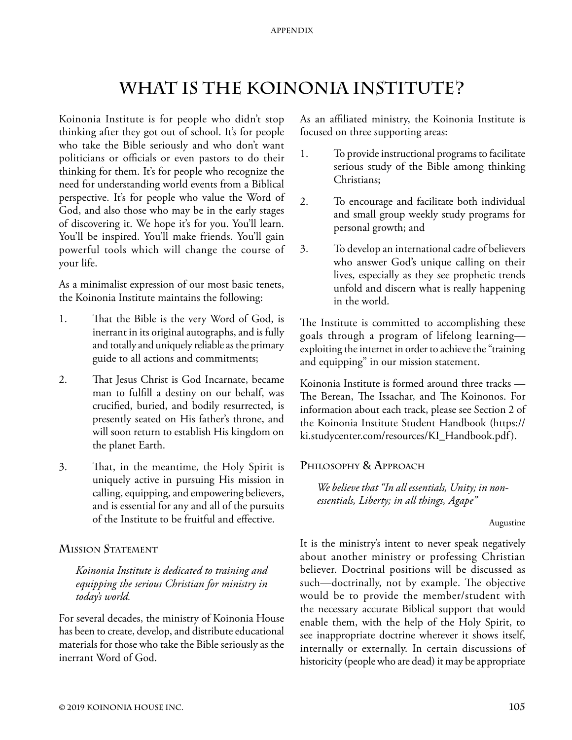# What Is the Koinonia Institute?

Koinonia Institute is for people who didn't stop thinking after they got out of school. It's for people who take the Bible seriously and who don't want politicians or officials or even pastors to do their thinking for them. It's for people who recognize the need for understanding world events from a Biblical perspective. It's for people who value the Word of God, and also those who may be in the early stages of discovering it. We hope it's for you. You'll learn. You'll be inspired. You'll make friends. You'll gain powerful tools which will change the course of your life.

As a minimalist expression of our most basic tenets, the Koinonia Institute maintains the following:

1. That the Bible is the very Word of God, is inerrant in its original autographs, and is fully and totally and uniquely reliable as the primary guide to all actions and commitments;
2. That Jesus Christ is God Incarnate, became man to fulfill a destiny on our behalf, was crucified, buried, and bodily resurrected, is presently seated on His father's throne, and will soon return to establish His kingdom on the planet Earth.
3. That, in the meantime, the Holy Spirit is uniquely active in pursuing His mission in calling, equipping, and empowering believers, and is essential for any and all of the pursuits of the Institute to be fruitful and effective.

## Mission Statement

*Koinonia Institute is dedicated to training and equipping the serious Christian for ministry in today's world.*

For several decades, the ministry of Koinonia House has been to create, develop, and distribute educational materials for those who take the Bible seriously as the inerrant Word of God.

As an affiliated ministry, the Koinonia Institute is focused on three supporting areas:

1. To provide instructional programs to facilitate serious study of the Bible among thinking Christians;
2. To encourage and facilitate both individual and small group weekly study programs for personal growth; and
3. To develop an international cadre of believers who answer God's unique calling on their lives, especially as they see prophetic trends unfold and discern what is really happening in the world.

The Institute is committed to accomplishing these goals through a program of lifelong learning—exploiting the internet in order to achieve the "training and equipping" in our mission statement.

Koinonia Institute is formed around three tracks — The Berean, The Issachar, and The Koinonos. For information about each track, please see Section 2 of the Koinonia Institute Student Handbook (https://ki.studycenter.com/resources/KI_Handbook.pdf).

## Philosophy & Approach

*We believe that "In all essentials, Unity; in non-essentials, Liberty; in all things, Agape"*

Augustine

It is the ministry's intent to never speak negatively about another ministry or professing Christian believer. Doctrinal positions will be discussed as such—doctrinally, not by example. The objective would be to provide the member/student with the necessary accurate Biblical support that would enable them, with the help of the Holy Spirit, to see inappropriate doctrine wherever it shows itself, internally or externally. In certain discussions of historicity (people who are dead) it may be appropriate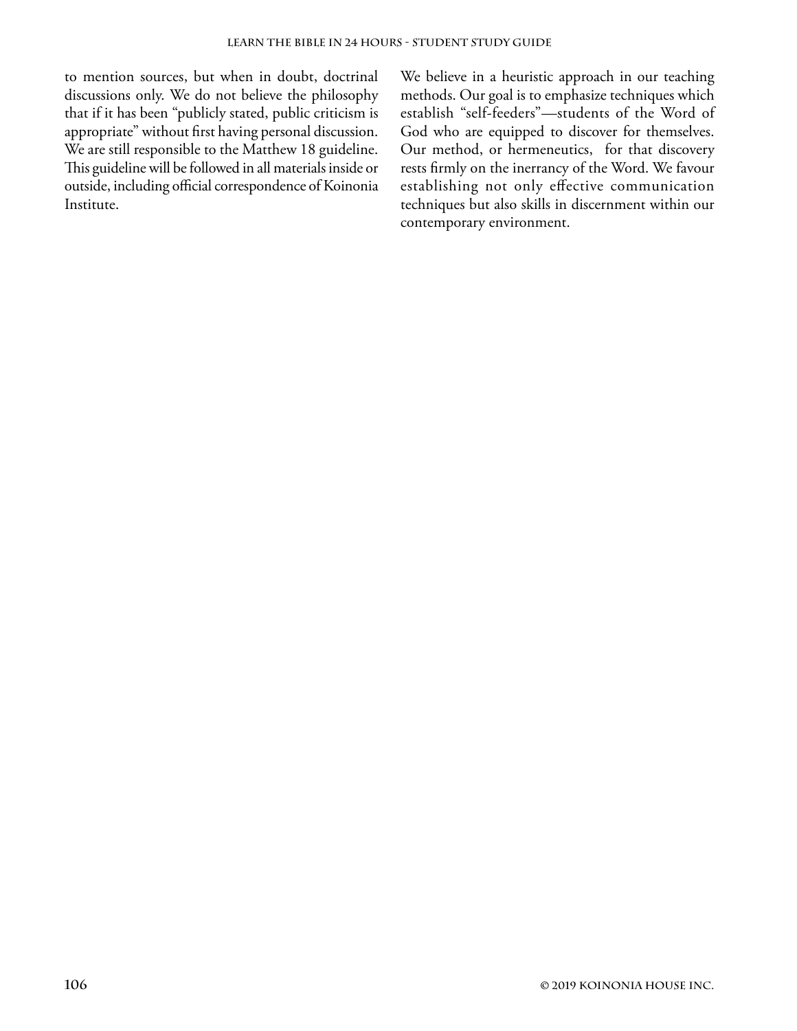to mention sources, but when in doubt, doctrinal discussions only. We do not believe the philosophy that if it has been "publicly stated, public criticism is appropriate" without first having personal discussion. We are still responsible to the Matthew 18 guideline. This guideline will be followed in all materials inside or outside, including official correspondence of Koinonia Institute.

We believe in a heuristic approach in our teaching methods. Our goal is to emphasize techniques which establish "self-feeders"—students of the Word of God who are equipped to discover for themselves. Our method, or hermeneutics, for that discovery rests firmly on the inerrancy of the Word. We favour establishing not only effective communication techniques but also skills in discernment within our contemporary environment.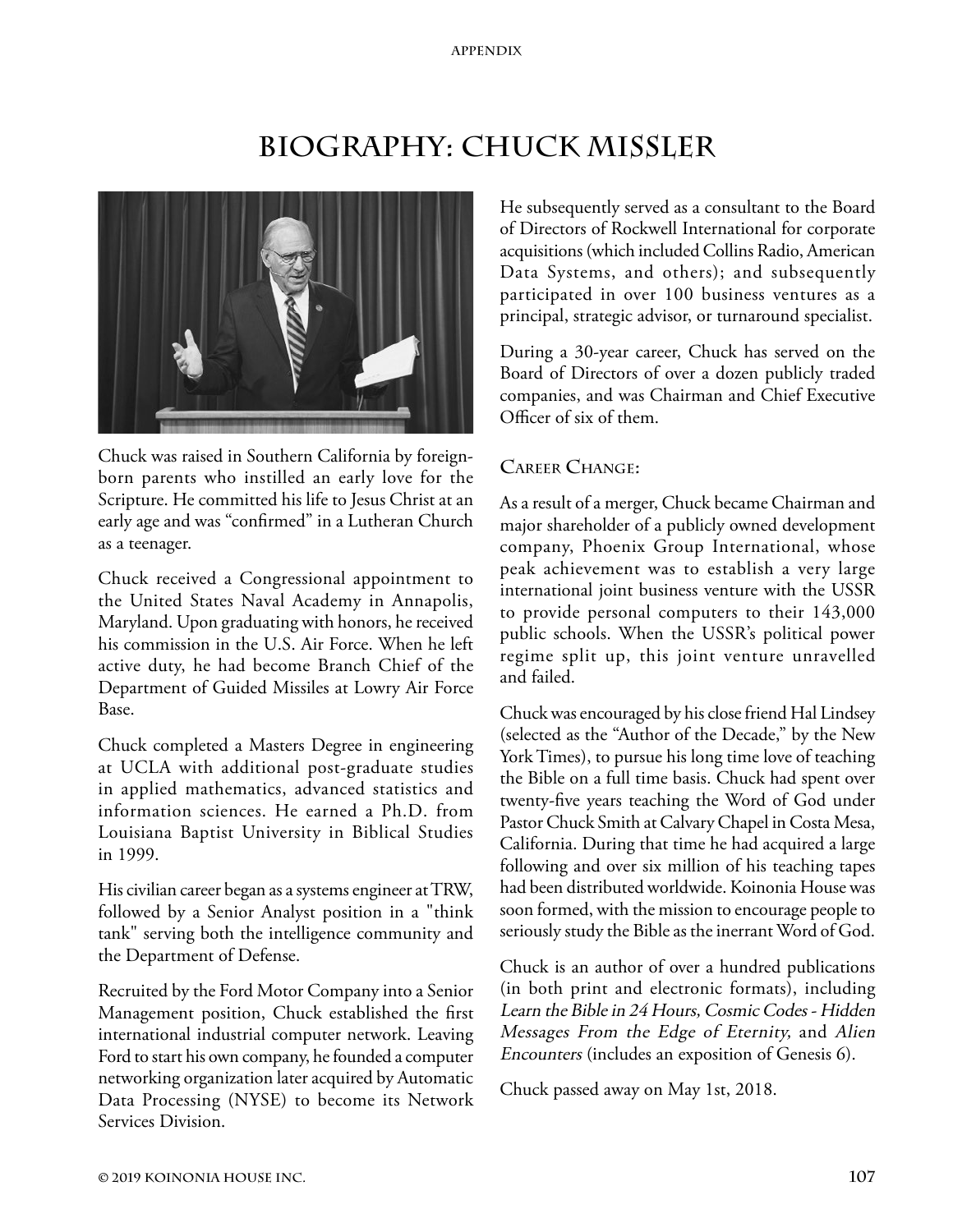# Biography: Chuck Missler

Chuck was raised in Southern California by foreign-born parents who instilled an early love for the Scripture. He committed his life to Jesus Christ at an early age and was "confirmed" in a Lutheran Church as a teenager.

Chuck received a Congressional appointment to the United States Naval Academy in Annapolis, Maryland. Upon graduating with honors, he received his commission in the U.S. Air Force. When he left active duty, he had become Branch Chief of the Department of Guided Missiles at Lowry Air Force Base.

Chuck completed a Masters Degree in engineering at UCLA with additional post-graduate studies in applied mathematics, advanced statistics and information sciences. He earned a Ph.D. from Louisiana Baptist University in Biblical Studies in 1999.

His civilian career began as a systems engineer at TRW, followed by a Senior Analyst position in a "think tank" serving both the intelligence community and the Department of Defense.

Recruited by the Ford Motor Company into a Senior Management position, Chuck established the first international industrial computer network. Leaving Ford to start his own company, he founded a computer networking organization later acquired by Automatic Data Processing (NYSE) to become its Network Services Division.

He subsequently served as a consultant to the Board of Directors of Rockwell International for corporate acquisitions (which included Collins Radio, American Data Systems, and others); and subsequently participated in over 100 business ventures as a principal, strategic advisor, or turnaround specialist.

During a 30-year career, Chuck has served on the Board of Directors of over a dozen publicly traded companies, and was Chairman and Chief Executive Officer of six of them.

## Career Change:

As a result of a merger, Chuck became Chairman and major shareholder of a publicly owned development company, Phoenix Group International, whose peak achievement was to establish a very large international joint business venture with the USSR to provide personal computers to their 143,000 public schools. When the USSR's political power regime split up, this joint venture unravelled and failed.

Chuck was encouraged by his close friend Hal Lindsey (selected as the "Author of the Decade," by the New York Times), to pursue his long time love of teaching the Bible on a full time basis. Chuck had spent over twenty-five years teaching the Word of God under Pastor Chuck Smith at Calvary Chapel in Costa Mesa, California. During that time he had acquired a large following and over six million of his teaching tapes had been distributed worldwide. Koinonia House was soon formed, with the mission to encourage people to seriously study the Bible as the inerrant Word of God.

Chuck is an author of over a hundred publications (in both print and electronic formats), including *Learn the Bible in 24 Hours, Cosmic Codes - Hidden Messages From the Edge of Eternity,* and *Alien Encounters* (includes an exposition of Genesis 6).

Chuck passed away on May 1st, 2018.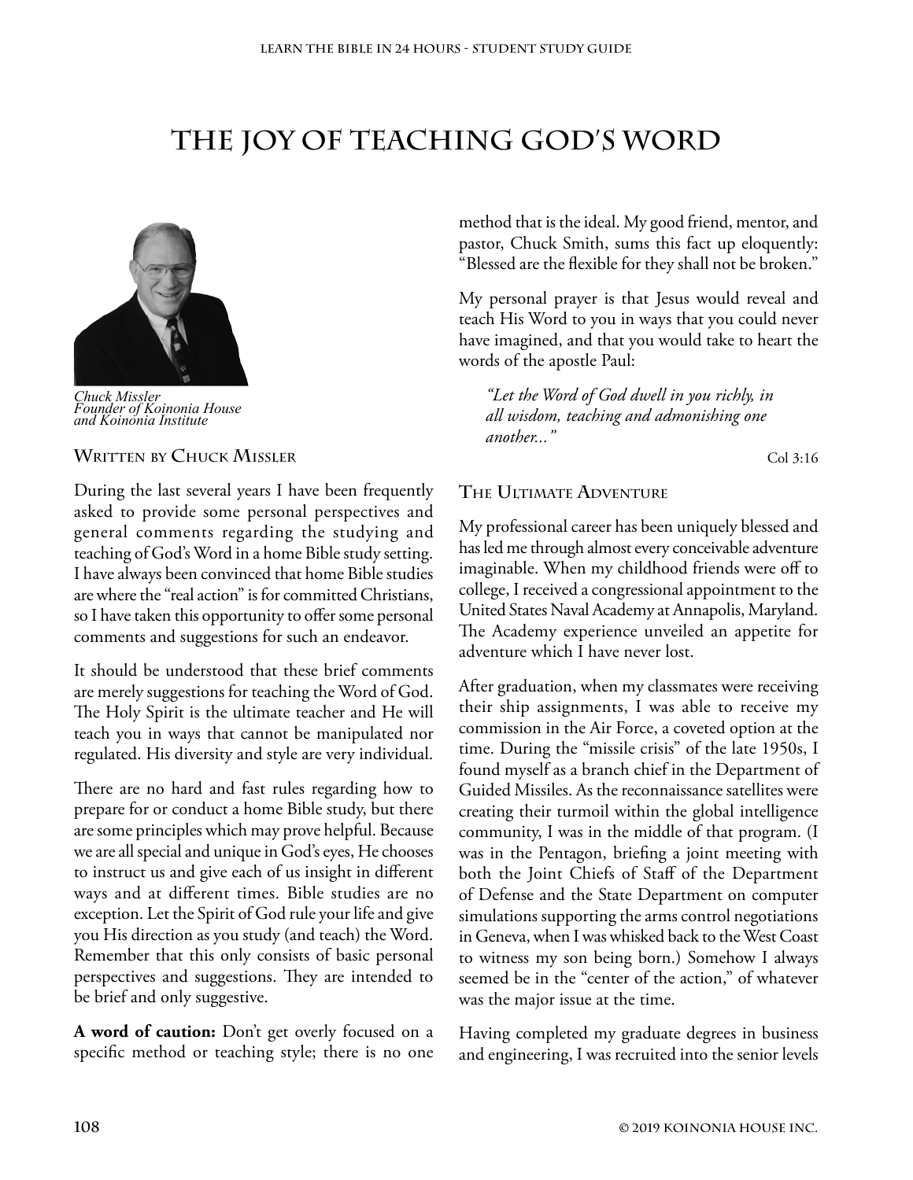# The Joy of Teaching God's Word

*Chuck Missler*
*Founder of Koinonia House and Koinonia Institute*

### Written by Chuck Missler

During the last several years I have been frequently asked to provide some personal perspectives and general comments regarding the studying and teaching of God's Word in a home Bible study setting. I have always been convinced that home Bible studies are where the "real action" is for committed Christians, so I have taken this opportunity to offer some personal comments and suggestions for such an endeavor.

It should be understood that these brief comments are merely suggestions for teaching the Word of God. The Holy Spirit is the ultimate teacher and He will teach you in ways that cannot be manipulated nor regulated. His diversity and style are very individual.

There are no hard and fast rules regarding how to prepare for or conduct a home Bible study, but there are some principles which may prove helpful. Because we are all special and unique in God's eyes, He chooses to instruct us and give each of us insight in different ways and at different times. Bible studies are no exception. Let the Spirit of God rule your life and give you His direction as you study (and teach) the Word. Remember that this only consists of basic personal perspectives and suggestions. They are intended to be brief and only suggestive.

**A word of caution:** Don't get overly focused on a specific method or teaching style; there is no one method that is the ideal. My good friend, mentor, and pastor, Chuck Smith, sums this fact up eloquently: "Blessed are the flexible for they shall not be broken."

My personal prayer is that Jesus would reveal and teach His Word to you in ways that you could never have imagined, and that you would take to heart the words of the apostle Paul:

> *"Let the Word of God dwell in you richly, in all wisdom, teaching and admonishing one another..."*
>
> Col 3:16

### The Ultimate Adventure

My professional career has been uniquely blessed and has led me through almost every conceivable adventure imaginable. When my childhood friends were off to college, I received a congressional appointment to the United States Naval Academy at Annapolis, Maryland. The Academy experience unveiled an appetite for adventure which I have never lost.

After graduation, when my classmates were receiving their ship assignments, I was able to receive my commission in the Air Force, a coveted option at the time. During the "missile crisis" of the late 1950s, I found myself as a branch chief in the Department of Guided Missiles. As the reconnaissance satellites were creating their turmoil within the global intelligence community, I was in the middle of that program. (I was in the Pentagon, briefing a joint meeting with both the Joint Chiefs of Staff of the Department of Defense and the State Department on computer simulations supporting the arms control negotiations in Geneva, when I was whisked back to the West Coast to witness my son being born.) Somehow I always seemed be in the "center of the action," of whatever was the major issue at the time.

Having completed my graduate degrees in business and engineering, I was recruited into the senior levels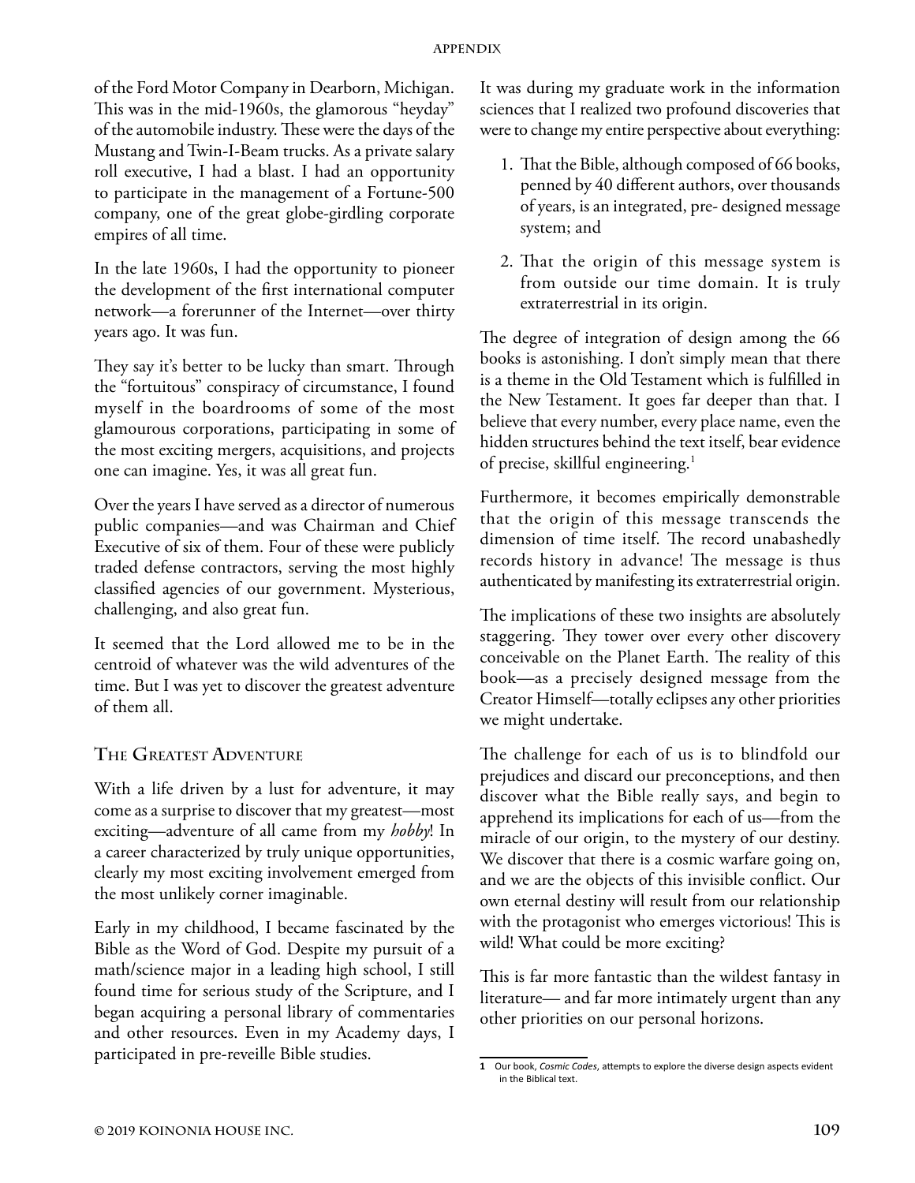of the Ford Motor Company in Dearborn, Michigan. This was in the mid-1960s, the glamorous "heyday" of the automobile industry. These were the days of the Mustang and Twin-I-Beam trucks. As a private salary roll executive, I had a blast. I had an opportunity to participate in the management of a Fortune-500 company, one of the great globe-girdling corporate empires of all time.

In the late 1960s, I had the opportunity to pioneer the development of the first international computer network—a forerunner of the Internet—over thirty years ago. It was fun.

They say it's better to be lucky than smart. Through the "fortuitous" conspiracy of circumstance, I found myself in the boardrooms of some of the most glamourous corporations, participating in some of the most exciting mergers, acquisitions, and projects one can imagine. Yes, it was all great fun.

Over the years I have served as a director of numerous public companies—and was Chairman and Chief Executive of six of them. Four of these were publicly traded defense contractors, serving the most highly classified agencies of our government. Mysterious, challenging, and also great fun.

It seemed that the Lord allowed me to be in the centroid of whatever was the wild adventures of the time. But I was yet to discover the greatest adventure of them all.

## The Greatest Adventure

With a life driven by a lust for adventure, it may come as a surprise to discover that my greatest—most exciting—adventure of all came from my *hobby*! In a career characterized by truly unique opportunities, clearly my most exciting involvement emerged from the most unlikely corner imaginable.

Early in my childhood, I became fascinated by the Bible as the Word of God. Despite my pursuit of a math/science major in a leading high school, I still found time for serious study of the Scripture, and I began acquiring a personal library of commentaries and other resources. Even in my Academy days, I participated in pre-reveille Bible studies.

It was during my graduate work in the information sciences that I realized two profound discoveries that were to change my entire perspective about everything:

1. That the Bible, although composed of 66 books, penned by 40 different authors, over thousands of years, is an integrated, pre- designed message system; and
2. That the origin of this message system is from outside our time domain. It is truly extraterrestrial in its origin.

The degree of integration of design among the 66 books is astonishing. I don't simply mean that there is a theme in the Old Testament which is fulfilled in the New Testament. It goes far deeper than that. I believe that every number, every place name, even the hidden structures behind the text itself, bear evidence of precise, skillful engineering.[1]

Furthermore, it becomes empirically demonstrable that the origin of this message transcends the dimension of time itself. The record unabashedly records history in advance! The message is thus authenticated by manifesting its extraterrestrial origin.

The implications of these two insights are absolutely staggering. They tower over every other discovery conceivable on the Planet Earth. The reality of this book—as a precisely designed message from the Creator Himself—totally eclipses any other priorities we might undertake.

The challenge for each of us is to blindfold our prejudices and discard our preconceptions, and then discover what the Bible really says, and begin to apprehend its implications for each of us—from the miracle of our origin, to the mystery of our destiny. We discover that there is a cosmic warfare going on, and we are the objects of this invisible conflict. Our own eternal destiny will result from our relationship with the protagonist who emerges victorious! This is wild! What could be more exciting?

This is far more fantastic than the wildest fantasy in literature— and far more intimately urgent than any other priorities on our personal horizons.

---

1 Our book, *Cosmic Codes*, attempts to explore the diverse design aspects evident in the Biblical text.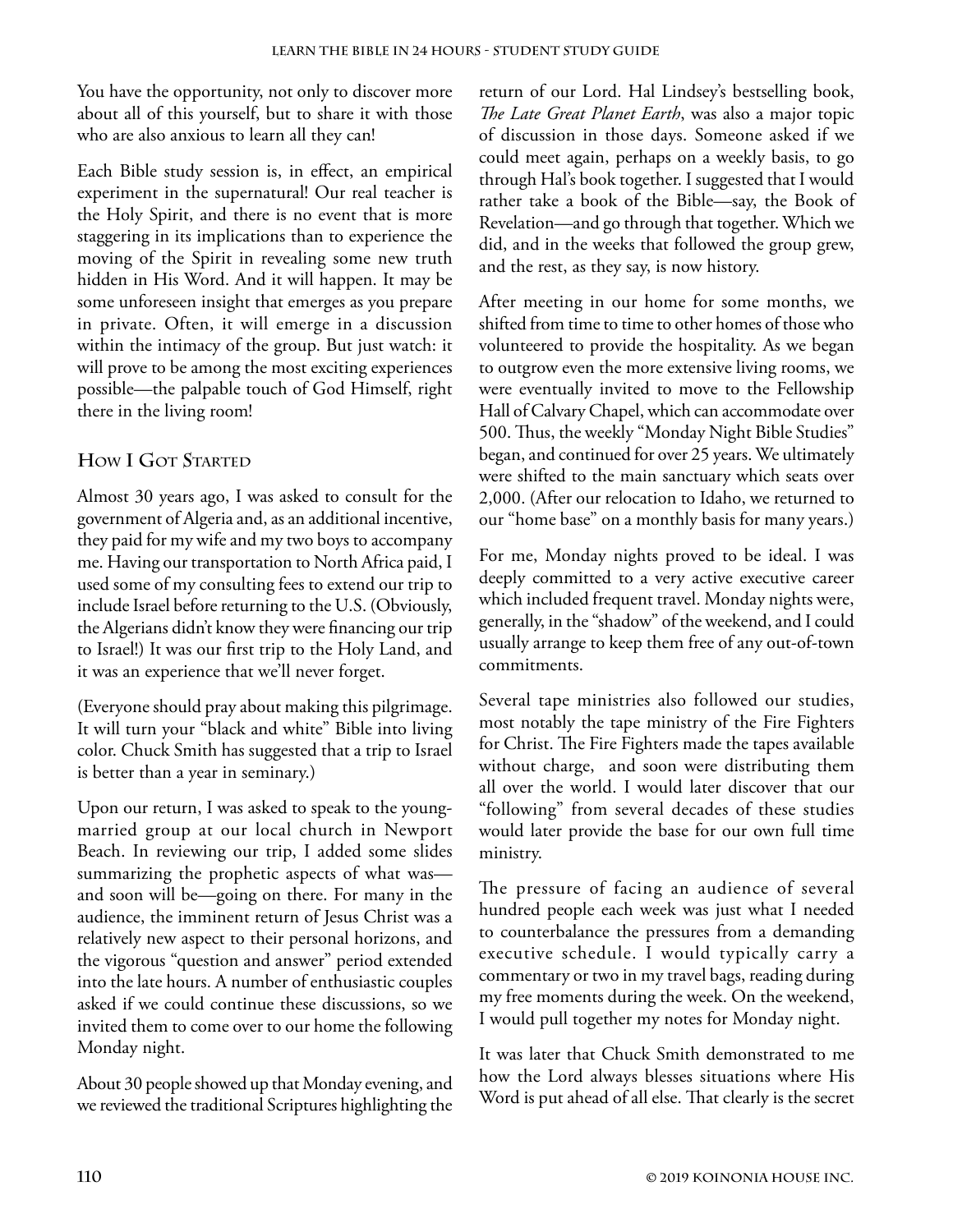You have the opportunity, not only to discover more about all of this yourself, but to share it with those who are also anxious to learn all they can!

Each Bible study session is, in effect, an empirical experiment in the supernatural! Our real teacher is the Holy Spirit, and there is no event that is more staggering in its implications than to experience the moving of the Spirit in revealing some new truth hidden in His Word. And it will happen. It may be some unforeseen insight that emerges as you prepare in private. Often, it will emerge in a discussion within the intimacy of the group. But just watch: it will prove to be among the most exciting experiences possible—the palpable touch of God Himself, right there in the living room!

## How I Got Started

Almost 30 years ago, I was asked to consult for the government of Algeria and, as an additional incentive, they paid for my wife and my two boys to accompany me. Having our transportation to North Africa paid, I used some of my consulting fees to extend our trip to include Israel before returning to the U.S. (Obviously, the Algerians didn't know they were financing our trip to Israel!) It was our first trip to the Holy Land, and it was an experience that we'll never forget.

(Everyone should pray about making this pilgrimage. It will turn your "black and white" Bible into living color. Chuck Smith has suggested that a trip to Israel is better than a year in seminary.)

Upon our return, I was asked to speak to the young-married group at our local church in Newport Beach. In reviewing our trip, I added some slides summarizing the prophetic aspects of what was—and soon will be—going on there. For many in the audience, the imminent return of Jesus Christ was a relatively new aspect to their personal horizons, and the vigorous "question and answer" period extended into the late hours. A number of enthusiastic couples asked if we could continue these discussions, so we invited them to come over to our home the following Monday night.

About 30 people showed up that Monday evening, and we reviewed the traditional Scriptures highlighting the return of our Lord. Hal Lindsey's bestselling book, *The Late Great Planet Earth*, was also a major topic of discussion in those days. Someone asked if we could meet again, perhaps on a weekly basis, to go through Hal's book together. I suggested that I would rather take a book of the Bible—say, the Book of Revelation—and go through that together. Which we did, and in the weeks that followed the group grew, and the rest, as they say, is now history.

After meeting in our home for some months, we shifted from time to time to other homes of those who volunteered to provide the hospitality. As we began to outgrow even the more extensive living rooms, we were eventually invited to move to the Fellowship Hall of Calvary Chapel, which can accommodate over 500. Thus, the weekly "Monday Night Bible Studies" began, and continued for over 25 years. We ultimately were shifted to the main sanctuary which seats over 2,000. (After our relocation to Idaho, we returned to our "home base" on a monthly basis for many years.)

For me, Monday nights proved to be ideal. I was deeply committed to a very active executive career which included frequent travel. Monday nights were, generally, in the "shadow" of the weekend, and I could usually arrange to keep them free of any out-of-town commitments.

Several tape ministries also followed our studies, most notably the tape ministry of the Fire Fighters for Christ. The Fire Fighters made the tapes available without charge, and soon were distributing them all over the world. I would later discover that our "following" from several decades of these studies would later provide the base for our own full time ministry.

The pressure of facing an audience of several hundred people each week was just what I needed to counterbalance the pressures from a demanding executive schedule. I would typically carry a commentary or two in my travel bags, reading during my free moments during the week. On the weekend, I would pull together my notes for Monday night.

It was later that Chuck Smith demonstrated to me how the Lord always blesses situations where His Word is put ahead of all else. That clearly is the secret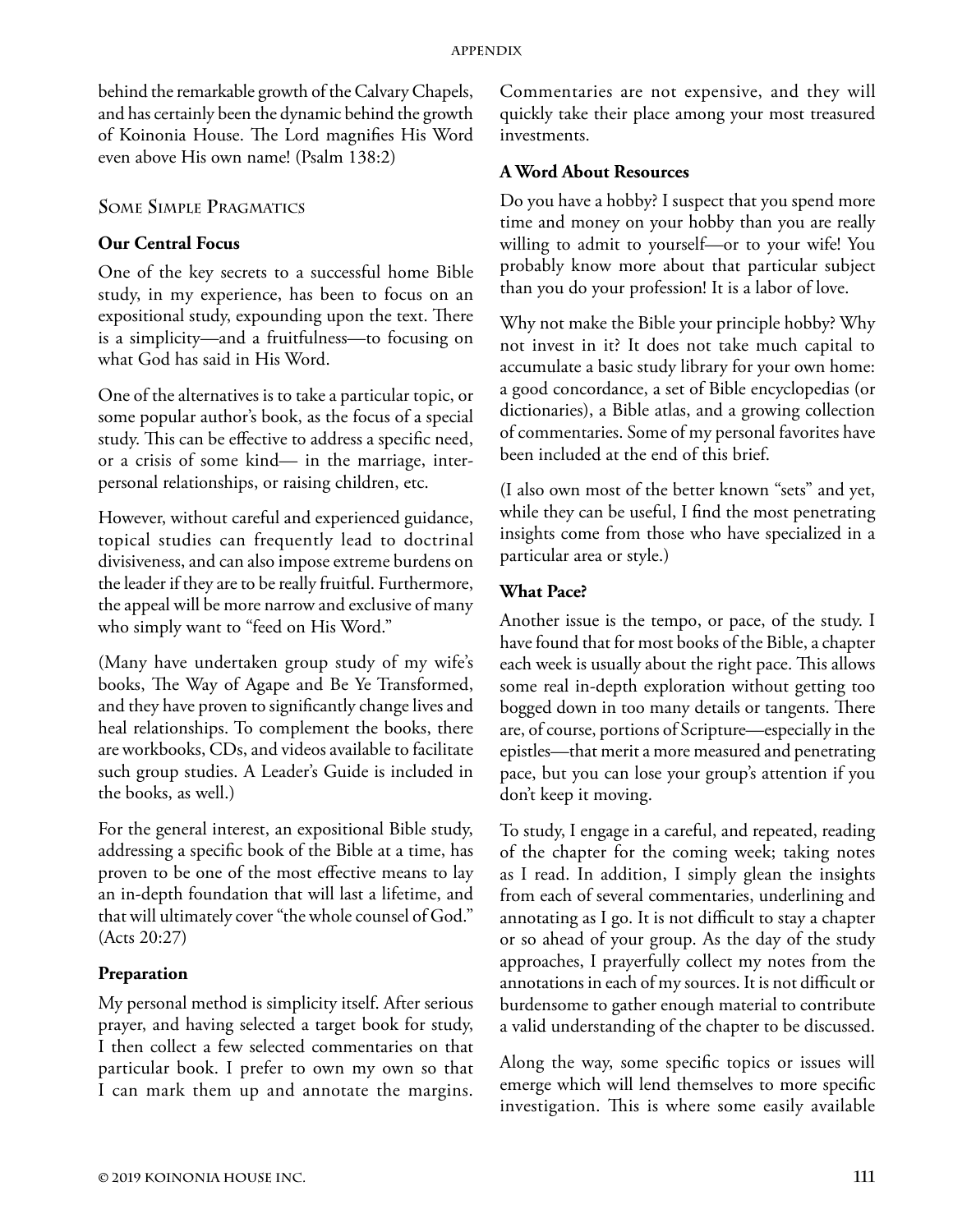behind the remarkable growth of the Calvary Chapels, and has certainly been the dynamic behind the growth of Koinonia House. The Lord magnifies His Word even above His own name! (Psalm 138:2)

## Some Simple Pragmatics

### Our Central Focus

One of the key secrets to a successful home Bible study, in my experience, has been to focus on an expositional study, expounding upon the text. There is a simplicity—and a fruitfulness—to focusing on what God has said in His Word.

One of the alternatives is to take a particular topic, or some popular author's book, as the focus of a special study. This can be effective to address a specific need, or a crisis of some kind— in the marriage, inter-personal relationships, or raising children, etc.

However, without careful and experienced guidance, topical studies can frequently lead to doctrinal divisiveness, and can also impose extreme burdens on the leader if they are to be really fruitful. Furthermore, the appeal will be more narrow and exclusive of many who simply want to "feed on His Word."

(Many have undertaken group study of my wife's books, The Way of Agape and Be Ye Transformed, and they have proven to significantly change lives and heal relationships. To complement the books, there are workbooks, CDs, and videos available to facilitate such group studies. A Leader's Guide is included in the books, as well.)

For the general interest, an expositional Bible study, addressing a specific book of the Bible at a time, has proven to be one of the most effective means to lay an in-depth foundation that will last a lifetime, and that will ultimately cover "the whole counsel of God." (Acts 20:27)

### Preparation

My personal method is simplicity itself. After serious prayer, and having selected a target book for study, I then collect a few selected commentaries on that particular book. I prefer to own my own so that I can mark them up and annotate the margins. Commentaries are not expensive, and they will quickly take their place among your most treasured investments.

### A Word About Resources

Do you have a hobby? I suspect that you spend more time and money on your hobby than you are really willing to admit to yourself—or to your wife! You probably know more about that particular subject than you do your profession! It is a labor of love.

Why not make the Bible your principle hobby? Why not invest in it? It does not take much capital to accumulate a basic study library for your own home: a good concordance, a set of Bible encyclopedias (or dictionaries), a Bible atlas, and a growing collection of commentaries. Some of my personal favorites have been included at the end of this brief.

(I also own most of the better known "sets" and yet, while they can be useful, I find the most penetrating insights come from those who have specialized in a particular area or style.)

### What Pace?

Another issue is the tempo, or pace, of the study. I have found that for most books of the Bible, a chapter each week is usually about the right pace. This allows some real in-depth exploration without getting too bogged down in too many details or tangents. There are, of course, portions of Scripture—especially in the epistles—that merit a more measured and penetrating pace, but you can lose your group's attention if you don't keep it moving.

To study, I engage in a careful, and repeated, reading of the chapter for the coming week; taking notes as I read. In addition, I simply glean the insights from each of several commentaries, underlining and annotating as I go. It is not difficult to stay a chapter or so ahead of your group. As the day of the study approaches, I prayerfully collect my notes from the annotations in each of my sources. It is not difficult or burdensome to gather enough material to contribute a valid understanding of the chapter to be discussed.

Along the way, some specific topics or issues will emerge which will lend themselves to more specific investigation. This is where some easily available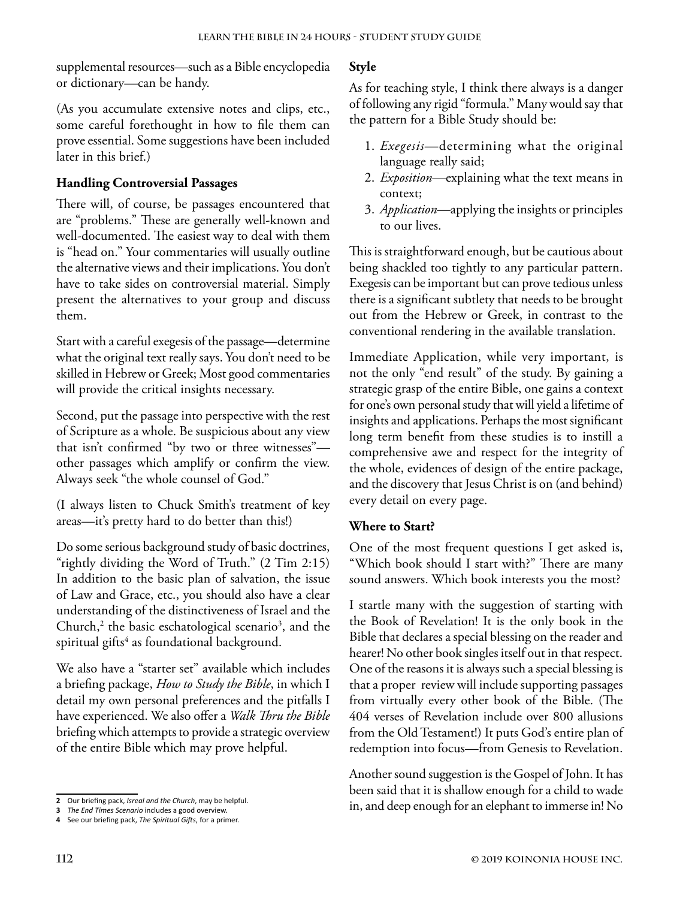supplemental resources—such as a Bible encyclopedia or dictionary—can be handy.

(As you accumulate extensive notes and clips, etc., some careful forethought in how to file them can prove essential. Some suggestions have been included later in this brief.)

### Handling Controversial Passages

There will, of course, be passages encountered that are "problems." These are generally well-known and well-documented. The easiest way to deal with them is "head on." Your commentaries will usually outline the alternative views and their implications. You don't have to take sides on controversial material. Simply present the alternatives to your group and discuss them.

Start with a careful exegesis of the passage—determine what the original text really says. You don't need to be skilled in Hebrew or Greek; Most good commentaries will provide the critical insights necessary.

Second, put the passage into perspective with the rest of Scripture as a whole. Be suspicious about any view that isn't confirmed "by two or three witnesses"—other passages which amplify or confirm the view. Always seek "the whole counsel of God."

(I always listen to Chuck Smith's treatment of key areas—it's pretty hard to do better than this!)

Do some serious background study of basic doctrines, "rightly dividing the Word of Truth." (2 Tim 2:15) In addition to the basic plan of salvation, the issue of Law and Grace, etc., you should also have a clear understanding of the distinctiveness of Israel and the Church,[2] the basic eschatological scenario[3], and the spiritual gifts[4] as foundational background.

We also have a "starter set" available which includes a briefing package, *How to Study the Bible*, in which I detail my own personal preferences and the pitfalls I have experienced. We also offer a *Walk Thru the Bible* briefing which attempts to provide a strategic overview of the entire Bible which may prove helpful.

### Style

As for teaching style, I think there always is a danger of following any rigid "formula." Many would say that the pattern for a Bible Study should be:

1. *Exegesis*—determining what the original language really said;
2. *Exposition*—explaining what the text means in context;
3. *Application*—applying the insights or principles to our lives.

This is straightforward enough, but be cautious about being shackled too tightly to any particular pattern. Exegesis can be important but can prove tedious unless there is a significant subtlety that needs to be brought out from the Hebrew or Greek, in contrast to the conventional rendering in the available translation.

Immediate Application, while very important, is not the only "end result" of the study. By gaining a strategic grasp of the entire Bible, one gains a context for one's own personal study that will yield a lifetime of insights and applications. Perhaps the most significant long term benefit from these studies is to instill a comprehensive awe and respect for the integrity of the whole, evidences of design of the entire package, and the discovery that Jesus Christ is on (and behind) every detail on every page.

### Where to Start?

One of the most frequent questions I get asked is, "Which book should I start with?" There are many sound answers. Which book interests you the most?

I startle many with the suggestion of starting with the Book of Revelation! It is the only book in the Bible that declares a special blessing on the reader and hearer! No other book singles itself out in that respect. One of the reasons it is always such a special blessing is that a proper review will include supporting passages from virtually every other book of the Bible. (The 404 verses of Revelation include over 800 allusions from the Old Testament!) It puts God's entire plan of redemption into focus—from Genesis to Revelation.

Another sound suggestion is the Gospel of John. It has been said that it is shallow enough for a child to wade in, and deep enough for an elephant to immerse in! No

---

**2** Our briefing pack, *Isreal and the Church*, may be helpful.
**3** *The End Times Scenario* includes a good overview.
**4** See our briefing pack, *The Spiritual Gifts*, for a primer.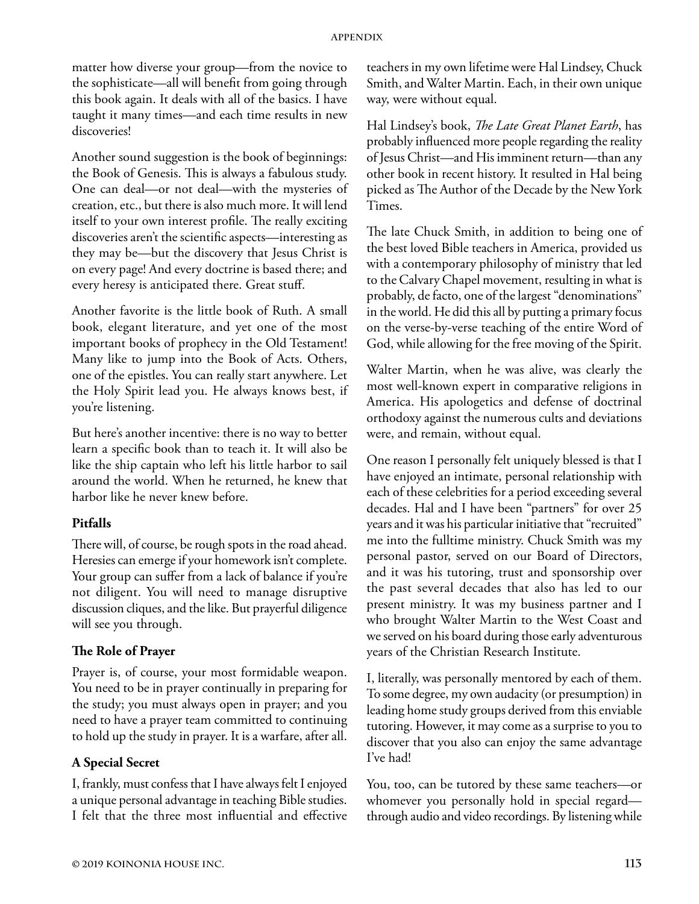matter how diverse your group—from the novice to the sophisticate—all will benefit from going through this book again. It deals with all of the basics. I have taught it many times—and each time results in new discoveries!

Another sound suggestion is the book of beginnings: the Book of Genesis. This is always a fabulous study. One can deal—or not deal—with the mysteries of creation, etc., but there is also much more. It will lend itself to your own interest profile. The really exciting discoveries aren't the scientific aspects—interesting as they may be—but the discovery that Jesus Christ is on every page! And every doctrine is based there; and every heresy is anticipated there. Great stuff.

Another favorite is the little book of Ruth. A small book, elegant literature, and yet one of the most important books of prophecy in the Old Testament! Many like to jump into the Book of Acts. Others, one of the epistles. You can really start anywhere. Let the Holy Spirit lead you. He always knows best, if you're listening.

But here's another incentive: there is no way to better learn a specific book than to teach it. It will also be like the ship captain who left his little harbor to sail around the world. When he returned, he knew that harbor like he never knew before.

### Pitfalls

There will, of course, be rough spots in the road ahead. Heresies can emerge if your homework isn't complete. Your group can suffer from a lack of balance if you're not diligent. You will need to manage disruptive discussion cliques, and the like. But prayerful diligence will see you through.

### The Role of Prayer

Prayer is, of course, your most formidable weapon. You need to be in prayer continually in preparing for the study; you must always open in prayer; and you need to have a prayer team committed to continuing to hold up the study in prayer. It is a warfare, after all.

### A Special Secret

I, frankly, must confess that I have always felt I enjoyed a unique personal advantage in teaching Bible studies. I felt that the three most influential and effective teachers in my own lifetime were Hal Lindsey, Chuck Smith, and Walter Martin. Each, in their own unique way, were without equal.

Hal Lindsey's book, *The Late Great Planet Earth*, has probably influenced more people regarding the reality of Jesus Christ—and His imminent return—than any other book in recent history. It resulted in Hal being picked as The Author of the Decade by the New York Times.

The late Chuck Smith, in addition to being one of the best loved Bible teachers in America, provided us with a contemporary philosophy of ministry that led to the Calvary Chapel movement, resulting in what is probably, de facto, one of the largest "denominations" in the world. He did this all by putting a primary focus on the verse-by-verse teaching of the entire Word of God, while allowing for the free moving of the Spirit.

Walter Martin, when he was alive, was clearly the most well-known expert in comparative religions in America. His apologetics and defense of doctrinal orthodoxy against the numerous cults and deviations were, and remain, without equal.

One reason I personally felt uniquely blessed is that I have enjoyed an intimate, personal relationship with each of these celebrities for a period exceeding several decades. Hal and I have been "partners" for over 25 years and it was his particular initiative that "recruited" me into the fulltime ministry. Chuck Smith was my personal pastor, served on our Board of Directors, and it was his tutoring, trust and sponsorship over the past several decades that also has led to our present ministry. It was my business partner and I who brought Walter Martin to the West Coast and we served on his board during those early adventurous years of the Christian Research Institute.

I, literally, was personally mentored by each of them. To some degree, my own audacity (or presumption) in leading home study groups derived from this enviable tutoring. However, it may come as a surprise to you to discover that you also can enjoy the same advantage I've had!

You, too, can be tutored by these same teachers—or whomever you personally hold in special regard—through audio and video recordings. By listening while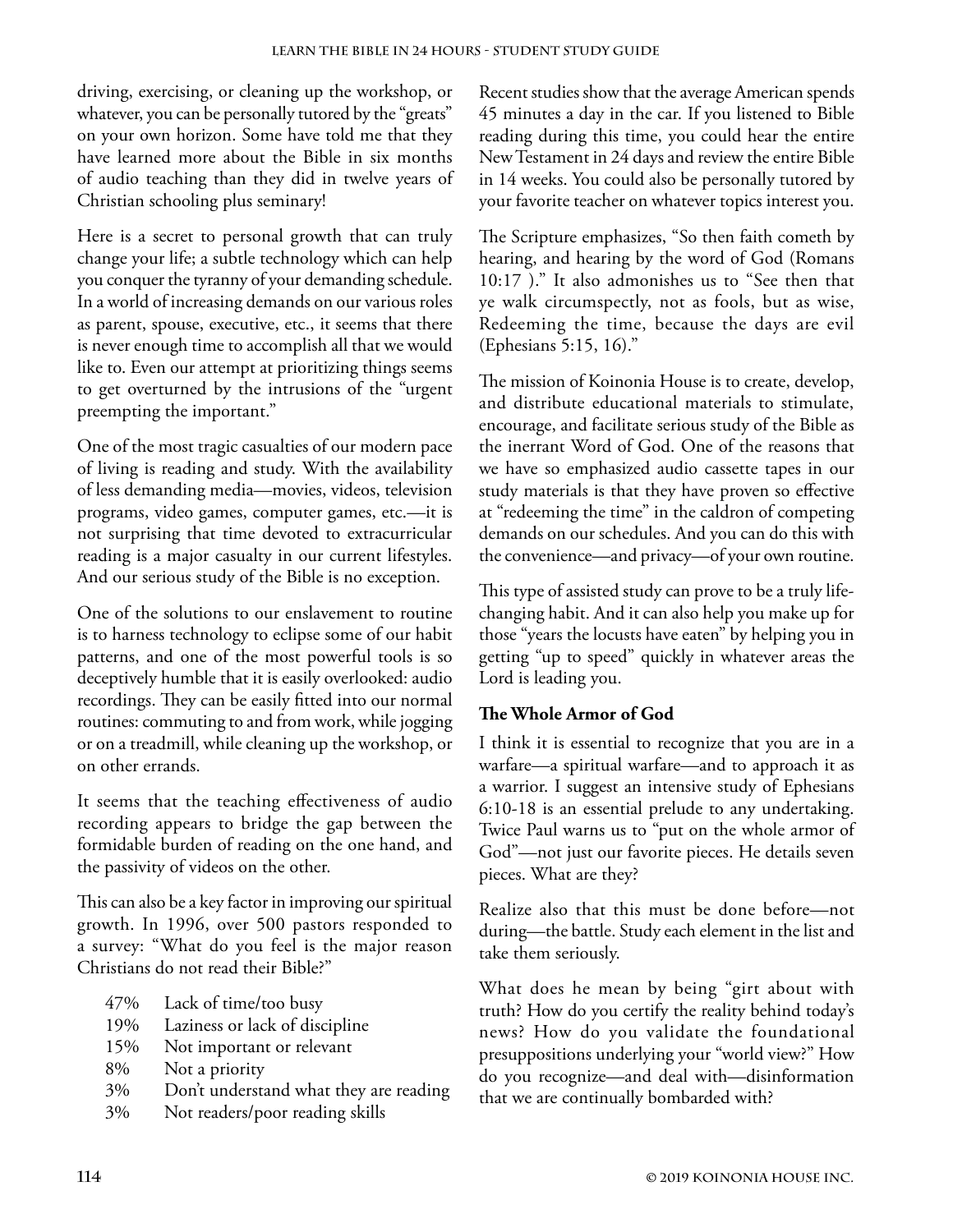driving, exercising, or cleaning up the workshop, or whatever, you can be personally tutored by the "greats" on your own horizon. Some have told me that they have learned more about the Bible in six months of audio teaching than they did in twelve years of Christian schooling plus seminary!

Here is a secret to personal growth that can truly change your life; a subtle technology which can help you conquer the tyranny of your demanding schedule. In a world of increasing demands on our various roles as parent, spouse, executive, etc., it seems that there is never enough time to accomplish all that we would like to. Even our attempt at prioritizing things seems to get overturned by the intrusions of the "urgent preempting the important."

One of the most tragic casualties of our modern pace of living is reading and study. With the availability of less demanding media—movies, videos, television programs, video games, computer games, etc.—it is not surprising that time devoted to extracurricular reading is a major casualty in our current lifestyles. And our serious study of the Bible is no exception.

One of the solutions to our enslavement to routine is to harness technology to eclipse some of our habit patterns, and one of the most powerful tools is so deceptively humble that it is easily overlooked: audio recordings. They can be easily fitted into our normal routines: commuting to and from work, while jogging or on a treadmill, while cleaning up the workshop, or on other errands.

It seems that the teaching effectiveness of audio recording appears to bridge the gap between the formidable burden of reading on the one hand, and the passivity of videos on the other.

This can also be a key factor in improving our spiritual growth. In 1996, over 500 pastors responded to a survey: "What do you feel is the major reason Christians do not read their Bible?"

| | |
|---|---|
| 47% | Lack of time/too busy |
| 19% | Laziness or lack of discipline |
| 15% | Not important or relevant |
| 8% | Not a priority |
| 3% | Don't understand what they are reading |
| 3% | Not readers/poor reading skills |

Recent studies show that the average American spends 45 minutes a day in the car. If you listened to Bible reading during this time, you could hear the entire New Testament in 24 days and review the entire Bible in 14 weeks. You could also be personally tutored by your favorite teacher on whatever topics interest you.

The Scripture emphasizes, "So then faith cometh by hearing, and hearing by the word of God (Romans 10:17 )." It also admonishes us to "See then that ye walk circumspectly, not as fools, but as wise, Redeeming the time, because the days are evil (Ephesians 5:15, 16)."

The mission of Koinonia House is to create, develop, and distribute educational materials to stimulate, encourage, and facilitate serious study of the Bible as the inerrant Word of God. One of the reasons that we have so emphasized audio cassette tapes in our study materials is that they have proven so effective at "redeeming the time" in the caldron of competing demands on our schedules. And you can do this with the convenience—and privacy—of your own routine.

This type of assisted study can prove to be a truly life-changing habit. And it can also help you make up for those "years the locusts have eaten" by helping you in getting "up to speed" quickly in whatever areas the Lord is leading you.

**The Whole Armor of God**

I think it is essential to recognize that you are in a warfare—a spiritual warfare—and to approach it as a warrior. I suggest an intensive study of Ephesians 6:10-18 is an essential prelude to any undertaking. Twice Paul warns us to "put on the whole armor of God"—not just our favorite pieces. He details seven pieces. What are they?

Realize also that this must be done before—not during—the battle. Study each element in the list and take them seriously.

What does he mean by being "girt about with truth? How do you certify the reality behind today's news? How do you validate the foundational presuppositions underlying your "world view?" How do you recognize—and deal with—disinformation that we are continually bombarded with?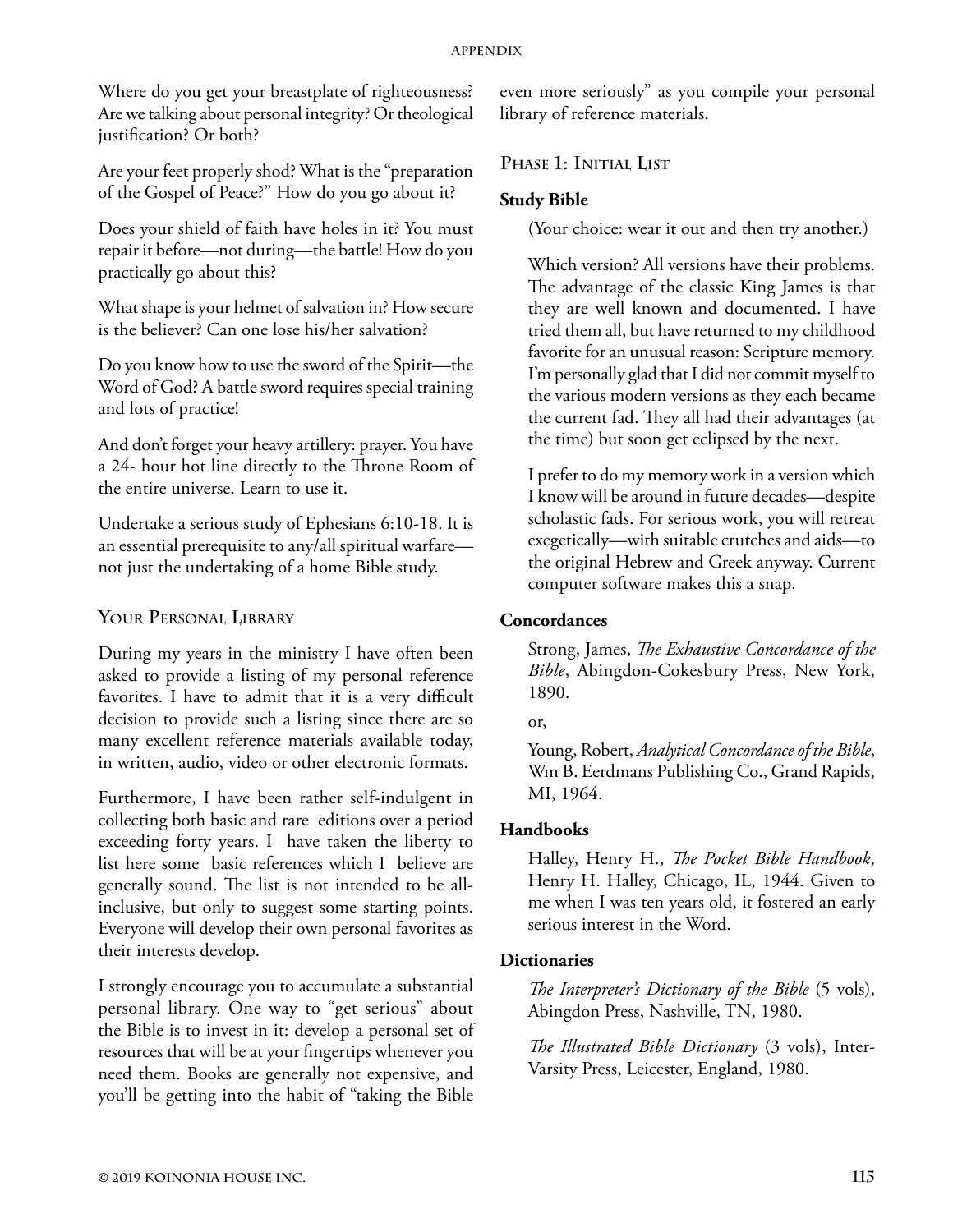Where do you get your breastplate of righteousness? Are we talking about personal integrity? Or theological justification? Or both?

Are your feet properly shod? What is the "preparation of the Gospel of Peace?" How do you go about it?

Does your shield of faith have holes in it? You must repair it before—not during—the battle! How do you practically go about this?

What shape is your helmet of salvation in? How secure is the believer? Can one lose his/her salvation?

Do you know how to use the sword of the Spirit—the Word of God? A battle sword requires special training and lots of practice!

And don't forget your heavy artillery: prayer. You have a 24- hour hot line directly to the Throne Room of the entire universe. Learn to use it.

Undertake a serious study of Ephesians 6:10-18. It is an essential prerequisite to any/all spiritual warfare—not just the undertaking of a home Bible study.

## Your Personal Library

During my years in the ministry I have often been asked to provide a listing of my personal reference favorites. I have to admit that it is a very difficult decision to provide such a listing since there are so many excellent reference materials available today, in written, audio, video or other electronic formats.

Furthermore, I have been rather self-indulgent in collecting both basic and rare editions over a period exceeding forty years. I have taken the liberty to list here some basic references which I believe are generally sound. The list is not intended to be all-inclusive, but only to suggest some starting points. Everyone will develop their own personal favorites as their interests develop.

I strongly encourage you to accumulate a substantial personal library. One way to "get serious" about the Bible is to invest in it: develop a personal set of resources that will be at your fingertips whenever you need them. Books are generally not expensive, and you'll be getting into the habit of "taking the Bible even more seriously" as you compile your personal library of reference materials.

## Phase 1: Initial List

### Study Bible

(Your choice: wear it out and then try another.)

Which version? All versions have their problems. The advantage of the classic King James is that they are well known and documented. I have tried them all, but have returned to my childhood favorite for an unusual reason: Scripture memory. I'm personally glad that I did not commit myself to the various modern versions as they each became the current fad. They all had their advantages (at the time) but soon get eclipsed by the next.

I prefer to do my memory work in a version which I know will be around in future decades—despite scholastic fads. For serious work, you will retreat exegetically—with suitable crutches and aids—to the original Hebrew and Greek anyway. Current computer software makes this a snap.

### Concordances

Strong, James, *The Exhaustive Concordance of the Bible*, Abingdon-Cokesbury Press, New York, 1890.

or,

Young, Robert, *Analytical Concordance of the Bible*, Wm B. Eerdmans Publishing Co., Grand Rapids, MI, 1964.

### Handbooks

Halley, Henry H., *The Pocket Bible Handbook*, Henry H. Halley, Chicago, IL, 1944. Given to me when I was ten years old, it fostered an early serious interest in the Word.

### Dictionaries

*The Interpreter's Dictionary of the Bible* (5 vols), Abingdon Press, Nashville, TN, 1980.

*The Illustrated Bible Dictionary* (3 vols), Inter-Varsity Press, Leicester, England, 1980.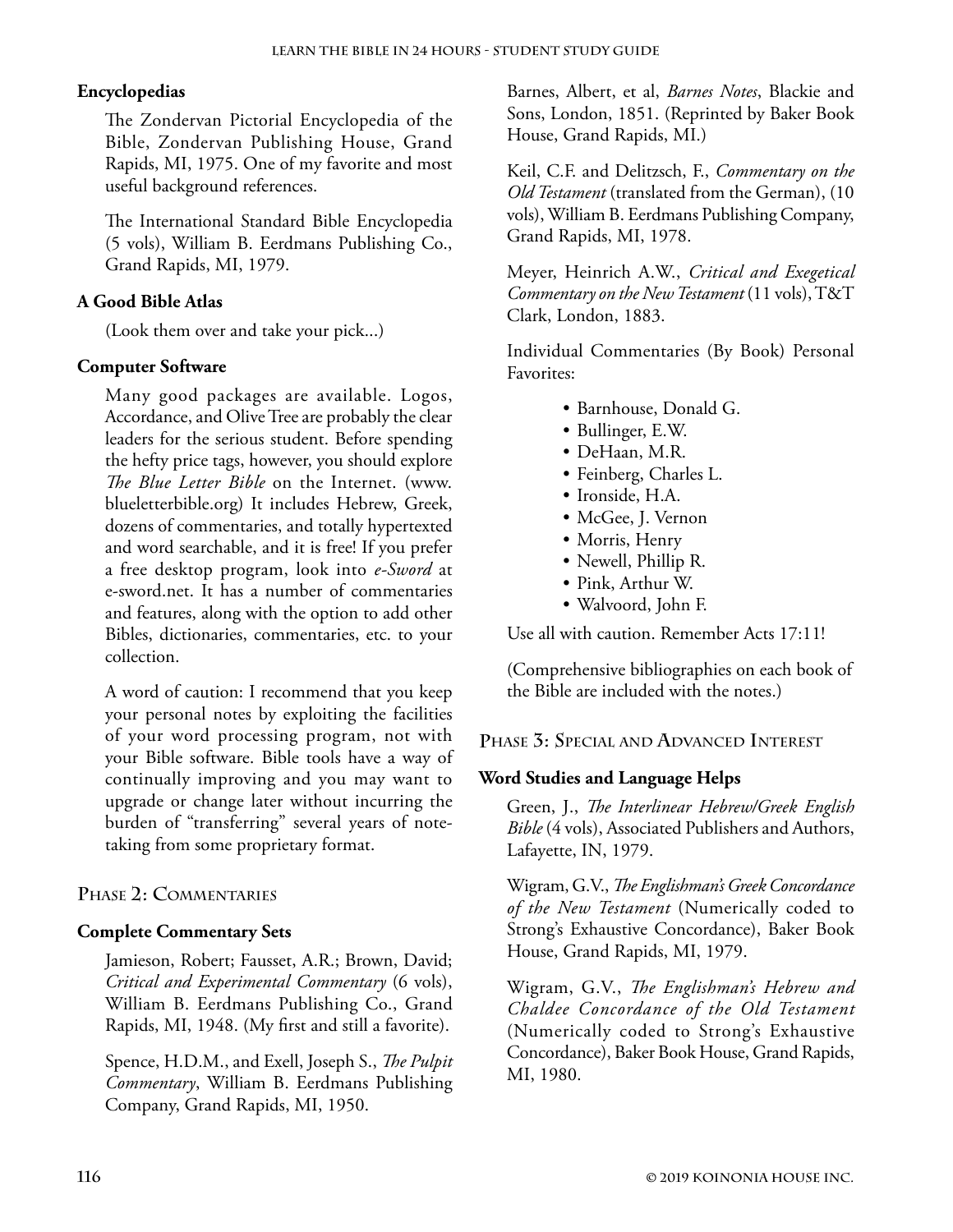### Encyclopedias

The Zondervan Pictorial Encyclopedia of the Bible, Zondervan Publishing House, Grand Rapids, MI, 1975. One of my favorite and most useful background references.

The International Standard Bible Encyclopedia (5 vols), William B. Eerdmans Publishing Co., Grand Rapids, MI, 1979.

### A Good Bible Atlas

(Look them over and take your pick...)

### Computer Software

Many good packages are available. Logos, Accordance, and Olive Tree are probably the clear leaders for the serious student. Before spending the hefty price tags, however, you should explore *The Blue Letter Bible* on the Internet. (www.blueletterbible.org) It includes Hebrew, Greek, dozens of commentaries, and totally hypertexted and word searchable, and it is free! If you prefer a free desktop program, look into *e-Sword* at e-sword.net. It has a number of commentaries and features, along with the option to add other Bibles, dictionaries, commentaries, etc. to your collection.

A word of caution: I recommend that you keep your personal notes by exploiting the facilities of your word processing program, not with your Bible software. Bible tools have a way of continually improving and you may want to upgrade or change later without incurring the burden of "transferring" several years of note-taking from some proprietary format.

## Phase 2: Commentaries

### Complete Commentary Sets

Jamieson, Robert; Fausset, A.R.; Brown, David; *Critical and Experimental Commentary* (6 vols), William B. Eerdmans Publishing Co., Grand Rapids, MI, 1948. (My first and still a favorite).

Spence, H.D.M., and Exell, Joseph S., *The Pulpit Commentary*, William B. Eerdmans Publishing Company, Grand Rapids, MI, 1950.

Barnes, Albert, et al, *Barnes Notes*, Blackie and Sons, London, 1851. (Reprinted by Baker Book House, Grand Rapids, MI.)

Keil, C.F. and Delitzsch, F., *Commentary on the Old Testament* (translated from the German), (10 vols), William B. Eerdmans Publishing Company, Grand Rapids, MI, 1978.

Meyer, Heinrich A.W., *Critical and Exegetical Commentary on the New Testament* (11 vols), T&T Clark, London, 1883.

Individual Commentaries (By Book) Personal Favorites:

- Barnhouse, Donald G.
- Bullinger, E.W.
- DeHaan, M.R.
- Feinberg, Charles L.
- Ironside, H.A.
- McGee, J. Vernon
- Morris, Henry
- Newell, Phillip R.
- Pink, Arthur W.
- Walvoord, John F.

Use all with caution. Remember Acts 17:11!

(Comprehensive bibliographies on each book of the Bible are included with the notes.)

## Phase 3: Special and Advanced Interest

### Word Studies and Language Helps

Green, J., *The Interlinear Hebrew/Greek English Bible* (4 vols), Associated Publishers and Authors, Lafayette, IN, 1979.

Wigram, G.V., *The Englishman's Greek Concordance of the New Testament* (Numerically coded to Strong's Exhaustive Concordance), Baker Book House, Grand Rapids, MI, 1979.

Wigram, G.V., *The Englishman's Hebrew and Chaldee Concordance of the Old Testament* (Numerically coded to Strong's Exhaustive Concordance), Baker Book House, Grand Rapids, MI, 1980.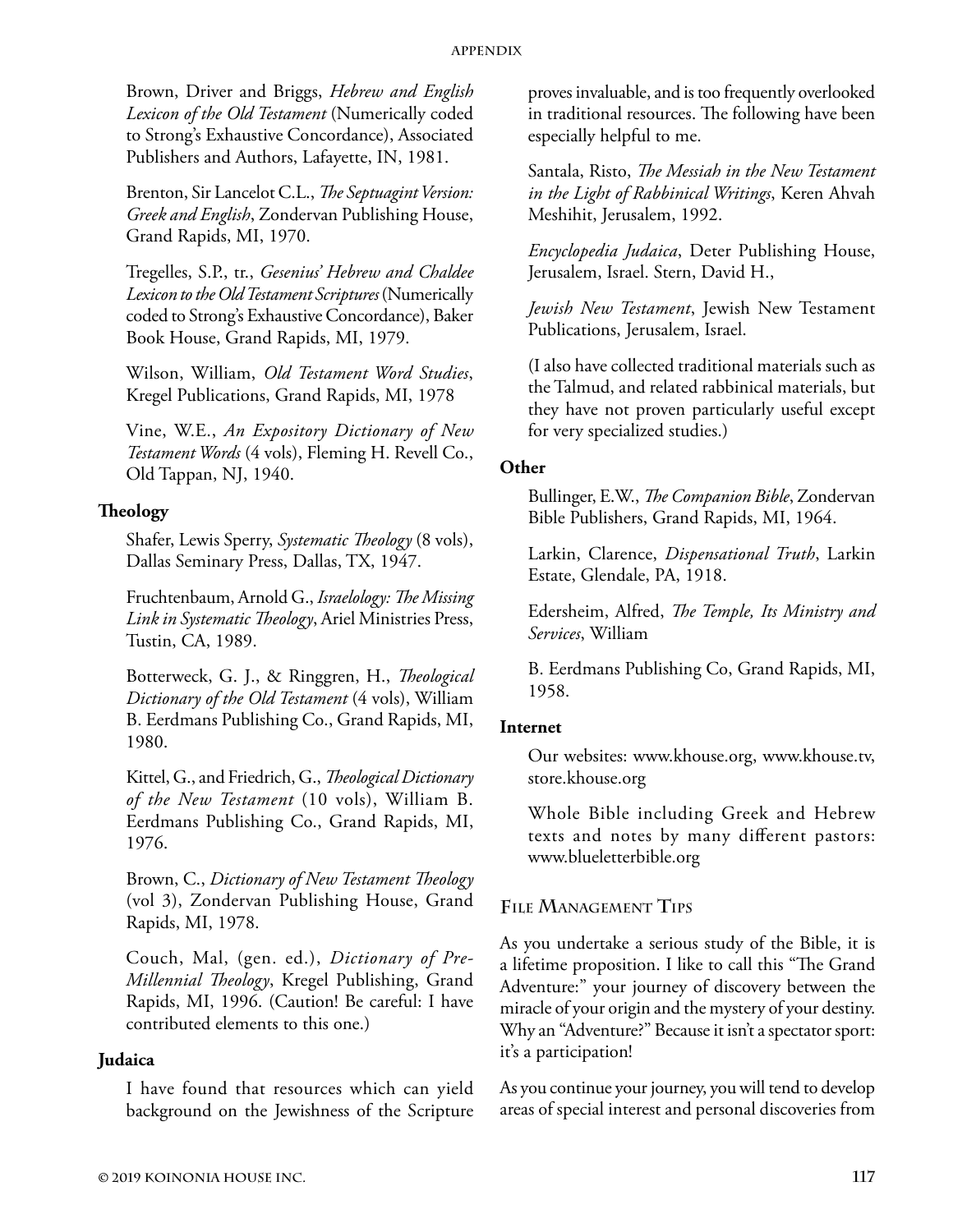Brown, Driver and Briggs, *Hebrew and English Lexicon of the Old Testament* (Numerically coded to Strong's Exhaustive Concordance), Associated Publishers and Authors, Lafayette, IN, 1981.

Brenton, Sir Lancelot C.L., *The Septuagint Version: Greek and English*, Zondervan Publishing House, Grand Rapids, MI, 1970.

Tregelles, S.P., tr., *Gesenius' Hebrew and Chaldee Lexicon to the Old Testament Scriptures* (Numerically coded to Strong's Exhaustive Concordance), Baker Book House, Grand Rapids, MI, 1979.

Wilson, William, *Old Testament Word Studies*, Kregel Publications, Grand Rapids, MI, 1978

Vine, W.E., *An Expository Dictionary of New Testament Words* (4 vols), Fleming H. Revell Co., Old Tappan, NJ, 1940.

**Theology**

Shafer, Lewis Sperry, *Systematic Theology* (8 vols), Dallas Seminary Press, Dallas, TX, 1947.

Fruchtenbaum, Arnold G., *Israelology: The Missing Link in Systematic Theology*, Ariel Ministries Press, Tustin, CA, 1989.

Botterweck, G. J., & Ringgren, H., *Theological Dictionary of the Old Testament* (4 vols), William B. Eerdmans Publishing Co., Grand Rapids, MI, 1980.

Kittel, G., and Friedrich, G., *Theological Dictionary of the New Testament* (10 vols), William B. Eerdmans Publishing Co., Grand Rapids, MI, 1976.

Brown, C., *Dictionary of New Testament Theology* (vol 3), Zondervan Publishing House, Grand Rapids, MI, 1978.

Couch, Mal, (gen. ed.), *Dictionary of Pre-Millennial Theology*, Kregel Publishing, Grand Rapids, MI, 1996. (Caution! Be careful: I have contributed elements to this one.)

**Judaica**

I have found that resources which can yield background on the Jewishness of the Scripture proves invaluable, and is too frequently overlooked in traditional resources. The following have been especially helpful to me.

Santala, Risto, *The Messiah in the New Testament in the Light of Rabbinical Writings*, Keren Ahvah Meshihit, Jerusalem, 1992.

*Encyclopedia Judaica*, Deter Publishing House, Jerusalem, Israel. Stern, David H.,

*Jewish New Testament*, Jewish New Testament Publications, Jerusalem, Israel.

(I also have collected traditional materials such as the Talmud, and related rabbinical materials, but they have not proven particularly useful except for very specialized studies.)

**Other**

Bullinger, E.W., *The Companion Bible*, Zondervan Bible Publishers, Grand Rapids, MI, 1964.

Larkin, Clarence, *Dispensational Truth*, Larkin Estate, Glendale, PA, 1918.

Edersheim, Alfred, *The Temple, Its Ministry and Services*, William

B. Eerdmans Publishing Co, Grand Rapids, MI, 1958.

**Internet**

Our websites: www.khouse.org, www.khouse.tv, store.khouse.org

Whole Bible including Greek and Hebrew texts and notes by many different pastors: www.blueletterbible.org

## File Management Tips

As you undertake a serious study of the Bible, it is a lifetime proposition. I like to call this "The Grand Adventure:" your journey of discovery between the miracle of your origin and the mystery of your destiny. Why an "Adventure?" Because it isn't a spectator sport: it's a participation!

As you continue your journey, you will tend to develop areas of special interest and personal discoveries from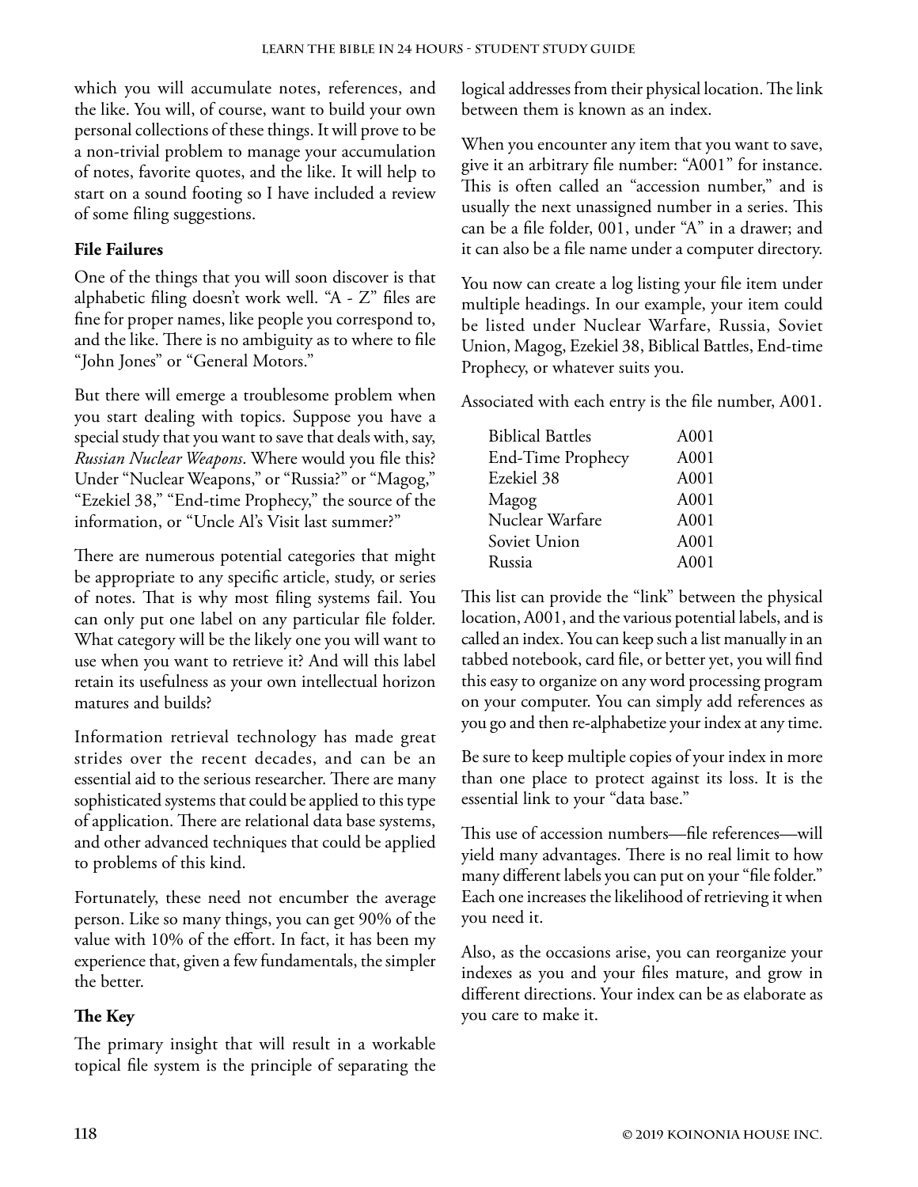which you will accumulate notes, references, and the like. You will, of course, want to build your own personal collections of these things. It will prove to be a non-trivial problem to manage your accumulation of notes, favorite quotes, and the like. It will help to start on a sound footing so I have included a review of some filing suggestions.

**File Failures**

One of the things that you will soon discover is that alphabetic filing doesn't work well. "A - Z" files are fine for proper names, like people you correspond to, and the like. There is no ambiguity as to where to file "John Jones" or "General Motors."

But there will emerge a troublesome problem when you start dealing with topics. Suppose you have a special study that you want to save that deals with, say, *Russian Nuclear Weapons*. Where would you file this? Under "Nuclear Weapons," or "Russia?" or "Magog," "Ezekiel 38," "End-time Prophecy," the source of the information, or "Uncle Al's Visit last summer?"

There are numerous potential categories that might be appropriate to any specific article, study, or series of notes. That is why most filing systems fail. You can only put one label on any particular file folder. What category will be the likely one you will want to use when you want to retrieve it? And will this label retain its usefulness as your own intellectual horizon matures and builds?

Information retrieval technology has made great strides over the recent decades, and can be an essential aid to the serious researcher. There are many sophisticated systems that could be applied to this type of application. There are relational data base systems, and other advanced techniques that could be applied to problems of this kind.

Fortunately, these need not encumber the average person. Like so many things, you can get 90% of the value with 10% of the effort. In fact, it has been my experience that, given a few fundamentals, the simpler the better.

**The Key**

The primary insight that will result in a workable topical file system is the principle of separating the logical addresses from their physical location. The link between them is known as an index.

When you encounter any item that you want to save, give it an arbitrary file number: "A001" for instance. This is often called an "accession number," and is usually the next unassigned number in a series. This can be a file folder, 001, under "A" in a drawer; and it can also be a file name under a computer directory.

You now can create a log listing your file item under multiple headings. In our example, your item could be listed under Nuclear Warfare, Russia, Soviet Union, Magog, Ezekiel 38, Biblical Battles, End-time Prophecy, or whatever suits you.

Associated with each entry is the file number, A001.

| | |
|---|---|
| Biblical Battles | A001 |
| End-Time Prophecy | A001 |
| Ezekiel 38 | A001 |
| Magog | A001 |
| Nuclear Warfare | A001 |
| Soviet Union | A001 |
| Russia | A001 |

This list can provide the "link" between the physical location, A001, and the various potential labels, and is called an index. You can keep such a list manually in an tabbed notebook, card file, or better yet, you will find this easy to organize on any word processing program on your computer. You can simply add references as you go and then re-alphabetize your index at any time.

Be sure to keep multiple copies of your index in more than one place to protect against its loss. It is the essential link to your "data base."

This use of accession numbers—file references—will yield many advantages. There is no real limit to how many different labels you can put on your "file folder." Each one increases the likelihood of retrieving it when you need it.

Also, as the occasions arise, you can reorganize your indexes as you and your files mature, and grow in different directions. Your index can be as elaborate as you care to make it.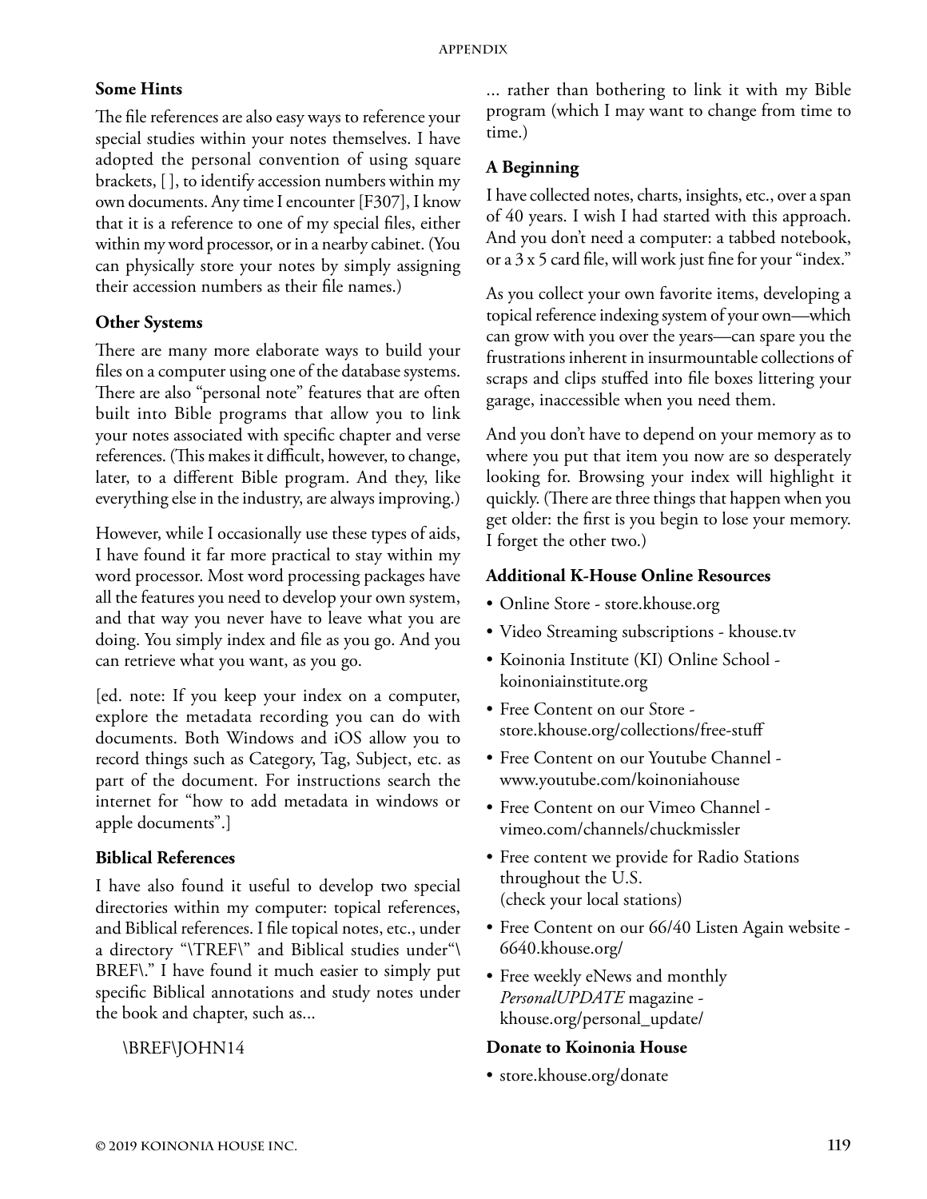### Some Hints

The file references are also easy ways to reference your special studies within your notes themselves. I have adopted the personal convention of using square brackets, [ ], to identify accession numbers within my own documents. Any time I encounter [F307], I know that it is a reference to one of my special files, either within my word processor, or in a nearby cabinet. (You can physically store your notes by simply assigning their accession numbers as their file names.)

### Other Systems

There are many more elaborate ways to build your files on a computer using one of the database systems. There are also "personal note" features that are often built into Bible programs that allow you to link your notes associated with specific chapter and verse references. (This makes it difficult, however, to change, later, to a different Bible program. And they, like everything else in the industry, are always improving.)

However, while I occasionally use these types of aids, I have found it far more practical to stay within my word processor. Most word processing packages have all the features you need to develop your own system, and that way you never have to leave what you are doing. You simply index and file as you go. And you can retrieve what you want, as you go.

[ed. note: If you keep your index on a computer, explore the metadata recording you can do with documents. Both Windows and iOS allow you to record things such as Category, Tag, Subject, etc. as part of the document. For instructions search the internet for "how to add metadata in windows or apple documents".]

### Biblical References

I have also found it useful to develop two special directories within my computer: topical references, and Biblical references. I file topical notes, etc., under a directory "\TREF\" and Biblical studies under "\BREF\." I have found it much easier to simply put specific Biblical annotations and study notes under the book and chapter, such as...

\BREF\JOHN14

... rather than bothering to link it with my Bible program (which I may want to change from time to time.)

### A Beginning

I have collected notes, charts, insights, etc., over a span of 40 years. I wish I had started with this approach. And you don't need a computer: a tabbed notebook, or a 3 x 5 card file, will work just fine for your "index."

As you collect your own favorite items, developing a topical reference indexing system of your own—which can grow with you over the years—can spare you the frustrations inherent in insurmountable collections of scraps and clips stuffed into file boxes littering your garage, inaccessible when you need them.

And you don't have to depend on your memory as to where you put that item you now are so desperately looking for. Browsing your index will highlight it quickly. (There are three things that happen when you get older: the first is you begin to lose your memory. I forget the other two.)

### Additional K-House Online Resources

- Online Store - store.khouse.org
- Video Streaming subscriptions - khouse.tv
- Koinonia Institute (KI) Online School - koinoniainstitute.org
- Free Content on our Store - store.khouse.org/collections/free-stuff
- Free Content on our Youtube Channel - www.youtube.com/koinoniahouse
- Free Content on our Vimeo Channel - vimeo.com/channels/chuckmissler
- Free content we provide for Radio Stations throughout the U.S. (check your local stations)
- Free Content on our 66/40 Listen Again website - 6640.khouse.org/
- Free weekly eNews and monthly *PersonalUPDATE* magazine - khouse.org/personal_update/

### Donate to Koinonia House

- store.khouse.org/donate